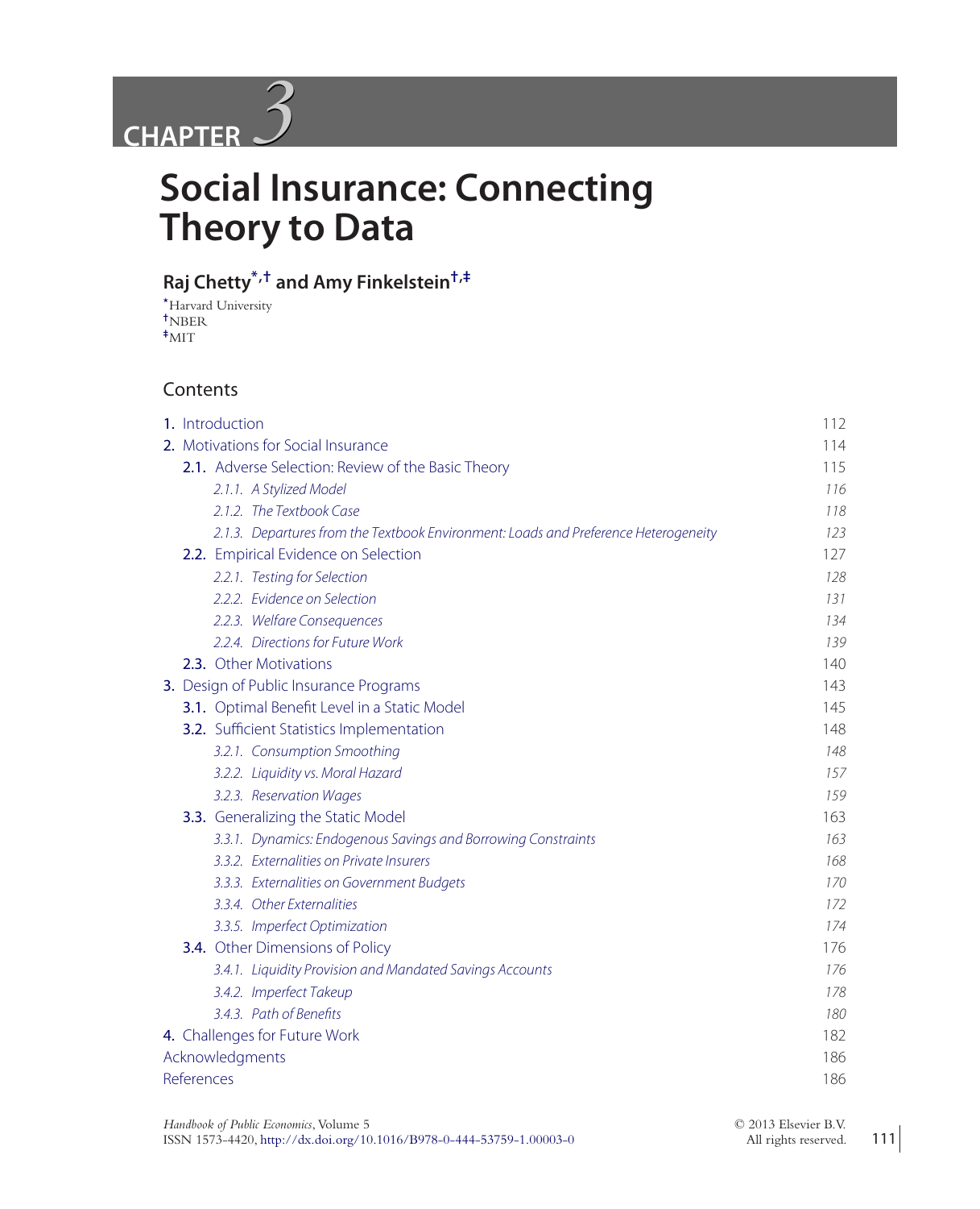# CHAPTER 3

# Social Insurance: Connecting Theory to Data

**Raj Chetty[*,†] and Amy Finkelstein[†,‡]**

[*]Harvard University
[†]NBER
[‡]MIT

## Contents

1. Introduction 112
2. Motivations for Social Insurance 114
   - 2.1. Adverse Selection: Review of the Basic Theory 115
     - *2.1.1. A Stylized Model 116*
     - *2.1.2. The Textbook Case 118*
     - *2.1.3. Departures from the Textbook Environment: Loads and Preference Heterogeneity 123*
   - 2.2. Empirical Evidence on Selection 127
     - *2.2.1. Testing for Selection 128*
     - *2.2.2. Evidence on Selection 131*
     - *2.2.3. Welfare Consequences 134*
     - *2.2.4. Directions for Future Work 139*
   - 2.3. Other Motivations 140
3. Design of Public Insurance Programs 143
   - 3.1. Optimal Benefit Level in a Static Model 145
   - 3.2. Sufficient Statistics Implementation 148
     - *3.2.1. Consumption Smoothing 148*
     - *3.2.2. Liquidity vs. Moral Hazard 157*
     - *3.2.3. Reservation Wages 159*
   - 3.3. Generalizing the Static Model 163
     - *3.3.1. Dynamics: Endogenous Savings and Borrowing Constraints 163*
     - *3.3.2. Externalities on Private Insurers 168*
     - *3.3.3. Externalities on Government Budgets 170*
     - *3.3.4. Other Externalities 172*
     - *3.3.5. Imperfect Optimization 174*
   - 3.4. Other Dimensions of Policy 176
     - *3.4.1. Liquidity Provision and Mandated Savings Accounts 176*
     - *3.4.2. Imperfect Takeup 178*
     - *3.4.3. Path of Benefits 180*
4. Challenges for Future Work 182

Acknowledgments 186

References 186

*Handbook of Public Economics*, Volume 5
ISSN 1573-4420, http://dx.doi.org/10.1016/B978-0-444-53759-1.00003-0

© 2013 Elsevier B.V.
All rights reserved.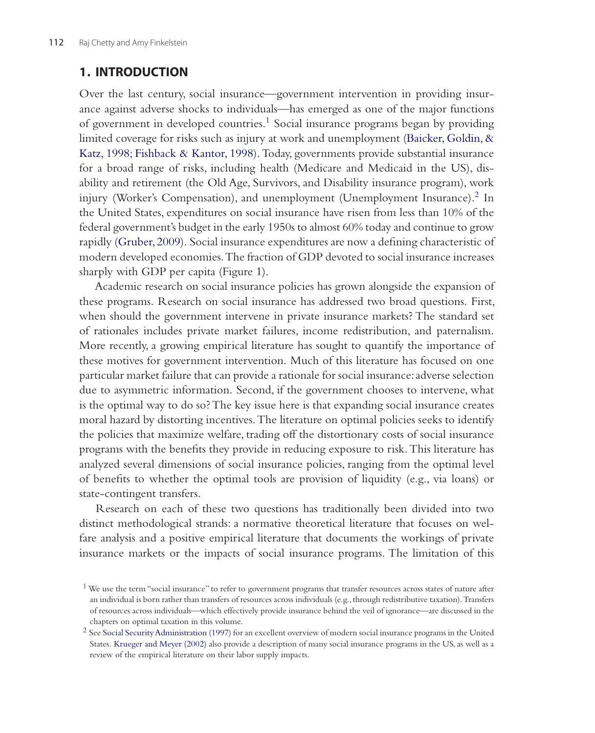## 1. INTRODUCTION

Over the last century, social insurance—government intervention in providing insurance against adverse shocks to individuals—has emerged as one of the major functions of government in developed countries.[1] Social insurance programs began by providing limited coverage for risks such as injury at work and unemployment (Baicker, Goldin, & Katz, 1998; Fishback & Kantor, 1998). Today, governments provide substantial insurance for a broad range of risks, including health (Medicare and Medicaid in the US), disability and retirement (the Old Age, Survivors, and Disability insurance program), work injury (Worker's Compensation), and unemployment (Unemployment Insurance).[2] In the United States, expenditures on social insurance have risen from less than 10% of the federal government's budget in the early 1950s to almost 60% today and continue to grow rapidly (Gruber, 2009). Social insurance expenditures are now a defining characteristic of modern developed economies. The fraction of GDP devoted to social insurance increases sharply with GDP per capita (Figure 1).

Academic research on social insurance policies has grown alongside the expansion of these programs. Research on social insurance has addressed two broad questions. First, when should the government intervene in private insurance markets? The standard set of rationales includes private market failures, income redistribution, and paternalism. More recently, a growing empirical literature has sought to quantify the importance of these motives for government intervention. Much of this literature has focused on one particular market failure that can provide a rationale for social insurance: adverse selection due to asymmetric information. Second, if the government chooses to intervene, what is the optimal way to do so? The key issue here is that expanding social insurance creates moral hazard by distorting incentives. The literature on optimal policies seeks to identify the policies that maximize welfare, trading off the distortionary costs of social insurance programs with the benefits they provide in reducing exposure to risk. This literature has analyzed several dimensions of social insurance policies, ranging from the optimal level of benefits to whether the optimal tools are provision of liquidity (e.g., via loans) or state-contingent transfers.

Research on each of these two questions has traditionally been divided into two distinct methodological strands: a normative theoretical literature that focuses on welfare analysis and a positive empirical literature that documents the workings of private insurance markets or the impacts of social insurance programs. The limitation of this

[1] We use the term "social insurance" to refer to government programs that transfer resources across states of nature after an individual is born rather than transfers of resources across individuals (e.g., through redistributive taxation). Transfers of resources across individuals—which effectively provide insurance behind the veil of ignorance—are discussed in the chapters on optimal taxation in this volume.

[2] See Social Security Administration (1997) for an excellent overview of modern social insurance programs in the United States. Krueger and Meyer (2002) also provide a description of many social insurance programs in the US, as well as a review of the empirical literature on their labor supply impacts.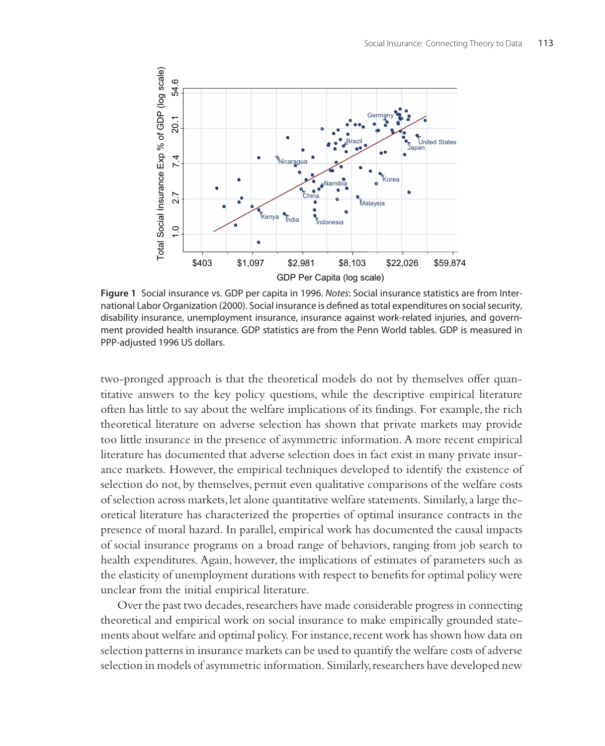Total Social Insurance Exp % of GDP (log scale)

54.6
20.1
7.4
2.7
1.0

Germany
United States
Japan
Brazil
Nicaragua
Korea
Namibia
China
Malaysia
Kenya
India
Indonesia

$403
$1,097
$2,981
$8,103
$22,026
$59,874

GDP Per Capita (log scale)

**Figure 1** Social insurance vs. GDP per capita in 1996. *Notes*: Social insurance statistics are from International Labor Organization (2000). Social insurance is defined as total expenditures on social security, disability insurance, unemployment insurance, insurance against work-related injuries, and government provided health insurance. GDP statistics are from the Penn World tables. GDP is measured in PPP-adjusted 1996 US dollars.

two-pronged approach is that the theoretical models do not by themselves offer quantitative answers to the key policy questions, while the descriptive empirical literature often has little to say about the welfare implications of its findings. For example, the rich theoretical literature on adverse selection has shown that private markets may provide too little insurance in the presence of asymmetric information. A more recent empirical literature has documented that adverse selection does in fact exist in many private insurance markets. However, the empirical techniques developed to identify the existence of selection do not, by themselves, permit even qualitative comparisons of the welfare costs of selection across markets, let alone quantitative welfare statements. Similarly, a large theoretical literature has characterized the properties of optimal insurance contracts in the presence of moral hazard. In parallel, empirical work has documented the causal impacts of social insurance programs on a broad range of behaviors, ranging from job search to health expenditures. Again, however, the implications of estimates of parameters such as the elasticity of unemployment durations with respect to benefits for optimal policy were unclear from the initial empirical literature.

Over the past two decades, researchers have made considerable progress in connecting theoretical and empirical work on social insurance to make empirically grounded statements about welfare and optimal policy. For instance, recent work has shown how data on selection patterns in insurance markets can be used to quantify the welfare costs of adverse selection in models of asymmetric information. Similarly, researchers have developed new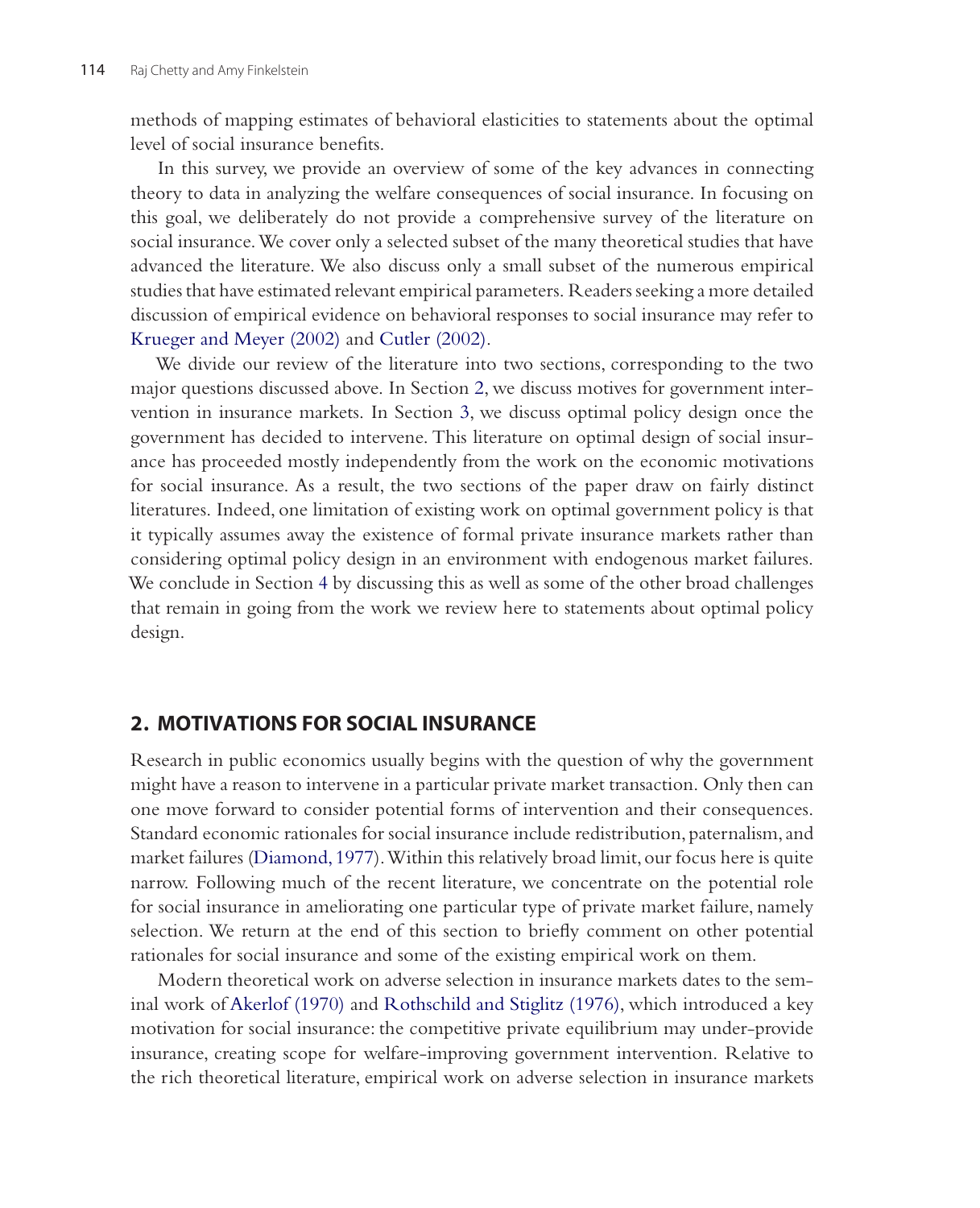methods of mapping estimates of behavioral elasticities to statements about the optimal level of social insurance benefits.

In this survey, we provide an overview of some of the key advances in connecting theory to data in analyzing the welfare consequences of social insurance. In focusing on this goal, we deliberately do not provide a comprehensive survey of the literature on social insurance. We cover only a selected subset of the many theoretical studies that have advanced the literature. We also discuss only a small subset of the numerous empirical studies that have estimated relevant empirical parameters. Readers seeking a more detailed discussion of empirical evidence on behavioral responses to social insurance may refer to Krueger and Meyer (2002) and Cutler (2002).

We divide our review of the literature into two sections, corresponding to the two major questions discussed above. In Section 2, we discuss motives for government intervention in insurance markets. In Section 3, we discuss optimal policy design once the government has decided to intervene. This literature on optimal design of social insurance has proceeded mostly independently from the work on the economic motivations for social insurance. As a result, the two sections of the paper draw on fairly distinct literatures. Indeed, one limitation of existing work on optimal government policy is that it typically assumes away the existence of formal private insurance markets rather than considering optimal policy design in an environment with endogenous market failures. We conclude in Section 4 by discussing this as well as some of the other broad challenges that remain in going from the work we review here to statements about optimal policy design.

## 2. MOTIVATIONS FOR SOCIAL INSURANCE

Research in public economics usually begins with the question of why the government might have a reason to intervene in a particular private market transaction. Only then can one move forward to consider potential forms of intervention and their consequences. Standard economic rationales for social insurance include redistribution, paternalism, and market failures (Diamond, 1977). Within this relatively broad limit, our focus here is quite narrow. Following much of the recent literature, we concentrate on the potential role for social insurance in ameliorating one particular type of private market failure, namely selection. We return at the end of this section to briefly comment on other potential rationales for social insurance and some of the existing empirical work on them.

Modern theoretical work on adverse selection in insurance markets dates to the seminal work of Akerlof (1970) and Rothschild and Stiglitz (1976), which introduced a key motivation for social insurance: the competitive private equilibrium may under-provide insurance, creating scope for welfare-improving government intervention. Relative to the rich theoretical literature, empirical work on adverse selection in insurance markets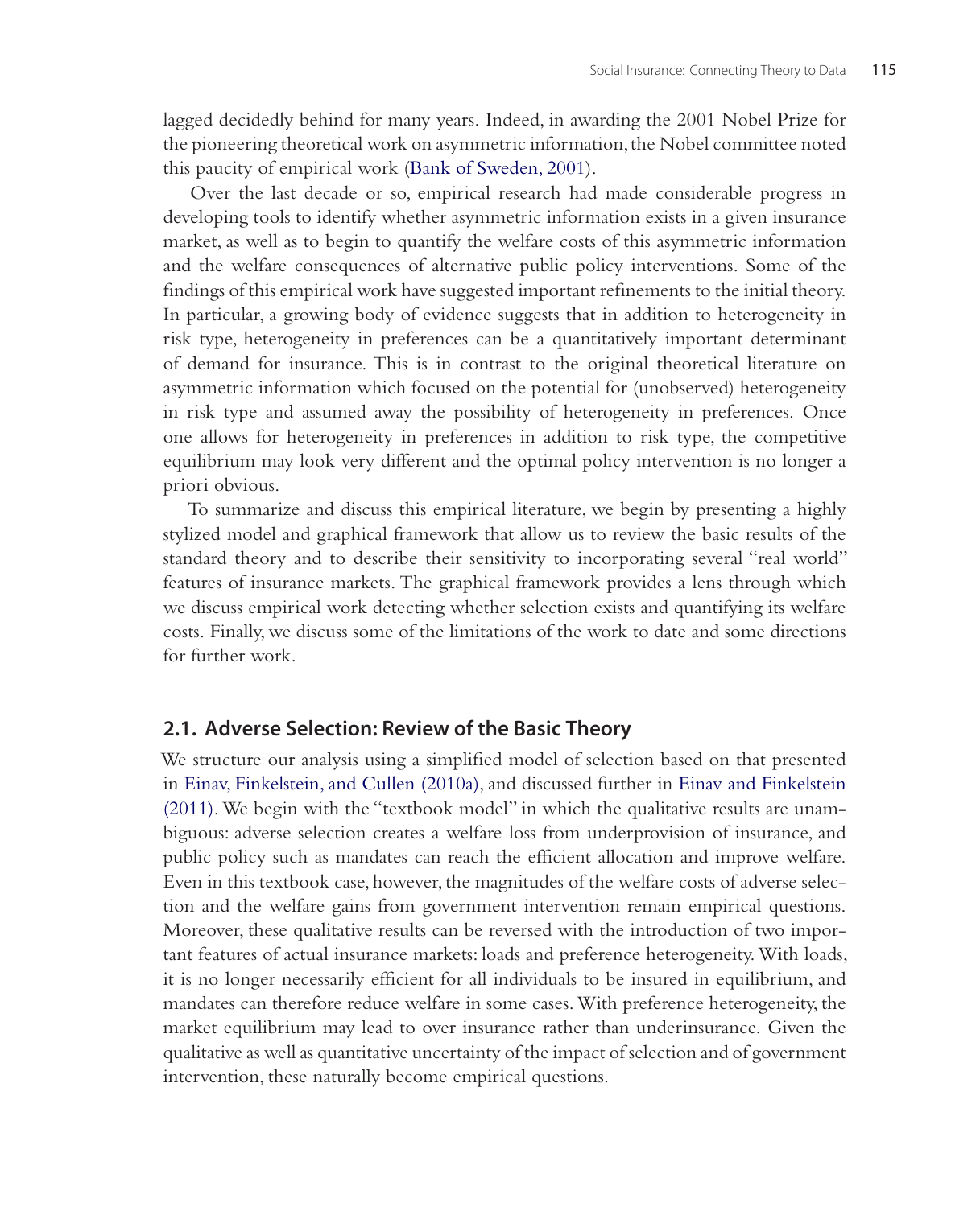lagged decidedly behind for many years. Indeed, in awarding the 2001 Nobel Prize for the pioneering theoretical work on asymmetric information, the Nobel committee noted this paucity of empirical work (Bank of Sweden, 2001).

Over the last decade or so, empirical research had made considerable progress in developing tools to identify whether asymmetric information exists in a given insurance market, as well as to begin to quantify the welfare costs of this asymmetric information and the welfare consequences of alternative public policy interventions. Some of the findings of this empirical work have suggested important refinements to the initial theory. In particular, a growing body of evidence suggests that in addition to heterogeneity in risk type, heterogeneity in preferences can be a quantitatively important determinant of demand for insurance. This is in contrast to the original theoretical literature on asymmetric information which focused on the potential for (unobserved) heterogeneity in risk type and assumed away the possibility of heterogeneity in preferences. Once one allows for heterogeneity in preferences in addition to risk type, the competitive equilibrium may look very different and the optimal policy intervention is no longer a priori obvious.

To summarize and discuss this empirical literature, we begin by presenting a highly stylized model and graphical framework that allow us to review the basic results of the standard theory and to describe their sensitivity to incorporating several "real world" features of insurance markets. The graphical framework provides a lens through which we discuss empirical work detecting whether selection exists and quantifying its welfare costs. Finally, we discuss some of the limitations of the work to date and some directions for further work.

## 2.1. Adverse Selection: Review of the Basic Theory

We structure our analysis using a simplified model of selection based on that presented in Einav, Finkelstein, and Cullen (2010a), and discussed further in Einav and Finkelstein (2011). We begin with the "textbook model" in which the qualitative results are unambiguous: adverse selection creates a welfare loss from underprovision of insurance, and public policy such as mandates can reach the efficient allocation and improve welfare. Even in this textbook case, however, the magnitudes of the welfare costs of adverse selection and the welfare gains from government intervention remain empirical questions. Moreover, these qualitative results can be reversed with the introduction of two important features of actual insurance markets: loads and preference heterogeneity. With loads, it is no longer necessarily efficient for all individuals to be insured in equilibrium, and mandates can therefore reduce welfare in some cases. With preference heterogeneity, the market equilibrium may lead to over insurance rather than underinsurance. Given the qualitative as well as quantitative uncertainty of the impact of selection and of government intervention, these naturally become empirical questions.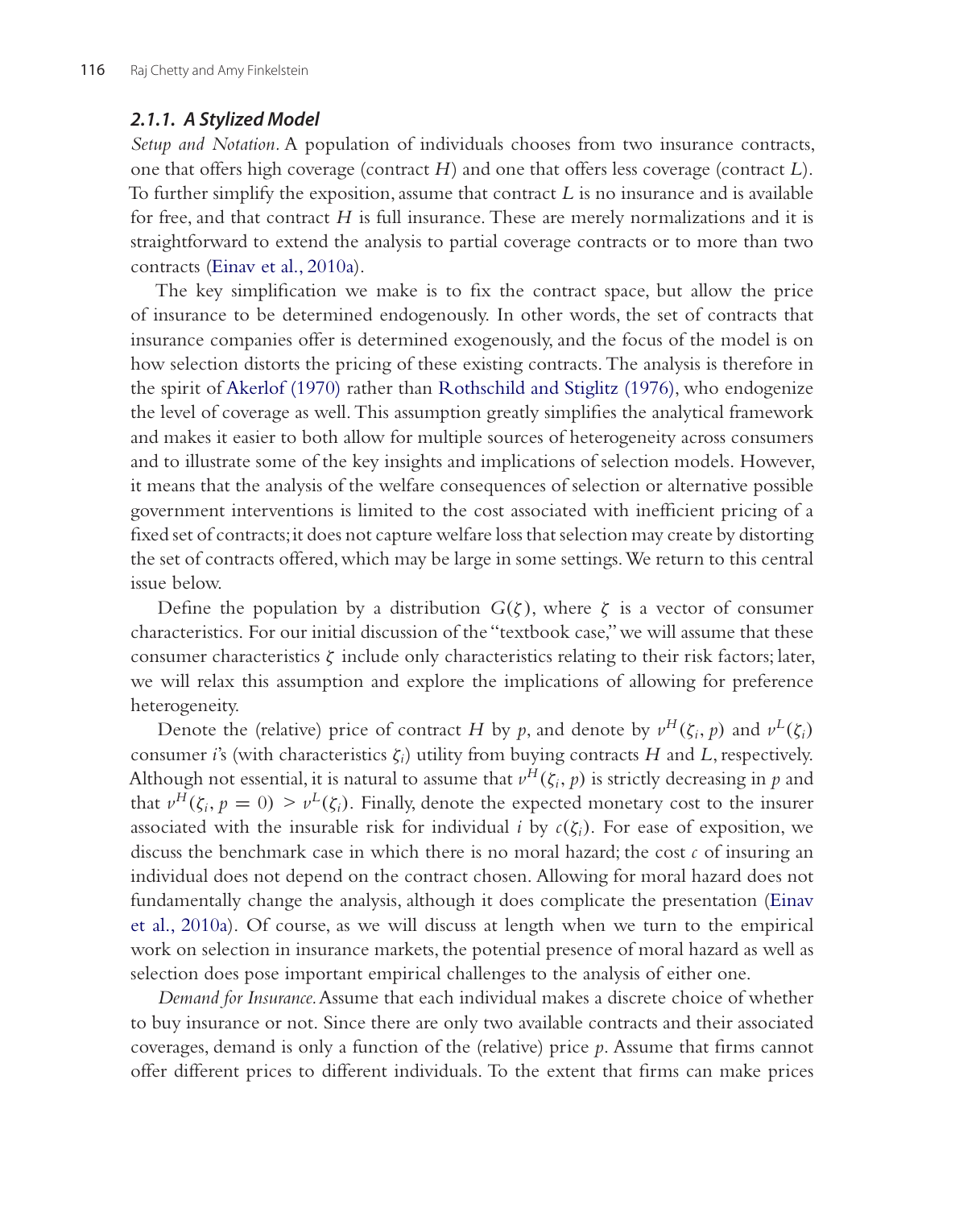#### 2.1.1. A Stylized Model

*Setup and Notation.* A population of individuals chooses from two insurance contracts, one that offers high coverage (contract $H$) and one that offers less coverage (contract $L$). To further simplify the exposition, assume that contract $L$ is no insurance and is available for free, and that contract $H$ is full insurance. These are merely normalizations and it is straightforward to extend the analysis to partial coverage contracts or to more than two contracts (Einav et al., 2010a).

The key simplification we make is to fix the contract space, but allow the price of insurance to be determined endogenously. In other words, the set of contracts that insurance companies offer is determined exogenously, and the focus of the model is on how selection distorts the pricing of these existing contracts. The analysis is therefore in the spirit of Akerlof (1970) rather than Rothschild and Stiglitz (1976), who endogenize the level of coverage as well. This assumption greatly simplifies the analytical framework and makes it easier to both allow for multiple sources of heterogeneity across consumers and to illustrate some of the key insights and implications of selection models. However, it means that the analysis of the welfare consequences of selection or alternative possible government interventions is limited to the cost associated with inefficient pricing of a fixed set of contracts; it does not capture welfare loss that selection may create by distorting the set of contracts offered, which may be large in some settings. We return to this central issue below.

Define the population by a distribution $G(\zeta)$, where $\zeta$ is a vector of consumer characteristics. For our initial discussion of the "textbook case," we will assume that these consumer characteristics $\zeta$ include only characteristics relating to their risk factors; later, we will relax this assumption and explore the implications of allowing for preference heterogeneity.

Denote the (relative) price of contract $H$ by $p$, and denote by $v^H(\zeta_i, p)$ and $v^L(\zeta_i)$ consumer $i$'s (with characteristics $\zeta_i$) utility from buying contracts $H$ and $L$, respectively. Although not essential, it is natural to assume that $v^H(\zeta_i, p)$ is strictly decreasing in $p$ and that $v^H(\zeta_i, p = 0) > v^L(\zeta_i)$. Finally, denote the expected monetary cost to the insurer associated with the insurable risk for individual $i$ by $c(\zeta_i)$. For ease of exposition, we discuss the benchmark case in which there is no moral hazard; the cost $c$ of insuring an individual does not depend on the contract chosen. Allowing for moral hazard does not fundamentally change the analysis, although it does complicate the presentation (Einav et al., 2010a). Of course, as we will discuss at length when we turn to the empirical work on selection in insurance markets, the potential presence of moral hazard as well as selection does pose important empirical challenges to the analysis of either one.

*Demand for Insurance.* Assume that each individual makes a discrete choice of whether to buy insurance or not. Since there are only two available contracts and their associated coverages, demand is only a function of the (relative) price $p$. Assume that firms cannot offer different prices to different individuals. To the extent that firms can make prices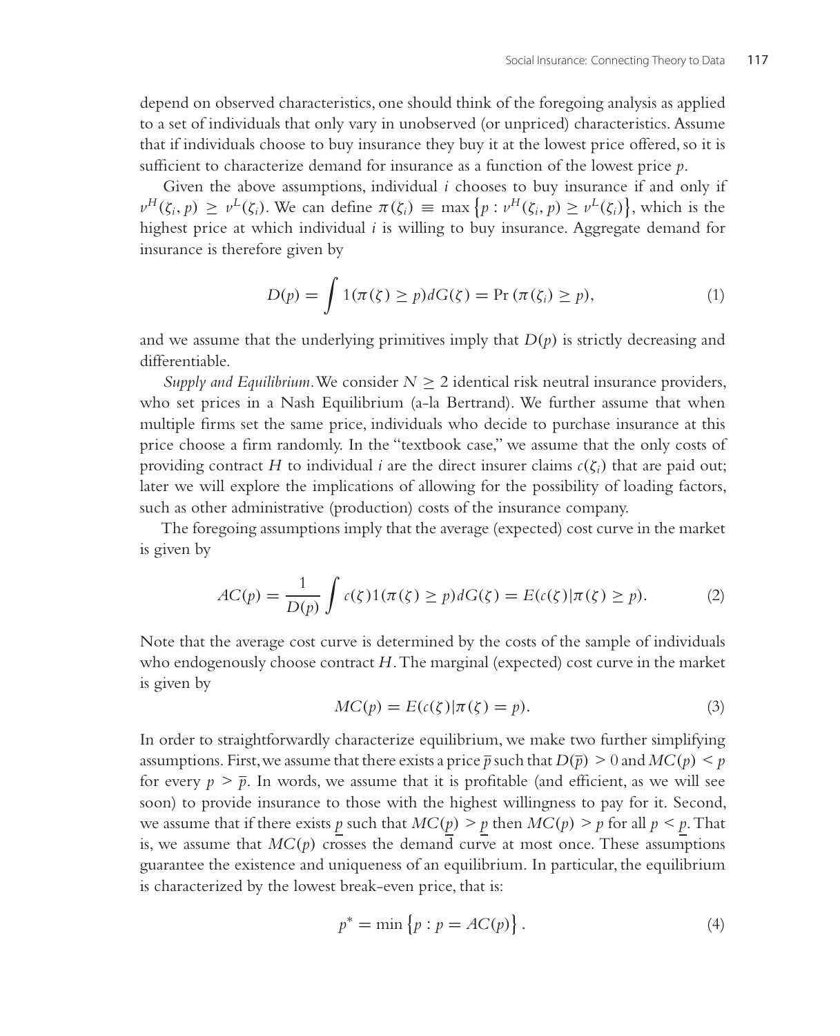depend on observed characteristics, one should think of the foregoing analysis as applied to a set of individuals that only vary in unobserved (or unpriced) characteristics. Assume that if individuals choose to buy insurance they buy it at the lowest price offered, so it is sufficient to characterize demand for insurance as a function of the lowest price $p$.

Given the above assumptions, individual $i$ chooses to buy insurance if and only if $v^H(\zeta_i, p) \geq v^L(\zeta_i)$. We can define $\pi(\zeta_i) \equiv \max\left\{p : v^H(\zeta_i, p) \geq v^L(\zeta_i)\right\}$, which is the highest price at which individual $i$ is willing to buy insurance. Aggregate demand for insurance is therefore given by

$$D(p) = \int 1(\pi(\zeta) \geq p) dG(\zeta) = \Pr\left(\pi(\zeta_i) \geq p\right), \tag{1}$$

and we assume that the underlying primitives imply that $D(p)$ is strictly decreasing and differentiable.

*Supply and Equilibrium.* We consider $N \geq 2$ identical risk neutral insurance providers, who set prices in a Nash Equilibrium (a-la Bertrand). We further assume that when multiple firms set the same price, individuals who decide to purchase insurance at this price choose a firm randomly. In the "textbook case," we assume that the only costs of providing contract $H$ to individual $i$ are the direct insurer claims $c(\zeta_i)$ that are paid out; later we will explore the implications of allowing for the possibility of loading factors, such as other administrative (production) costs of the insurance company.

The foregoing assumptions imply that the average (expected) cost curve in the market is given by

$$AC(p) = \frac{1}{D(p)} \int c(\zeta) 1(\pi(\zeta) \geq p) dG(\zeta) = E(c(\zeta) | \pi(\zeta) \geq p). \tag{2}$$

Note that the average cost curve is determined by the costs of the sample of individuals who endogenously choose contract $H$. The marginal (expected) cost curve in the market is given by

$$MC(p) = E(c(\zeta) | \pi(\zeta) = p). \tag{3}$$

In order to straightforwardly characterize equilibrium, we make two further simplifying assumptions. First, we assume that there exists a price $\overline{p}$ such that $D(\overline{p}) > 0$ and $MC(p) < p$ for every $p > \overline{p}$. In words, we assume that it is profitable (and efficient, as we will see soon) to provide insurance to those with the highest willingness to pay for it. Second, we assume that if there exists $\underline{p}$ such that $MC(\underline{p}) > \underline{p}$ then $MC(p) > p$ for all $p < \underline{p}$. That is, we assume that $MC(p)$ crosses the demand curve at most once. These assumptions guarantee the existence and uniqueness of an equilibrium. In particular, the equilibrium is characterized by the lowest break-even price, that is:

$$p^* = \min\left\{p : p = AC(p)\right\}. \tag{4}$$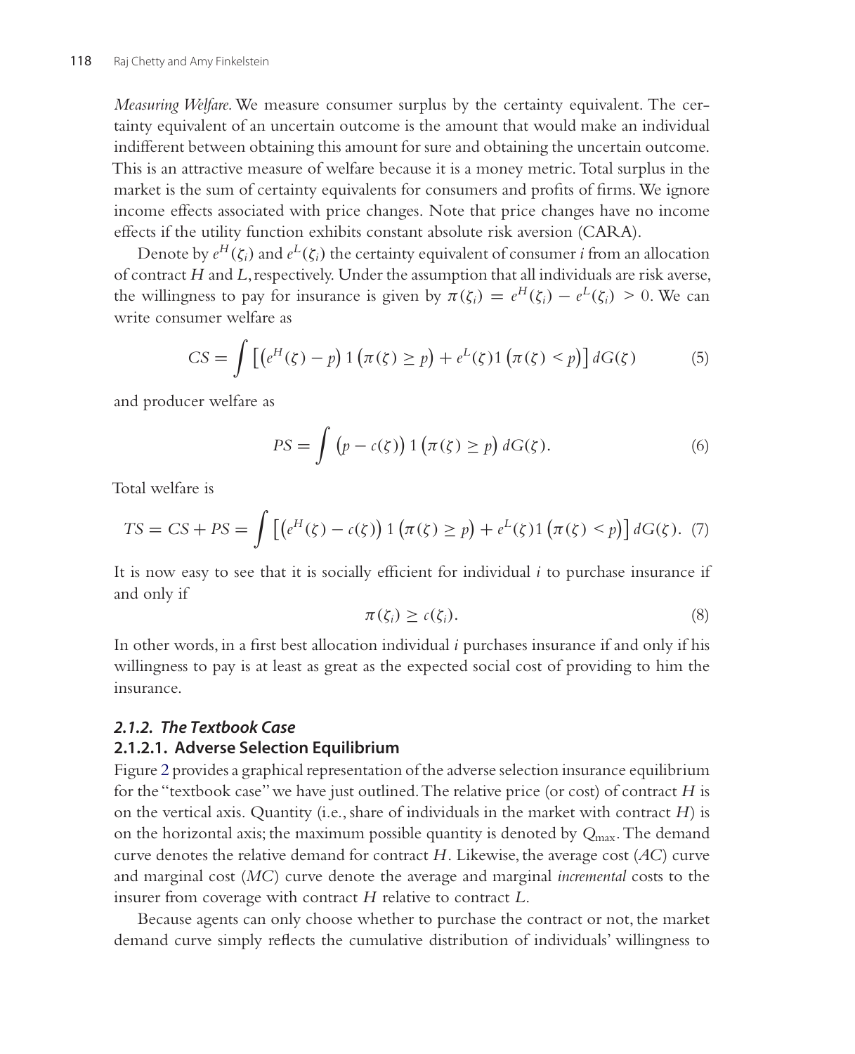*Measuring Welfare.* We measure consumer surplus by the certainty equivalent. The certainty equivalent of an uncertain outcome is the amount that would make an individual indifferent between obtaining this amount for sure and obtaining the uncertain outcome. This is an attractive measure of welfare because it is a money metric. Total surplus in the market is the sum of certainty equivalents for consumers and profits of firms. We ignore income effects associated with price changes. Note that price changes have no income effects if the utility function exhibits constant absolute risk aversion (CARA).

Denote by $e^H(\zeta_i)$ and $e^L(\zeta_i)$ the certainty equivalent of consumer $i$ from an allocation of contract $H$ and $L$, respectively. Under the assumption that all individuals are risk averse, the willingness to pay for insurance is given by $\pi(\zeta_i) = e^H(\zeta_i) - e^L(\zeta_i) > 0$. We can write consumer welfare as

$$CS = \int \left[ \left(e^H(\zeta) - p\right) 1\left(\pi(\zeta) \geq p\right) + e^L(\zeta) 1\left(\pi(\zeta) < p\right) \right] dG(\zeta) \tag{5}$$

and producer welfare as

$$PS = \int \left(p - c(\zeta)\right) 1\left(\pi(\zeta) \geq p\right) dG(\zeta). \tag{6}$$

Total welfare is

$$TS = CS + PS = \int \left[ \left(e^H(\zeta) - c(\zeta)\right) 1\left(\pi(\zeta) \geq p\right) + e^L(\zeta) 1\left(\pi(\zeta) < p\right) \right] dG(\zeta). \tag{7}$$

It is now easy to see that it is socially efficient for individual $i$ to purchase insurance if and only if

$$\pi(\zeta_i) \geq c(\zeta_i). \tag{8}$$

In other words, in a first best allocation individual $i$ purchases insurance if and only if his willingness to pay is at least as great as the expected social cost of providing to him the insurance.

### *2.1.2. The Textbook Case*

#### 2.1.2.1. Adverse Selection Equilibrium

Figure 2 provides a graphical representation of the adverse selection insurance equilibrium for the "textbook case" we have just outlined. The relative price (or cost) of contract $H$ is on the vertical axis. Quantity (i.e., share of individuals in the market with contract $H$) is on the horizontal axis; the maximum possible quantity is denoted by $Q_{\max}$. The demand curve denotes the relative demand for contract $H$. Likewise, the average cost ($AC$) curve and marginal cost ($MC$) curve denote the average and marginal *incremental* costs to the insurer from coverage with contract $H$ relative to contract $L$.

Because agents can only choose whether to purchase the contract or not, the market demand curve simply reflects the cumulative distribution of individuals' willingness to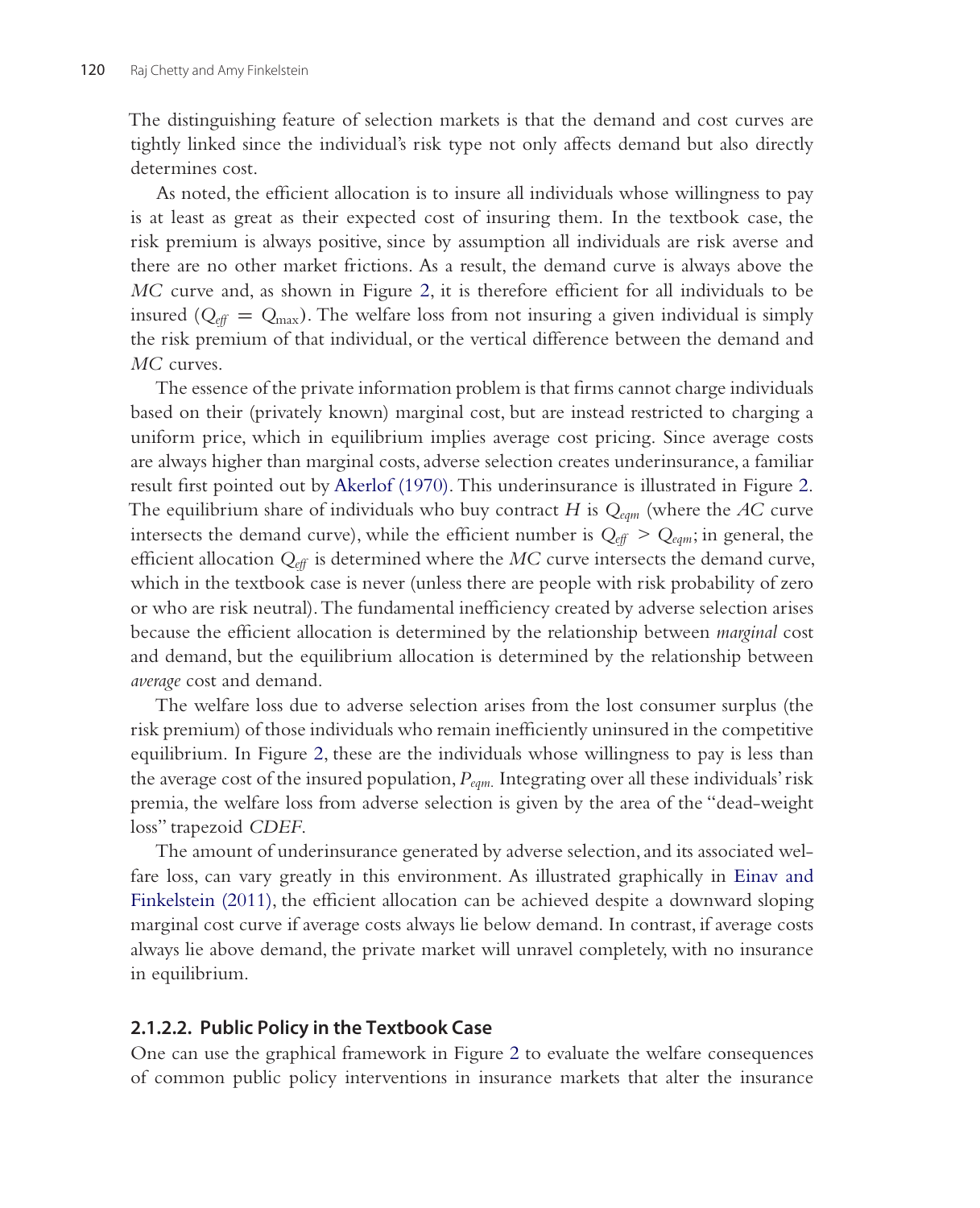The distinguishing feature of selection markets is that the demand and cost curves are tightly linked since the individual's risk type not only affects demand but also directly determines cost.

As noted, the efficient allocation is to insure all individuals whose willingness to pay is at least as great as their expected cost of insuring them. In the textbook case, the risk premium is always positive, since by assumption all individuals are risk averse and there are no other market frictions. As a result, the demand curve is always above the *MC* curve and, as shown in Figure 2, it is therefore efficient for all individuals to be insured ($Q_{eff} = Q_{\max}$). The welfare loss from not insuring a given individual is simply the risk premium of that individual, or the vertical difference between the demand and *MC* curves.

The essence of the private information problem is that firms cannot charge individuals based on their (privately known) marginal cost, but are instead restricted to charging a uniform price, which in equilibrium implies average cost pricing. Since average costs are always higher than marginal costs, adverse selection creates underinsurance, a familiar result first pointed out by Akerlof (1970). This underinsurance is illustrated in Figure 2. The equilibrium share of individuals who buy contract $H$ is $Q_{eqm}$ (where the *AC* curve intersects the demand curve), while the efficient number is $Q_{eff} > Q_{eqm}$; in general, the efficient allocation $Q_{eff}$ is determined where the *MC* curve intersects the demand curve, which in the textbook case is never (unless there are people with risk probability of zero or who are risk neutral). The fundamental inefficiency created by adverse selection arises because the efficient allocation is determined by the relationship between *marginal* cost and demand, but the equilibrium allocation is determined by the relationship between *average* cost and demand.

The welfare loss due to adverse selection arises from the lost consumer surplus (the risk premium) of those individuals who remain inefficiently uninsured in the competitive equilibrium. In Figure 2, these are the individuals whose willingness to pay is less than the average cost of the insured population, $P_{eqm}$. Integrating over all these individuals' risk premia, the welfare loss from adverse selection is given by the area of the "dead-weight loss" trapezoid *CDEF*.

The amount of underinsurance generated by adverse selection, and its associated welfare loss, can vary greatly in this environment. As illustrated graphically in Einav and Finkelstein (2011), the efficient allocation can be achieved despite a downward sloping marginal cost curve if average costs always lie below demand. In contrast, if average costs always lie above demand, the private market will unravel completely, with no insurance in equilibrium.

#### 2.1.2.2. Public Policy in the Textbook Case

One can use the graphical framework in Figure 2 to evaluate the welfare consequences of common public policy interventions in insurance markets that alter the insurance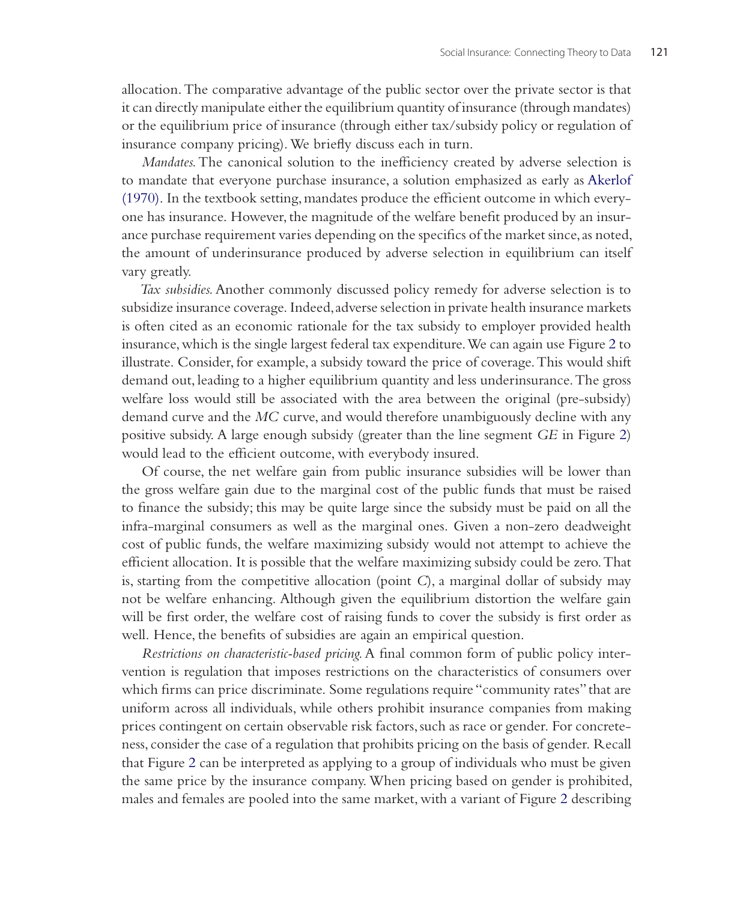allocation. The comparative advantage of the public sector over the private sector is that it can directly manipulate either the equilibrium quantity of insurance (through mandates) or the equilibrium price of insurance (through either tax/subsidy policy or regulation of insurance company pricing). We briefly discuss each in turn.

*Mandates.* The canonical solution to the inefficiency created by adverse selection is to mandate that everyone purchase insurance, a solution emphasized as early as Akerlof (1970). In the textbook setting, mandates produce the efficient outcome in which everyone has insurance. However, the magnitude of the welfare benefit produced by an insurance purchase requirement varies depending on the specifics of the market since, as noted, the amount of underinsurance produced by adverse selection in equilibrium can itself vary greatly.

*Tax subsidies.* Another commonly discussed policy remedy for adverse selection is to subsidize insurance coverage. Indeed, adverse selection in private health insurance markets is often cited as an economic rationale for the tax subsidy to employer provided health insurance, which is the single largest federal tax expenditure. We can again use Figure 2 to illustrate. Consider, for example, a subsidy toward the price of coverage. This would shift demand out, leading to a higher equilibrium quantity and less underinsurance. The gross welfare loss would still be associated with the area between the original (pre-subsidy) demand curve and the *MC* curve, and would therefore unambiguously decline with any positive subsidy. A large enough subsidy (greater than the line segment *GE* in Figure 2) would lead to the efficient outcome, with everybody insured.

Of course, the net welfare gain from public insurance subsidies will be lower than the gross welfare gain due to the marginal cost of the public funds that must be raised to finance the subsidy; this may be quite large since the subsidy must be paid on all the infra-marginal consumers as well as the marginal ones. Given a non-zero deadweight cost of public funds, the welfare maximizing subsidy would not attempt to achieve the efficient allocation. It is possible that the welfare maximizing subsidy could be zero. That is, starting from the competitive allocation (point *C*), a marginal dollar of subsidy may not be welfare enhancing. Although given the equilibrium distortion the welfare gain will be first order, the welfare cost of raising funds to cover the subsidy is first order as well. Hence, the benefits of subsidies are again an empirical question.

*Restrictions on characteristic-based pricing.* A final common form of public policy intervention is regulation that imposes restrictions on the characteristics of consumers over which firms can price discriminate. Some regulations require "community rates" that are uniform across all individuals, while others prohibit insurance companies from making prices contingent on certain observable risk factors, such as race or gender. For concreteness, consider the case of a regulation that prohibits pricing on the basis of gender. Recall that Figure 2 can be interpreted as applying to a group of individuals who must be given the same price by the insurance company. When pricing based on gender is prohibited, males and females are pooled into the same market, with a variant of Figure 2 describing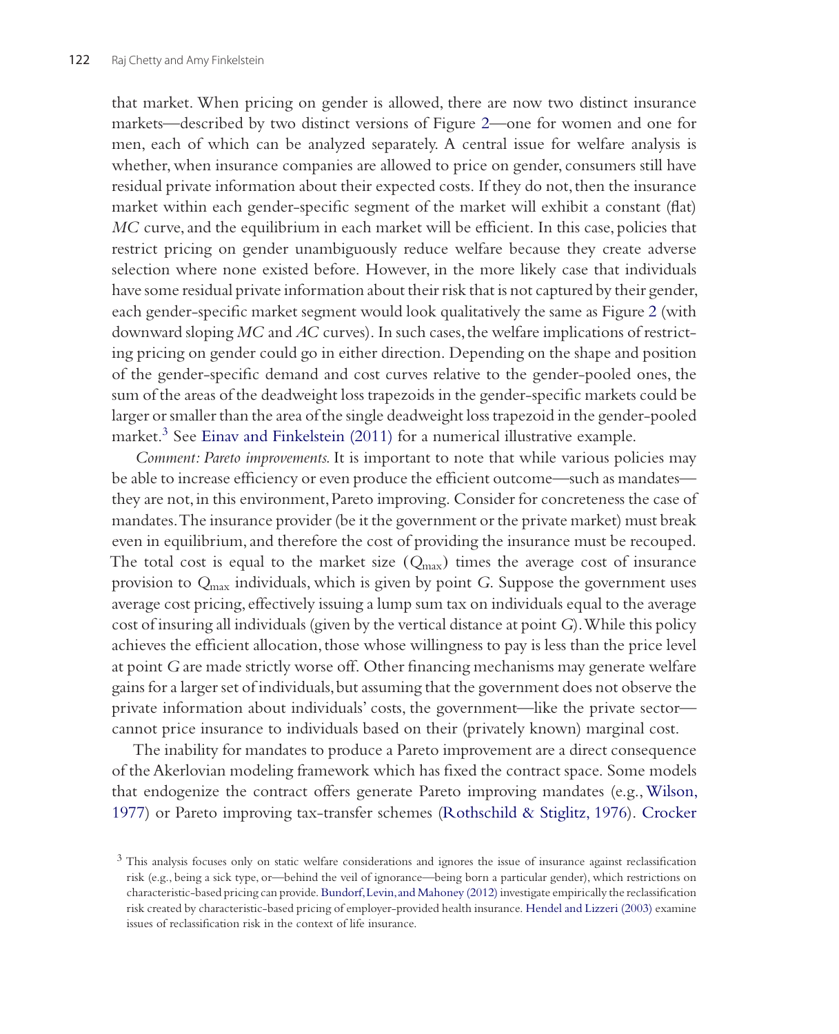that market. When pricing on gender is allowed, there are now two distinct insurance markets—described by two distinct versions of Figure 2—one for women and one for men, each of which can be analyzed separately. A central issue for welfare analysis is whether, when insurance companies are allowed to price on gender, consumers still have residual private information about their expected costs. If they do not, then the insurance market within each gender-specific segment of the market will exhibit a constant (flat) $MC$ curve, and the equilibrium in each market will be efficient. In this case, policies that restrict pricing on gender unambiguously reduce welfare because they create adverse selection where none existed before. However, in the more likely case that individuals have some residual private information about their risk that is not captured by their gender, each gender-specific market segment would look qualitatively the same as Figure 2 (with downward sloping $MC$ and $AC$ curves). In such cases, the welfare implications of restricting pricing on gender could go in either direction. Depending on the shape and position of the gender-specific demand and cost curves relative to the gender-pooled ones, the sum of the areas of the deadweight loss trapezoids in the gender-specific markets could be larger or smaller than the area of the single deadweight loss trapezoid in the gender-pooled market.[3] See Einav and Finkelstein (2011) for a numerical illustrative example.

*Comment: Pareto improvements.* It is important to note that while various policies may be able to increase efficiency or even produce the efficient outcome—such as mandates—they are not, in this environment, Pareto improving. Consider for concreteness the case of mandates. The insurance provider (be it the government or the private market) must break even in equilibrium, and therefore the cost of providing the insurance must be recouped. The total cost is equal to the market size ($Q_{max}$) times the average cost of insurance provision to $Q_{max}$ individuals, which is given by point $G$. Suppose the government uses average cost pricing, effectively issuing a lump sum tax on individuals equal to the average cost of insuring all individuals (given by the vertical distance at point $G$). While this policy achieves the efficient allocation, those whose willingness to pay is less than the price level at point $G$ are made strictly worse off. Other financing mechanisms may generate welfare gains for a larger set of individuals, but assuming that the government does not observe the private information about individuals' costs, the government—like the private sector—cannot price insurance to individuals based on their (privately known) marginal cost.

The inability for mandates to produce a Pareto improvement are a direct consequence of the Akerlovian modeling framework which has fixed the contract space. Some models that endogenize the contract offers generate Pareto improving mandates (e.g., Wilson, 1977) or Pareto improving tax-transfer schemes (Rothschild & Stiglitz, 1976). Crocker

[3] This analysis focuses only on static welfare considerations and ignores the issue of insurance against reclassification risk (e.g., being a sick type, or—behind the veil of ignorance—being born a particular gender), which restrictions on characteristic-based pricing can provide. Bundorf, Levin, and Mahoney (2012) investigate empirically the reclassification risk created by characteristic-based pricing of employer-provided health insurance. Hendel and Lizzeri (2003) examine issues of reclassification risk in the context of life insurance.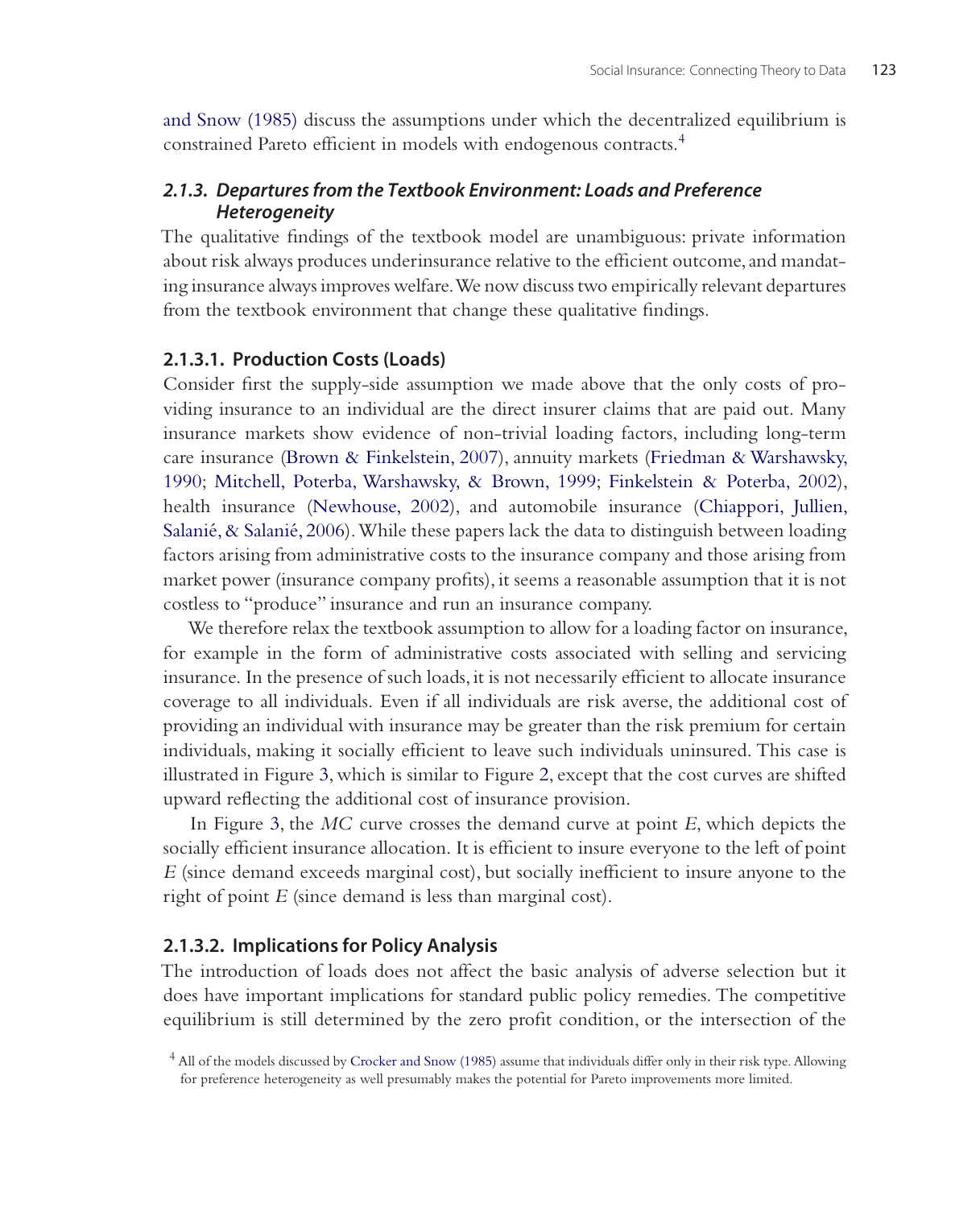and Snow (1985) discuss the assumptions under which the decentralized equilibrium is constrained Pareto efficient in models with endogenous contracts.[4]

### 2.1.3. Departures from the Textbook Environment: Loads and Preference Heterogeneity

The qualitative findings of the textbook model are unambiguous: private information about risk always produces underinsurance relative to the efficient outcome, and mandating insurance always improves welfare. We now discuss two empirically relevant departures from the textbook environment that change these qualitative findings.

#### 2.1.3.1. Production Costs (Loads)

Consider first the supply-side assumption we made above that the only costs of providing insurance to an individual are the direct insurer claims that are paid out. Many insurance markets show evidence of non-trivial loading factors, including long-term care insurance (Brown & Finkelstein, 2007), annuity markets (Friedman & Warshawsky, 1990; Mitchell, Poterba, Warshawsky, & Brown, 1999; Finkelstein & Poterba, 2002), health insurance (Newhouse, 2002), and automobile insurance (Chiappori, Jullien, Salanié, & Salanié, 2006). While these papers lack the data to distinguish between loading factors arising from administrative costs to the insurance company and those arising from market power (insurance company profits), it seems a reasonable assumption that it is not costless to "produce" insurance and run an insurance company.

We therefore relax the textbook assumption to allow for a loading factor on insurance, for example in the form of administrative costs associated with selling and servicing insurance. In the presence of such loads, it is not necessarily efficient to allocate insurance coverage to all individuals. Even if all individuals are risk averse, the additional cost of providing an individual with insurance may be greater than the risk premium for certain individuals, making it socially efficient to leave such individuals uninsured. This case is illustrated in Figure 3, which is similar to Figure 2, except that the cost curves are shifted upward reflecting the additional cost of insurance provision.

In Figure 3, the *MC* curve crosses the demand curve at point *E*, which depicts the socially efficient insurance allocation. It is efficient to insure everyone to the left of point *E* (since demand exceeds marginal cost), but socially inefficient to insure anyone to the right of point *E* (since demand is less than marginal cost).

#### 2.1.3.2. Implications for Policy Analysis

The introduction of loads does not affect the basic analysis of adverse selection but it does have important implications for standard public policy remedies. The competitive equilibrium is still determined by the zero profit condition, or the intersection of the

[4] All of the models discussed by Crocker and Snow (1985) assume that individuals differ only in their risk type. Allowing for preference heterogeneity as well presumably makes the potential for Pareto improvements more limited.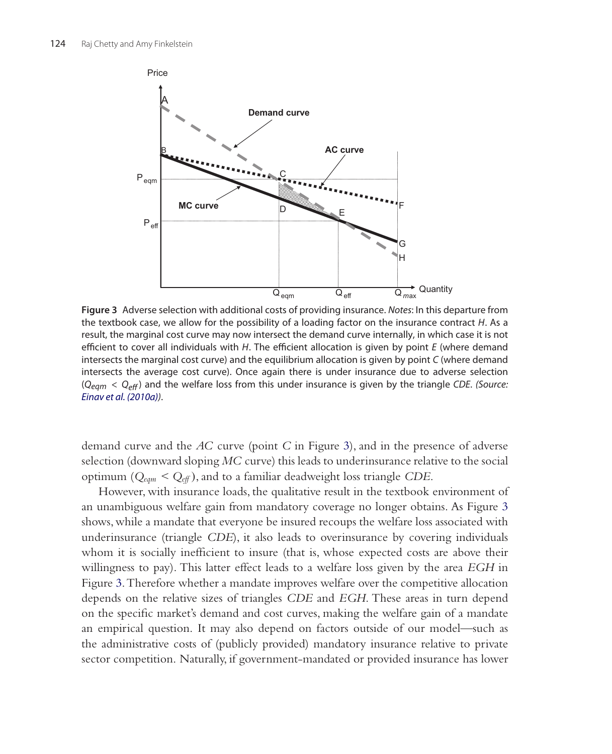**Figure 3** Adverse selection with additional costs of providing insurance. *Notes*: In this departure from the textbook case, we allow for the possibility of a loading factor on the insurance contract *H*. As a result, the marginal cost curve may now intersect the demand curve internally, in which case it is not efficient to cover all individuals with *H*. The efficient allocation is given by point *E* (where demand intersects the marginal cost curve) and the equilibrium allocation is given by point *C* (where demand intersects the average cost curve). Once again there is under insurance due to adverse selection ($Q_{eqm} < Q_{eff}$) and the welfare loss from this under insurance is given by the triangle *CDE*. *(Source: Einav et al. (2010a))*.

demand curve and the *AC* curve (point *C* in Figure 3), and in the presence of adverse selection (downward sloping *MC* curve) this leads to underinsurance relative to the social optimum ($Q_{eqm} < Q_{eff}$), and to a familiar deadweight loss triangle *CDE*.

However, with insurance loads, the qualitative result in the textbook environment of an unambiguous welfare gain from mandatory coverage no longer obtains. As Figure 3 shows, while a mandate that everyone be insured recoups the welfare loss associated with underinsurance (triangle *CDE*), it also leads to overinsurance by covering individuals whom it is socially inefficient to insure (that is, whose expected costs are above their willingness to pay). This latter effect leads to a welfare loss given by the area *EGH* in Figure 3. Therefore whether a mandate improves welfare over the competitive allocation depends on the relative sizes of triangles *CDE* and *EGH*. These areas in turn depend on the specific market's demand and cost curves, making the welfare gain of a mandate an empirical question. It may also depend on factors outside of our model—such as the administrative costs of (publicly provided) mandatory insurance relative to private sector competition. Naturally, if government-mandated or provided insurance has lower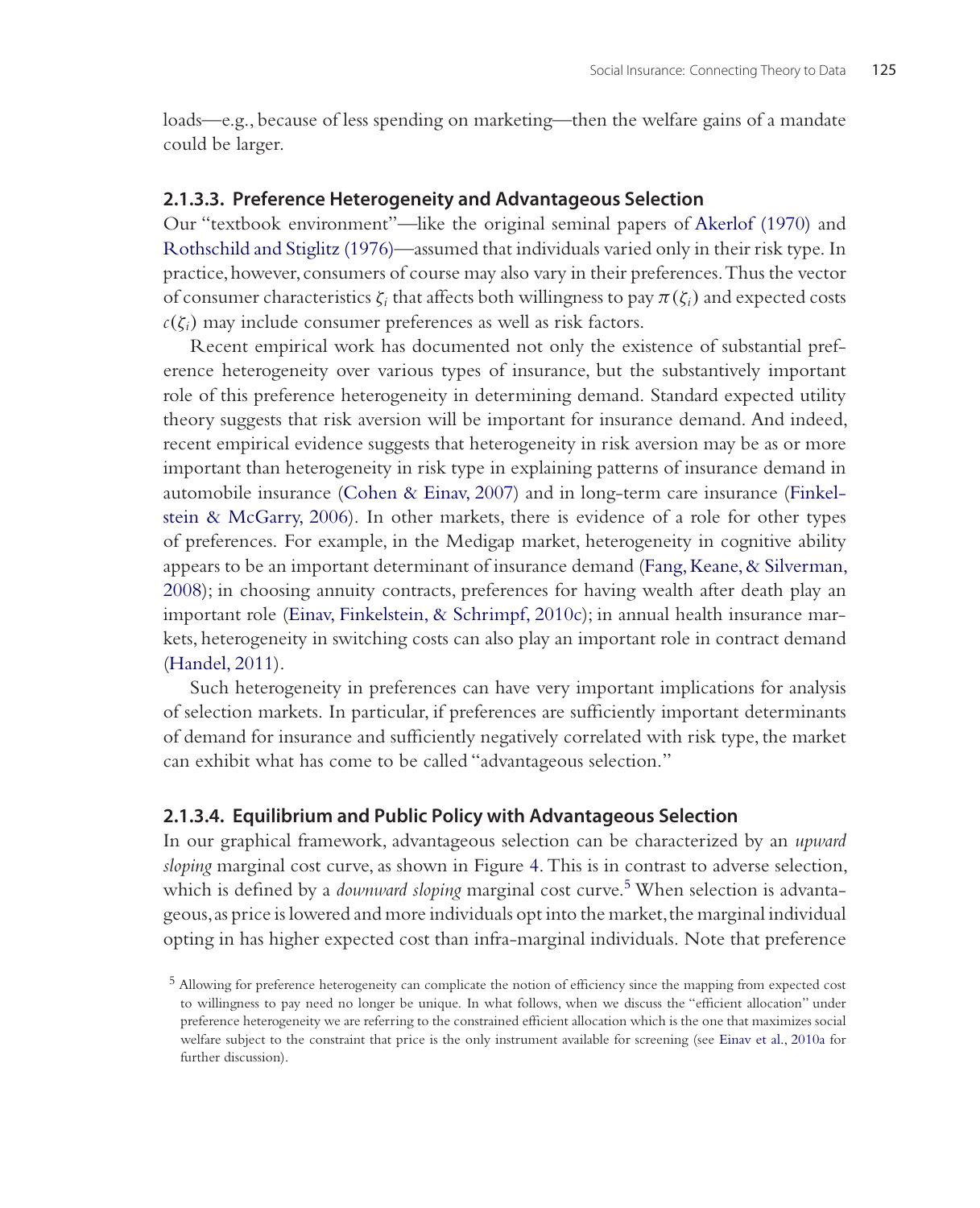loads—e.g., because of less spending on marketing—then the welfare gains of a mandate could be larger.

#### 2.1.3.3. Preference Heterogeneity and Advantageous Selection

Our "textbook environment"—like the original seminal papers of Akerlof (1970) and Rothschild and Stiglitz (1976)—assumed that individuals varied only in their risk type. In practice, however, consumers of course may also vary in their preferences. Thus the vector of consumer characteristics $\zeta_i$ that affects both willingness to pay $\pi(\zeta_i)$ and expected costs $c(\zeta_i)$ may include consumer preferences as well as risk factors.

Recent empirical work has documented not only the existence of substantial preference heterogeneity over various types of insurance, but the substantively important role of this preference heterogeneity in determining demand. Standard expected utility theory suggests that risk aversion will be important for insurance demand. And indeed, recent empirical evidence suggests that heterogeneity in risk aversion may be as or more important than heterogeneity in risk type in explaining patterns of insurance demand in automobile insurance (Cohen & Einav, 2007) and in long-term care insurance (Finkelstein & McGarry, 2006). In other markets, there is evidence of a role for other types of preferences. For example, in the Medigap market, heterogeneity in cognitive ability appears to be an important determinant of insurance demand (Fang, Keane, & Silverman, 2008); in choosing annuity contracts, preferences for having wealth after death play an important role (Einav, Finkelstein, & Schrimpf, 2010c); in annual health insurance markets, heterogeneity in switching costs can also play an important role in contract demand (Handel, 2011).

Such heterogeneity in preferences can have very important implications for analysis of selection markets. In particular, if preferences are sufficiently important determinants of demand for insurance and sufficiently negatively correlated with risk type, the market can exhibit what has come to be called "advantageous selection."

#### 2.1.3.4. Equilibrium and Public Policy with Advantageous Selection

In our graphical framework, advantageous selection can be characterized by an *upward sloping* marginal cost curve, as shown in Figure 4. This is in contrast to adverse selection, which is defined by a *downward sloping* marginal cost curve.[5] When selection is advantageous, as price is lowered and more individuals opt into the market, the marginal individual opting in has higher expected cost than infra-marginal individuals. Note that preference

[5] Allowing for preference heterogeneity can complicate the notion of efficiency since the mapping from expected cost to willingness to pay need no longer be unique. In what follows, when we discuss the "efficient allocation" under preference heterogeneity we are referring to the constrained efficient allocation which is the one that maximizes social welfare subject to the constraint that price is the only instrument available for screening (see Einav et al., 2010a for further discussion).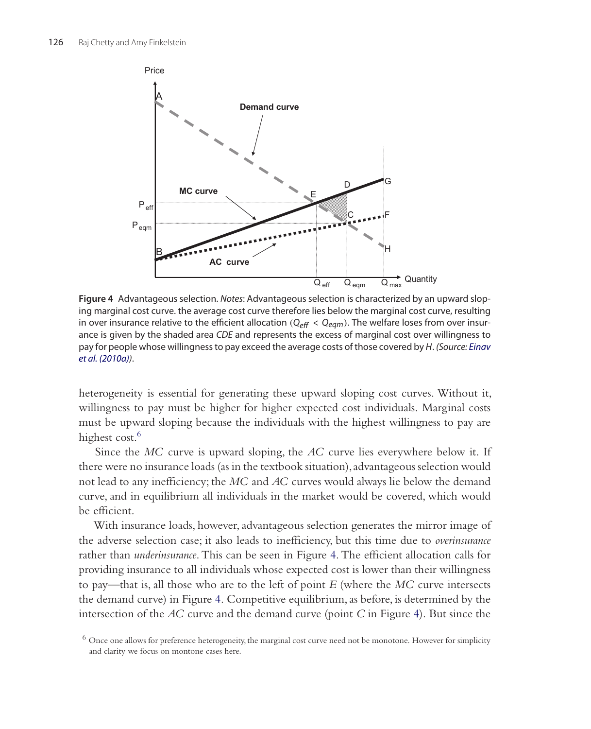**Figure 4** Advantageous selection. *Notes*: Advantageous selection is characterized by an upward sloping marginal cost curve. the average cost curve therefore lies below the marginal cost curve, resulting in over insurance relative to the efficient allocation ($Q_{eff} < Q_{eqm}$). The welfare loses from over insurance is given by the shaded area *CDE* and represents the excess of marginal cost over willingness to pay for people whose willingness to pay exceed the average costs of those covered by *H*. *(Source: Einav et al. (2010a))*.

heterogeneity is essential for generating these upward sloping cost curves. Without it, willingness to pay must be higher for higher expected cost individuals. Marginal costs must be upward sloping because the individuals with the highest willingness to pay are highest cost.[6]

Since the *MC* curve is upward sloping, the *AC* curve lies everywhere below it. If there were no insurance loads (as in the textbook situation), advantageous selection would not lead to any inefficiency; the *MC* and *AC* curves would always lie below the demand curve, and in equilibrium all individuals in the market would be covered, which would be efficient.

With insurance loads, however, advantageous selection generates the mirror image of the adverse selection case; it also leads to inefficiency, but this time due to *overinsurance* rather than *underinsurance*. This can be seen in Figure 4. The efficient allocation calls for providing insurance to all individuals whose expected cost is lower than their willingness to pay—that is, all those who are to the left of point *E* (where the *MC* curve intersects the demand curve) in Figure 4. Competitive equilibrium, as before, is determined by the intersection of the *AC* curve and the demand curve (point *C* in Figure 4). But since the

[6] Once one allows for preference heterogeneity, the marginal cost curve need not be monotone. However for simplicity and clarity we focus on montone cases here.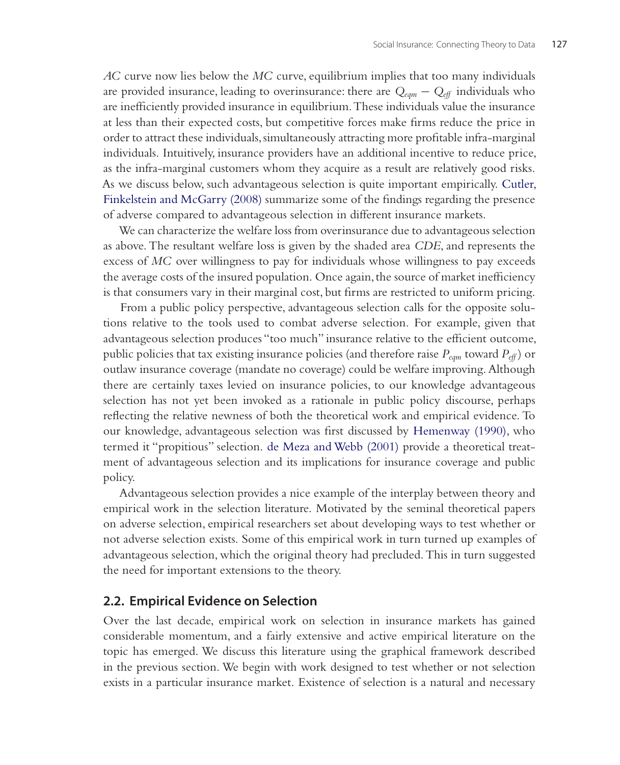*AC* curve now lies below the *MC* curve, equilibrium implies that too many individuals are provided insurance, leading to overinsurance: there are $Q_{eqm} - Q_{eff}$ individuals who are inefficiently provided insurance in equilibrium. These individuals value the insurance at less than their expected costs, but competitive forces make firms reduce the price in order to attract these individuals, simultaneously attracting more profitable infra-marginal individuals. Intuitively, insurance providers have an additional incentive to reduce price, as the infra-marginal customers whom they acquire as a result are relatively good risks. As we discuss below, such advantageous selection is quite important empirically. Cutler, Finkelstein and McGarry (2008) summarize some of the findings regarding the presence of adverse compared to advantageous selection in different insurance markets.

We can characterize the welfare loss from overinsurance due to advantageous selection as above. The resultant welfare loss is given by the shaded area *CDE*, and represents the excess of *MC* over willingness to pay for individuals whose willingness to pay exceeds the average costs of the insured population. Once again, the source of market inefficiency is that consumers vary in their marginal cost, but firms are restricted to uniform pricing.

From a public policy perspective, advantageous selection calls for the opposite solutions relative to the tools used to combat adverse selection. For example, given that advantageous selection produces "too much" insurance relative to the efficient outcome, public policies that tax existing insurance policies (and therefore raise $P_{eqm}$ toward $P_{eff}$) or outlaw insurance coverage (mandate no coverage) could be welfare improving. Although there are certainly taxes levied on insurance policies, to our knowledge advantageous selection has not yet been invoked as a rationale in public policy discourse, perhaps reflecting the relative newness of both the theoretical work and empirical evidence. To our knowledge, advantageous selection was first discussed by Hemenway (1990), who termed it "propitious" selection. de Meza and Webb (2001) provide a theoretical treatment of advantageous selection and its implications for insurance coverage and public policy.

Advantageous selection provides a nice example of the interplay between theory and empirical work in the selection literature. Motivated by the seminal theoretical papers on adverse selection, empirical researchers set about developing ways to test whether or not adverse selection exists. Some of this empirical work in turn turned up examples of advantageous selection, which the original theory had precluded. This in turn suggested the need for important extensions to the theory.

## 2.2. Empirical Evidence on Selection

Over the last decade, empirical work on selection in insurance markets has gained considerable momentum, and a fairly extensive and active empirical literature on the topic has emerged. We discuss this literature using the graphical framework described in the previous section. We begin with work designed to test whether or not selection exists in a particular insurance market. Existence of selection is a natural and necessary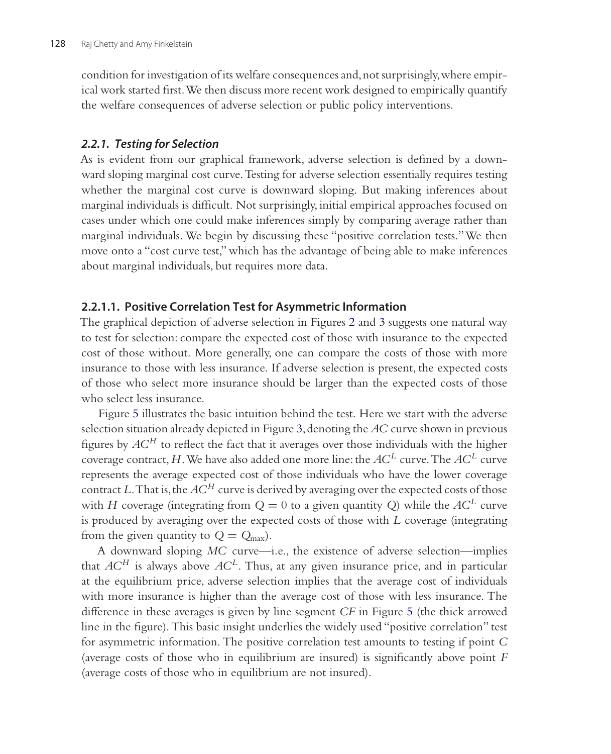condition for investigation of its welfare consequences and, not surprisingly, where empirical work started first. We then discuss more recent work designed to empirically quantify the welfare consequences of adverse selection or public policy interventions.

### *2.2.1. Testing for Selection*

As is evident from our graphical framework, adverse selection is defined by a downward sloping marginal cost curve. Testing for adverse selection essentially requires testing whether the marginal cost curve is downward sloping. But making inferences about marginal individuals is difficult. Not surprisingly, initial empirical approaches focused on cases under which one could make inferences simply by comparing average rather than marginal individuals. We begin by discussing these "positive correlation tests." We then move onto a "cost curve test," which has the advantage of being able to make inferences about marginal individuals, but requires more data.

#### 2.2.1.1. Positive Correlation Test for Asymmetric Information

The graphical depiction of adverse selection in Figures 2 and 3 suggests one natural way to test for selection: compare the expected cost of those with insurance to the expected cost of those without. More generally, one can compare the costs of those with more insurance to those with less insurance. If adverse selection is present, the expected costs of those who select more insurance should be larger than the expected costs of those who select less insurance.

Figure 5 illustrates the basic intuition behind the test. Here we start with the adverse selection situation already depicted in Figure 3, denoting the $AC$ curve shown in previous figures by $AC^H$ to reflect the fact that it averages over those individuals with the higher coverage contract, $H$. We have also added one more line: the $AC^L$ curve. The $AC^L$ curve represents the average expected cost of those individuals who have the lower coverage contract $L$. That is, the $AC^H$ curve is derived by averaging over the expected costs of those with $H$ coverage (integrating from $Q = 0$ to a given quantity $Q$) while the $AC^L$ curve is produced by averaging over the expected costs of those with $L$ coverage (integrating from the given quantity to $Q = Q_{\max}$).

A downward sloping $MC$ curve—i.e., the existence of adverse selection—implies that $AC^H$ is always above $AC^L$. Thus, at any given insurance price, and in particular at the equilibrium price, adverse selection implies that the average cost of individuals with more insurance is higher than the average cost of those with less insurance. The difference in these averages is given by line segment $CF$ in Figure 5 (the thick arrowed line in the figure). This basic insight underlies the widely used "positive correlation" test for asymmetric information. The positive correlation test amounts to testing if point $C$ (average costs of those who in equilibrium are insured) is significantly above point $F$ (average costs of those who in equilibrium are not insured).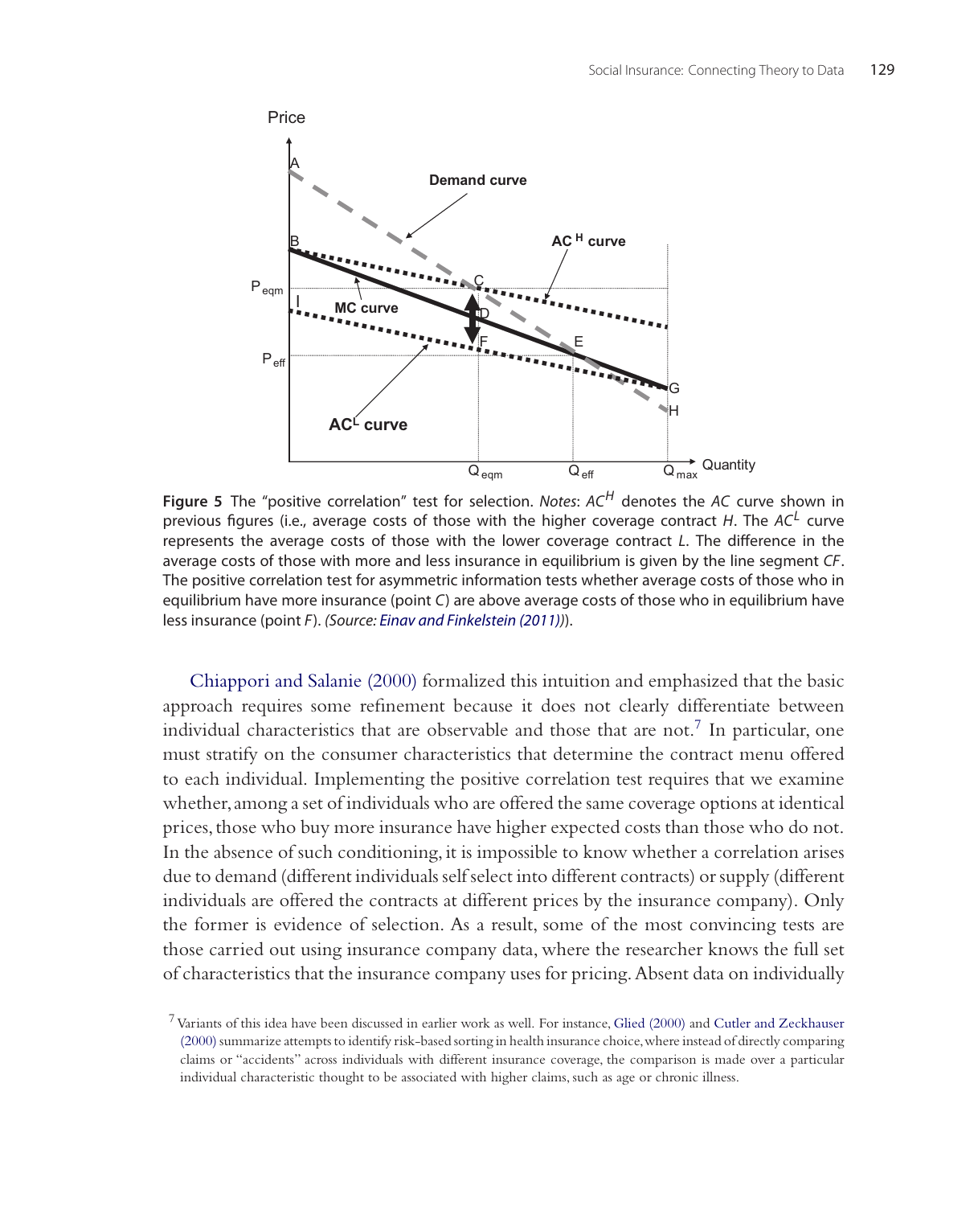Price

A

Demand curve

B

AC $^{H}$ curve

$P_{eqm}$

C

I

MC curve

D

$P_{eff}$

F

E

G

H

AC$^{L}$ curve

$Q_{eqm}$

$Q_{eff}$

$Q_{max}$

Quantity

**Figure 5** The "positive correlation" test for selection. *Notes*: $AC^{H}$ denotes the *AC* curve shown in previous figures (i.e., average costs of those with the higher coverage contract *H*. The $AC^{L}$ curve represents the average costs of those with the lower coverage contract *L*. The difference in the average costs of those with more and less insurance in equilibrium is given by the line segment *CF*. The positive correlation test for asymmetric information tests whether average costs of those who in equilibrium have more insurance (point *C*) are above average costs of those who in equilibrium have less insurance (point *F*). *(Source: Einav and Finkelstein (2011))*).

Chiappori and Salanie (2000) formalized this intuition and emphasized that the basic approach requires some refinement because it does not clearly differentiate between individual characteristics that are observable and those that are not.[7] In particular, one must stratify on the consumer characteristics that determine the contract menu offered to each individual. Implementing the positive correlation test requires that we examine whether, among a set of individuals who are offered the same coverage options at identical prices, those who buy more insurance have higher expected costs than those who do not. In the absence of such conditioning, it is impossible to know whether a correlation arises due to demand (different individuals self select into different contracts) or supply (different individuals are offered the contracts at different prices by the insurance company). Only the former is evidence of selection. As a result, some of the most convincing tests are those carried out using insurance company data, where the researcher knows the full set of characteristics that the insurance company uses for pricing. Absent data on individually

[7] Variants of this idea have been discussed in earlier work as well. For instance, Glied (2000) and Cutler and Zeckhauser (2000) summarize attempts to identify risk-based sorting in health insurance choice, where instead of directly comparing claims or "accidents" across individuals with different insurance coverage, the comparison is made over a particular individual characteristic thought to be associated with higher claims, such as age or chronic illness.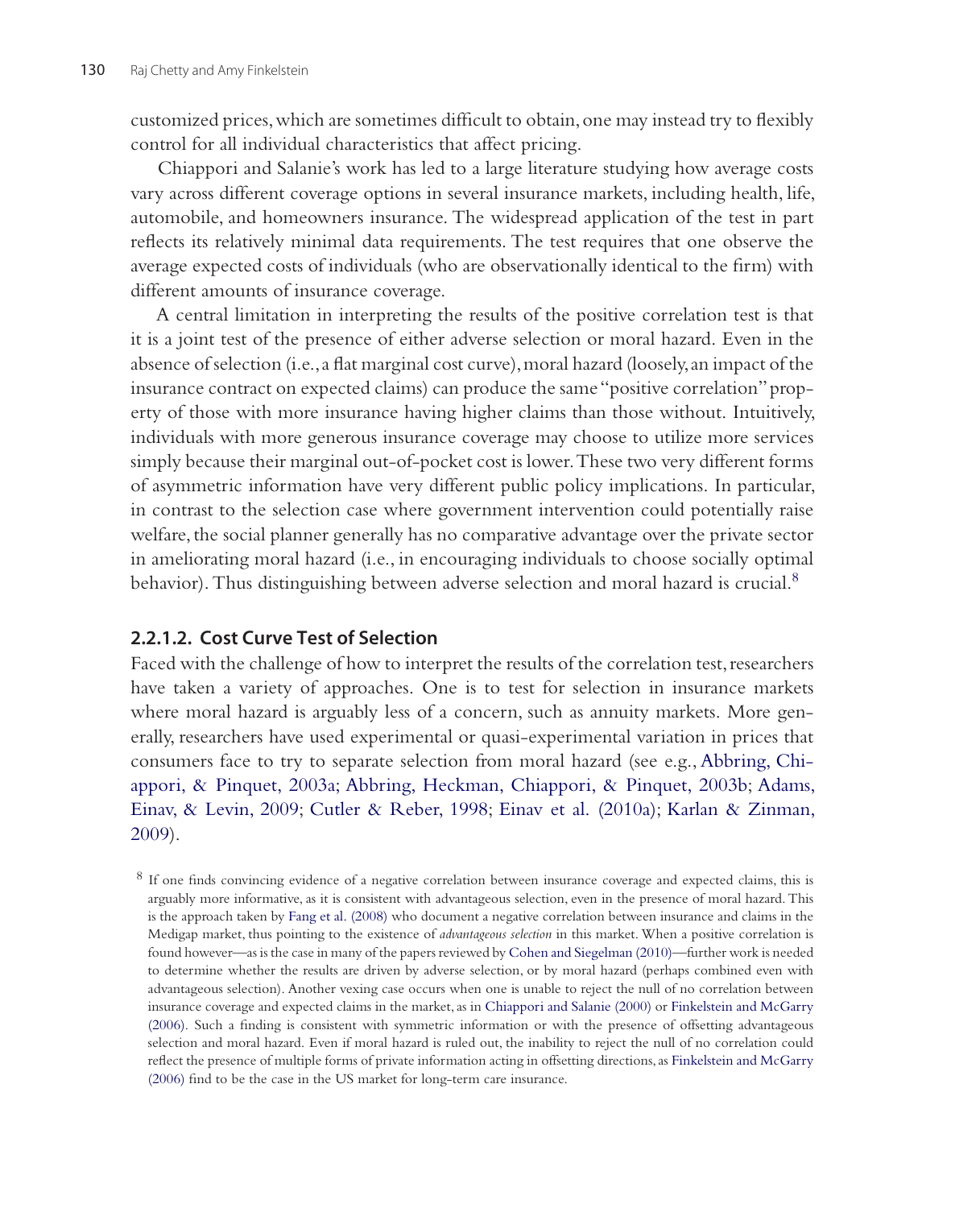customized prices, which are sometimes difficult to obtain, one may instead try to flexibly control for all individual characteristics that affect pricing.

Chiappori and Salanie's work has led to a large literature studying how average costs vary across different coverage options in several insurance markets, including health, life, automobile, and homeowners insurance. The widespread application of the test in part reflects its relatively minimal data requirements. The test requires that one observe the average expected costs of individuals (who are observationally identical to the firm) with different amounts of insurance coverage.

A central limitation in interpreting the results of the positive correlation test is that it is a joint test of the presence of either adverse selection or moral hazard. Even in the absence of selection (i.e., a flat marginal cost curve), moral hazard (loosely, an impact of the insurance contract on expected claims) can produce the same "positive correlation" property of those with more insurance having higher claims than those without. Intuitively, individuals with more generous insurance coverage may choose to utilize more services simply because their marginal out-of-pocket cost is lower. These two very different forms of asymmetric information have very different public policy implications. In particular, in contrast to the selection case where government intervention could potentially raise welfare, the social planner generally has no comparative advantage over the private sector in ameliorating moral hazard (i.e., in encouraging individuals to choose socially optimal behavior). Thus distinguishing between adverse selection and moral hazard is crucial.[8]

#### 2.2.1.2. Cost Curve Test of Selection

Faced with the challenge of how to interpret the results of the correlation test, researchers have taken a variety of approaches. One is to test for selection in insurance markets where moral hazard is arguably less of a concern, such as annuity markets. More generally, researchers have used experimental or quasi-experimental variation in prices that consumers face to try to separate selection from moral hazard (see e.g., Abbring, Chiappori, & Pinquet, 2003a; Abbring, Heckman, Chiappori, & Pinquet, 2003b; Adams, Einav, & Levin, 2009; Cutler & Reber, 1998; Einav et al. (2010a); Karlan & Zinman, 2009).

[8] If one finds convincing evidence of a negative correlation between insurance coverage and expected claims, this is arguably more informative, as it is consistent with advantageous selection, even in the presence of moral hazard. This is the approach taken by Fang et al. (2008) who document a negative correlation between insurance and claims in the Medigap market, thus pointing to the existence of *advantageous selection* in this market. When a positive correlation is found however—as is the case in many of the papers reviewed by Cohen and Siegelman (2010)—further work is needed to determine whether the results are driven by adverse selection, or by moral hazard (perhaps combined even with advantageous selection). Another vexing case occurs when one is unable to reject the null of no correlation between insurance coverage and expected claims in the market, as in Chiappori and Salanie (2000) or Finkelstein and McGarry (2006). Such a finding is consistent with symmetric information or with the presence of offsetting advantageous selection and moral hazard. Even if moral hazard is ruled out, the inability to reject the null of no correlation could reflect the presence of multiple forms of private information acting in offsetting directions, as Finkelstein and McGarry (2006) find to be the case in the US market for long-term care insurance.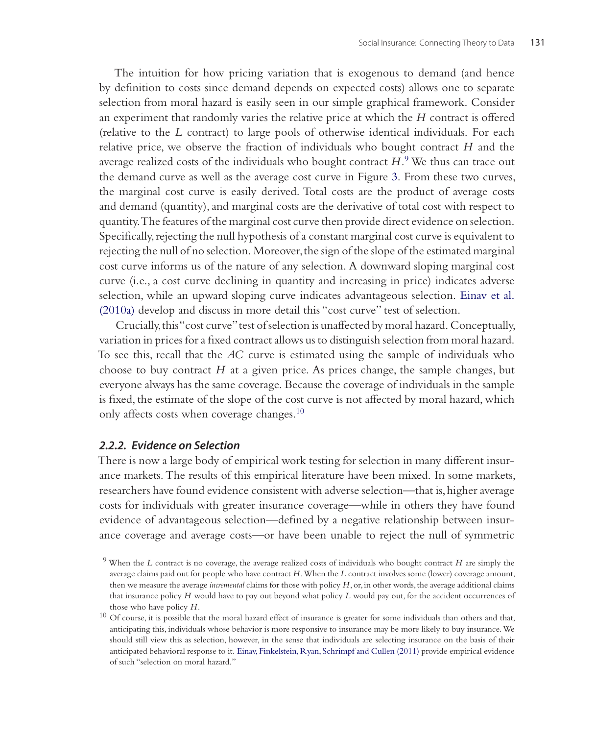The intuition for how pricing variation that is exogenous to demand (and hence by definition to costs since demand depends on expected costs) allows one to separate selection from moral hazard is easily seen in our simple graphical framework. Consider an experiment that randomly varies the relative price at which the $H$ contract is offered (relative to the $L$ contract) to large pools of otherwise identical individuals. For each relative price, we observe the fraction of individuals who bought contract $H$ and the average realized costs of the individuals who bought contract $H$.[9] We thus can trace out the demand curve as well as the average cost curve in Figure 3. From these two curves, the marginal cost curve is easily derived. Total costs are the product of average costs and demand (quantity), and marginal costs are the derivative of total cost with respect to quantity. The features of the marginal cost curve then provide direct evidence on selection. Specifically, rejecting the null hypothesis of a constant marginal cost curve is equivalent to rejecting the null of no selection. Moreover, the sign of the slope of the estimated marginal cost curve informs us of the nature of any selection. A downward sloping marginal cost curve (i.e., a cost curve declining in quantity and increasing in price) indicates adverse selection, while an upward sloping curve indicates advantageous selection. Einav et al. (2010a) develop and discuss in more detail this "cost curve" test of selection.

Crucially, this "cost curve" test of selection is unaffected by moral hazard. Conceptually, variation in prices for a fixed contract allows us to distinguish selection from moral hazard. To see this, recall that the $AC$ curve is estimated using the sample of individuals who choose to buy contract $H$ at a given price. As prices change, the sample changes, but everyone always has the same coverage. Because the coverage of individuals in the sample is fixed, the estimate of the slope of the cost curve is not affected by moral hazard, which only affects costs when coverage changes.[10]

### *2.2.2. Evidence on Selection*

There is now a large body of empirical work testing for selection in many different insurance markets. The results of this empirical literature have been mixed. In some markets, researchers have found evidence consistent with adverse selection—that is, higher average costs for individuals with greater insurance coverage—while in others they have found evidence of advantageous selection—defined by a negative relationship between insurance coverage and average costs—or have been unable to reject the null of symmetric

[9] When the $L$ contract is no coverage, the average realized costs of individuals who bought contract $H$ are simply the average claims paid out for people who have contract $H$. When the $L$ contract involves some (lower) coverage amount, then we measure the average *incremental* claims for those with policy $H$, or, in other words, the average additional claims that insurance policy $H$ would have to pay out beyond what policy $L$ would pay out, for the accident occurrences of those who have policy $H$.

[10] Of course, it is possible that the moral hazard effect of insurance is greater for some individuals than others and that, anticipating this, individuals whose behavior is more responsive to insurance may be more likely to buy insurance. We should still view this as selection, however, in the sense that individuals are selecting insurance on the basis of their anticipated behavioral response to it. Einav, Finkelstein, Ryan, Schrimpf and Cullen (2011) provide empirical evidence of such "selection on moral hazard."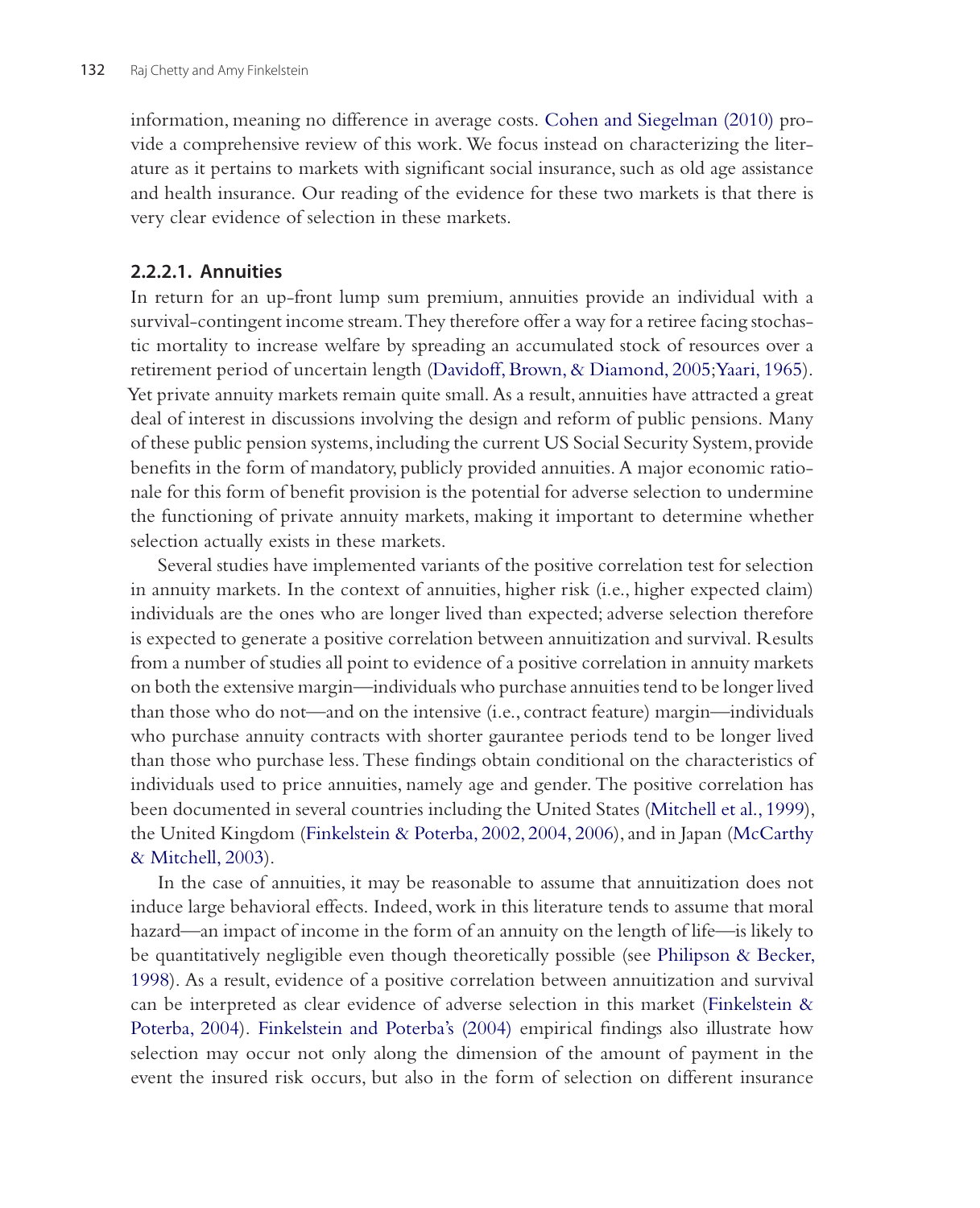information, meaning no difference in average costs. Cohen and Siegelman (2010) provide a comprehensive review of this work. We focus instead on characterizing the literature as it pertains to markets with significant social insurance, such as old age assistance and health insurance. Our reading of the evidence for these two markets is that there is very clear evidence of selection in these markets.

#### 2.2.2.1. Annuities

In return for an up-front lump sum premium, annuities provide an individual with a survival-contingent income stream. They therefore offer a way for a retiree facing stochastic mortality to increase welfare by spreading an accumulated stock of resources over a retirement period of uncertain length (Davidoff, Brown, & Diamond, 2005; Yaari, 1965). Yet private annuity markets remain quite small. As a result, annuities have attracted a great deal of interest in discussions involving the design and reform of public pensions. Many of these public pension systems, including the current US Social Security System, provide benefits in the form of mandatory, publicly provided annuities. A major economic rationale for this form of benefit provision is the potential for adverse selection to undermine the functioning of private annuity markets, making it important to determine whether selection actually exists in these markets.

Several studies have implemented variants of the positive correlation test for selection in annuity markets. In the context of annuities, higher risk (i.e., higher expected claim) individuals are the ones who are longer lived than expected; adverse selection therefore is expected to generate a positive correlation between annuitization and survival. Results from a number of studies all point to evidence of a positive correlation in annuity markets on both the extensive margin—individuals who purchase annuities tend to be longer lived than those who do not—and on the intensive (i.e., contract feature) margin—individuals who purchase annuity contracts with shorter gaurantee periods tend to be longer lived than those who purchase less. These findings obtain conditional on the characteristics of individuals used to price annuities, namely age and gender. The positive correlation has been documented in several countries including the United States (Mitchell et al., 1999), the United Kingdom (Finkelstein & Poterba, 2002, 2004, 2006), and in Japan (McCarthy & Mitchell, 2003).

In the case of annuities, it may be reasonable to assume that annuitization does not induce large behavioral effects. Indeed, work in this literature tends to assume that moral hazard—an impact of income in the form of an annuity on the length of life—is likely to be quantitatively negligible even though theoretically possible (see Philipson & Becker, 1998). As a result, evidence of a positive correlation between annuitization and survival can be interpreted as clear evidence of adverse selection in this market (Finkelstein & Poterba, 2004). Finkelstein and Poterba's (2004) empirical findings also illustrate how selection may occur not only along the dimension of the amount of payment in the event the insured risk occurs, but also in the form of selection on different insurance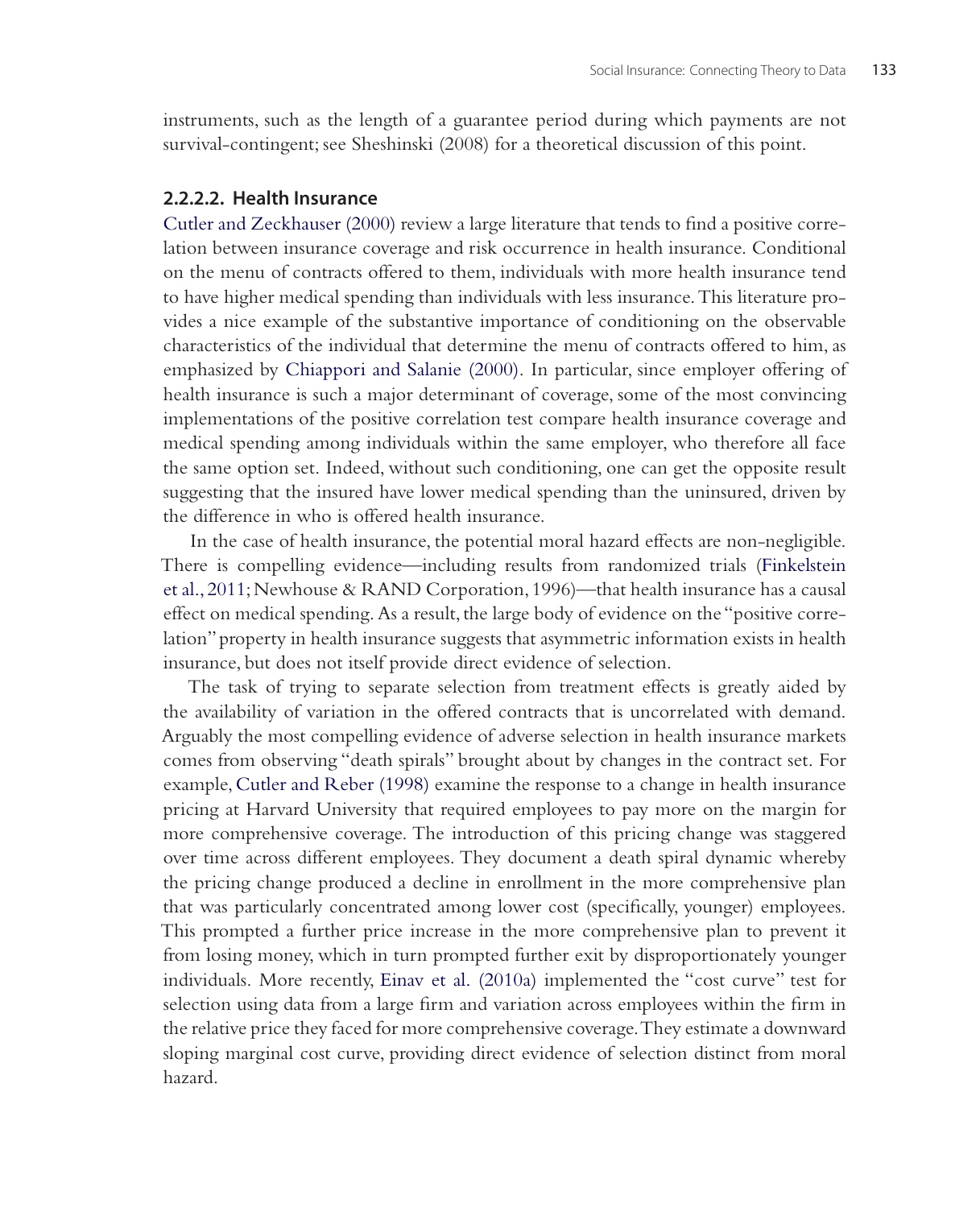instruments, such as the length of a guarantee period during which payments are not survival-contingent; see Sheshinski (2008) for a theoretical discussion of this point.

#### 2.2.2.2. Health Insurance

Cutler and Zeckhauser (2000) review a large literature that tends to find a positive correlation between insurance coverage and risk occurrence in health insurance. Conditional on the menu of contracts offered to them, individuals with more health insurance tend to have higher medical spending than individuals with less insurance. This literature provides a nice example of the substantive importance of conditioning on the observable characteristics of the individual that determine the menu of contracts offered to him, as emphasized by Chiappori and Salanie (2000). In particular, since employer offering of health insurance is such a major determinant of coverage, some of the most convincing implementations of the positive correlation test compare health insurance coverage and medical spending among individuals within the same employer, who therefore all face the same option set. Indeed, without such conditioning, one can get the opposite result suggesting that the insured have lower medical spending than the uninsured, driven by the difference in who is offered health insurance.

In the case of health insurance, the potential moral hazard effects are non-negligible. There is compelling evidence—including results from randomized trials (Finkelstein et al., 2011; Newhouse & RAND Corporation, 1996)—that health insurance has a causal effect on medical spending. As a result, the large body of evidence on the "positive correlation" property in health insurance suggests that asymmetric information exists in health insurance, but does not itself provide direct evidence of selection.

The task of trying to separate selection from treatment effects is greatly aided by the availability of variation in the offered contracts that is uncorrelated with demand. Arguably the most compelling evidence of adverse selection in health insurance markets comes from observing "death spirals" brought about by changes in the contract set. For example, Cutler and Reber (1998) examine the response to a change in health insurance pricing at Harvard University that required employees to pay more on the margin for more comprehensive coverage. The introduction of this pricing change was staggered over time across different employees. They document a death spiral dynamic whereby the pricing change produced a decline in enrollment in the more comprehensive plan that was particularly concentrated among lower cost (specifically, younger) employees. This prompted a further price increase in the more comprehensive plan to prevent it from losing money, which in turn prompted further exit by disproportionately younger individuals. More recently, Einav et al. (2010a) implemented the "cost curve" test for selection using data from a large firm and variation across employees within the firm in the relative price they faced for more comprehensive coverage. They estimate a downward sloping marginal cost curve, providing direct evidence of selection distinct from moral hazard.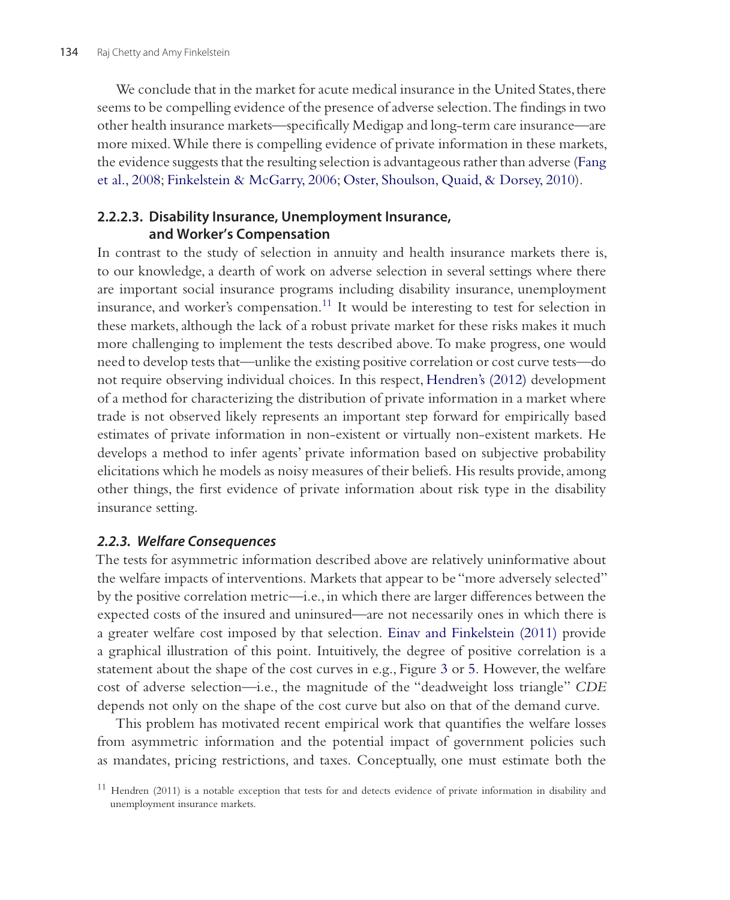We conclude that in the market for acute medical insurance in the United States, there seems to be compelling evidence of the presence of adverse selection. The findings in two other health insurance markets—specifically Medigap and long-term care insurance—are more mixed. While there is compelling evidence of private information in these markets, the evidence suggests that the resulting selection is advantageous rather than adverse (Fang et al., 2008; Finkelstein & McGarry, 2006; Oster, Shoulson, Quaid, & Dorsey, 2010).

#### 2.2.2.3. Disability Insurance, Unemployment Insurance, and Worker's Compensation

In contrast to the study of selection in annuity and health insurance markets there is, to our knowledge, a dearth of work on adverse selection in several settings where there are important social insurance programs including disability insurance, unemployment insurance, and worker's compensation.[11] It would be interesting to test for selection in these markets, although the lack of a robust private market for these risks makes it much more challenging to implement the tests described above. To make progress, one would need to develop tests that—unlike the existing positive correlation or cost curve tests—do not require observing individual choices. In this respect, Hendren's (2012) development of a method for characterizing the distribution of private information in a market where trade is not observed likely represents an important step forward for empirically based estimates of private information in non-existent or virtually non-existent markets. He develops a method to infer agents' private information based on subjective probability elicitations which he models as noisy measures of their beliefs. His results provide, among other things, the first evidence of private information about risk type in the disability insurance setting.

### *2.2.3. Welfare Consequences*

The tests for asymmetric information described above are relatively uninformative about the welfare impacts of interventions. Markets that appear to be "more adversely selected" by the positive correlation metric—i.e., in which there are larger differences between the expected costs of the insured and uninsured—are not necessarily ones in which there is a greater welfare cost imposed by that selection. Einav and Finkelstein (2011) provide a graphical illustration of this point. Intuitively, the degree of positive correlation is a statement about the shape of the cost curves in e.g., Figure 3 or 5. However, the welfare cost of adverse selection—i.e., the magnitude of the "deadweight loss triangle" *CDE* depends not only on the shape of the cost curve but also on that of the demand curve.

This problem has motivated recent empirical work that quantifies the welfare losses from asymmetric information and the potential impact of government policies such as mandates, pricing restrictions, and taxes. Conceptually, one must estimate both the

[11] Hendren (2011) is a notable exception that tests for and detects evidence of private information in disability and unemployment insurance markets.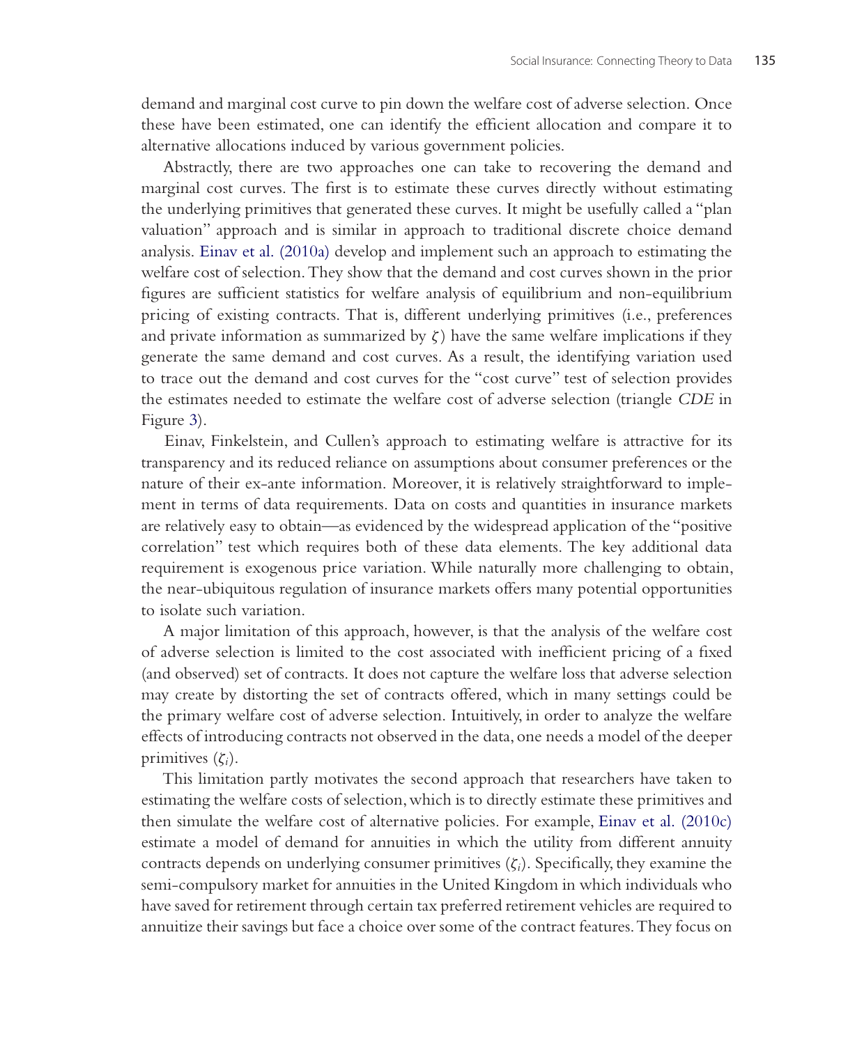demand and marginal cost curve to pin down the welfare cost of adverse selection. Once these have been estimated, one can identify the efficient allocation and compare it to alternative allocations induced by various government policies.

Abstractly, there are two approaches one can take to recovering the demand and marginal cost curves. The first is to estimate these curves directly without estimating the underlying primitives that generated these curves. It might be usefully called a "plan valuation" approach and is similar in approach to traditional discrete choice demand analysis. Einav et al. (2010a) develop and implement such an approach to estimating the welfare cost of selection. They show that the demand and cost curves shown in the prior figures are sufficient statistics for welfare analysis of equilibrium and non-equilibrium pricing of existing contracts. That is, different underlying primitives (i.e., preferences and private information as summarized by $\zeta$) have the same welfare implications if they generate the same demand and cost curves. As a result, the identifying variation used to trace out the demand and cost curves for the "cost curve" test of selection provides the estimates needed to estimate the welfare cost of adverse selection (triangle *CDE* in Figure 3).

Einav, Finkelstein, and Cullen's approach to estimating welfare is attractive for its transparency and its reduced reliance on assumptions about consumer preferences or the nature of their ex-ante information. Moreover, it is relatively straightforward to implement in terms of data requirements. Data on costs and quantities in insurance markets are relatively easy to obtain—as evidenced by the widespread application of the "positive correlation" test which requires both of these data elements. The key additional data requirement is exogenous price variation. While naturally more challenging to obtain, the near-ubiquitous regulation of insurance markets offers many potential opportunities to isolate such variation.

A major limitation of this approach, however, is that the analysis of the welfare cost of adverse selection is limited to the cost associated with inefficient pricing of a fixed (and observed) set of contracts. It does not capture the welfare loss that adverse selection may create by distorting the set of contracts offered, which in many settings could be the primary welfare cost of adverse selection. Intuitively, in order to analyze the welfare effects of introducing contracts not observed in the data, one needs a model of the deeper primitives ($\zeta_i$).

This limitation partly motivates the second approach that researchers have taken to estimating the welfare costs of selection, which is to directly estimate these primitives and then simulate the welfare cost of alternative policies. For example, Einav et al. (2010c) estimate a model of demand for annuities in which the utility from different annuity contracts depends on underlying consumer primitives ($\zeta_i$). Specifically, they examine the semi-compulsory market for annuities in the United Kingdom in which individuals who have saved for retirement through certain tax preferred retirement vehicles are required to annuitize their savings but face a choice over some of the contract features. They focus on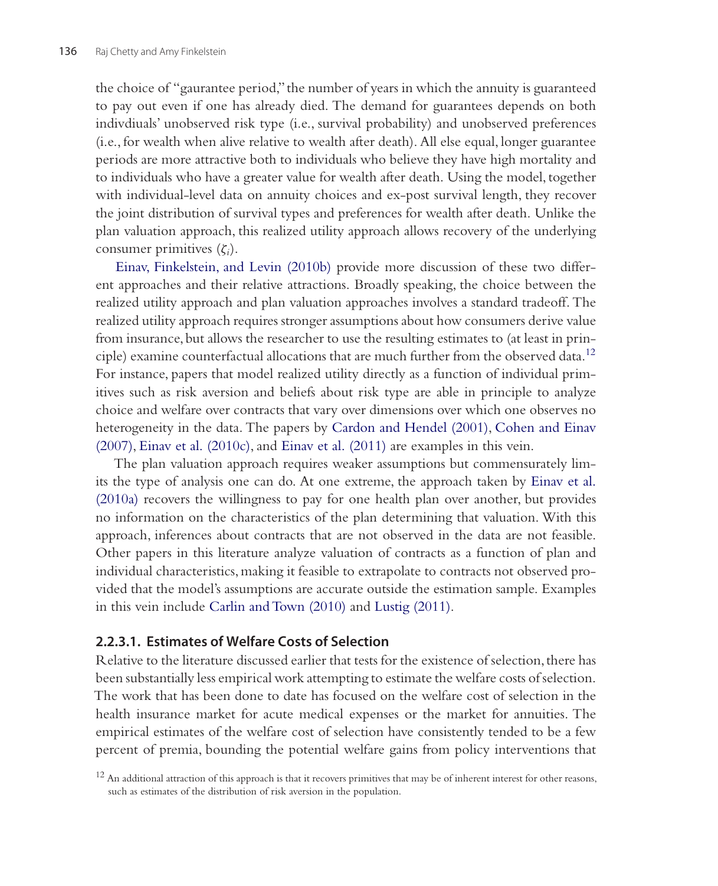the choice of "gaurantee period," the number of years in which the annuity is guaranteed to pay out even if one has already died. The demand for guarantees depends on both indivdiuals' unobserved risk type (i.e., survival probability) and unobserved preferences (i.e., for wealth when alive relative to wealth after death). All else equal, longer guarantee periods are more attractive both to individuals who believe they have high mortality and to individuals who have a greater value for wealth after death. Using the model, together with individual-level data on annuity choices and ex-post survival length, they recover the joint distribution of survival types and preferences for wealth after death. Unlike the plan valuation approach, this realized utility approach allows recovery of the underlying consumer primitives ($\zeta_i$).

Einav, Finkelstein, and Levin (2010b) provide more discussion of these two different approaches and their relative attractions. Broadly speaking, the choice between the realized utility approach and plan valuation approaches involves a standard tradeoff. The realized utility approach requires stronger assumptions about how consumers derive value from insurance, but allows the researcher to use the resulting estimates to (at least in principle) examine counterfactual allocations that are much further from the observed data.[12] For instance, papers that model realized utility directly as a function of individual primitives such as risk aversion and beliefs about risk type are able in principle to analyze choice and welfare over contracts that vary over dimensions over which one observes no heterogeneity in the data. The papers by Cardon and Hendel (2001), Cohen and Einav (2007), Einav et al. (2010c), and Einav et al. (2011) are examples in this vein.

The plan valuation approach requires weaker assumptions but commensurately limits the type of analysis one can do. At one extreme, the approach taken by Einav et al. (2010a) recovers the willingness to pay for one health plan over another, but provides no information on the characteristics of the plan determining that valuation. With this approach, inferences about contracts that are not observed in the data are not feasible. Other papers in this literature analyze valuation of contracts as a function of plan and individual characteristics, making it feasible to extrapolate to contracts not observed provided that the model's assumptions are accurate outside the estimation sample. Examples in this vein include Carlin and Town (2010) and Lustig (2011).

#### 2.2.3.1. Estimates of Welfare Costs of Selection

Relative to the literature discussed earlier that tests for the existence of selection, there has been substantially less empirical work attempting to estimate the welfare costs of selection. The work that has been done to date has focused on the welfare cost of selection in the health insurance market for acute medical expenses or the market for annuities. The empirical estimates of the welfare cost of selection have consistently tended to be a few percent of premia, bounding the potential welfare gains from policy interventions that

[12] An additional attraction of this approach is that it recovers primitives that may be of inherent interest for other reasons, such as estimates of the distribution of risk aversion in the population.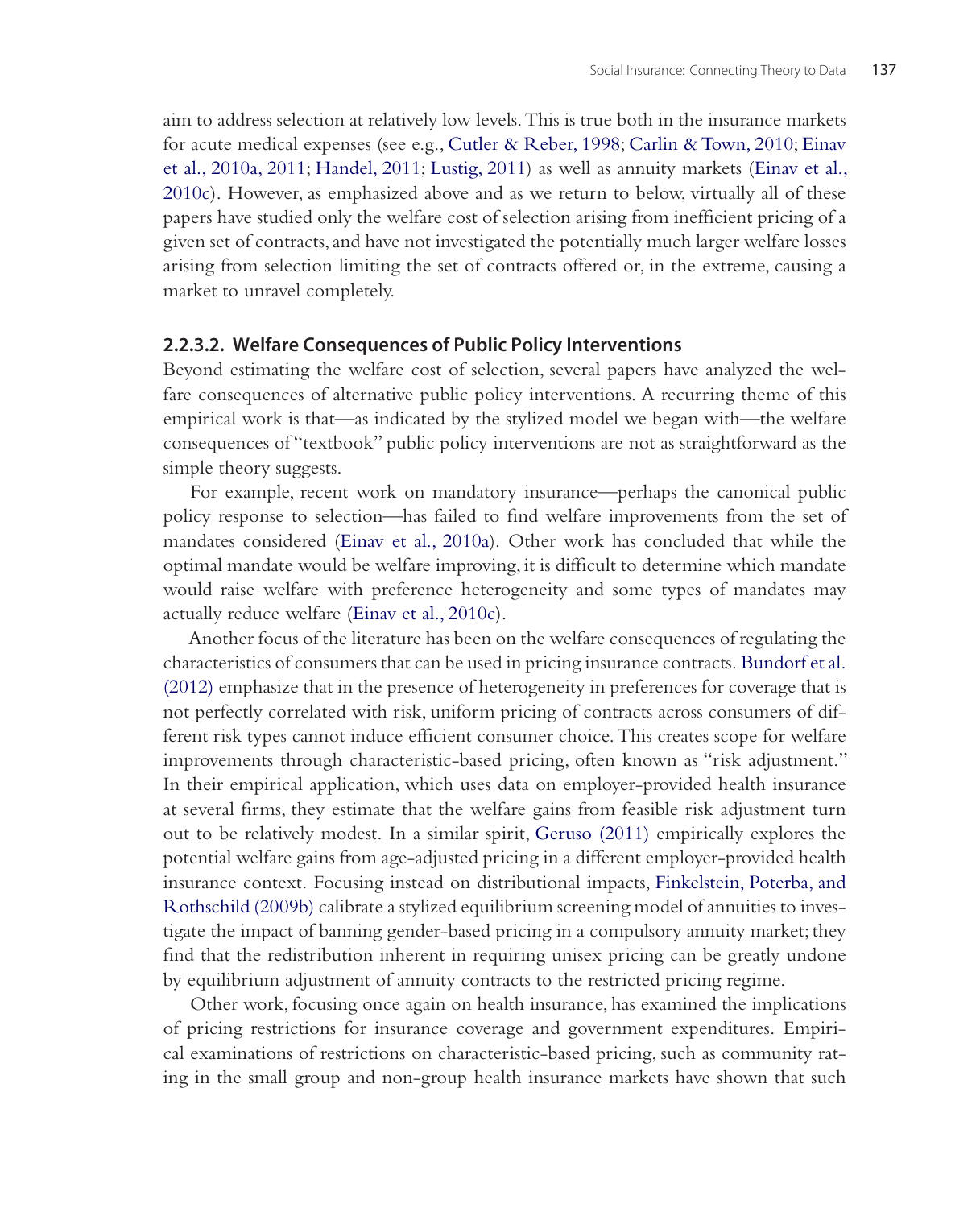aim to address selection at relatively low levels. This is true both in the insurance markets for acute medical expenses (see e.g., Cutler & Reber, 1998; Carlin & Town, 2010; Einav et al., 2010a, 2011; Handel, 2011; Lustig, 2011) as well as annuity markets (Einav et al., 2010c). However, as emphasized above and as we return to below, virtually all of these papers have studied only the welfare cost of selection arising from inefficient pricing of a given set of contracts, and have not investigated the potentially much larger welfare losses arising from selection limiting the set of contracts offered or, in the extreme, causing a market to unravel completely.

#### 2.2.3.2. Welfare Consequences of Public Policy Interventions

Beyond estimating the welfare cost of selection, several papers have analyzed the welfare consequences of alternative public policy interventions. A recurring theme of this empirical work is that—as indicated by the stylized model we began with—the welfare consequences of "textbook" public policy interventions are not as straightforward as the simple theory suggests.

For example, recent work on mandatory insurance—perhaps the canonical public policy response to selection—has failed to find welfare improvements from the set of mandates considered (Einav et al., 2010a). Other work has concluded that while the optimal mandate would be welfare improving, it is difficult to determine which mandate would raise welfare with preference heterogeneity and some types of mandates may actually reduce welfare (Einav et al., 2010c).

Another focus of the literature has been on the welfare consequences of regulating the characteristics of consumers that can be used in pricing insurance contracts. Bundorf et al. (2012) emphasize that in the presence of heterogeneity in preferences for coverage that is not perfectly correlated with risk, uniform pricing of contracts across consumers of different risk types cannot induce efficient consumer choice. This creates scope for welfare improvements through characteristic-based pricing, often known as "risk adjustment." In their empirical application, which uses data on employer-provided health insurance at several firms, they estimate that the welfare gains from feasible risk adjustment turn out to be relatively modest. In a similar spirit, Geruso (2011) empirically explores the potential welfare gains from age-adjusted pricing in a different employer-provided health insurance context. Focusing instead on distributional impacts, Finkelstein, Poterba, and Rothschild (2009b) calibrate a stylized equilibrium screening model of annuities to investigate the impact of banning gender-based pricing in a compulsory annuity market; they find that the redistribution inherent in requiring unisex pricing can be greatly undone by equilibrium adjustment of annuity contracts to the restricted pricing regime.

Other work, focusing once again on health insurance, has examined the implications of pricing restrictions for insurance coverage and government expenditures. Empirical examinations of restrictions on characteristic-based pricing, such as community rating in the small group and non-group health insurance markets have shown that such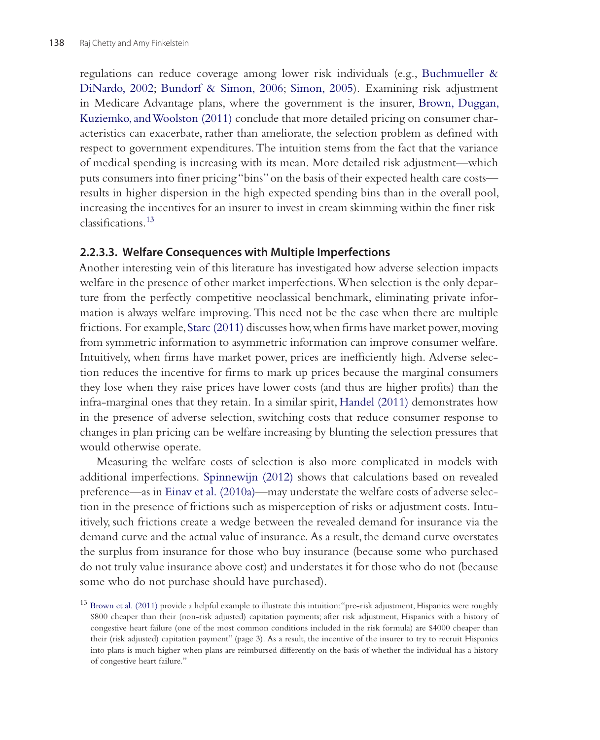regulations can reduce coverage among lower risk individuals (e.g., Buchmueller & DiNardo, 2002; Bundorf & Simon, 2006; Simon, 2005). Examining risk adjustment in Medicare Advantage plans, where the government is the insurer, Brown, Duggan, Kuziemko, and Woolston (2011) conclude that more detailed pricing on consumer characteristics can exacerbate, rather than ameliorate, the selection problem as defined with respect to government expenditures. The intuition stems from the fact that the variance of medical spending is increasing with its mean. More detailed risk adjustment—which puts consumers into finer pricing "bins" on the basis of their expected health care costs—results in higher dispersion in the high expected spending bins than in the overall pool, increasing the incentives for an insurer to invest in cream skimming within the finer risk classifications.[13]

#### 2.2.3.3. Welfare Consequences with Multiple Imperfections

Another interesting vein of this literature has investigated how adverse selection impacts welfare in the presence of other market imperfections. When selection is the only departure from the perfectly competitive neoclassical benchmark, eliminating private information is always welfare improving. This need not be the case when there are multiple frictions. For example, Starc (2011) discusses how, when firms have market power, moving from symmetric information to asymmetric information can improve consumer welfare. Intuitively, when firms have market power, prices are inefficiently high. Adverse selection reduces the incentive for firms to mark up prices because the marginal consumers they lose when they raise prices have lower costs (and thus are higher profits) than the infra-marginal ones that they retain. In a similar spirit, Handel (2011) demonstrates how in the presence of adverse selection, switching costs that reduce consumer response to changes in plan pricing can be welfare increasing by blunting the selection pressures that would otherwise operate.

Measuring the welfare costs of selection is also more complicated in models with additional imperfections. Spinnewijn (2012) shows that calculations based on revealed preference—as in Einav et al. (2010a)—may understate the welfare costs of adverse selection in the presence of frictions such as misperception of risks or adjustment costs. Intuitively, such frictions create a wedge between the revealed demand for insurance via the demand curve and the actual value of insurance. As a result, the demand curve overstates the surplus from insurance for those who buy insurance (because some who purchased do not truly value insurance above cost) and understates it for those who do not (because some who do not purchase should have purchased).

[13] Brown et al. (2011) provide a helpful example to illustrate this intuition: "pre-risk adjustment, Hispanics were roughly $800 cheaper than their (non-risk adjusted) capitation payments; after risk adjustment, Hispanics with a history of congestive heart failure (one of the most common conditions included in the risk formula) are $4000 cheaper than their (risk adjusted) capitation payment" (page 3). As a result, the incentive of the insurer to try to recruit Hispanics into plans is much higher when plans are reimbursed differently on the basis of whether the individual has a history of congestive heart failure."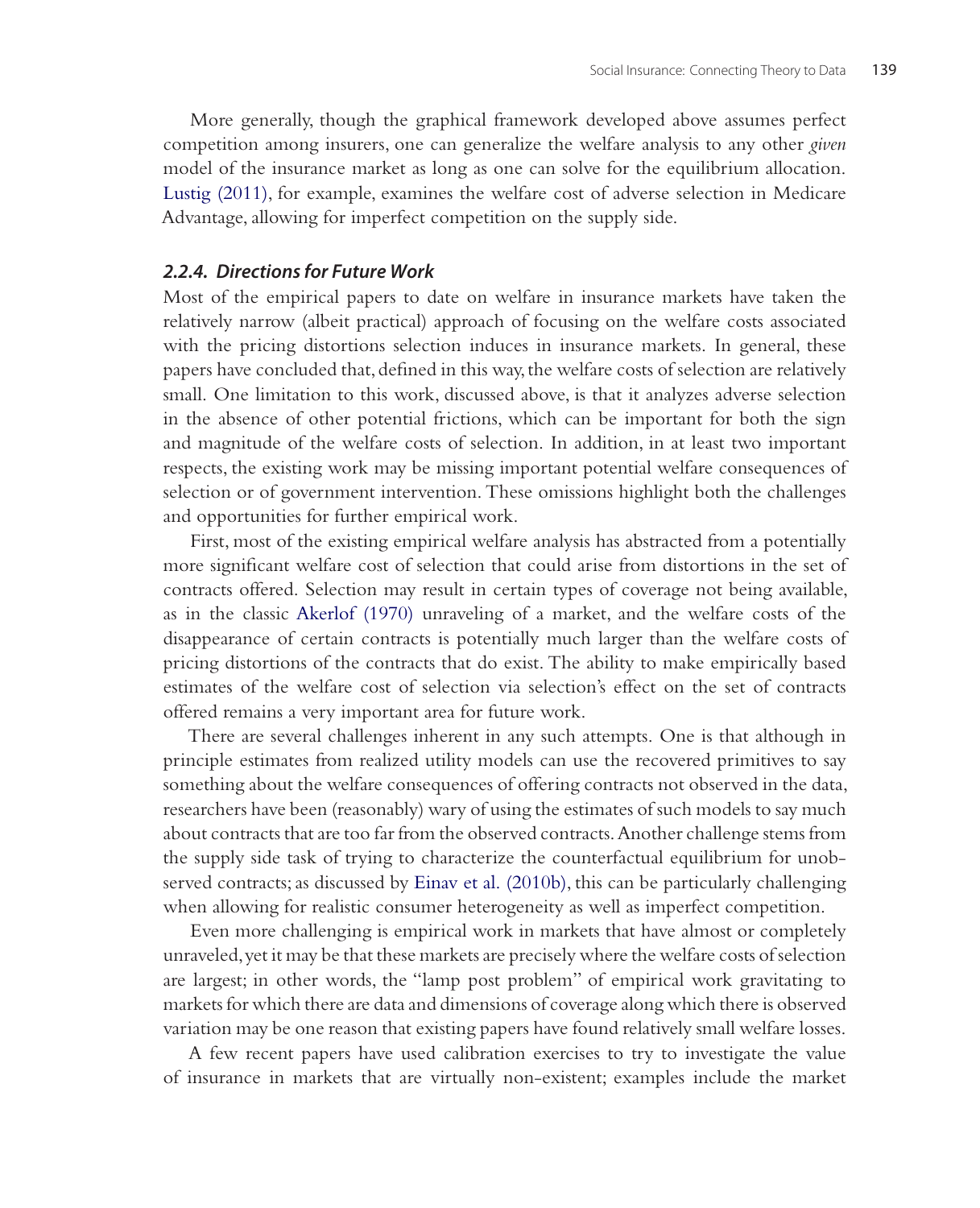More generally, though the graphical framework developed above assumes perfect competition among insurers, one can generalize the welfare analysis to any other *given* model of the insurance market as long as one can solve for the equilibrium allocation. Lustig (2011), for example, examines the welfare cost of adverse selection in Medicare Advantage, allowing for imperfect competition on the supply side.

### 2.2.4. Directions for Future Work

Most of the empirical papers to date on welfare in insurance markets have taken the relatively narrow (albeit practical) approach of focusing on the welfare costs associated with the pricing distortions selection induces in insurance markets. In general, these papers have concluded that, defined in this way, the welfare costs of selection are relatively small. One limitation to this work, discussed above, is that it analyzes adverse selection in the absence of other potential frictions, which can be important for both the sign and magnitude of the welfare costs of selection. In addition, in at least two important respects, the existing work may be missing important potential welfare consequences of selection or of government intervention. These omissions highlight both the challenges and opportunities for further empirical work.

First, most of the existing empirical welfare analysis has abstracted from a potentially more significant welfare cost of selection that could arise from distortions in the set of contracts offered. Selection may result in certain types of coverage not being available, as in the classic Akerlof (1970) unraveling of a market, and the welfare costs of the disappearance of certain contracts is potentially much larger than the welfare costs of pricing distortions of the contracts that do exist. The ability to make empirically based estimates of the welfare cost of selection via selection's effect on the set of contracts offered remains a very important area for future work.

There are several challenges inherent in any such attempts. One is that although in principle estimates from realized utility models can use the recovered primitives to say something about the welfare consequences of offering contracts not observed in the data, researchers have been (reasonably) wary of using the estimates of such models to say much about contracts that are too far from the observed contracts. Another challenge stems from the supply side task of trying to characterize the counterfactual equilibrium for unobserved contracts; as discussed by Einav et al. (2010b), this can be particularly challenging when allowing for realistic consumer heterogeneity as well as imperfect competition.

Even more challenging is empirical work in markets that have almost or completely unraveled, yet it may be that these markets are precisely where the welfare costs of selection are largest; in other words, the "lamp post problem" of empirical work gravitating to markets for which there are data and dimensions of coverage along which there is observed variation may be one reason that existing papers have found relatively small welfare losses.

A few recent papers have used calibration exercises to try to investigate the value of insurance in markets that are virtually non-existent; examples include the market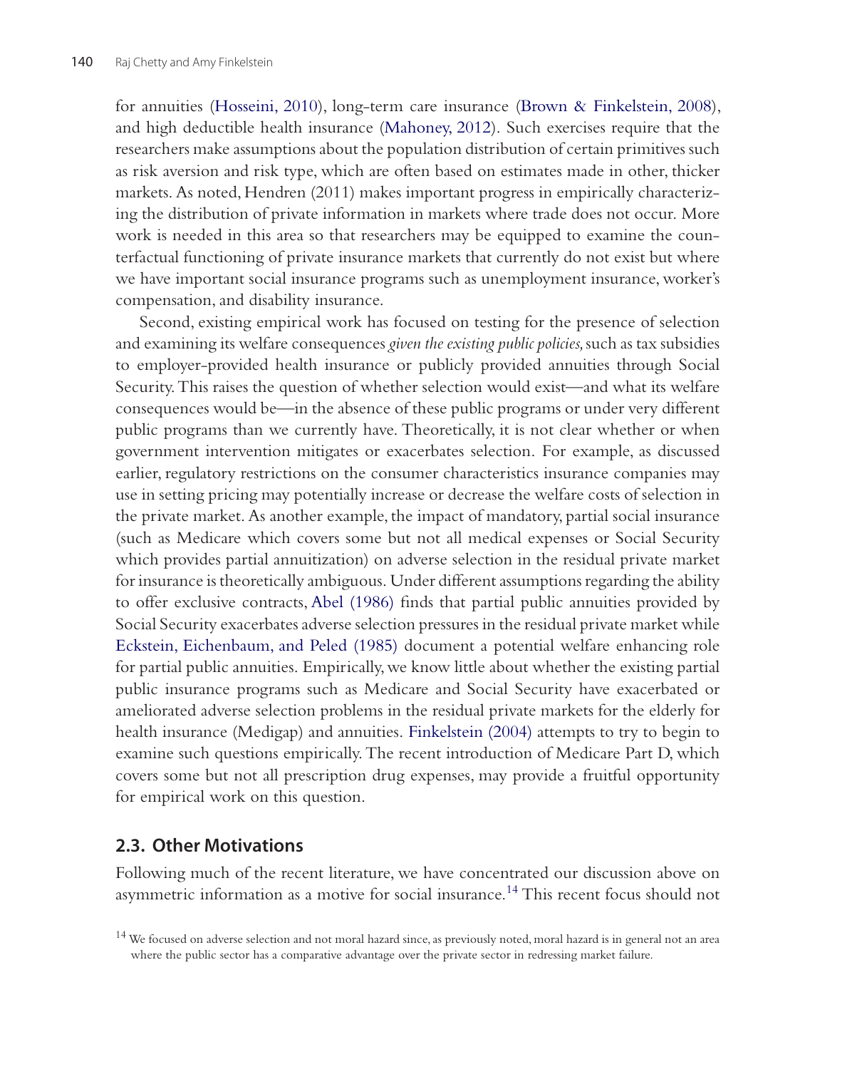for annuities (Hosseini, 2010), long-term care insurance (Brown & Finkelstein, 2008), and high deductible health insurance (Mahoney, 2012). Such exercises require that the researchers make assumptions about the population distribution of certain primitives such as risk aversion and risk type, which are often based on estimates made in other, thicker markets. As noted, Hendren (2011) makes important progress in empirically characterizing the distribution of private information in markets where trade does not occur. More work is needed in this area so that researchers may be equipped to examine the counterfactual functioning of private insurance markets that currently do not exist but where we have important social insurance programs such as unemployment insurance, worker's compensation, and disability insurance.

Second, existing empirical work has focused on testing for the presence of selection and examining its welfare consequences *given the existing public policies,* such as tax subsidies to employer-provided health insurance or publicly provided annuities through Social Security. This raises the question of whether selection would exist—and what its welfare consequences would be—in the absence of these public programs or under very different public programs than we currently have. Theoretically, it is not clear whether or when government intervention mitigates or exacerbates selection. For example, as discussed earlier, regulatory restrictions on the consumer characteristics insurance companies may use in setting pricing may potentially increase or decrease the welfare costs of selection in the private market. As another example, the impact of mandatory, partial social insurance (such as Medicare which covers some but not all medical expenses or Social Security which provides partial annuitization) on adverse selection in the residual private market for insurance is theoretically ambiguous. Under different assumptions regarding the ability to offer exclusive contracts, Abel (1986) finds that partial public annuities provided by Social Security exacerbates adverse selection pressures in the residual private market while Eckstein, Eichenbaum, and Peled (1985) document a potential welfare enhancing role for partial public annuities. Empirically, we know little about whether the existing partial public insurance programs such as Medicare and Social Security have exacerbated or ameliorated adverse selection problems in the residual private markets for the elderly for health insurance (Medigap) and annuities. Finkelstein (2004) attempts to try to begin to examine such questions empirically. The recent introduction of Medicare Part D, which covers some but not all prescription drug expenses, may provide a fruitful opportunity for empirical work on this question.

## 2.3. Other Motivations

Following much of the recent literature, we have concentrated our discussion above on asymmetric information as a motive for social insurance.[14] This recent focus should not

[14] We focused on adverse selection and not moral hazard since, as previously noted, moral hazard is in general not an area where the public sector has a comparative advantage over the private sector in redressing market failure.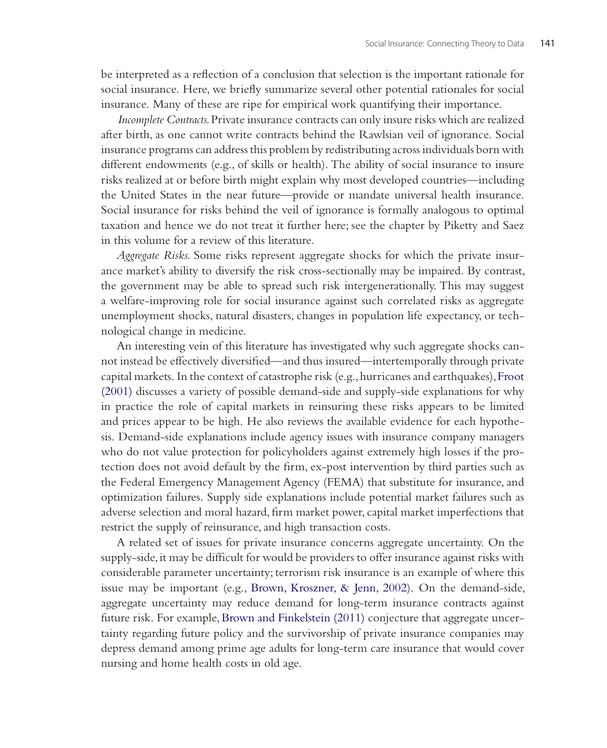be interpreted as a reflection of a conclusion that selection is the important rationale for social insurance. Here, we briefly summarize several other potential rationales for social insurance. Many of these are ripe for empirical work quantifying their importance.

*Incomplete Contracts.* Private insurance contracts can only insure risks which are realized after birth, as one cannot write contracts behind the Rawlsian veil of ignorance. Social insurance programs can address this problem by redistributing across individuals born with different endowments (e.g., of skills or health). The ability of social insurance to insure risks realized at or before birth might explain why most developed countries—including the United States in the near future—provide or mandate universal health insurance. Social insurance for risks behind the veil of ignorance is formally analogous to optimal taxation and hence we do not treat it further here; see the chapter by Piketty and Saez in this volume for a review of this literature.

*Aggregate Risks.* Some risks represent aggregate shocks for which the private insurance market's ability to diversify the risk cross-sectionally may be impaired. By contrast, the government may be able to spread such risk intergenerationally. This may suggest a welfare-improving role for social insurance against such correlated risks as aggregate unemployment shocks, natural disasters, changes in population life expectancy, or technological change in medicine.

An interesting vein of this literature has investigated why such aggregate shocks cannot instead be effectively diversified—and thus insured—intertemporally through private capital markets. In the context of catastrophe risk (e.g., hurricanes and earthquakes), Froot (2001) discusses a variety of possible demand-side and supply-side explanations for why in practice the role of capital markets in reinsuring these risks appears to be limited and prices appear to be high. He also reviews the available evidence for each hypothesis. Demand-side explanations include agency issues with insurance company managers who do not value protection for policyholders against extremely high losses if the protection does not avoid default by the firm, ex-post intervention by third parties such as the Federal Emergency Management Agency (FEMA) that substitute for insurance, and optimization failures. Supply side explanations include potential market failures such as adverse selection and moral hazard, firm market power, capital market imperfections that restrict the supply of reinsurance, and high transaction costs.

A related set of issues for private insurance concerns aggregate uncertainty. On the supply-side, it may be difficult for would be providers to offer insurance against risks with considerable parameter uncertainty; terrorism risk insurance is an example of where this issue may be important (e.g., Brown, Kroszner, & Jenn, 2002). On the demand-side, aggregate uncertainty may reduce demand for long-term insurance contracts against future risk. For example, Brown and Finkelstein (2011) conjecture that aggregate uncertainty regarding future policy and the survivorship of private insurance companies may depress demand among prime age adults for long-term care insurance that would cover nursing and home health costs in old age.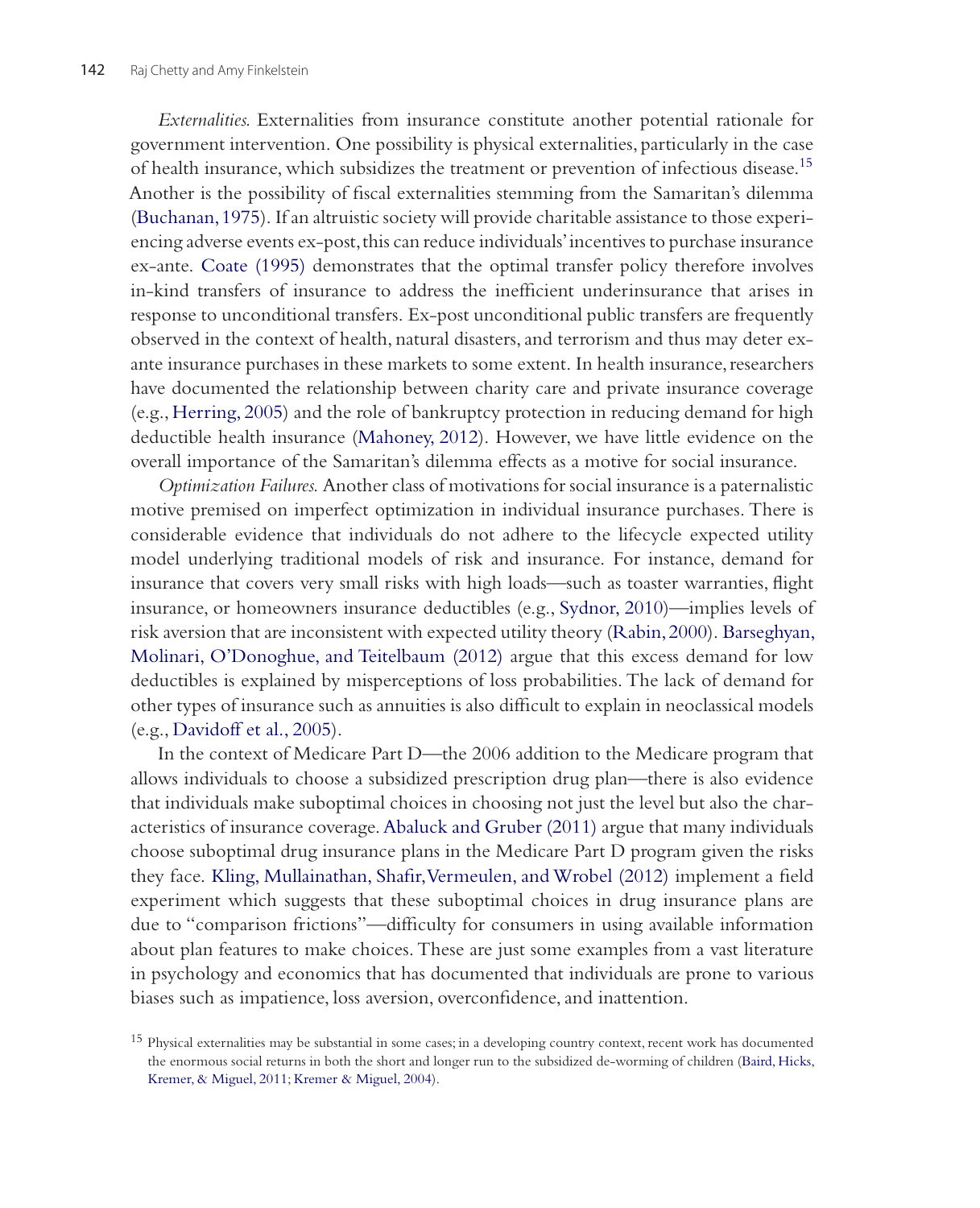*Externalities.* Externalities from insurance constitute another potential rationale for government intervention. One possibility is physical externalities, particularly in the case of health insurance, which subsidizes the treatment or prevention of infectious disease.[15] Another is the possibility of fiscal externalities stemming from the Samaritan's dilemma (Buchanan, 1975). If an altruistic society will provide charitable assistance to those experiencing adverse events ex-post, this can reduce individuals' incentives to purchase insurance ex-ante. Coate (1995) demonstrates that the optimal transfer policy therefore involves in-kind transfers of insurance to address the inefficient underinsurance that arises in response to unconditional transfers. Ex-post unconditional public transfers are frequently observed in the context of health, natural disasters, and terrorism and thus may deter ex-ante insurance purchases in these markets to some extent. In health insurance, researchers have documented the relationship between charity care and private insurance coverage (e.g., Herring, 2005) and the role of bankruptcy protection in reducing demand for high deductible health insurance (Mahoney, 2012). However, we have little evidence on the overall importance of the Samaritan's dilemma effects as a motive for social insurance.

*Optimization Failures.* Another class of motivations for social insurance is a paternalistic motive premised on imperfect optimization in individual insurance purchases. There is considerable evidence that individuals do not adhere to the lifecycle expected utility model underlying traditional models of risk and insurance. For instance, demand for insurance that covers very small risks with high loads—such as toaster warranties, flight insurance, or homeowners insurance deductibles (e.g., Sydnor, 2010)—implies levels of risk aversion that are inconsistent with expected utility theory (Rabin, 2000). Barseghyan, Molinari, O'Donoghue, and Teitelbaum (2012) argue that this excess demand for low deductibles is explained by misperceptions of loss probabilities. The lack of demand for other types of insurance such as annuities is also difficult to explain in neoclassical models (e.g., Davidoff et al., 2005).

In the context of Medicare Part D—the 2006 addition to the Medicare program that allows individuals to choose a subsidized prescription drug plan—there is also evidence that individuals make suboptimal choices in choosing not just the level but also the characteristics of insurance coverage. Abaluck and Gruber (2011) argue that many individuals choose suboptimal drug insurance plans in the Medicare Part D program given the risks they face. Kling, Mullainathan, Shafir, Vermeulen, and Wrobel (2012) implement a field experiment which suggests that these suboptimal choices in drug insurance plans are due to "comparison frictions"—difficulty for consumers in using available information about plan features to make choices. These are just some examples from a vast literature in psychology and economics that has documented that individuals are prone to various biases such as impatience, loss aversion, overconfidence, and inattention.

[15] Physical externalities may be substantial in some cases; in a developing country context, recent work has documented the enormous social returns in both the short and longer run to the subsidized de-worming of children (Baird, Hicks, Kremer, & Miguel, 2011; Kremer & Miguel, 2004).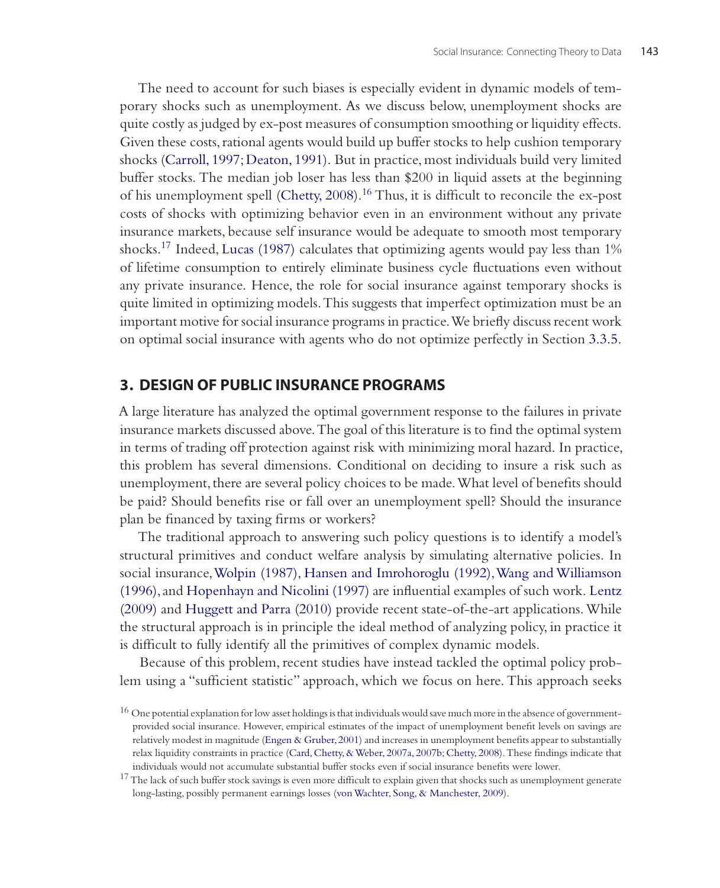The need to account for such biases is especially evident in dynamic models of temporary shocks such as unemployment. As we discuss below, unemployment shocks are quite costly as judged by ex-post measures of consumption smoothing or liquidity effects. Given these costs, rational agents would build up buffer stocks to help cushion temporary shocks (Carroll, 1997; Deaton, 1991). But in practice, most individuals build very limited buffer stocks. The median job loser has less than \$200 in liquid assets at the beginning of his unemployment spell (Chetty, 2008).[16] Thus, it is difficult to reconcile the ex-post costs of shocks with optimizing behavior even in an environment without any private insurance markets, because self insurance would be adequate to smooth most temporary shocks.[17] Indeed, Lucas (1987) calculates that optimizing agents would pay less than 1% of lifetime consumption to entirely eliminate business cycle fluctuations even without any private insurance. Hence, the role for social insurance against temporary shocks is quite limited in optimizing models. This suggests that imperfect optimization must be an important motive for social insurance programs in practice. We briefly discuss recent work on optimal social insurance with agents who do not optimize perfectly in Section 3.3.5.

## 3. DESIGN OF PUBLIC INSURANCE PROGRAMS

A large literature has analyzed the optimal government response to the failures in private insurance markets discussed above. The goal of this literature is to find the optimal system in terms of trading off protection against risk with minimizing moral hazard. In practice, this problem has several dimensions. Conditional on deciding to insure a risk such as unemployment, there are several policy choices to be made. What level of benefits should be paid? Should benefits rise or fall over an unemployment spell? Should the insurance plan be financed by taxing firms or workers?

The traditional approach to answering such policy questions is to identify a model's structural primitives and conduct welfare analysis by simulating alternative policies. In social insurance, Wolpin (1987), Hansen and Imrohoroglu (1992), Wang and Williamson (1996), and Hopenhayn and Nicolini (1997) are influential examples of such work. Lentz (2009) and Huggett and Parra (2010) provide recent state-of-the-art applications. While the structural approach is in principle the ideal method of analyzing policy, in practice it is difficult to fully identify all the primitives of complex dynamic models.

Because of this problem, recent studies have instead tackled the optimal policy problem using a "sufficient statistic" approach, which we focus on here. This approach seeks

[16] One potential explanation for low asset holdings is that individuals would save much more in the absence of government-provided social insurance. However, empirical estimates of the impact of unemployment benefit levels on savings are relatively modest in magnitude (Engen & Gruber, 2001) and increases in unemployment benefits appear to substantially relax liquidity constraints in practice (Card, Chetty, & Weber, 2007a, 2007b; Chetty, 2008). These findings indicate that individuals would not accumulate substantial buffer stocks even if social insurance benefits were lower.

[17] The lack of such buffer stock savings is even more difficult to explain given that shocks such as unemployment generate long-lasting, possibly permanent earnings losses (von Wachter, Song, & Manchester, 2009).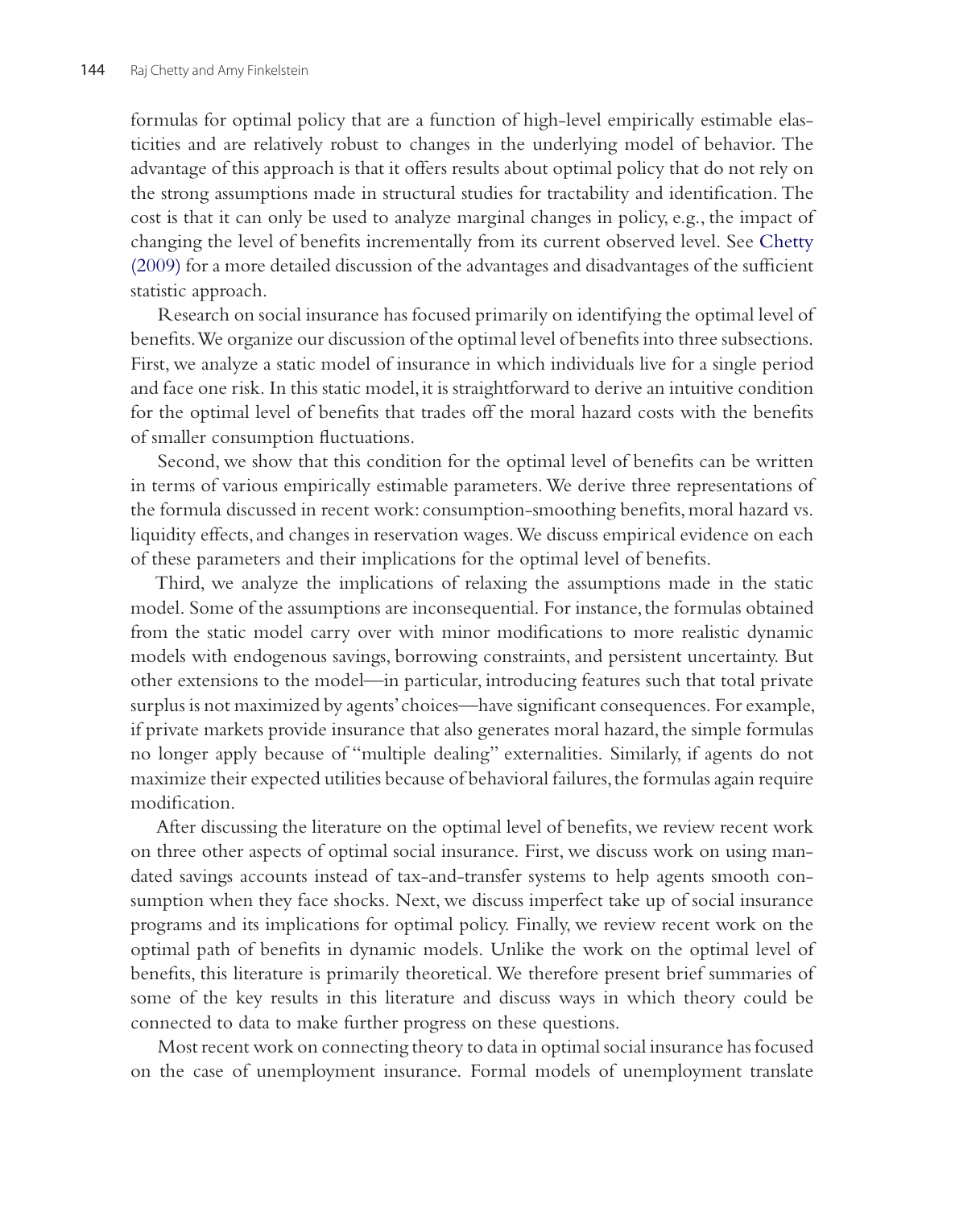formulas for optimal policy that are a function of high-level empirically estimable elasticities and are relatively robust to changes in the underlying model of behavior. The advantage of this approach is that it offers results about optimal policy that do not rely on the strong assumptions made in structural studies for tractability and identification. The cost is that it can only be used to analyze marginal changes in policy, e.g., the impact of changing the level of benefits incrementally from its current observed level. See Chetty (2009) for a more detailed discussion of the advantages and disadvantages of the sufficient statistic approach.

Research on social insurance has focused primarily on identifying the optimal level of benefits. We organize our discussion of the optimal level of benefits into three subsections. First, we analyze a static model of insurance in which individuals live for a single period and face one risk. In this static model, it is straightforward to derive an intuitive condition for the optimal level of benefits that trades off the moral hazard costs with the benefits of smaller consumption fluctuations.

Second, we show that this condition for the optimal level of benefits can be written in terms of various empirically estimable parameters. We derive three representations of the formula discussed in recent work: consumption-smoothing benefits, moral hazard vs. liquidity effects, and changes in reservation wages. We discuss empirical evidence on each of these parameters and their implications for the optimal level of benefits.

Third, we analyze the implications of relaxing the assumptions made in the static model. Some of the assumptions are inconsequential. For instance, the formulas obtained from the static model carry over with minor modifications to more realistic dynamic models with endogenous savings, borrowing constraints, and persistent uncertainty. But other extensions to the model—in particular, introducing features such that total private surplus is not maximized by agents' choices—have significant consequences. For example, if private markets provide insurance that also generates moral hazard, the simple formulas no longer apply because of "multiple dealing" externalities. Similarly, if agents do not maximize their expected utilities because of behavioral failures, the formulas again require modification.

After discussing the literature on the optimal level of benefits, we review recent work on three other aspects of optimal social insurance. First, we discuss work on using mandated savings accounts instead of tax-and-transfer systems to help agents smooth consumption when they face shocks. Next, we discuss imperfect take up of social insurance programs and its implications for optimal policy. Finally, we review recent work on the optimal path of benefits in dynamic models. Unlike the work on the optimal level of benefits, this literature is primarily theoretical. We therefore present brief summaries of some of the key results in this literature and discuss ways in which theory could be connected to data to make further progress on these questions.

Most recent work on connecting theory to data in optimal social insurance has focused on the case of unemployment insurance. Formal models of unemployment translate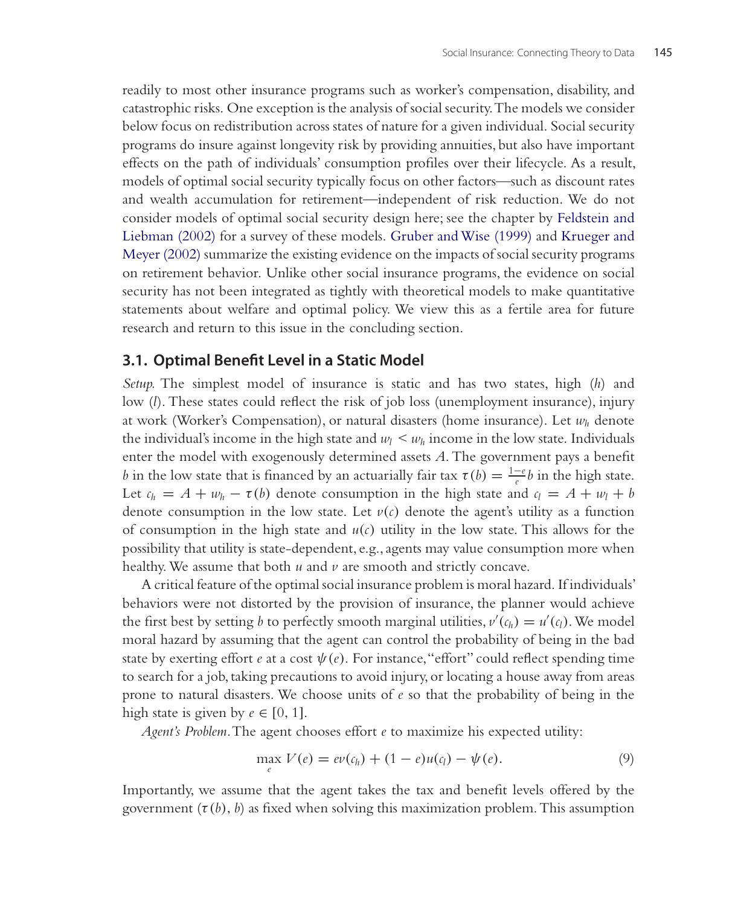readily to most other insurance programs such as worker's compensation, disability, and catastrophic risks. One exception is the analysis of social security. The models we consider below focus on redistribution across states of nature for a given individual. Social security programs do insure against longevity risk by providing annuities, but also have important effects on the path of individuals' consumption profiles over their lifecycle. As a result, models of optimal social security typically focus on other factors—such as discount rates and wealth accumulation for retirement—independent of risk reduction. We do not consider models of optimal social security design here; see the chapter by Feldstein and Liebman (2002) for a survey of these models. Gruber and Wise (1999) and Krueger and Meyer (2002) summarize the existing evidence on the impacts of social security programs on retirement behavior. Unlike other social insurance programs, the evidence on social security has not been integrated as tightly with theoretical models to make quantitative statements about welfare and optimal policy. We view this as a fertile area for future research and return to this issue in the concluding section.

## 3.1. Optimal Benefit Level in a Static Model

*Setup.* The simplest model of insurance is static and has two states, high ($h$) and low ($l$). These states could reflect the risk of job loss (unemployment insurance), injury at work (Worker's Compensation), or natural disasters (home insurance). Let $w_h$ denote the individual's income in the high state and $w_l < w_h$ income in the low state. Individuals enter the model with exogenously determined assets $A$. The government pays a benefit $b$ in the low state that is financed by an actuarially fair tax $\tau(b) = \frac{1-e}{e}b$ in the high state. Let $c_h = A + w_h - \tau(b)$ denote consumption in the high state and $c_l = A + w_l + b$ denote consumption in the low state. Let $v(c)$ denote the agent's utility as a function of consumption in the high state and $u(c)$ utility in the low state. This allows for the possibility that utility is state-dependent, e.g., agents may value consumption more when healthy. We assume that both $u$ and $v$ are smooth and strictly concave.

A critical feature of the optimal social insurance problem is moral hazard. If individuals' behaviors were not distorted by the provision of insurance, the planner would achieve the first best by setting $b$ to perfectly smooth marginal utilities, $v'(c_h) = u'(c_l)$. We model moral hazard by assuming that the agent can control the probability of being in the bad state by exerting effort $e$ at a cost $\psi(e)$. For instance, "effort" could reflect spending time to search for a job, taking precautions to avoid injury, or locating a house away from areas prone to natural disasters. We choose units of $e$ so that the probability of being in the high state is given by $e \in [0, 1]$.

*Agent's Problem.* The agent chooses effort $e$ to maximize his expected utility:

$$\max_{e} V(e) = ev(c_h) + (1-e)u(c_l) - \psi(e). \tag{9}$$

Importantly, we assume that the agent takes the tax and benefit levels offered by the government ($\tau(b)$, $b$) as fixed when solving this maximization problem. This assumption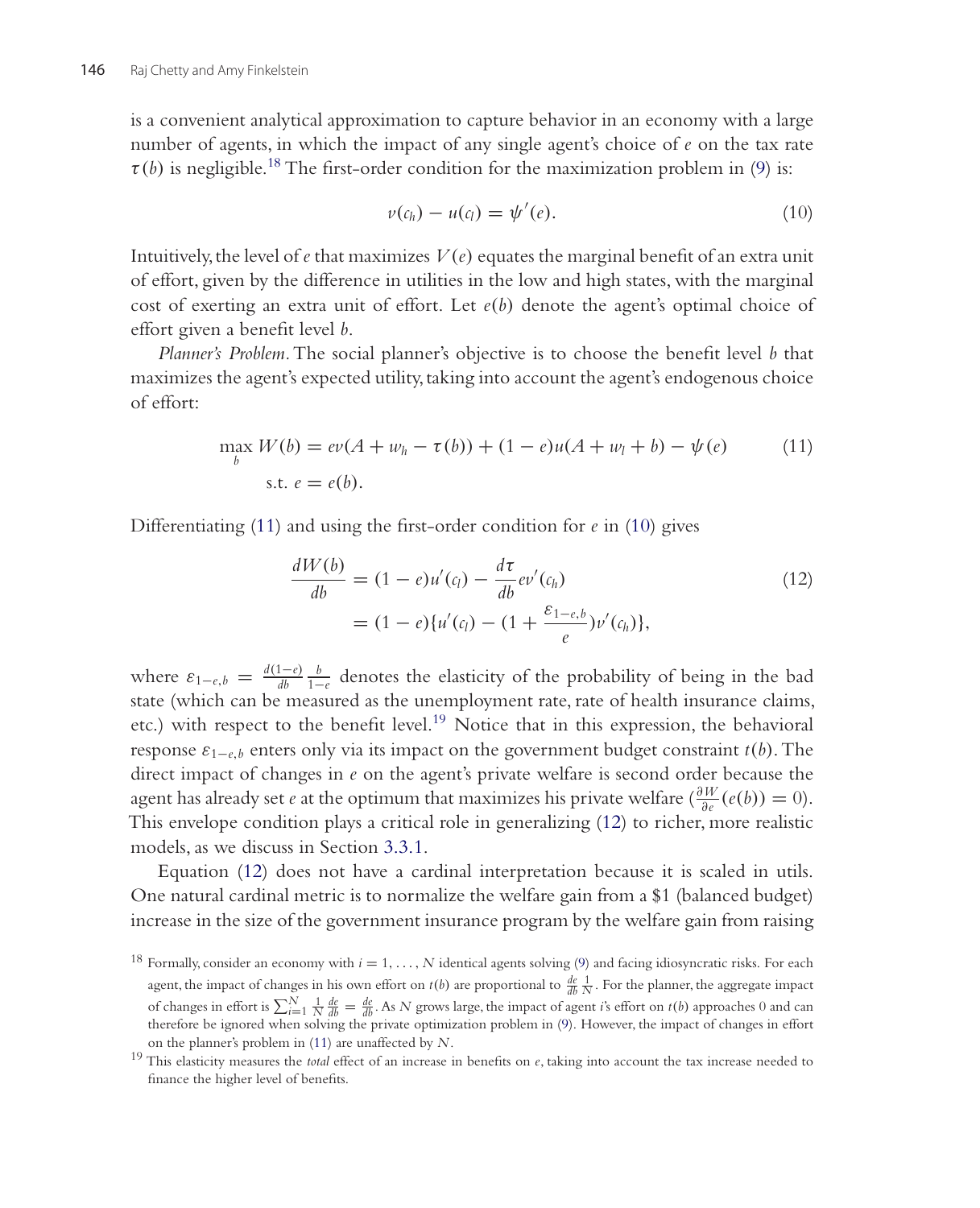is a convenient analytical approximation to capture behavior in an economy with a large number of agents, in which the impact of any single agent's choice of $e$ on the tax rate $\tau(b)$ is negligible.[18] The first-order condition for the maximization problem in (9) is:

$$v(c_h) - u(c_l) = \psi'(e). \tag{10}$$

Intuitively, the level of $e$ that maximizes $V(e)$ equates the marginal benefit of an extra unit of effort, given by the difference in utilities in the low and high states, with the marginal cost of exerting an extra unit of effort. Let $e(b)$ denote the agent's optimal choice of effort given a benefit level $b$.

*Planner's Problem.* The social planner's objective is to choose the benefit level $b$ that maximizes the agent's expected utility, taking into account the agent's endogenous choice of effort:

$$\max_b W(b) = ev(A + w_h - \tau(b)) + (1-e)u(A + w_l + b) - \psi(e) \tag{11}$$
$$\text{s.t. } e = e(b).$$

Differentiating (11) and using the first-order condition for $e$ in (10) gives

$$\begin{aligned} \frac{dW(b)}{db} &= (1-e)u'(c_l) - \frac{d\tau}{db}ev'(c_h) \\ &= (1-e)\{u'(c_l) - (1 + \frac{\varepsilon_{1-e,b}}{e})v'(c_h)\}, \end{aligned} \tag{12}$$

where $\varepsilon_{1-e,b} = \frac{d(1-e)}{db}\frac{b}{1-e}$ denotes the elasticity of the probability of being in the bad state (which can be measured as the unemployment rate, rate of health insurance claims, etc.) with respect to the benefit level.[19] Notice that in this expression, the behavioral response $\varepsilon_{1-e,b}$ enters only via its impact on the government budget constraint $t(b)$. The direct impact of changes in $e$ on the agent's private welfare is second order because the agent has already set $e$ at the optimum that maximizes his private welfare ($\frac{\partial W}{\partial e}(e(b)) = 0$). This envelope condition plays a critical role in generalizing (12) to richer, more realistic models, as we discuss in Section 3.3.1.

Equation (12) does not have a cardinal interpretation because it is scaled in utils. One natural cardinal metric is to normalize the welfare gain from a \$1 (balanced budget) increase in the size of the government insurance program by the welfare gain from raising

[18] Formally, consider an economy with $i = 1, \ldots, N$ identical agents solving (9) and facing idiosyncratic risks. For each agent, the impact of changes in his own effort on $t(b)$ are proportional to $\frac{de}{db}\frac{1}{N}$. For the planner, the aggregate impact of changes in effort is $\sum_{i=1}^{N}\frac{1}{N}\frac{de}{db} = \frac{de}{db}$. As $N$ grows large, the impact of agent $i$'s effort on $t(b)$ approaches 0 and can therefore be ignored when solving the private optimization problem in (9). However, the impact of changes in effort on the planner's problem in (11) are unaffected by $N$.

[19] This elasticity measures the *total* effect of an increase in benefits on $e$, taking into account the tax increase needed to finance the higher level of benefits.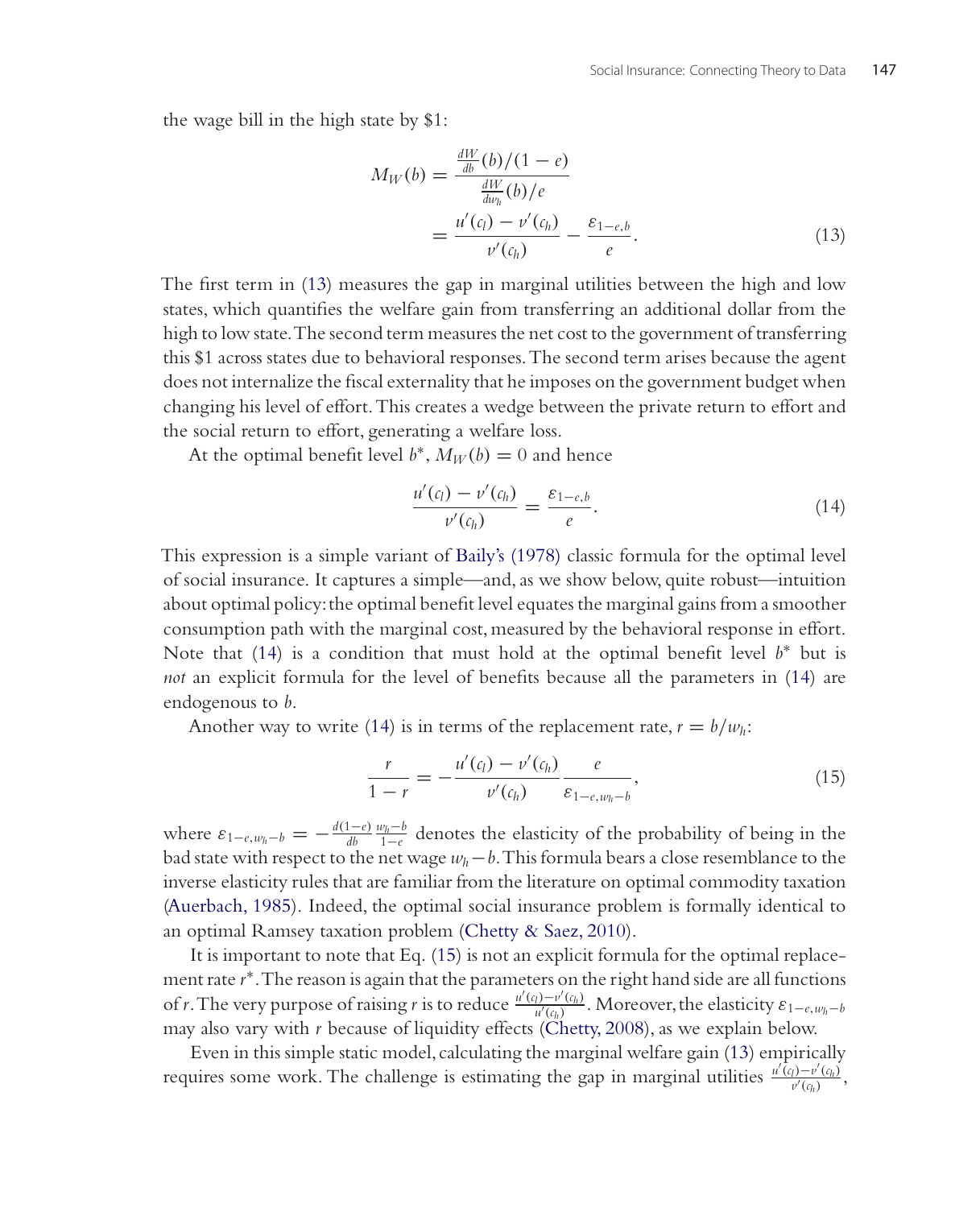the wage bill in the high state by \$1:

$$M_W(b) = \frac{\frac{dW}{db}(b)/(1-e)}{\frac{dW}{dw_h}(b)/e}$$
$$= \frac{u'(c_l) - v'(c_h)}{v'(c_h)} - \frac{\varepsilon_{1-e,b}}{e}. \tag{13}$$

The first term in (13) measures the gap in marginal utilities between the high and low states, which quantifies the welfare gain from transferring an additional dollar from the high to low state. The second term measures the net cost to the government of transferring this \$1 across states due to behavioral responses. The second term arises because the agent does not internalize the fiscal externality that he imposes on the government budget when changing his level of effort. This creates a wedge between the private return to effort and the social return to effort, generating a welfare loss.

At the optimal benefit level $b^*$, $M_W(b) = 0$ and hence

$$\frac{u'(c_l) - v'(c_h)}{v'(c_h)} = \frac{\varepsilon_{1-e,b}}{e}. \tag{14}$$

This expression is a simple variant of Baily's (1978) classic formula for the optimal level of social insurance. It captures a simple—and, as we show below, quite robust—intuition about optimal policy: the optimal benefit level equates the marginal gains from a smoother consumption path with the marginal cost, measured by the behavioral response in effort. Note that (14) is a condition that must hold at the optimal benefit level $b^*$ but is *not* an explicit formula for the level of benefits because all the parameters in (14) are endogenous to $b$.

Another way to write (14) is in terms of the replacement rate, $r = b/w_h$:

$$\frac{r}{1-r} = -\frac{u'(c_l) - v'(c_h)}{v'(c_h)} \frac{e}{\varepsilon_{1-e,w_h-b}}, \tag{15}$$

where $\varepsilon_{1-e,w_h-b} = -\frac{d(1-e)}{db}\frac{w_h-b}{1-e}$ denotes the elasticity of the probability of being in the bad state with respect to the net wage $w_h - b$. This formula bears a close resemblance to the inverse elasticity rules that are familiar from the literature on optimal commodity taxation (Auerbach, 1985). Indeed, the optimal social insurance problem is formally identical to an optimal Ramsey taxation problem (Chetty & Saez, 2010).

It is important to note that Eq. (15) is not an explicit formula for the optimal replacement rate $r^*$. The reason is again that the parameters on the right hand side are all functions of $r$. The very purpose of raising $r$ is to reduce $\frac{u'(c_l)-v'(c_h)}{u'(c_h)}$. Moreover, the elasticity $\varepsilon_{1-e,w_h-b}$ may also vary with $r$ because of liquidity effects (Chetty, 2008), as we explain below.

Even in this simple static model, calculating the marginal welfare gain (13) empirically requires some work. The challenge is estimating the gap in marginal utilities $\frac{u'(c_l)-v'(c_h)}{v'(c_h)}$,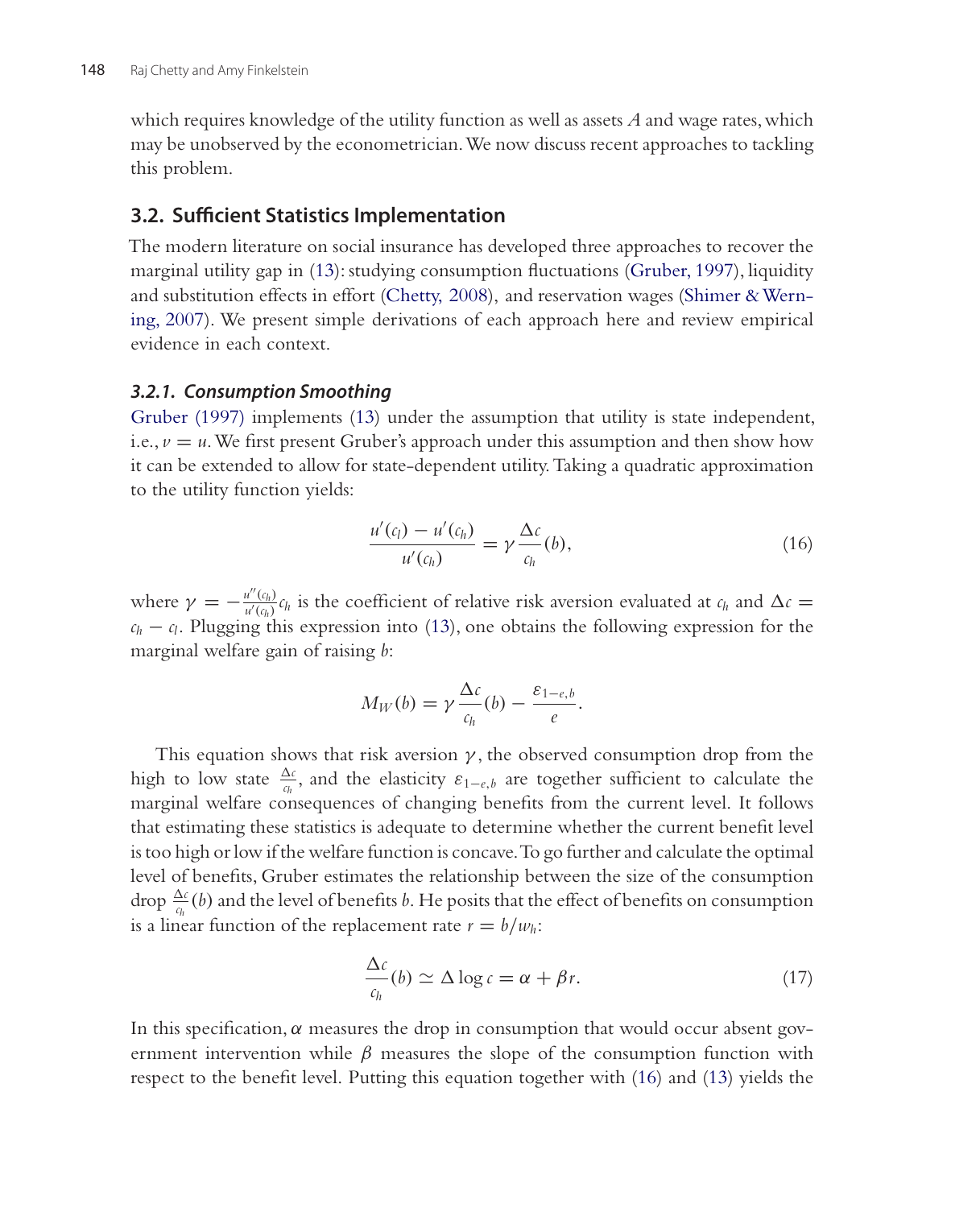which requires knowledge of the utility function as well as assets $A$ and wage rates, which may be unobserved by the econometrician. We now discuss recent approaches to tackling this problem.

## 3.2. Sufficient Statistics Implementation

The modern literature on social insurance has developed three approaches to recover the marginal utility gap in (13): studying consumption fluctuations (Gruber, 1997), liquidity and substitution effects in effort (Chetty, 2008), and reservation wages (Shimer & Werning, 2007). We present simple derivations of each approach here and review empirical evidence in each context.

### 3.2.1. Consumption Smoothing

Gruber (1997) implements (13) under the assumption that utility is state independent, i.e., $v = u$. We first present Gruber's approach under this assumption and then show how it can be extended to allow for state-dependent utility. Taking a quadratic approximation to the utility function yields:

$$\frac{u'(c_l) - u'(c_h)}{u'(c_h)} = \gamma \frac{\Delta c}{c_h}(b), \tag{16}$$

where $\gamma = -\frac{u''(c_h)}{u'(c_h)} c_h$ is the coefficient of relative risk aversion evaluated at $c_h$ and $\Delta c = c_h - c_l$. Plugging this expression into (13), one obtains the following expression for the marginal welfare gain of raising $b$:

$$M_W(b) = \gamma \frac{\Delta c}{c_h}(b) - \frac{\varepsilon_{1-e,b}}{e}.$$

This equation shows that risk aversion $\gamma$, the observed consumption drop from the high to low state $\frac{\Delta c}{c_h}$, and the elasticity $\varepsilon_{1-e,b}$ are together sufficient to calculate the marginal welfare consequences of changing benefits from the current level. It follows that estimating these statistics is adequate to determine whether the current benefit level is too high or low if the welfare function is concave. To go further and calculate the optimal level of benefits, Gruber estimates the relationship between the size of the consumption drop $\frac{\Delta c}{c_h}(b)$ and the level of benefits $b$. He posits that the effect of benefits on consumption is a linear function of the replacement rate $r = b/w_h$:

$$\frac{\Delta c}{c_h}(b) \simeq \Delta \log c = \alpha + \beta r. \tag{17}$$

In this specification, $\alpha$ measures the drop in consumption that would occur absent government intervention while $\beta$ measures the slope of the consumption function with respect to the benefit level. Putting this equation together with (16) and (13) yields the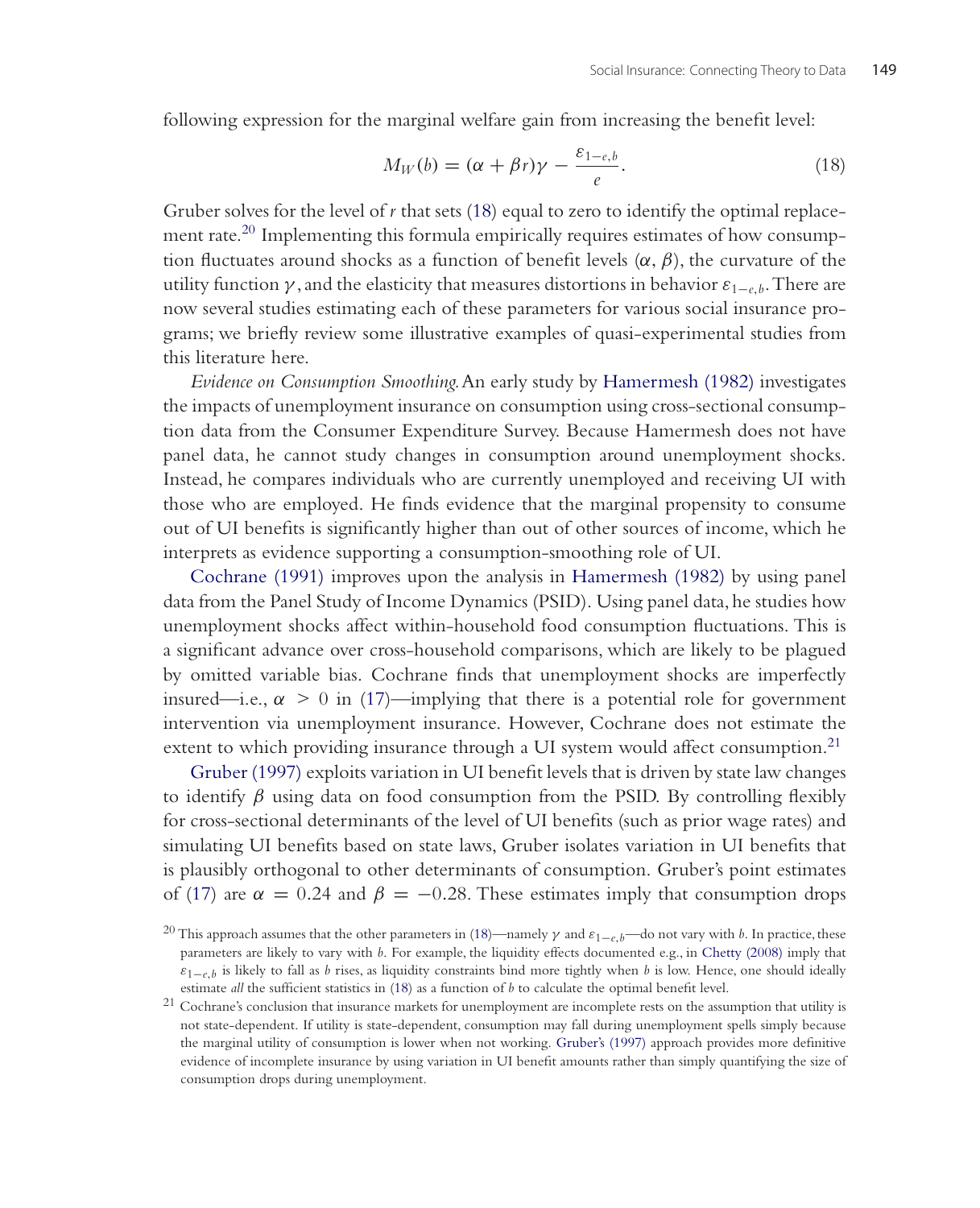following expression for the marginal welfare gain from increasing the benefit level:

$$M_W(b) = (\alpha + \beta r)\gamma - \frac{\varepsilon_{1-e,b}}{e}. \quad (18)$$

Gruber solves for the level of $r$ that sets (18) equal to zero to identify the optimal replacement rate.[20] Implementing this formula empirically requires estimates of how consumption fluctuates around shocks as a function of benefit levels $(\alpha, \beta)$, the curvature of the utility function $\gamma$, and the elasticity that measures distortions in behavior $\varepsilon_{1-e,b}$. There are now several studies estimating each of these parameters for various social insurance programs; we briefly review some illustrative examples of quasi-experimental studies from this literature here.

*Evidence on Consumption Smoothing.* An early study by Hamermesh (1982) investigates the impacts of unemployment insurance on consumption using cross-sectional consumption data from the Consumer Expenditure Survey. Because Hamermesh does not have panel data, he cannot study changes in consumption around unemployment shocks. Instead, he compares individuals who are currently unemployed and receiving UI with those who are employed. He finds evidence that the marginal propensity to consume out of UI benefits is significantly higher than out of other sources of income, which he interprets as evidence supporting a consumption-smoothing role of UI.

Cochrane (1991) improves upon the analysis in Hamermesh (1982) by using panel data from the Panel Study of Income Dynamics (PSID). Using panel data, he studies how unemployment shocks affect within-household food consumption fluctuations. This is a significant advance over cross-household comparisons, which are likely to be plagued by omitted variable bias. Cochrane finds that unemployment shocks are imperfectly insured—i.e., $\alpha > 0$ in (17)—implying that there is a potential role for government intervention via unemployment insurance. However, Cochrane does not estimate the extent to which providing insurance through a UI system would affect consumption.[21]

Gruber (1997) exploits variation in UI benefit levels that is driven by state law changes to identify $\beta$ using data on food consumption from the PSID. By controlling flexibly for cross-sectional determinants of the level of UI benefits (such as prior wage rates) and simulating UI benefits based on state laws, Gruber isolates variation in UI benefits that is plausibly orthogonal to other determinants of consumption. Gruber's point estimates of (17) are $\alpha = 0.24$ and $\beta = -0.28$. These estimates imply that consumption drops

[20] This approach assumes that the other parameters in (18)—namely $\gamma$ and $\varepsilon_{1-e,b}$—do not vary with $b$. In practice, these parameters are likely to vary with $b$. For example, the liquidity effects documented e.g., in Chetty (2008) imply that $\varepsilon_{1-e,b}$ is likely to fall as $b$ rises, as liquidity constraints bind more tightly when $b$ is low. Hence, one should ideally estimate *all* the sufficient statistics in (18) as a function of $b$ to calculate the optimal benefit level.

[21] Cochrane's conclusion that insurance markets for unemployment are incomplete rests on the assumption that utility is not state-dependent. If utility is state-dependent, consumption may fall during unemployment spells simply because the marginal utility of consumption is lower when not working. Gruber's (1997) approach provides more definitive evidence of incomplete insurance by using variation in UI benefit amounts rather than simply quantifying the size of consumption drops during unemployment.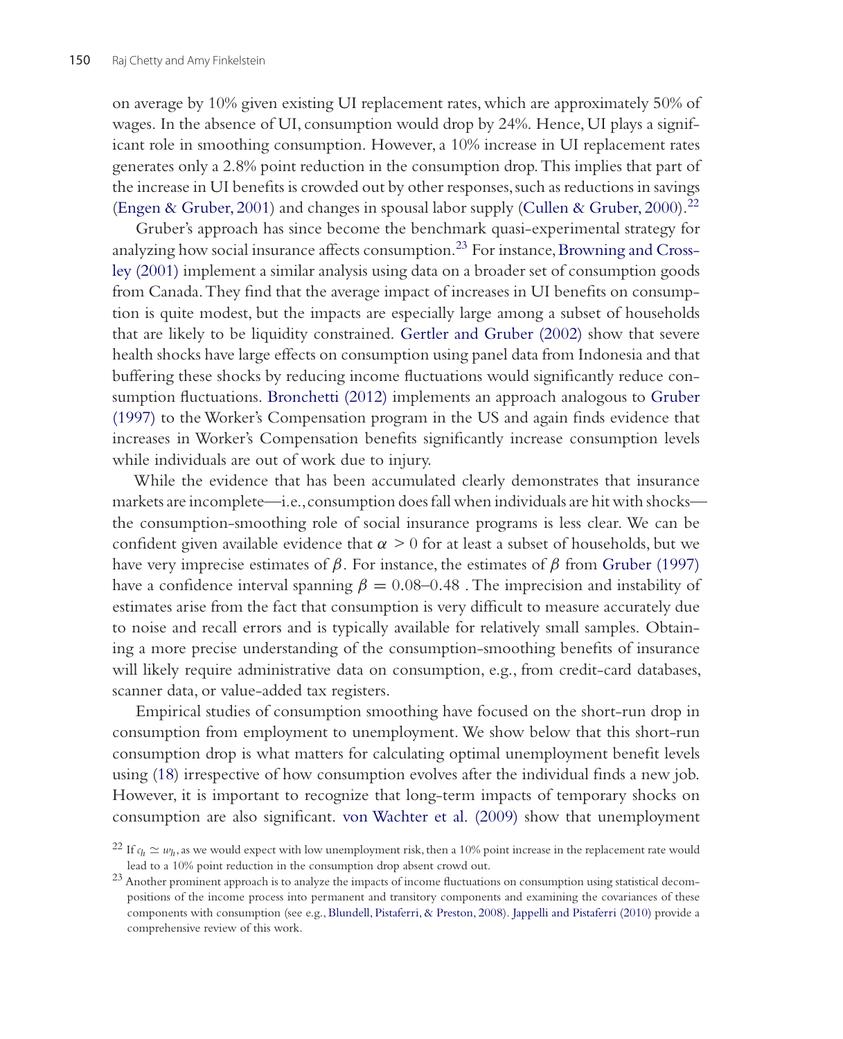on average by 10% given existing UI replacement rates, which are approximately 50% of wages. In the absence of UI, consumption would drop by 24%. Hence, UI plays a significant role in smoothing consumption. However, a 10% increase in UI replacement rates generates only a 2.8% point reduction in the consumption drop. This implies that part of the increase in UI benefits is crowded out by other responses, such as reductions in savings (Engen & Gruber, 2001) and changes in spousal labor supply (Cullen & Gruber, 2000).[22]

Gruber's approach has since become the benchmark quasi-experimental strategy for analyzing how social insurance affects consumption.[23] For instance, Browning and Crossley (2001) implement a similar analysis using data on a broader set of consumption goods from Canada. They find that the average impact of increases in UI benefits on consumption is quite modest, but the impacts are especially large among a subset of households that are likely to be liquidity constrained. Gertler and Gruber (2002) show that severe health shocks have large effects on consumption using panel data from Indonesia and that buffering these shocks by reducing income fluctuations would significantly reduce consumption fluctuations. Bronchetti (2012) implements an approach analogous to Gruber (1997) to the Worker's Compensation program in the US and again finds evidence that increases in Worker's Compensation benefits significantly increase consumption levels while individuals are out of work due to injury.

While the evidence that has been accumulated clearly demonstrates that insurance markets are incomplete—i.e., consumption does fall when individuals are hit with shocks—the consumption-smoothing role of social insurance programs is less clear. We can be confident given available evidence that $\alpha > 0$ for at least a subset of households, but we have very imprecise estimates of $\beta$. For instance, the estimates of $\beta$ from Gruber (1997) have a confidence interval spanning $\beta = 0.08$–$0.48$ . The imprecision and instability of estimates arise from the fact that consumption is very difficult to measure accurately due to noise and recall errors and is typically available for relatively small samples. Obtaining a more precise understanding of the consumption-smoothing benefits of insurance will likely require administrative data on consumption, e.g., from credit-card databases, scanner data, or value-added tax registers.

Empirical studies of consumption smoothing have focused on the short-run drop in consumption from employment to unemployment. We show below that this short-run consumption drop is what matters for calculating optimal unemployment benefit levels using (18) irrespective of how consumption evolves after the individual finds a new job. However, it is important to recognize that long-term impacts of temporary shocks on consumption are also significant. von Wachter et al. (2009) show that unemployment

[22] If $c_h \simeq w_h$, as we would expect with low unemployment risk, then a 10% point increase in the replacement rate would lead to a 10% point reduction in the consumption drop absent crowd out.

[23] Another prominent approach is to analyze the impacts of income fluctuations on consumption using statistical decompositions of the income process into permanent and transitory components and examining the covariances of these components with consumption (see e.g., Blundell, Pistaferri, & Preston, 2008). Jappelli and Pistaferri (2010) provide a comprehensive review of this work.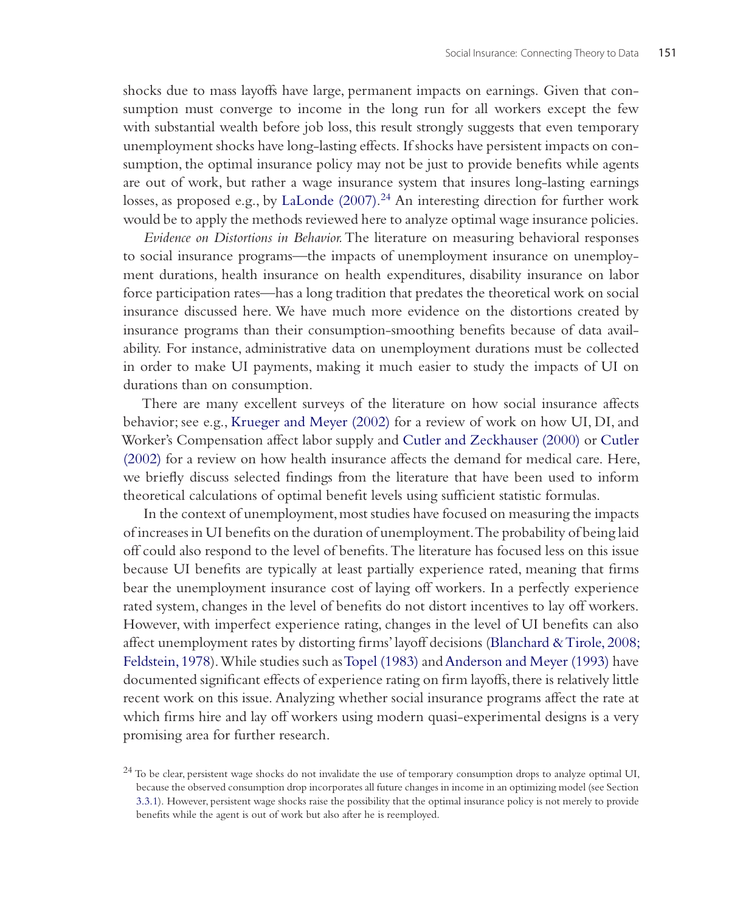shocks due to mass layoffs have large, permanent impacts on earnings. Given that consumption must converge to income in the long run for all workers except the few with substantial wealth before job loss, this result strongly suggests that even temporary unemployment shocks have long-lasting effects. If shocks have persistent impacts on consumption, the optimal insurance policy may not be just to provide benefits while agents are out of work, but rather a wage insurance system that insures long-lasting earnings losses, as proposed e.g., by LaLonde (2007).[24] An interesting direction for further work would be to apply the methods reviewed here to analyze optimal wage insurance policies.

*Evidence on Distortions in Behavior.* The literature on measuring behavioral responses to social insurance programs—the impacts of unemployment insurance on unemployment durations, health insurance on health expenditures, disability insurance on labor force participation rates—has a long tradition that predates the theoretical work on social insurance discussed here. We have much more evidence on the distortions created by insurance programs than their consumption-smoothing benefits because of data availability. For instance, administrative data on unemployment durations must be collected in order to make UI payments, making it much easier to study the impacts of UI on durations than on consumption.

There are many excellent surveys of the literature on how social insurance affects behavior; see e.g., Krueger and Meyer (2002) for a review of work on how UI, DI, and Worker's Compensation affect labor supply and Cutler and Zeckhauser (2000) or Cutler (2002) for a review on how health insurance affects the demand for medical care. Here, we briefly discuss selected findings from the literature that have been used to inform theoretical calculations of optimal benefit levels using sufficient statistic formulas.

In the context of unemployment, most studies have focused on measuring the impacts of increases in UI benefits on the duration of unemployment. The probability of being laid off could also respond to the level of benefits. The literature has focused less on this issue because UI benefits are typically at least partially experience rated, meaning that firms bear the unemployment insurance cost of laying off workers. In a perfectly experience rated system, changes in the level of benefits do not distort incentives to lay off workers. However, with imperfect experience rating, changes in the level of UI benefits can also affect unemployment rates by distorting firms' layoff decisions (Blanchard & Tirole, 2008; Feldstein, 1978). While studies such as Topel (1983) and Anderson and Meyer (1993) have documented significant effects of experience rating on firm layoffs, there is relatively little recent work on this issue. Analyzing whether social insurance programs affect the rate at which firms hire and lay off workers using modern quasi-experimental designs is a very promising area for further research.

[24] To be clear, persistent wage shocks do not invalidate the use of temporary consumption drops to analyze optimal UI, because the observed consumption drop incorporates all future changes in income in an optimizing model (see Section 3.3.1). However, persistent wage shocks raise the possibility that the optimal insurance policy is not merely to provide benefits while the agent is out of work but also after he is reemployed.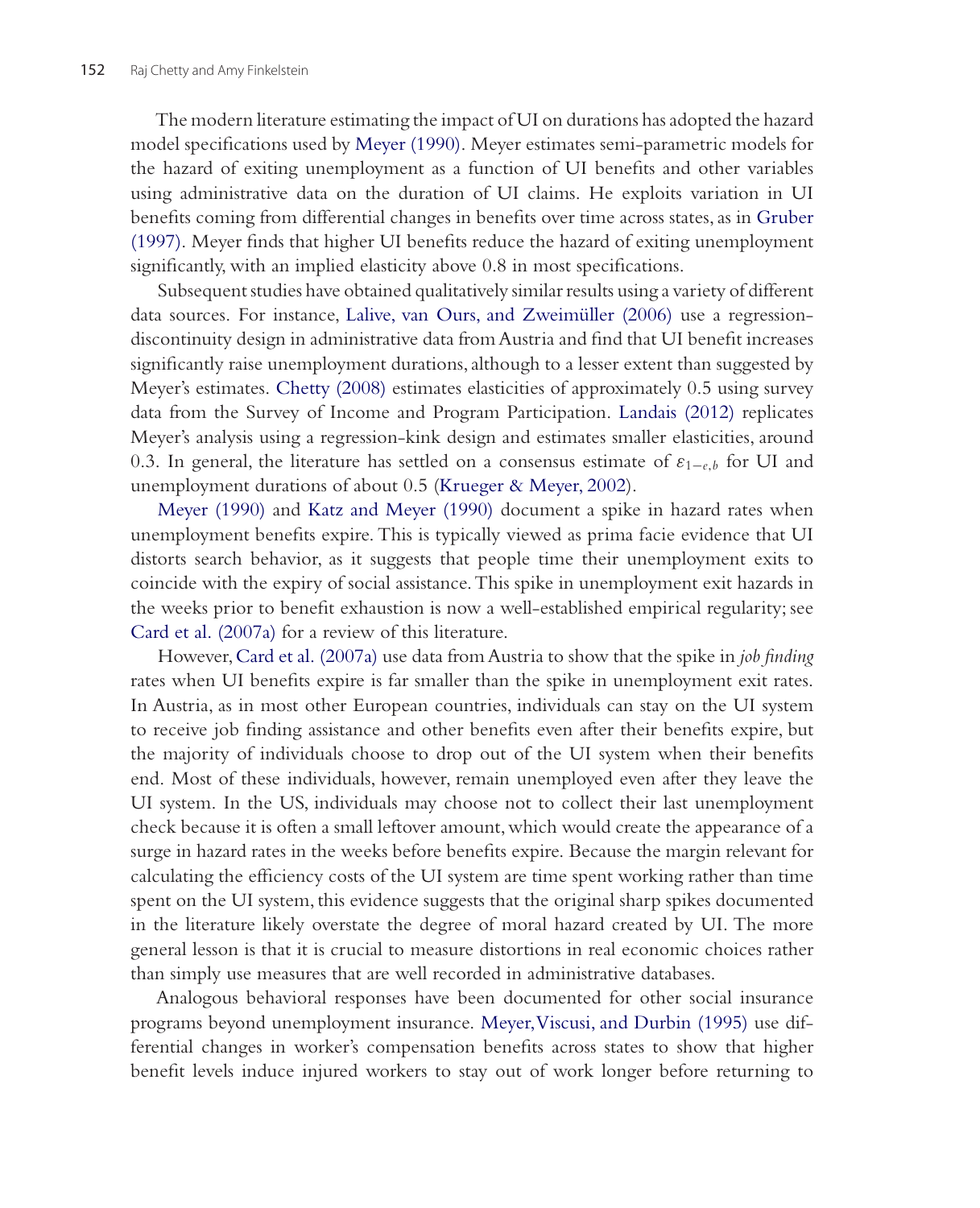The modern literature estimating the impact of UI on durations has adopted the hazard model specifications used by Meyer (1990). Meyer estimates semi-parametric models for the hazard of exiting unemployment as a function of UI benefits and other variables using administrative data on the duration of UI claims. He exploits variation in UI benefits coming from differential changes in benefits over time across states, as in Gruber (1997). Meyer finds that higher UI benefits reduce the hazard of exiting unemployment significantly, with an implied elasticity above 0.8 in most specifications.

Subsequent studies have obtained qualitatively similar results using a variety of different data sources. For instance, Lalive, van Ours, and Zweimüller (2006) use a regression-discontinuity design in administrative data from Austria and find that UI benefit increases significantly raise unemployment durations, although to a lesser extent than suggested by Meyer's estimates. Chetty (2008) estimates elasticities of approximately 0.5 using survey data from the Survey of Income and Program Participation. Landais (2012) replicates Meyer's analysis using a regression-kink design and estimates smaller elasticities, around 0.3. In general, the literature has settled on a consensus estimate of $\varepsilon_{1-e,b}$ for UI and unemployment durations of about 0.5 (Krueger & Meyer, 2002).

Meyer (1990) and Katz and Meyer (1990) document a spike in hazard rates when unemployment benefits expire. This is typically viewed as prima facie evidence that UI distorts search behavior, as it suggests that people time their unemployment exits to coincide with the expiry of social assistance. This spike in unemployment exit hazards in the weeks prior to benefit exhaustion is now a well-established empirical regularity; see Card et al. (2007a) for a review of this literature.

However, Card et al. (2007a) use data from Austria to show that the spike in *job finding* rates when UI benefits expire is far smaller than the spike in unemployment exit rates. In Austria, as in most other European countries, individuals can stay on the UI system to receive job finding assistance and other benefits even after their benefits expire, but the majority of individuals choose to drop out of the UI system when their benefits end. Most of these individuals, however, remain unemployed even after they leave the UI system. In the US, individuals may choose not to collect their last unemployment check because it is often a small leftover amount, which would create the appearance of a surge in hazard rates in the weeks before benefits expire. Because the margin relevant for calculating the efficiency costs of the UI system are time spent working rather than time spent on the UI system, this evidence suggests that the original sharp spikes documented in the literature likely overstate the degree of moral hazard created by UI. The more general lesson is that it is crucial to measure distortions in real economic choices rather than simply use measures that are well recorded in administrative databases.

Analogous behavioral responses have been documented for other social insurance programs beyond unemployment insurance. Meyer, Viscusi, and Durbin (1995) use differential changes in worker's compensation benefits across states to show that higher benefit levels induce injured workers to stay out of work longer before returning to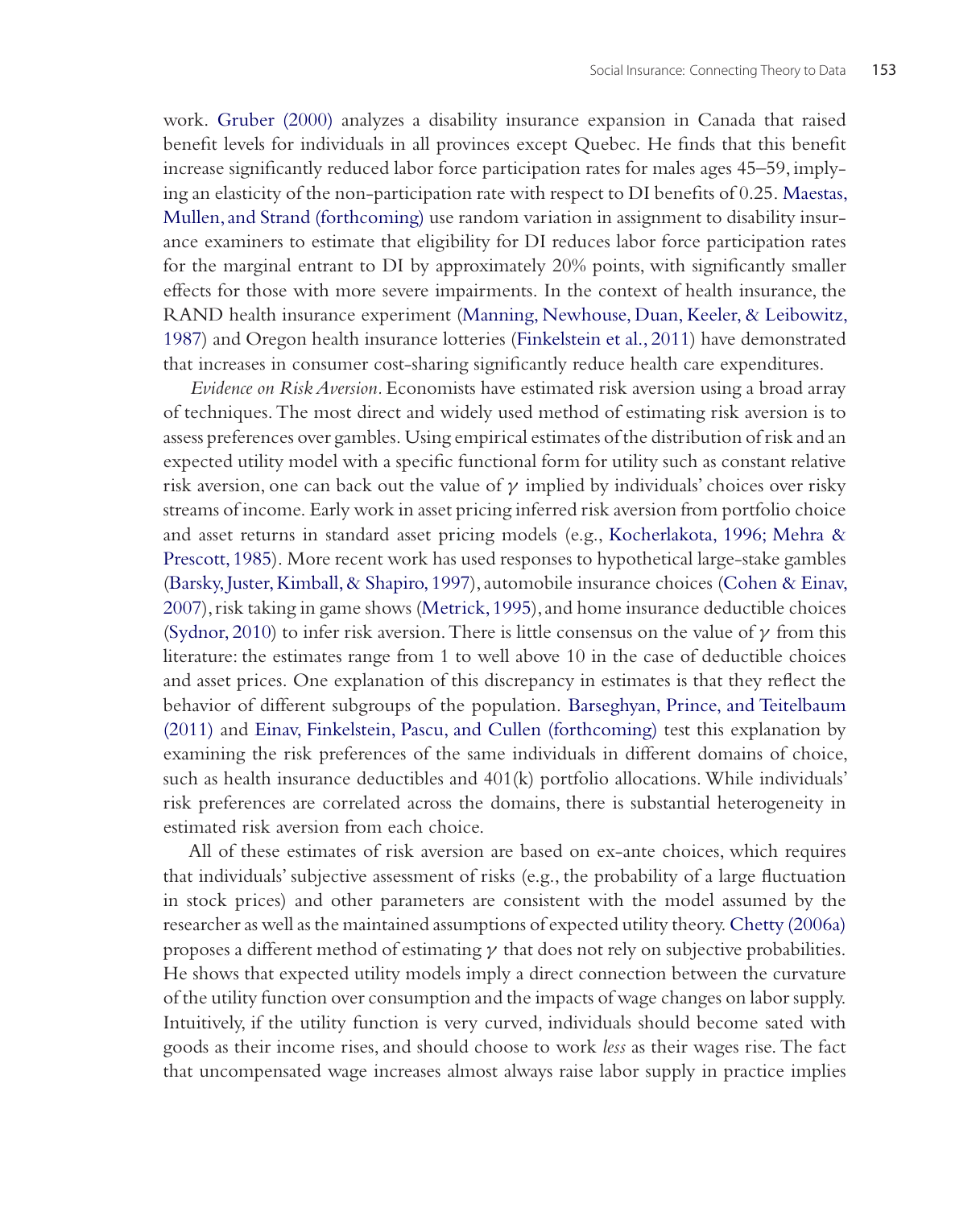work. Gruber (2000) analyzes a disability insurance expansion in Canada that raised benefit levels for individuals in all provinces except Quebec. He finds that this benefit increase significantly reduced labor force participation rates for males ages 45–59, implying an elasticity of the non-participation rate with respect to DI benefits of 0.25. Maestas, Mullen, and Strand (forthcoming) use random variation in assignment to disability insurance examiners to estimate that eligibility for DI reduces labor force participation rates for the marginal entrant to DI by approximately 20% points, with significantly smaller effects for those with more severe impairments. In the context of health insurance, the RAND health insurance experiment (Manning, Newhouse, Duan, Keeler, & Leibowitz, 1987) and Oregon health insurance lotteries (Finkelstein et al., 2011) have demonstrated that increases in consumer cost-sharing significantly reduce health care expenditures.

*Evidence on Risk Aversion.* Economists have estimated risk aversion using a broad array of techniques. The most direct and widely used method of estimating risk aversion is to assess preferences over gambles. Using empirical estimates of the distribution of risk and an expected utility model with a specific functional form for utility such as constant relative risk aversion, one can back out the value of $\gamma$ implied by individuals' choices over risky streams of income. Early work in asset pricing inferred risk aversion from portfolio choice and asset returns in standard asset pricing models (e.g., Kocherlakota, 1996; Mehra & Prescott, 1985). More recent work has used responses to hypothetical large-stake gambles (Barsky, Juster, Kimball, & Shapiro, 1997), automobile insurance choices (Cohen & Einav, 2007), risk taking in game shows (Metrick, 1995), and home insurance deductible choices (Sydnor, 2010) to infer risk aversion. There is little consensus on the value of $\gamma$ from this literature: the estimates range from 1 to well above 10 in the case of deductible choices and asset prices. One explanation of this discrepancy in estimates is that they reflect the behavior of different subgroups of the population. Barseghyan, Prince, and Teitelbaum (2011) and Einav, Finkelstein, Pascu, and Cullen (forthcoming) test this explanation by examining the risk preferences of the same individuals in different domains of choice, such as health insurance deductibles and 401(k) portfolio allocations. While individuals' risk preferences are correlated across the domains, there is substantial heterogeneity in estimated risk aversion from each choice.

All of these estimates of risk aversion are based on ex-ante choices, which requires that individuals' subjective assessment of risks (e.g., the probability of a large fluctuation in stock prices) and other parameters are consistent with the model assumed by the researcher as well as the maintained assumptions of expected utility theory. Chetty (2006a) proposes a different method of estimating $\gamma$ that does not rely on subjective probabilities. He shows that expected utility models imply a direct connection between the curvature of the utility function over consumption and the impacts of wage changes on labor supply. Intuitively, if the utility function is very curved, individuals should become sated with goods as their income rises, and should choose to work *less* as their wages rise. The fact that uncompensated wage increases almost always raise labor supply in practice implies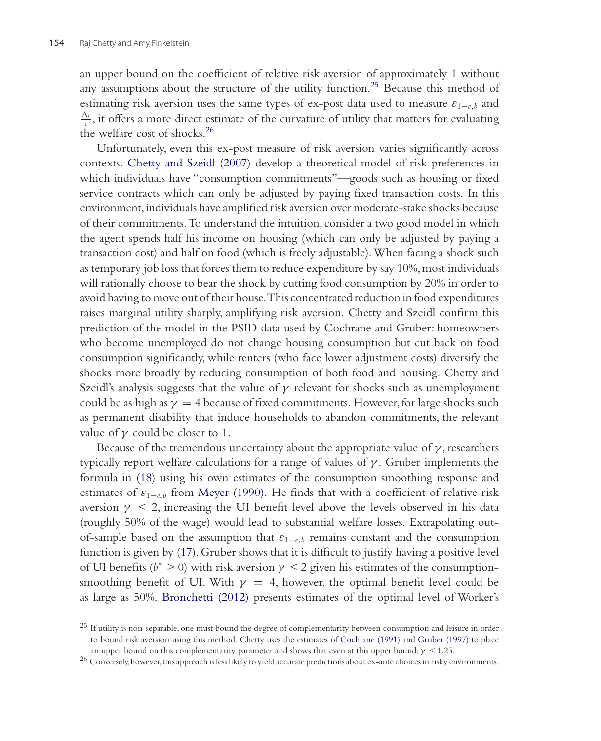an upper bound on the coefficient of relative risk aversion of approximately 1 without any assumptions about the structure of the utility function.[25] Because this method of estimating risk aversion uses the same types of ex-post data used to measure $\varepsilon_{1-e,b}$ and $\frac{\Delta c}{c}$, it offers a more direct estimate of the curvature of utility that matters for evaluating the welfare cost of shocks.[26]

Unfortunately, even this ex-post measure of risk aversion varies significantly across contexts. Chetty and Szeidl (2007) develop a theoretical model of risk preferences in which individuals have "consumption commitments"—goods such as housing or fixed service contracts which can only be adjusted by paying fixed transaction costs. In this environment, individuals have amplified risk aversion over moderate-stake shocks because of their commitments. To understand the intuition, consider a two good model in which the agent spends half his income on housing (which can only be adjusted by paying a transaction cost) and half on food (which is freely adjustable). When facing a shock such as temporary job loss that forces them to reduce expenditure by say 10%, most individuals will rationally choose to bear the shock by cutting food consumption by 20% in order to avoid having to move out of their house. This concentrated reduction in food expenditures raises marginal utility sharply, amplifying risk aversion. Chetty and Szeidl confirm this prediction of the model in the PSID data used by Cochrane and Gruber: homeowners who become unemployed do not change housing consumption but cut back on food consumption significantly, while renters (who face lower adjustment costs) diversify the shocks more broadly by reducing consumption of both food and housing. Chetty and Szeidl's analysis suggests that the value of $\gamma$ relevant for shocks such as unemployment could be as high as $\gamma = 4$ because of fixed commitments. However, for large shocks such as permanent disability that induce households to abandon commitments, the relevant value of $\gamma$ could be closer to 1.

Because of the tremendous uncertainty about the appropriate value of $\gamma$, researchers typically report welfare calculations for a range of values of $\gamma$. Gruber implements the formula in (18) using his own estimates of the consumption smoothing response and estimates of $\varepsilon_{1-e,b}$ from Meyer (1990). He finds that with a coefficient of relative risk aversion $\gamma < 2$, increasing the UI benefit level above the levels observed in his data (roughly 50% of the wage) would lead to substantial welfare losses. Extrapolating out-of-sample based on the assumption that $\varepsilon_{1-e,b}$ remains constant and the consumption function is given by (17), Gruber shows that it is difficult to justify having a positive level of UI benefits ($b^* > 0$) with risk aversion $\gamma < 2$ given his estimates of the consumption-smoothing benefit of UI. With $\gamma = 4$, however, the optimal benefit level could be as large as 50%. Bronchetti (2012) presents estimates of the optimal level of Worker's

[25] If utility is non-separable, one must bound the degree of complementarity between consumption and leisure in order to bound risk aversion using this method. Chetty uses the estimates of Cochrane (1991) and Gruber (1997) to place an upper bound on this complementarity parameter and shows that even at this upper bound, $\gamma < 1.25$.

[26] Conversely, however, this approach is less likely to yield accurate predictions about ex-ante choices in risky environments.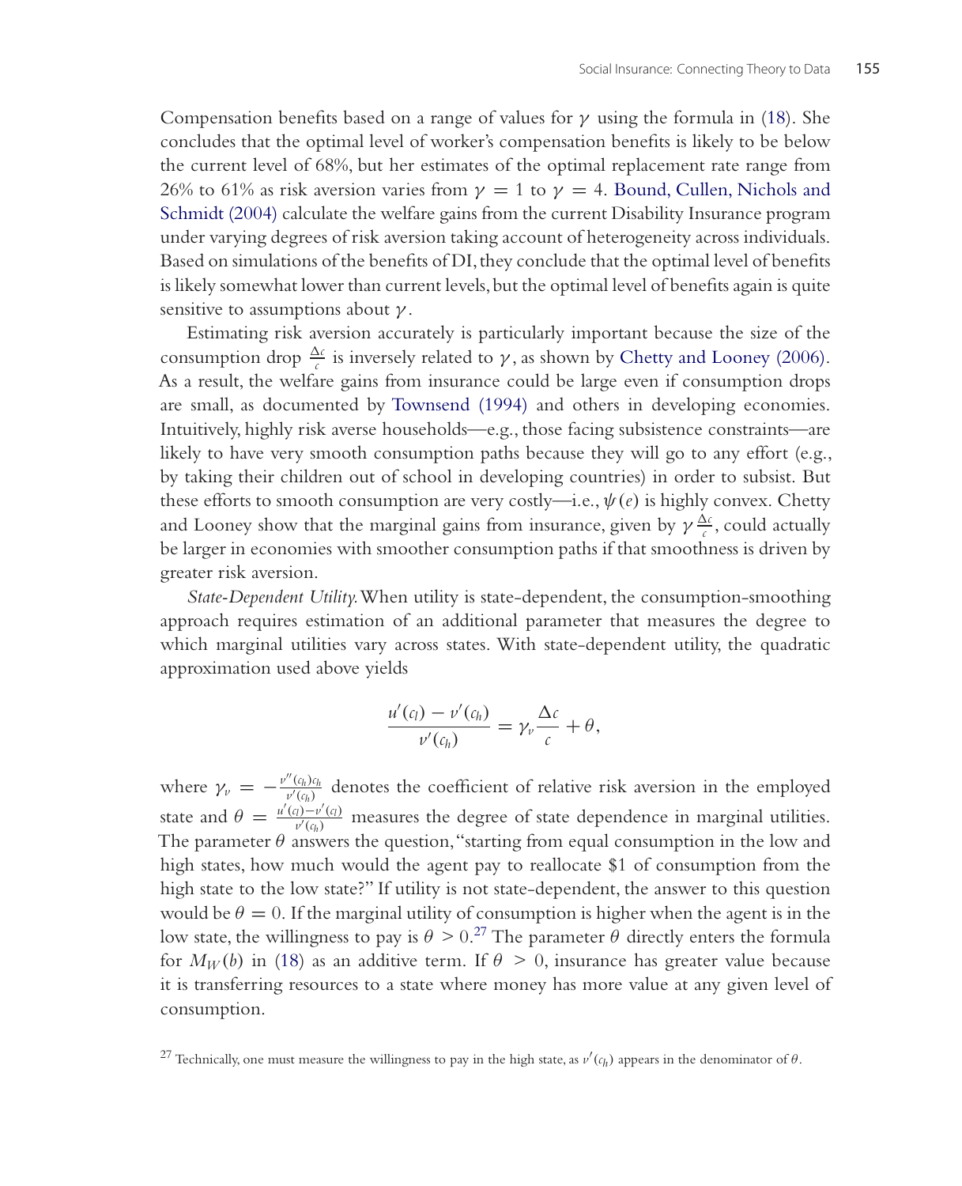Compensation benefits based on a range of values for $\gamma$ using the formula in (18). She concludes that the optimal level of worker's compensation benefits is likely to be below the current level of 68%, but her estimates of the optimal replacement rate range from 26% to 61% as risk aversion varies from $\gamma = 1$ to $\gamma = 4$. Bound, Cullen, Nichols and Schmidt (2004) calculate the welfare gains from the current Disability Insurance program under varying degrees of risk aversion taking account of heterogeneity across individuals. Based on simulations of the benefits of DI, they conclude that the optimal level of benefits is likely somewhat lower than current levels, but the optimal level of benefits again is quite sensitive to assumptions about $\gamma$.

Estimating risk aversion accurately is particularly important because the size of the consumption drop $\frac{\Delta c}{c}$ is inversely related to $\gamma$, as shown by Chetty and Looney (2006). As a result, the welfare gains from insurance could be large even if consumption drops are small, as documented by Townsend (1994) and others in developing economies. Intuitively, highly risk averse households—e.g., those facing subsistence constraints—are likely to have very smooth consumption paths because they will go to any effort (e.g., by taking their children out of school in developing countries) in order to subsist. But these efforts to smooth consumption are very costly—i.e., $\psi(e)$ is highly convex. Chetty and Looney show that the marginal gains from insurance, given by $\gamma \frac{\Delta c}{c}$, could actually be larger in economies with smoother consumption paths if that smoothness is driven by greater risk aversion.

*State-Dependent Utility.* When utility is state-dependent, the consumption-smoothing approach requires estimation of an additional parameter that measures the degree to which marginal utilities vary across states. With state-dependent utility, the quadratic approximation used above yields

$$\frac{u'(c_l) - v'(c_h)}{v'(c_h)} = \gamma_v \frac{\Delta c}{c} + \theta,$$

where $\gamma_v = -\frac{v''(c_h)c_h}{v'(c_h)}$ denotes the coefficient of relative risk aversion in the employed state and $\theta = \frac{u'(c_l) - v'(c_l)}{v'(c_h)}$ measures the degree of state dependence in marginal utilities. The parameter $\theta$ answers the question, "starting from equal consumption in the low and high states, how much would the agent pay to reallocate \$1 of consumption from the high state to the low state?" If utility is not state-dependent, the answer to this question would be $\theta = 0$. If the marginal utility of consumption is higher when the agent is in the low state, the willingness to pay is $\theta > 0$.[27] The parameter $\theta$ directly enters the formula for $M_W(b)$ in (18) as an additive term. If $\theta > 0$, insurance has greater value because it is transferring resources to a state where money has more value at any given level of consumption.

[27] Technically, one must measure the willingness to pay in the high state, as $v'(c_h)$ appears in the denominator of $\theta$.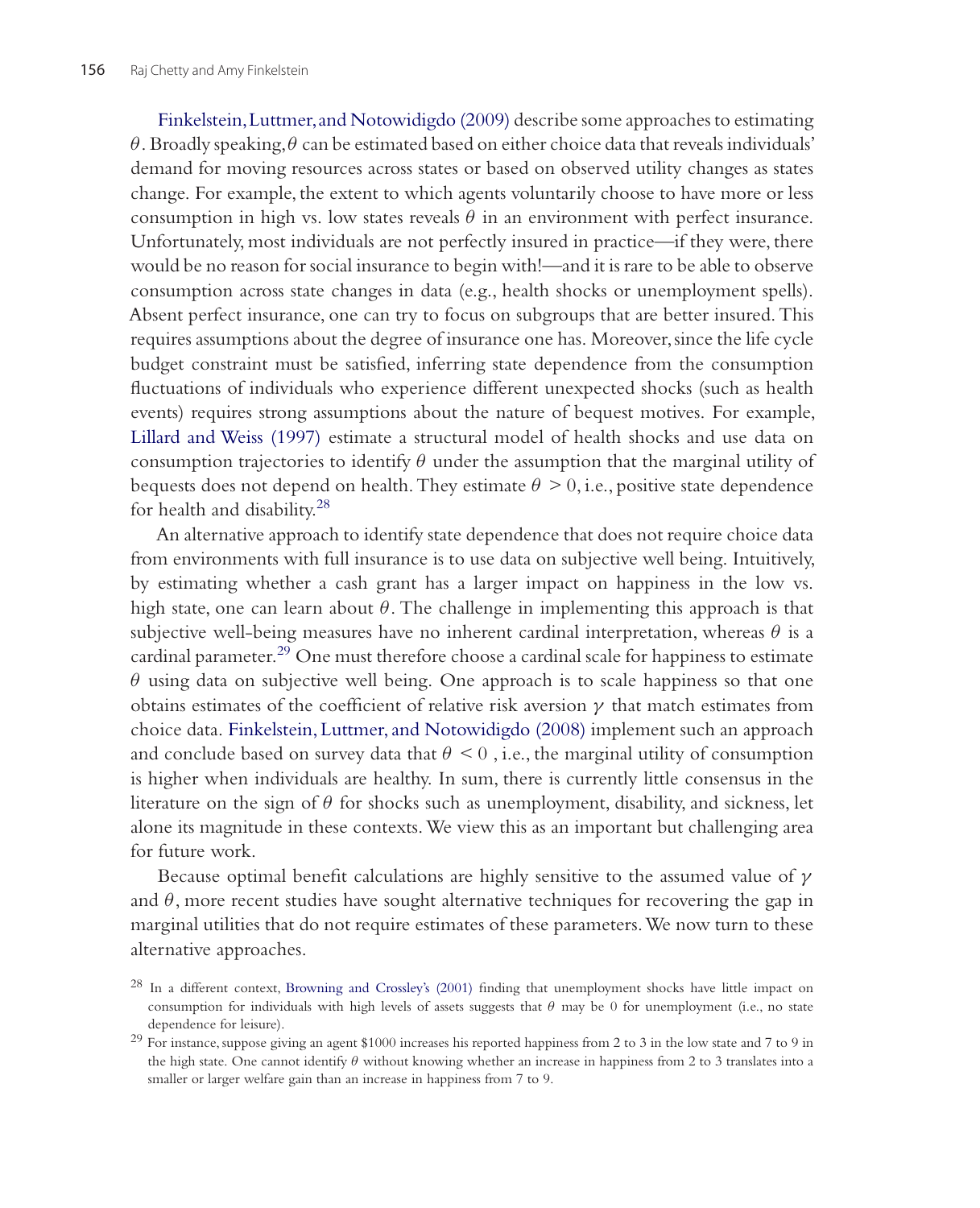Finkelstein, Luttmer, and Notowidigdo (2009) describe some approaches to estimating $\theta$. Broadly speaking, $\theta$ can be estimated based on either choice data that reveals individuals' demand for moving resources across states or based on observed utility changes as states change. For example, the extent to which agents voluntarily choose to have more or less consumption in high vs. low states reveals $\theta$ in an environment with perfect insurance. Unfortunately, most individuals are not perfectly insured in practice—if they were, there would be no reason for social insurance to begin with!—and it is rare to be able to observe consumption across state changes in data (e.g., health shocks or unemployment spells). Absent perfect insurance, one can try to focus on subgroups that are better insured. This requires assumptions about the degree of insurance one has. Moreover, since the life cycle budget constraint must be satisfied, inferring state dependence from the consumption fluctuations of individuals who experience different unexpected shocks (such as health events) requires strong assumptions about the nature of bequest motives. For example, Lillard and Weiss (1997) estimate a structural model of health shocks and use data on consumption trajectories to identify $\theta$ under the assumption that the marginal utility of bequests does not depend on health. They estimate $\theta > 0$, i.e., positive state dependence for health and disability.[28]

An alternative approach to identify state dependence that does not require choice data from environments with full insurance is to use data on subjective well being. Intuitively, by estimating whether a cash grant has a larger impact on happiness in the low vs. high state, one can learn about $\theta$. The challenge in implementing this approach is that subjective well-being measures have no inherent cardinal interpretation, whereas $\theta$ is a cardinal parameter.[29] One must therefore choose a cardinal scale for happiness to estimate $\theta$ using data on subjective well being. One approach is to scale happiness so that one obtains estimates of the coefficient of relative risk aversion $\gamma$ that match estimates from choice data. Finkelstein, Luttmer, and Notowidigdo (2008) implement such an approach and conclude based on survey data that $\theta < 0$ , i.e., the marginal utility of consumption is higher when individuals are healthy. In sum, there is currently little consensus in the literature on the sign of $\theta$ for shocks such as unemployment, disability, and sickness, let alone its magnitude in these contexts. We view this as an important but challenging area for future work.

Because optimal benefit calculations are highly sensitive to the assumed value of $\gamma$ and $\theta$, more recent studies have sought alternative techniques for recovering the gap in marginal utilities that do not require estimates of these parameters. We now turn to these alternative approaches.

[28] In a different context, Browning and Crossley's (2001) finding that unemployment shocks have little impact on consumption for individuals with high levels of assets suggests that $\theta$ may be 0 for unemployment (i.e., no state dependence for leisure).

[29] For instance, suppose giving an agent $1000 increases his reported happiness from 2 to 3 in the low state and 7 to 9 in the high state. One cannot identify $\theta$ without knowing whether an increase in happiness from 2 to 3 translates into a smaller or larger welfare gain than an increase in happiness from 7 to 9.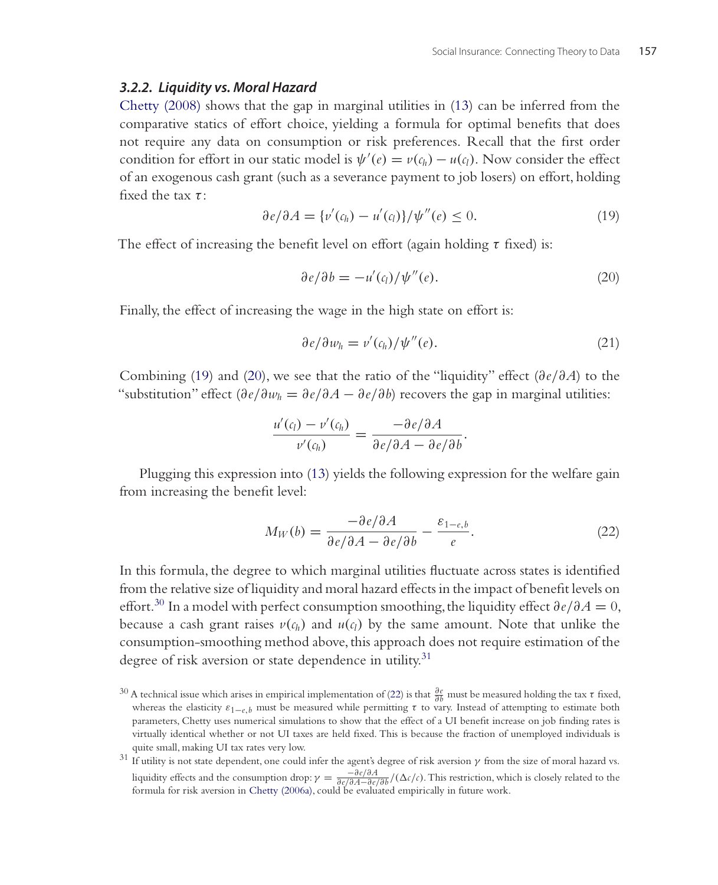### 3.2.2. Liquidity vs. Moral Hazard

Chetty (2008) shows that the gap in marginal utilities in (13) can be inferred from the comparative statics of effort choice, yielding a formula for optimal benefits that does not require any data on consumption or risk preferences. Recall that the first order condition for effort in our static model is $\psi'(e) = v(c_h) - u(c_l)$. Now consider the effect of an exogenous cash grant (such as a severance payment to job losers) on effort, holding fixed the tax $\tau$:

$$\partial e/\partial A = \{v'(c_h) - u'(c_l)\}/\psi''(e) \leq 0. \tag{19}$$

The effect of increasing the benefit level on effort (again holding $\tau$ fixed) is:

$$\partial e/\partial b = -u'(c_l)/\psi''(e). \tag{20}$$

Finally, the effect of increasing the wage in the high state on effort is:

$$\partial e/\partial w_h = v'(c_h)/\psi''(e). \tag{21}$$

Combining (19) and (20), we see that the ratio of the "liquidity" effect ($\partial e/\partial A$) to the "substitution" effect ($\partial e/\partial w_h = \partial e/\partial A - \partial e/\partial b$) recovers the gap in marginal utilities:

$$\frac{u'(c_l) - v'(c_h)}{v'(c_h)} = \frac{-\partial e/\partial A}{\partial e/\partial A - \partial e/\partial b}.$$

Plugging this expression into (13) yields the following expression for the welfare gain from increasing the benefit level:

$$M_W(b) = \frac{-\partial e/\partial A}{\partial e/\partial A - \partial e/\partial b} - \frac{\varepsilon_{1-e,b}}{e}. \tag{22}$$

In this formula, the degree to which marginal utilities fluctuate across states is identified from the relative size of liquidity and moral hazard effects in the impact of benefit levels on effort.[30] In a model with perfect consumption smoothing, the liquidity effect $\partial e/\partial A = 0$, because a cash grant raises $v(c_h)$ and $u(c_l)$ by the same amount. Note that unlike the consumption-smoothing method above, this approach does not require estimation of the degree of risk aversion or state dependence in utility.[31]

[30] A technical issue which arises in empirical implementation of (22) is that $\frac{\partial e}{\partial b}$ must be measured holding the tax $\tau$ fixed, whereas the elasticity $\varepsilon_{1-e,b}$ must be measured while permitting $\tau$ to vary. Instead of attempting to estimate both parameters, Chetty uses numerical simulations to show that the effect of a UI benefit increase on job finding rates is virtually identical whether or not UI taxes are held fixed. This is because the fraction of unemployed individuals is quite small, making UI tax rates very low.

[31] If utility is not state dependent, one could infer the agent's degree of risk aversion $\gamma$ from the size of moral hazard vs. liquidity effects and the consumption drop: $\gamma = \frac{-\partial e/\partial A}{\partial e/\partial A - \partial e/\partial b}/(\Delta c/c)$. This restriction, which is closely related to the formula for risk aversion in Chetty (2006a), could be evaluated empirically in future work.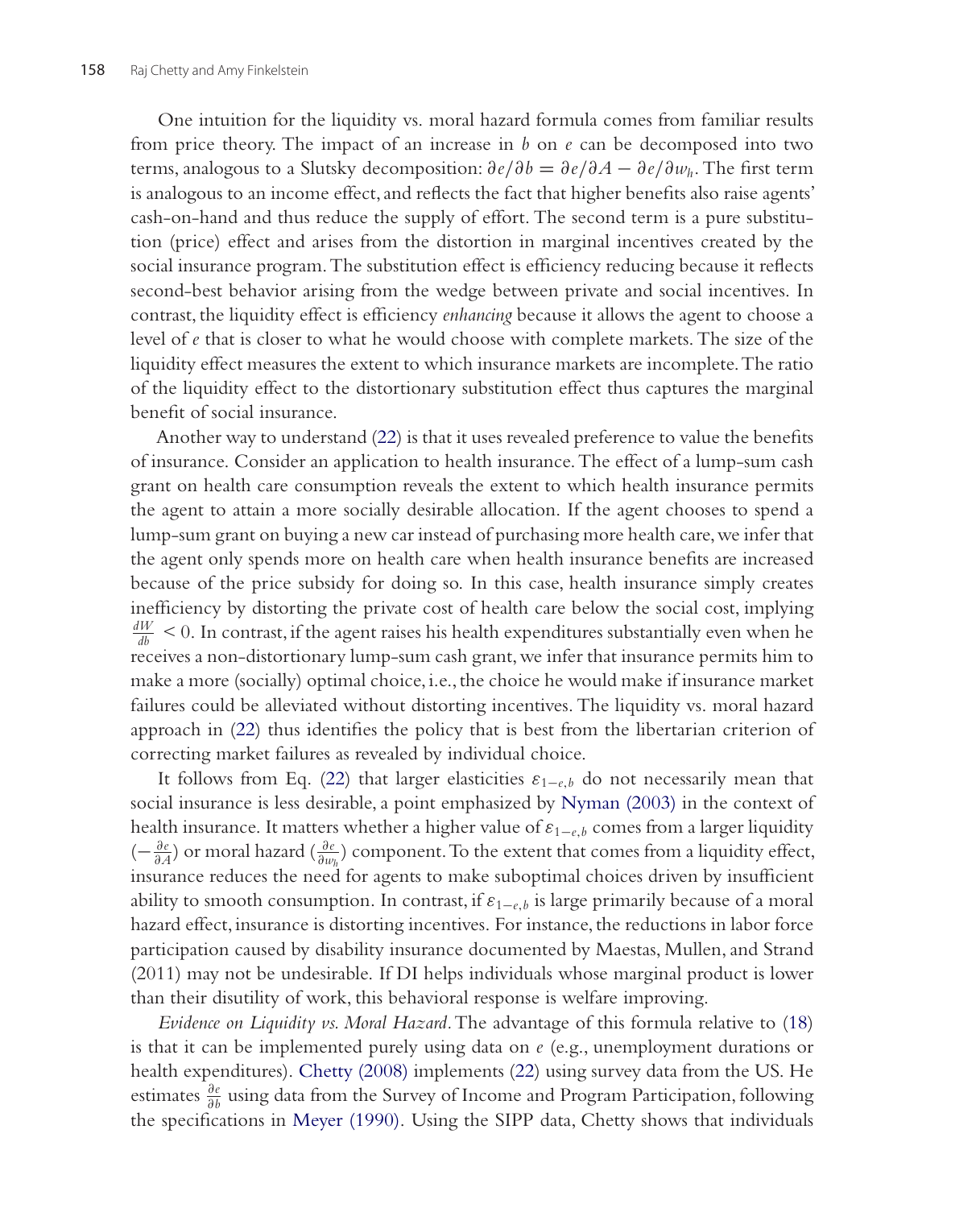One intuition for the liquidity vs. moral hazard formula comes from familiar results from price theory. The impact of an increase in $b$ on $e$ can be decomposed into two terms, analogous to a Slutsky decomposition: $\partial e/\partial b = \partial e/\partial A - \partial e/\partial w_h$. The first term is analogous to an income effect, and reflects the fact that higher benefits also raise agents' cash-on-hand and thus reduce the supply of effort. The second term is a pure substitution (price) effect and arises from the distortion in marginal incentives created by the social insurance program. The substitution effect is efficiency reducing because it reflects second-best behavior arising from the wedge between private and social incentives. In contrast, the liquidity effect is efficiency *enhancing* because it allows the agent to choose a level of $e$ that is closer to what he would choose with complete markets. The size of the liquidity effect measures the extent to which insurance markets are incomplete. The ratio of the liquidity effect to the distortionary substitution effect thus captures the marginal benefit of social insurance.

Another way to understand (22) is that it uses revealed preference to value the benefits of insurance. Consider an application to health insurance. The effect of a lump-sum cash grant on health care consumption reveals the extent to which health insurance permits the agent to attain a more socially desirable allocation. If the agent chooses to spend a lump-sum grant on buying a new car instead of purchasing more health care, we infer that the agent only spends more on health care when health insurance benefits are increased because of the price subsidy for doing so. In this case, health insurance simply creates inefficiency by distorting the private cost of health care below the social cost, implying $\frac{dW}{db} < 0$. In contrast, if the agent raises his health expenditures substantially even when he receives a non-distortionary lump-sum cash grant, we infer that insurance permits him to make a more (socially) optimal choice, i.e., the choice he would make if insurance market failures could be alleviated without distorting incentives. The liquidity vs. moral hazard approach in (22) thus identifies the policy that is best from the libertarian criterion of correcting market failures as revealed by individual choice.

It follows from Eq. (22) that larger elasticities $\varepsilon_{1-e,b}$ do not necessarily mean that social insurance is less desirable, a point emphasized by Nyman (2003) in the context of health insurance. It matters whether a higher value of $\varepsilon_{1-e,b}$ comes from a larger liquidity $(-\frac{\partial e}{\partial A})$ or moral hazard $(\frac{\partial e}{\partial w_h})$ component. To the extent that comes from a liquidity effect, insurance reduces the need for agents to make suboptimal choices driven by insufficient ability to smooth consumption. In contrast, if $\varepsilon_{1-e,b}$ is large primarily because of a moral hazard effect, insurance is distorting incentives. For instance, the reductions in labor force participation caused by disability insurance documented by Maestas, Mullen, and Strand (2011) may not be undesirable. If DI helps individuals whose marginal product is lower than their disutility of work, this behavioral response is welfare improving.

*Evidence on Liquidity vs. Moral Hazard.* The advantage of this formula relative to (18) is that it can be implemented purely using data on $e$ (e.g., unemployment durations or health expenditures). Chetty (2008) implements (22) using survey data from the US. He estimates $\frac{\partial e}{\partial b}$ using data from the Survey of Income and Program Participation, following the specifications in Meyer (1990). Using the SIPP data, Chetty shows that individuals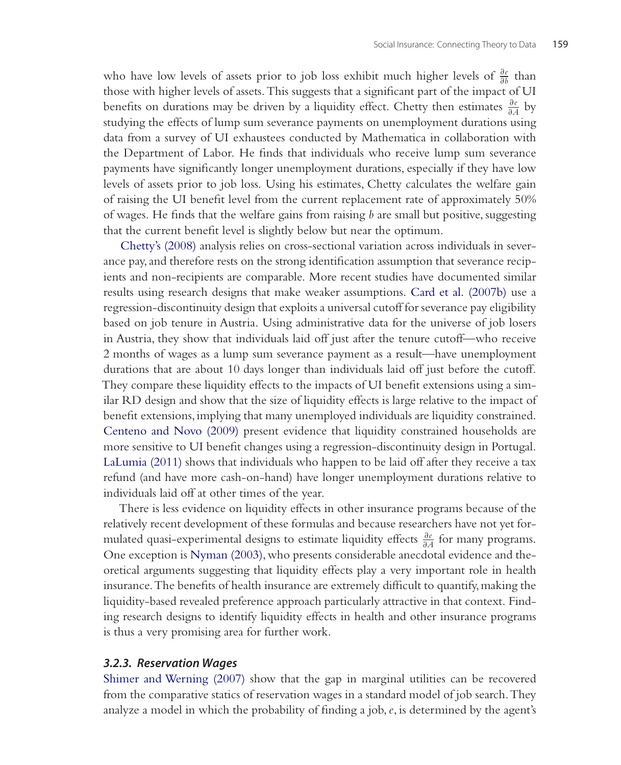who have low levels of assets prior to job loss exhibit much higher levels of $\frac{\partial e}{\partial b}$ than those with higher levels of assets. This suggests that a significant part of the impact of UI benefits on durations may be driven by a liquidity effect. Chetty then estimates $\frac{\partial e}{\partial A}$ by studying the effects of lump sum severance payments on unemployment durations using data from a survey of UI exhaustees conducted by Mathematica in collaboration with the Department of Labor. He finds that individuals who receive lump sum severance payments have significantly longer unemployment durations, especially if they have low levels of assets prior to job loss. Using his estimates, Chetty calculates the welfare gain of raising the UI benefit level from the current replacement rate of approximately 50% of wages. He finds that the welfare gains from raising $b$ are small but positive, suggesting that the current benefit level is slightly below but near the optimum.

Chetty's (2008) analysis relies on cross-sectional variation across individuals in severance pay, and therefore rests on the strong identification assumption that severance recipients and non-recipients are comparable. More recent studies have documented similar results using research designs that make weaker assumptions. Card et al. (2007b) use a regression-discontinuity design that exploits a universal cutoff for severance pay eligibility based on job tenure in Austria. Using administrative data for the universe of job losers in Austria, they show that individuals laid off just after the tenure cutoff—who receive 2 months of wages as a lump sum severance payment as a result—have unemployment durations that are about 10 days longer than individuals laid off just before the cutoff. They compare these liquidity effects to the impacts of UI benefit extensions using a similar RD design and show that the size of liquidity effects is large relative to the impact of benefit extensions, implying that many unemployed individuals are liquidity constrained. Centeno and Novo (2009) present evidence that liquidity constrained households are more sensitive to UI benefit changes using a regression-discontinuity design in Portugal. LaLumia (2011) shows that individuals who happen to be laid off after they receive a tax refund (and have more cash-on-hand) have longer unemployment durations relative to individuals laid off at other times of the year.

There is less evidence on liquidity effects in other insurance programs because of the relatively recent development of these formulas and because researchers have not yet formulated quasi-experimental designs to estimate liquidity effects $\frac{\partial e}{\partial A}$ for many programs. One exception is Nyman (2003), who presents considerable anecdotal evidence and theoretical arguments suggesting that liquidity effects play a very important role in health insurance. The benefits of health insurance are extremely difficult to quantify, making the liquidity-based revealed preference approach particularly attractive in that context. Finding research designs to identify liquidity effects in health and other insurance programs is thus a very promising area for further work.

### *3.2.3. Reservation Wages*

Shimer and Werning (2007) show that the gap in marginal utilities can be recovered from the comparative statics of reservation wages in a standard model of job search. They analyze a model in which the probability of finding a job, $e$, is determined by the agent's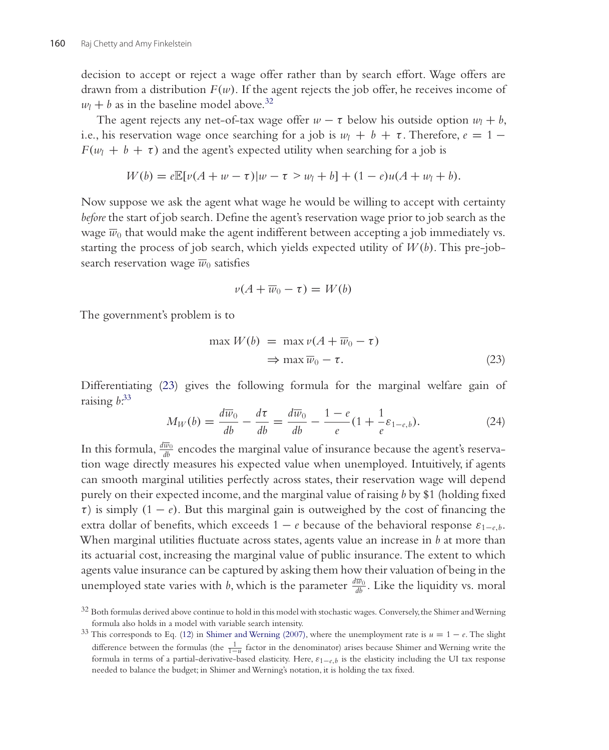decision to accept or reject a wage offer rather than by search effort. Wage offers are drawn from a distribution $F(w)$. If the agent rejects the job offer, he receives income of $w_l + b$ as in the baseline model above.[32]

The agent rejects any net-of-tax wage offer $w - \tau$ below his outside option $w_l + b$, i.e., his reservation wage once searching for a job is $w_l + b + \tau$. Therefore, $e = 1 - F(w_l + b + \tau)$ and the agent's expected utility when searching for a job is

$$W(b) = e\mathbb{E}[v(A + w - \tau)|w - \tau > w_l + b] + (1 - e)u(A + w_l + b).$$

Now suppose we ask the agent what wage he would be willing to accept with certainty *before* the start of job search. Define the agent's reservation wage prior to job search as the wage $\overline{w}_0$ that would make the agent indifferent between accepting a job immediately vs. starting the process of job search, which yields expected utility of $W(b)$. This pre-job-search reservation wage $\overline{w}_0$ satisfies

$$v(A + \overline{w}_0 - \tau) = W(b)$$

The government's problem is to

$$\begin{aligned} \max W(b) &= \max v(A + \overline{w}_0 - \tau) \\ &\Rightarrow \max \overline{w}_0 - \tau. \end{aligned} \tag{23}$$

Differentiating (23) gives the following formula for the marginal welfare gain of raising $b$:[33]

$$M_W(b) = \frac{d\overline{w}_0}{db} - \frac{d\tau}{db} = \frac{d\overline{w}_0}{db} - \frac{1-e}{e}\left(1 + \frac{1}{e}\varepsilon_{1-e,b}\right). \tag{24}$$

In this formula, $\frac{d\overline{w}_0}{db}$ encodes the marginal value of insurance because the agent's reservation wage directly measures his expected value when unemployed. Intuitively, if agents can smooth marginal utilities perfectly across states, their reservation wage will depend purely on their expected income, and the marginal value of raising $b$ by \$1 (holding fixed $\tau$) is simply $(1 - e)$. But this marginal gain is outweighed by the cost of financing the extra dollar of benefits, which exceeds $1 - e$ because of the behavioral response $\varepsilon_{1-e,b}$. When marginal utilities fluctuate across states, agents value an increase in $b$ at more than its actuarial cost, increasing the marginal value of public insurance. The extent to which agents value insurance can be captured by asking them how their valuation of being in the unemployed state varies with $b$, which is the parameter $\frac{d\overline{w}_0}{db}$. Like the liquidity vs. moral

[32] Both formulas derived above continue to hold in this model with stochastic wages. Conversely, the Shimer and Werning formula also holds in a model with variable search intensity.

[33] This corresponds to Eq. (12) in Shimer and Werning (2007), where the unemployment rate is $u = 1 - e$. The slight difference between the formulas (the $\frac{1}{1-u}$ factor in the denominator) arises because Shimer and Werning write the formula in terms of a partial-derivative-based elasticity. Here, $\varepsilon_{1-e,b}$ is the elasticity including the UI tax response needed to balance the budget; in Shimer and Werning's notation, it is holding the tax fixed.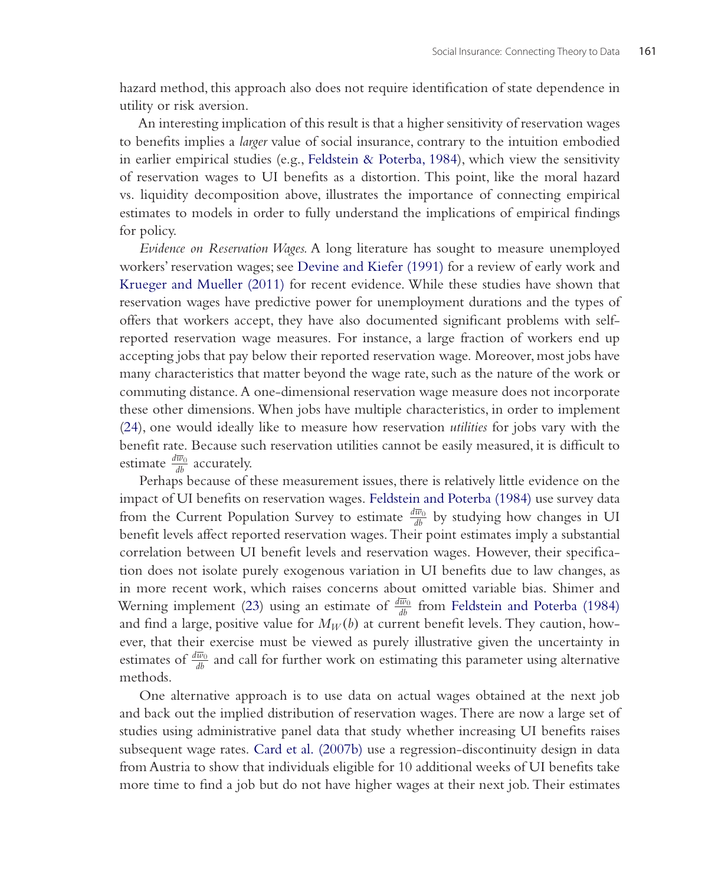hazard method, this approach also does not require identification of state dependence in utility or risk aversion.

An interesting implication of this result is that a higher sensitivity of reservation wages to benefits implies a *larger* value of social insurance, contrary to the intuition embodied in earlier empirical studies (e.g., Feldstein & Poterba, 1984), which view the sensitivity of reservation wages to UI benefits as a distortion. This point, like the moral hazard vs. liquidity decomposition above, illustrates the importance of connecting empirical estimates to models in order to fully understand the implications of empirical findings for policy.

*Evidence on Reservation Wages.* A long literature has sought to measure unemployed workers' reservation wages; see Devine and Kiefer (1991) for a review of early work and Krueger and Mueller (2011) for recent evidence. While these studies have shown that reservation wages have predictive power for unemployment durations and the types of offers that workers accept, they have also documented significant problems with self-reported reservation wage measures. For instance, a large fraction of workers end up accepting jobs that pay below their reported reservation wage. Moreover, most jobs have many characteristics that matter beyond the wage rate, such as the nature of the work or commuting distance. A one-dimensional reservation wage measure does not incorporate these other dimensions. When jobs have multiple characteristics, in order to implement (24), one would ideally like to measure how reservation *utilities* for jobs vary with the benefit rate. Because such reservation utilities cannot be easily measured, it is difficult to estimate $\frac{d\overline{w}_0}{db}$ accurately.

Perhaps because of these measurement issues, there is relatively little evidence on the impact of UI benefits on reservation wages. Feldstein and Poterba (1984) use survey data from the Current Population Survey to estimate $\frac{d\overline{w}_0}{db}$ by studying how changes in UI benefit levels affect reported reservation wages. Their point estimates imply a substantial correlation between UI benefit levels and reservation wages. However, their specification does not isolate purely exogenous variation in UI benefits due to law changes, as in more recent work, which raises concerns about omitted variable bias. Shimer and Werning implement (23) using an estimate of $\frac{d\overline{w}_0}{db}$ from Feldstein and Poterba (1984) and find a large, positive value for $M_W(b)$ at current benefit levels. They caution, however, that their exercise must be viewed as purely illustrative given the uncertainty in estimates of $\frac{d\overline{w}_0}{db}$ and call for further work on estimating this parameter using alternative methods.

One alternative approach is to use data on actual wages obtained at the next job and back out the implied distribution of reservation wages. There are now a large set of studies using administrative panel data that study whether increasing UI benefits raises subsequent wage rates. Card et al. (2007b) use a regression-discontinuity design in data from Austria to show that individuals eligible for 10 additional weeks of UI benefits take more time to find a job but do not have higher wages at their next job. Their estimates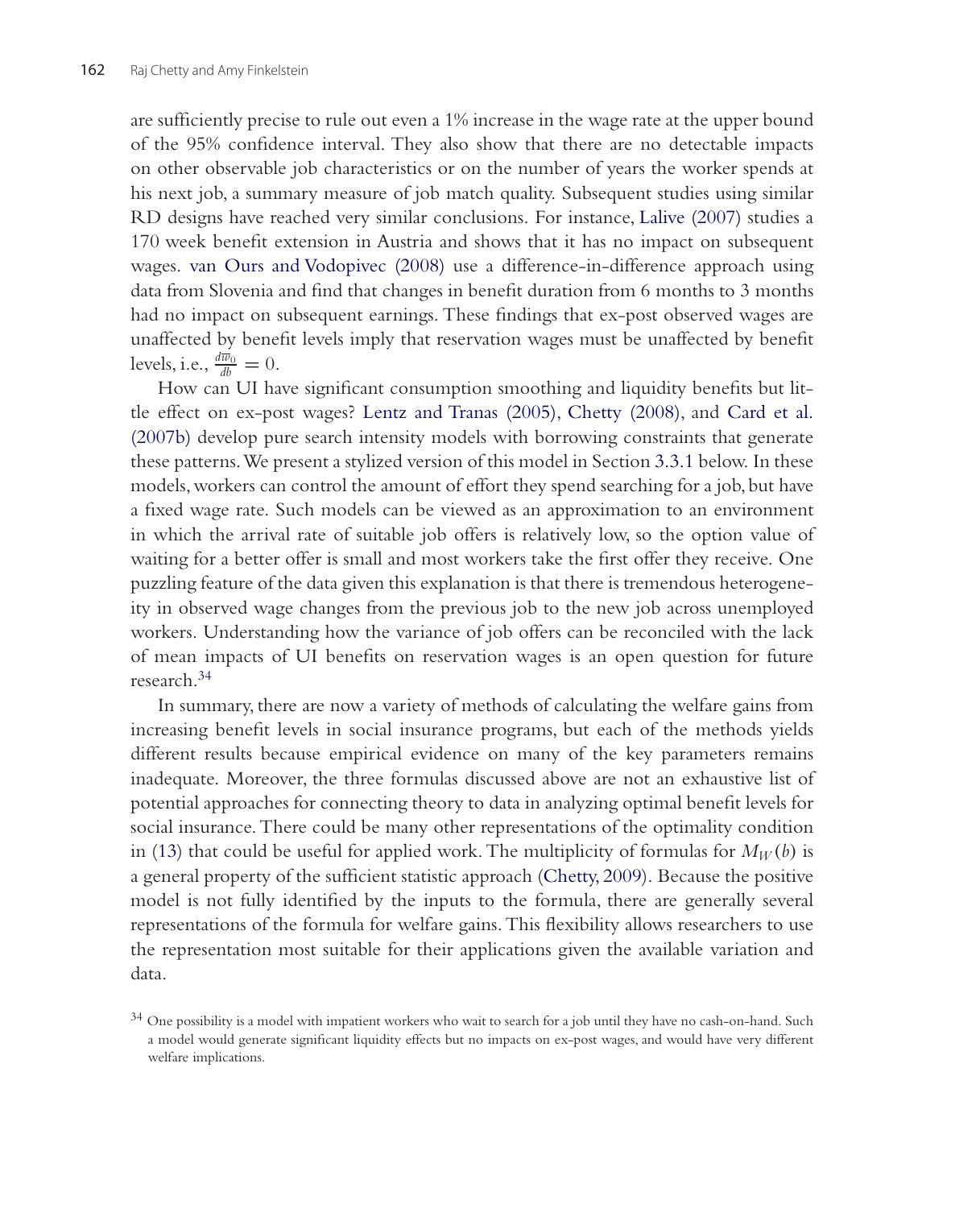are sufficiently precise to rule out even a 1% increase in the wage rate at the upper bound of the 95% confidence interval. They also show that there are no detectable impacts on other observable job characteristics or on the number of years the worker spends at his next job, a summary measure of job match quality. Subsequent studies using similar RD designs have reached very similar conclusions. For instance, Lalive (2007) studies a 170 week benefit extension in Austria and shows that it has no impact on subsequent wages. van Ours and Vodopivec (2008) use a difference-in-difference approach using data from Slovenia and find that changes in benefit duration from 6 months to 3 months had no impact on subsequent earnings. These findings that ex-post observed wages are unaffected by benefit levels imply that reservation wages must be unaffected by benefit levels, i.e., $\frac{d\overline{w}_0}{db} = 0$.

How can UI have significant consumption smoothing and liquidity benefits but little effect on ex-post wages? Lentz and Tranas (2005), Chetty (2008), and Card et al. (2007b) develop pure search intensity models with borrowing constraints that generate these patterns. We present a stylized version of this model in Section 3.3.1 below. In these models, workers can control the amount of effort they spend searching for a job, but have a fixed wage rate. Such models can be viewed as an approximation to an environment in which the arrival rate of suitable job offers is relatively low, so the option value of waiting for a better offer is small and most workers take the first offer they receive. One puzzling feature of the data given this explanation is that there is tremendous heterogeneity in observed wage changes from the previous job to the new job across unemployed workers. Understanding how the variance of job offers can be reconciled with the lack of mean impacts of UI benefits on reservation wages is an open question for future research.[34]

In summary, there are now a variety of methods of calculating the welfare gains from increasing benefit levels in social insurance programs, but each of the methods yields different results because empirical evidence on many of the key parameters remains inadequate. Moreover, the three formulas discussed above are not an exhaustive list of potential approaches for connecting theory to data in analyzing optimal benefit levels for social insurance. There could be many other representations of the optimality condition in (13) that could be useful for applied work. The multiplicity of formulas for $M_W(b)$ is a general property of the sufficient statistic approach (Chetty, 2009). Because the positive model is not fully identified by the inputs to the formula, there are generally several representations of the formula for welfare gains. This flexibility allows researchers to use the representation most suitable for their applications given the available variation and data.

[34] One possibility is a model with impatient workers who wait to search for a job until they have no cash-on-hand. Such a model would generate significant liquidity effects but no impacts on ex-post wages, and would have very different welfare implications.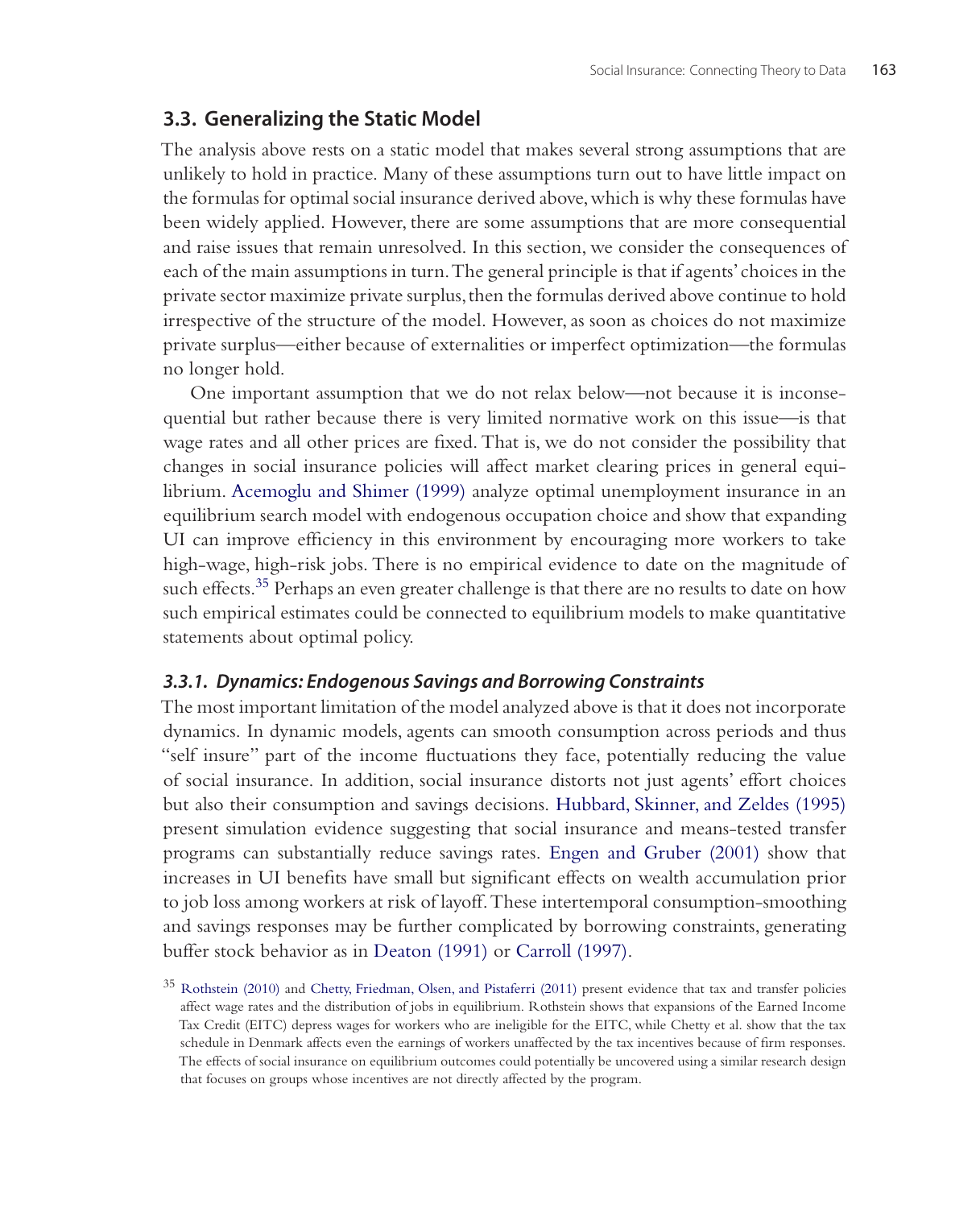### 3.3. Generalizing the Static Model

The analysis above rests on a static model that makes several strong assumptions that are unlikely to hold in practice. Many of these assumptions turn out to have little impact on the formulas for optimal social insurance derived above, which is why these formulas have been widely applied. However, there are some assumptions that are more consequential and raise issues that remain unresolved. In this section, we consider the consequences of each of the main assumptions in turn. The general principle is that if agents' choices in the private sector maximize private surplus, then the formulas derived above continue to hold irrespective of the structure of the model. However, as soon as choices do not maximize private surplus—either because of externalities or imperfect optimization—the formulas no longer hold.

One important assumption that we do not relax below—not because it is inconsequential but rather because there is very limited normative work on this issue—is that wage rates and all other prices are fixed. That is, we do not consider the possibility that changes in social insurance policies will affect market clearing prices in general equilibrium. Acemoglu and Shimer (1999) analyze optimal unemployment insurance in an equilibrium search model with endogenous occupation choice and show that expanding UI can improve efficiency in this environment by encouraging more workers to take high-wage, high-risk jobs. There is no empirical evidence to date on the magnitude of such effects.[35] Perhaps an even greater challenge is that there are no results to date on how such empirical estimates could be connected to equilibrium models to make quantitative statements about optimal policy.

#### *3.3.1. Dynamics: Endogenous Savings and Borrowing Constraints*

The most important limitation of the model analyzed above is that it does not incorporate dynamics. In dynamic models, agents can smooth consumption across periods and thus "self insure" part of the income fluctuations they face, potentially reducing the value of social insurance. In addition, social insurance distorts not just agents' effort choices but also their consumption and savings decisions. Hubbard, Skinner, and Zeldes (1995) present simulation evidence suggesting that social insurance and means-tested transfer programs can substantially reduce savings rates. Engen and Gruber (2001) show that increases in UI benefits have small but significant effects on wealth accumulation prior to job loss among workers at risk of layoff. These intertemporal consumption-smoothing and savings responses may be further complicated by borrowing constraints, generating buffer stock behavior as in Deaton (1991) or Carroll (1997).

[35] Rothstein (2010) and Chetty, Friedman, Olsen, and Pistaferri (2011) present evidence that tax and transfer policies affect wage rates and the distribution of jobs in equilibrium. Rothstein shows that expansions of the Earned Income Tax Credit (EITC) depress wages for workers who are ineligible for the EITC, while Chetty et al. show that the tax schedule in Denmark affects even the earnings of workers unaffected by the tax incentives because of firm responses. The effects of social insurance on equilibrium outcomes could potentially be uncovered using a similar research design that focuses on groups whose incentives are not directly affected by the program.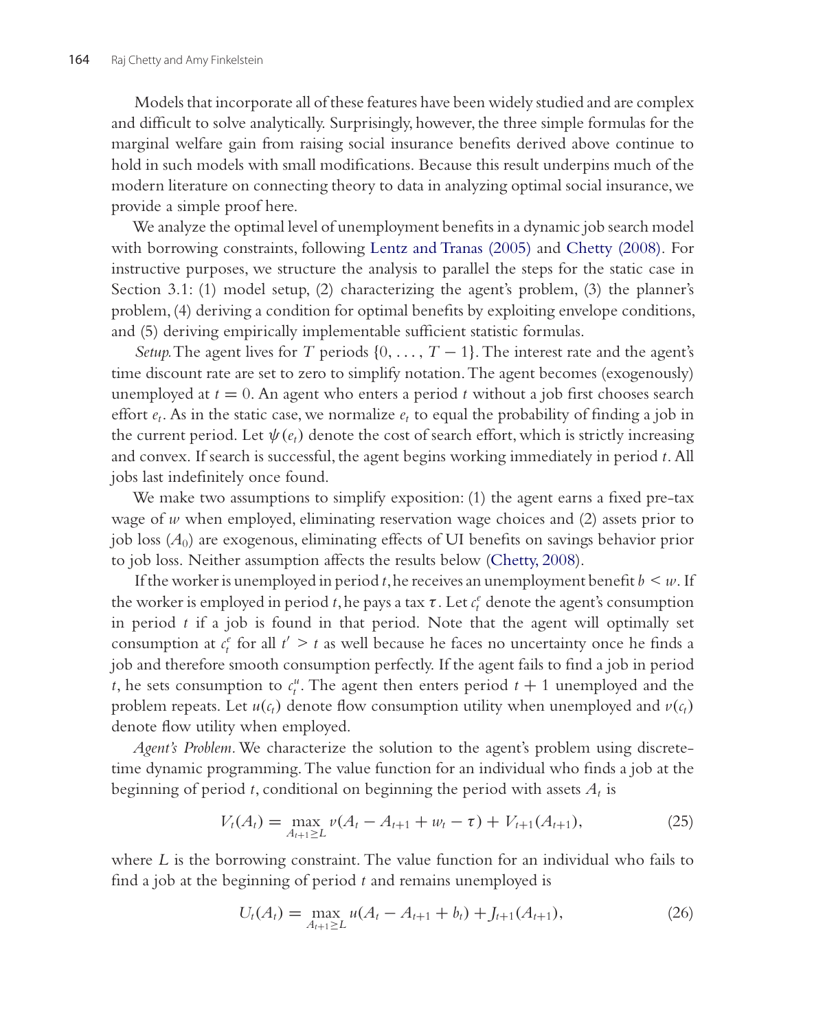Models that incorporate all of these features have been widely studied and are complex and difficult to solve analytically. Surprisingly, however, the three simple formulas for the marginal welfare gain from raising social insurance benefits derived above continue to hold in such models with small modifications. Because this result underpins much of the modern literature on connecting theory to data in analyzing optimal social insurance, we provide a simple proof here.

We analyze the optimal level of unemployment benefits in a dynamic job search model with borrowing constraints, following Lentz and Tranas (2005) and Chetty (2008). For instructive purposes, we structure the analysis to parallel the steps for the static case in Section 3.1: (1) model setup, (2) characterizing the agent's problem, (3) the planner's problem, (4) deriving a condition for optimal benefits by exploiting envelope conditions, and (5) deriving empirically implementable sufficient statistic formulas.

*Setup.* The agent lives for $T$ periods $\{0, \ldots, T-1\}$. The interest rate and the agent's time discount rate are set to zero to simplify notation. The agent becomes (exogenously) unemployed at $t = 0$. An agent who enters a period $t$ without a job first chooses search effort $e_t$. As in the static case, we normalize $e_t$ to equal the probability of finding a job in the current period. Let $\psi(e_t)$ denote the cost of search effort, which is strictly increasing and convex. If search is successful, the agent begins working immediately in period $t$. All jobs last indefinitely once found.

We make two assumptions to simplify exposition: (1) the agent earns a fixed pre-tax wage of $w$ when employed, eliminating reservation wage choices and (2) assets prior to job loss ($A_0$) are exogenous, eliminating effects of UI benefits on savings behavior prior to job loss. Neither assumption affects the results below (Chetty, 2008).

If the worker is unemployed in period $t$, he receives an unemployment benefit $b < w$. If the worker is employed in period $t$, he pays a tax $\tau$. Let $c_t^e$ denote the agent's consumption in period $t$ if a job is found in that period. Note that the agent will optimally set consumption at $c_t^e$ for all $t' > t$ as well because he faces no uncertainty once he finds a job and therefore smooth consumption perfectly. If the agent fails to find a job in period $t$, he sets consumption to $c_t^u$. The agent then enters period $t+1$ unemployed and the problem repeats. Let $u(c_t)$ denote flow consumption utility when unemployed and $v(c_t)$ denote flow utility when employed.

*Agent's Problem.* We characterize the solution to the agent's problem using discrete-time dynamic programming. The value function for an individual who finds a job at the beginning of period $t$, conditional on beginning the period with assets $A_t$ is

$$V_t(A_t) = \max_{A_{t+1} \geq L} v(A_t - A_{t+1} + w_t - \tau) + V_{t+1}(A_{t+1}), \tag{25}$$

where $L$ is the borrowing constraint. The value function for an individual who fails to find a job at the beginning of period $t$ and remains unemployed is

$$U_t(A_t) = \max_{A_{t+1} \geq L} u(A_t - A_{t+1} + b_t) + J_{t+1}(A_{t+1}), \tag{26}$$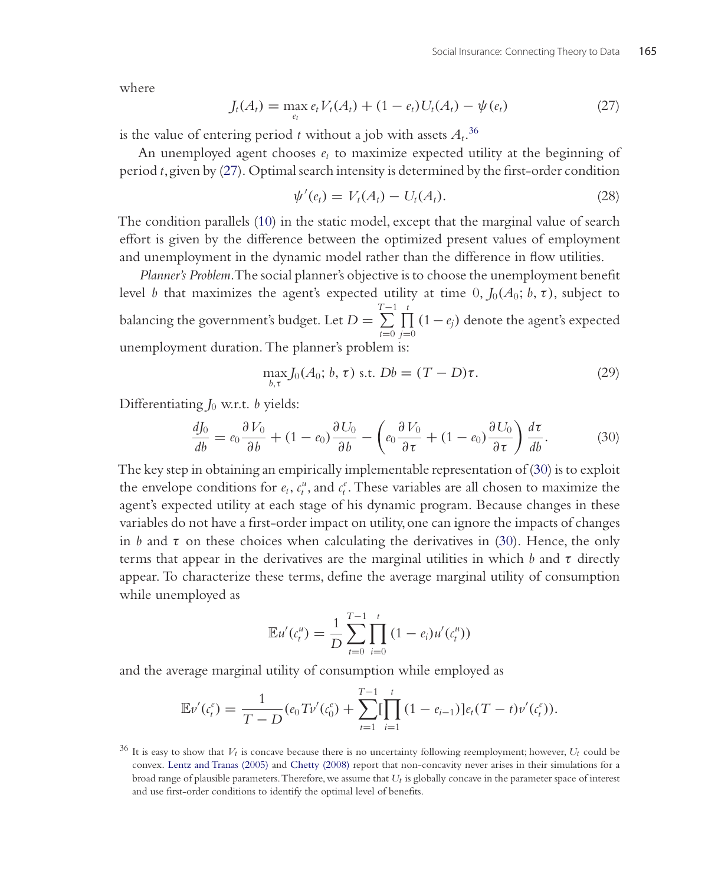where

$$J_t(A_t) = \max_{e_t} e_t V_t(A_t) + (1 - e_t)U_t(A_t) - \psi(e_t) \tag{27}$$

is the value of entering period $t$ without a job with assets $A_t$.[36]

An unemployed agent chooses $e_t$ to maximize expected utility at the beginning of period $t$, given by (27). Optimal search intensity is determined by the first-order condition

$$\psi'(e_t) = V_t(A_t) - U_t(A_t). \tag{28}$$

The condition parallels (10) in the static model, except that the marginal value of search effort is given by the difference between the optimized present values of employment and unemployment in the dynamic model rather than the difference in flow utilities.

*Planner's Problem*. The social planner's objective is to choose the unemployment benefit level $b$ that maximizes the agent's expected utility at time 0, $J_0(A_0; b, \tau)$, subject to balancing the government's budget. Let $D = \sum_{t=0}^{T-1} \prod_{j=0}^{t} (1 - e_j)$ denote the agent's expected unemployment duration. The planner's problem is:

$$\max_{b,\tau} J_0(A_0; b, \tau) \text{ s.t. } Db = (T - D)\tau. \tag{29}$$

Differentiating $J_0$ w.r.t. $b$ yields:

$$\frac{dJ_0}{db} = e_0 \frac{\partial V_0}{\partial b} + (1 - e_0)\frac{\partial U_0}{\partial b} - \left( e_0 \frac{\partial V_0}{\partial \tau} + (1 - e_0)\frac{\partial U_0}{\partial \tau} \right) \frac{d\tau}{db}. \tag{30}$$

The key step in obtaining an empirically implementable representation of (30) is to exploit the envelope conditions for $e_t$, $c_t^u$, and $c_t^e$. These variables are all chosen to maximize the agent's expected utility at each stage of his dynamic program. Because changes in these variables do not have a first-order impact on utility, one can ignore the impacts of changes in $b$ and $\tau$ on these choices when calculating the derivatives in (30). Hence, the only terms that appear in the derivatives are the marginal utilities in which $b$ and $\tau$ directly appear. To characterize these terms, define the average marginal utility of consumption while unemployed as

$$\mathbb{E}u'(c_t^u) = \frac{1}{D} \sum_{t=0}^{T-1} \prod_{i=0}^{t} (1 - e_i) u'(c_t^u))$$

and the average marginal utility of consumption while employed as

$$\mathbb{E}v'(c_t^e) = \frac{1}{T - D}(e_0 T v'(c_0^e) + \sum_{t=1}^{T-1} [\prod_{i=1}^{t} (1 - e_{i-1})] e_t (T - t) v'(c_t^e)).$$

[36] It is easy to show that $V_t$ is concave because there is no uncertainty following reemployment; however, $U_t$ could be convex. Lentz and Tranas (2005) and Chetty (2008) report that non-concavity never arises in their simulations for a broad range of plausible parameters. Therefore, we assume that $U_t$ is globally concave in the parameter space of interest and use first-order conditions to identify the optimal level of benefits.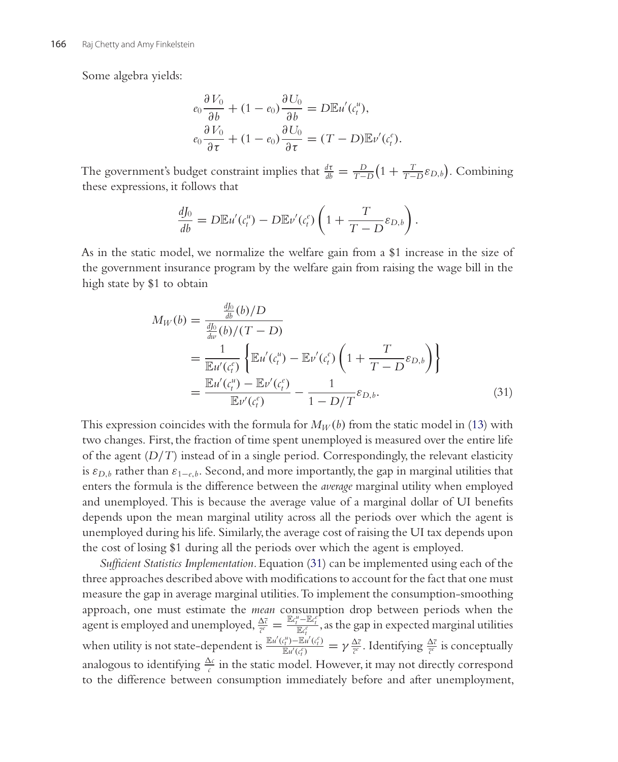Some algebra yields:

$$e_0 \frac{\partial V_0}{\partial b} + (1 - e_0) \frac{\partial U_0}{\partial b} = D\mathbb{E}u'(c_t^u),$$
$$e_0 \frac{\partial V_0}{\partial \tau} + (1 - e_0) \frac{\partial U_0}{\partial \tau} = (T - D)\mathbb{E}v'(c_t^e).$$

The government's budget constraint implies that $\frac{d\tau}{db} = \frac{D}{T-D}\left(1 + \frac{T}{T-D}\varepsilon_{D,b}\right)$. Combining these expressions, it follows that

$$\frac{dJ_0}{db} = D\mathbb{E}u'(c_t^u) - D\mathbb{E}v'(c_t^e)\left(1 + \frac{T}{T-D}\varepsilon_{D,b}\right).$$

As in the static model, we normalize the welfare gain from a \$1 increase in the size of the government insurance program by the welfare gain from raising the wage bill in the high state by \$1 to obtain

$$\begin{aligned} M_W(b) &= \frac{\frac{dJ_0}{db}(b)/D}{\frac{dJ_0}{dw}(b)/(T-D)} \\ &= \frac{1}{\mathbb{E}u'(c_t^e)}\left\{\mathbb{E}u'(c_t^u) - \mathbb{E}v'(c_t^e)\left(1 + \frac{T}{T-D}\varepsilon_{D,b}\right)\right\} \\ &= \frac{\mathbb{E}u'(c_t^u) - \mathbb{E}v'(c_t^e)}{\mathbb{E}v'(c_t^e)} - \frac{1}{1 - D/T}\varepsilon_{D,b}. \end{aligned} \tag{31}$$

This expression coincides with the formula for $M_W(b)$ from the static model in (13) with two changes. First, the fraction of time spent unemployed is measured over the entire life of the agent $(D/T)$ instead of in a single period. Correspondingly, the relevant elasticity is $\varepsilon_{D,b}$ rather than $\varepsilon_{1-e,b}$. Second, and more importantly, the gap in marginal utilities that enters the formula is the difference between the *average* marginal utility when employed and unemployed. This is because the average value of a marginal dollar of UI benefits depends upon the mean marginal utility across all the periods over which the agent is unemployed during his life. Similarly, the average cost of raising the UI tax depends upon the cost of losing \$1 during all the periods over which the agent is employed.

*Sufficient Statistics Implementation.* Equation (31) can be implemented using each of the three approaches described above with modifications to account for the fact that one must measure the gap in average marginal utilities. To implement the consumption-smoothing approach, one must estimate the *mean* consumption drop between periods when the agent is employed and unemployed, $\frac{\Delta \bar{c}}{\bar{c}^e} = \frac{\mathbb{E}c_t^u - \mathbb{E}c_t^e}{\mathbb{E}c_t^e}$, as the gap in expected marginal utilities when utility is not state-dependent is $\frac{\mathbb{E}u'(c_t^u) - \mathbb{E}u'(c_t^e)}{\mathbb{E}u'(c_t^e)} = \gamma \frac{\Delta \bar{c}}{\bar{c}^e}$. Identifying $\frac{\Delta \bar{c}}{\bar{c}^e}$ is conceptually analogous to identifying $\frac{\Delta c}{c}$ in the static model. However, it may not directly correspond to the difference between consumption immediately before and after unemployment,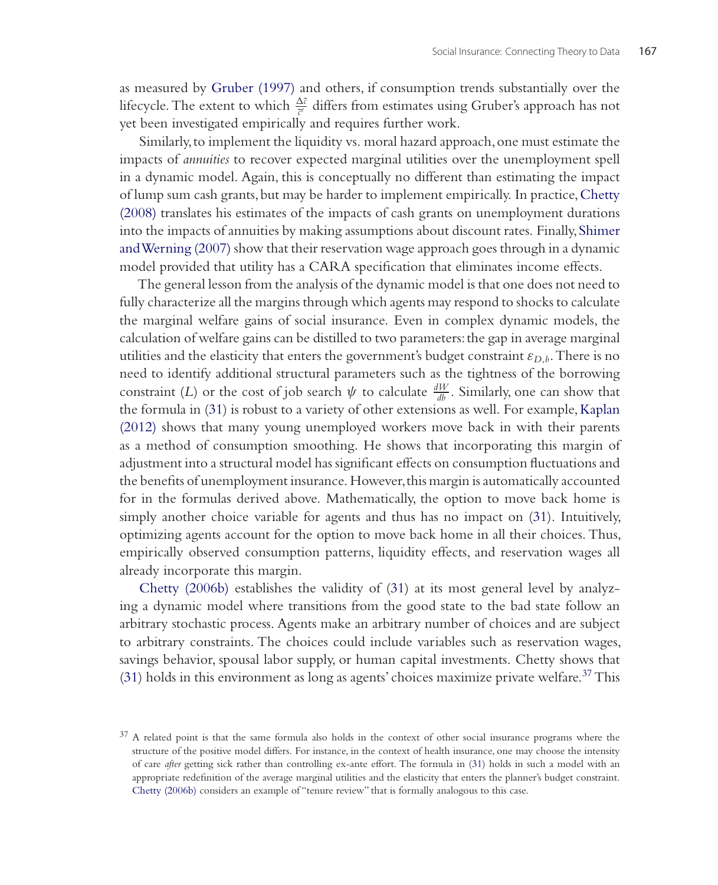as measured by Gruber (1997) and others, if consumption trends substantially over the lifecycle. The extent to which $\frac{\Delta \bar{c}}{\bar{c}^e}$ differs from estimates using Gruber's approach has not yet been investigated empirically and requires further work.

Similarly, to implement the liquidity vs. moral hazard approach, one must estimate the impacts of *annuities* to recover expected marginal utilities over the unemployment spell in a dynamic model. Again, this is conceptually no different than estimating the impact of lump sum cash grants, but may be harder to implement empirically. In practice, Chetty (2008) translates his estimates of the impacts of cash grants on unemployment durations into the impacts of annuities by making assumptions about discount rates. Finally, Shimer and Werning (2007) show that their reservation wage approach goes through in a dynamic model provided that utility has a CARA specification that eliminates income effects.

The general lesson from the analysis of the dynamic model is that one does not need to fully characterize all the margins through which agents may respond to shocks to calculate the marginal welfare gains of social insurance. Even in complex dynamic models, the calculation of welfare gains can be distilled to two parameters: the gap in average marginal utilities and the elasticity that enters the government's budget constraint $\varepsilon_{D,b}$. There is no need to identify additional structural parameters such as the tightness of the borrowing constraint ($L$) or the cost of job search $\psi$ to calculate $\frac{dW}{db}$. Similarly, one can show that the formula in (31) is robust to a variety of other extensions as well. For example, Kaplan (2012) shows that many young unemployed workers move back in with their parents as a method of consumption smoothing. He shows that incorporating this margin of adjustment into a structural model has significant effects on consumption fluctuations and the benefits of unemployment insurance. However, this margin is automatically accounted for in the formulas derived above. Mathematically, the option to move back home is simply another choice variable for agents and thus has no impact on (31). Intuitively, optimizing agents account for the option to move back home in all their choices. Thus, empirically observed consumption patterns, liquidity effects, and reservation wages all already incorporate this margin.

Chetty (2006b) establishes the validity of (31) at its most general level by analyzing a dynamic model where transitions from the good state to the bad state follow an arbitrary stochastic process. Agents make an arbitrary number of choices and are subject to arbitrary constraints. The choices could include variables such as reservation wages, savings behavior, spousal labor supply, or human capital investments. Chetty shows that (31) holds in this environment as long as agents' choices maximize private welfare.[37] This

[37] A related point is that the same formula also holds in the context of other social insurance programs where the structure of the positive model differs. For instance, in the context of health insurance, one may choose the intensity of care *after* getting sick rather than controlling ex-ante effort. The formula in (31) holds in such a model with an appropriate redefinition of the average marginal utilities and the elasticity that enters the planner's budget constraint. Chetty (2006b) considers an example of "tenure review" that is formally analogous to this case.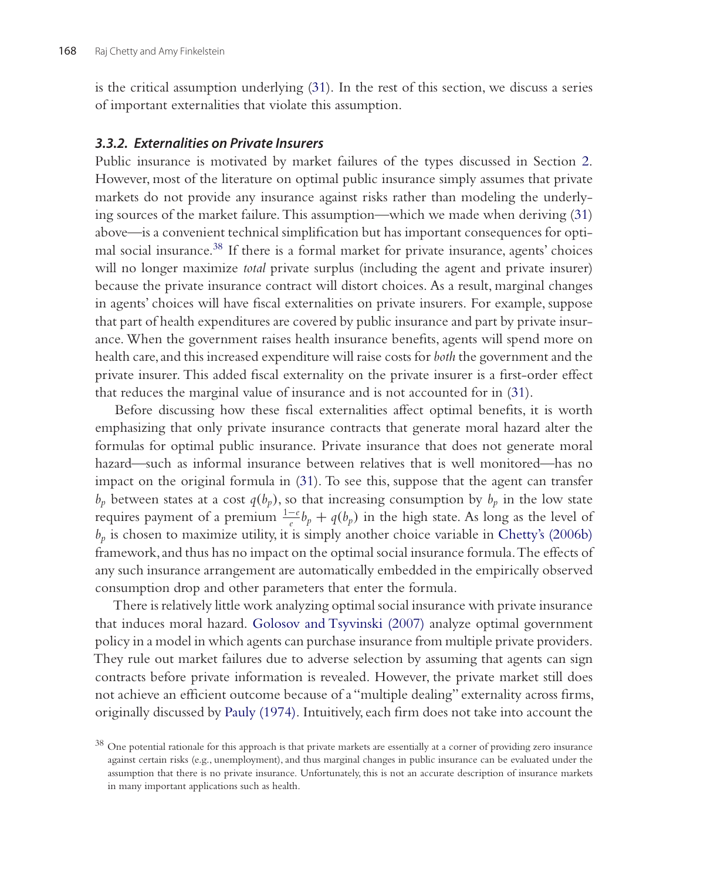is the critical assumption underlying (31). In the rest of this section, we discuss a series of important externalities that violate this assumption.

### 3.3.2. Externalities on Private Insurers

Public insurance is motivated by market failures of the types discussed in Section 2. However, most of the literature on optimal public insurance simply assumes that private markets do not provide any insurance against risks rather than modeling the underlying sources of the market failure. This assumption—which we made when deriving (31) above—is a convenient technical simplification but has important consequences for optimal social insurance.[38] If there is a formal market for private insurance, agents' choices will no longer maximize *total* private surplus (including the agent and private insurer) because the private insurance contract will distort choices. As a result, marginal changes in agents' choices will have fiscal externalities on private insurers. For example, suppose that part of health expenditures are covered by public insurance and part by private insurance. When the government raises health insurance benefits, agents will spend more on health care, and this increased expenditure will raise costs for *both* the government and the private insurer. This added fiscal externality on the private insurer is a first-order effect that reduces the marginal value of insurance and is not accounted for in (31).

Before discussing how these fiscal externalities affect optimal benefits, it is worth emphasizing that only private insurance contracts that generate moral hazard alter the formulas for optimal public insurance. Private insurance that does not generate moral hazard—such as informal insurance between relatives that is well monitored—has no impact on the original formula in (31). To see this, suppose that the agent can transfer $b_p$ between states at a cost $q(b_p)$, so that increasing consumption by $b_p$ in the low state requires payment of a premium $\frac{1-e}{e}b_p + q(b_p)$ in the high state. As long as the level of $b_p$ is chosen to maximize utility, it is simply another choice variable in Chetty's (2006b) framework, and thus has no impact on the optimal social insurance formula. The effects of any such insurance arrangement are automatically embedded in the empirically observed consumption drop and other parameters that enter the formula.

There is relatively little work analyzing optimal social insurance with private insurance that induces moral hazard. Golosov and Tsyvinski (2007) analyze optimal government policy in a model in which agents can purchase insurance from multiple private providers. They rule out market failures due to adverse selection by assuming that agents can sign contracts before private information is revealed. However, the private market still does not achieve an efficient outcome because of a "multiple dealing" externality across firms, originally discussed by Pauly (1974). Intuitively, each firm does not take into account the

[38] One potential rationale for this approach is that private markets are essentially at a corner of providing zero insurance against certain risks (e.g., unemployment), and thus marginal changes in public insurance can be evaluated under the assumption that there is no private insurance. Unfortunately, this is not an accurate description of insurance markets in many important applications such as health.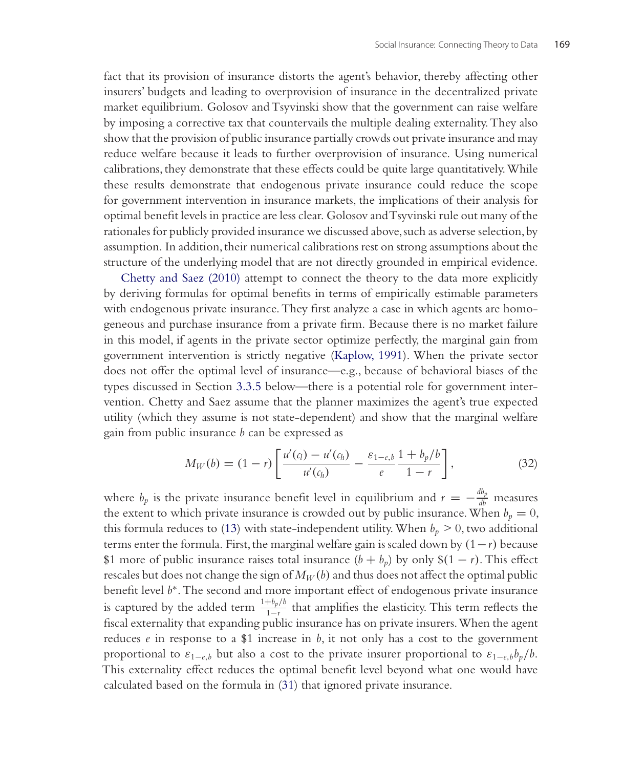fact that its provision of insurance distorts the agent's behavior, thereby affecting other insurers' budgets and leading to overprovision of insurance in the decentralized private market equilibrium. Golosov and Tsyvinski show that the government can raise welfare by imposing a corrective tax that countervails the multiple dealing externality. They also show that the provision of public insurance partially crowds out private insurance and may reduce welfare because it leads to further overprovision of insurance. Using numerical calibrations, they demonstrate that these effects could be quite large quantitatively. While these results demonstrate that endogenous private insurance could reduce the scope for government intervention in insurance markets, the implications of their analysis for optimal benefit levels in practice are less clear. Golosov and Tsyvinski rule out many of the rationales for publicly provided insurance we discussed above, such as adverse selection, by assumption. In addition, their numerical calibrations rest on strong assumptions about the structure of the underlying model that are not directly grounded in empirical evidence.

Chetty and Saez (2010) attempt to connect the theory to the data more explicitly by deriving formulas for optimal benefits in terms of empirically estimable parameters with endogenous private insurance. They first analyze a case in which agents are homogeneous and purchase insurance from a private firm. Because there is no market failure in this model, if agents in the private sector optimize perfectly, the marginal gain from government intervention is strictly negative (Kaplow, 1991). When the private sector does not offer the optimal level of insurance—e.g., because of behavioral biases of the types discussed in Section 3.3.5 below—there is a potential role for government intervention. Chetty and Saez assume that the planner maximizes the agent's true expected utility (which they assume is not state-dependent) and show that the marginal welfare gain from public insurance $b$ can be expressed as

$$M_W(b) = (1-r)\left[\frac{u'(c_l) - u'(c_h)}{u'(c_h)} - \frac{\varepsilon_{1-e,b}}{e}\frac{1+b_p/b}{1-r}\right], \tag{32}$$

where $b_p$ is the private insurance benefit level in equilibrium and $r = -\frac{db_p}{db}$ measures the extent to which private insurance is crowded out by public insurance. When $b_p = 0$, this formula reduces to (13) with state-independent utility. When $b_p > 0$, two additional terms enter the formula. First, the marginal welfare gain is scaled down by $(1-r)$ because \$1 more of public insurance raises total insurance $(b + b_p)$ by only \$$(1-r)$. This effect rescales but does not change the sign of $M_W(b)$ and thus does not affect the optimal public benefit level $b^*$. The second and more important effect of endogenous private insurance is captured by the added term $\frac{1+b_p/b}{1-r}$ that amplifies the elasticity. This term reflects the fiscal externality that expanding public insurance has on private insurers. When the agent reduces $e$ in response to a \$1 increase in $b$, it not only has a cost to the government proportional to $\varepsilon_{1-e,b}$ but also a cost to the private insurer proportional to $\varepsilon_{1-e,b}b_p/b$. This externality effect reduces the optimal benefit level beyond what one would have calculated based on the formula in (31) that ignored private insurance.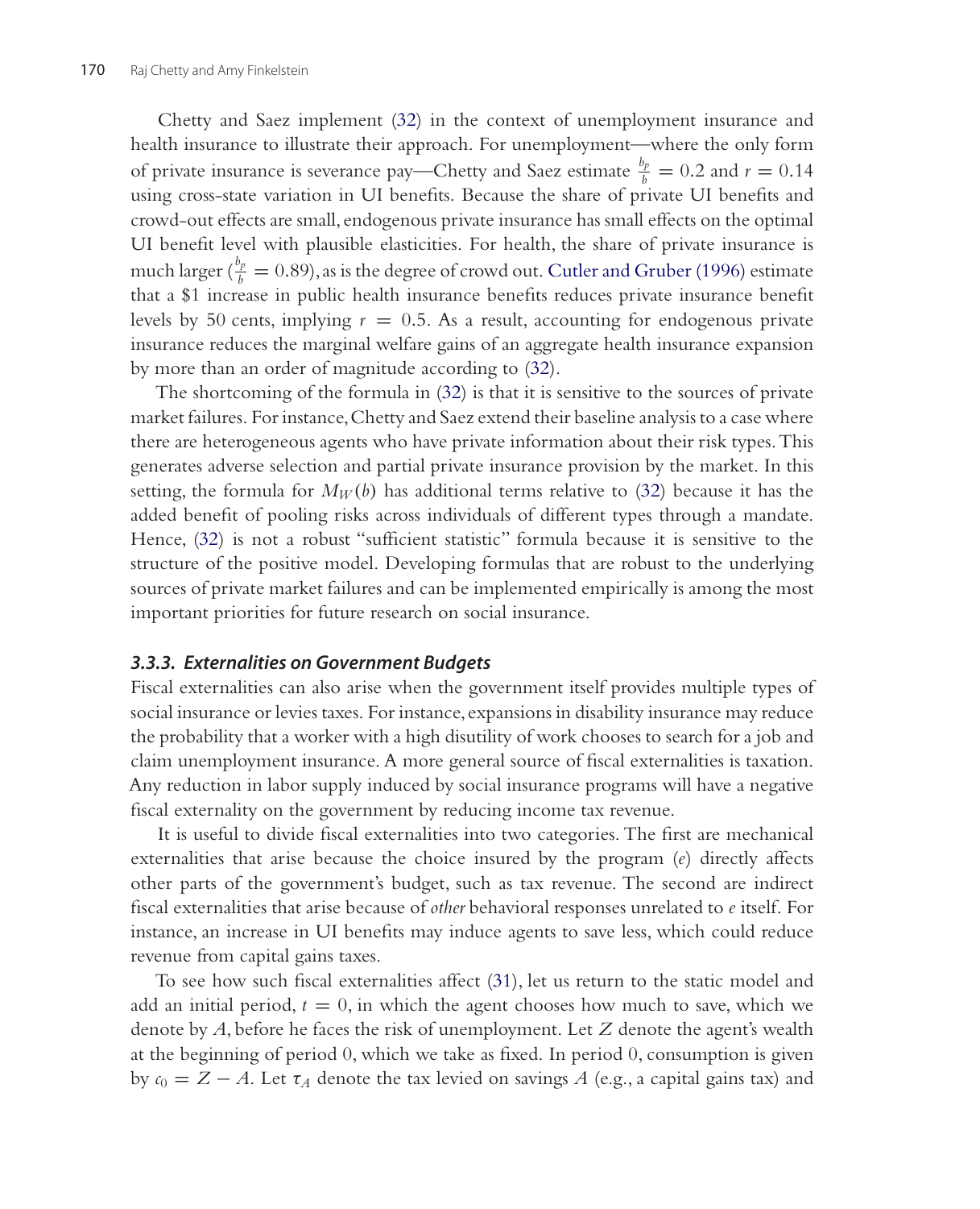Chetty and Saez implement (32) in the context of unemployment insurance and health insurance to illustrate their approach. For unemployment—where the only form of private insurance is severance pay—Chetty and Saez estimate $\frac{b_p}{b} = 0.2$ and $r = 0.14$ using cross-state variation in UI benefits. Because the share of private UI benefits and crowd-out effects are small, endogenous private insurance has small effects on the optimal UI benefit level with plausible elasticities. For health, the share of private insurance is much larger ($\frac{b_p}{b} = 0.89$), as is the degree of crowd out. Cutler and Gruber (1996) estimate that a \$1 increase in public health insurance benefits reduces private insurance benefit levels by 50 cents, implying $r = 0.5$. As a result, accounting for endogenous private insurance reduces the marginal welfare gains of an aggregate health insurance expansion by more than an order of magnitude according to (32).

The shortcoming of the formula in (32) is that it is sensitive to the sources of private market failures. For instance, Chetty and Saez extend their baseline analysis to a case where there are heterogeneous agents who have private information about their risk types. This generates adverse selection and partial private insurance provision by the market. In this setting, the formula for $M_W(b)$ has additional terms relative to (32) because it has the added benefit of pooling risks across individuals of different types through a mandate. Hence, (32) is not a robust "sufficient statistic" formula because it is sensitive to the structure of the positive model. Developing formulas that are robust to the underlying sources of private market failures and can be implemented empirically is among the most important priorities for future research on social insurance.

### 3.3.3. Externalities on Government Budgets

Fiscal externalities can also arise when the government itself provides multiple types of social insurance or levies taxes. For instance, expansions in disability insurance may reduce the probability that a worker with a high disutility of work chooses to search for a job and claim unemployment insurance. A more general source of fiscal externalities is taxation. Any reduction in labor supply induced by social insurance programs will have a negative fiscal externality on the government by reducing income tax revenue.

It is useful to divide fiscal externalities into two categories. The first are mechanical externalities that arise because the choice insured by the program ($e$) directly affects other parts of the government's budget, such as tax revenue. The second are indirect fiscal externalities that arise because of *other* behavioral responses unrelated to $e$ itself. For instance, an increase in UI benefits may induce agents to save less, which could reduce revenue from capital gains taxes.

To see how such fiscal externalities affect (31), let us return to the static model and add an initial period, $t = 0$, in which the agent chooses how much to save, which we denote by $A$, before he faces the risk of unemployment. Let $Z$ denote the agent's wealth at the beginning of period 0, which we take as fixed. In period 0, consumption is given by $c_0 = Z - A$. Let $\tau_A$ denote the tax levied on savings $A$ (e.g., a capital gains tax) and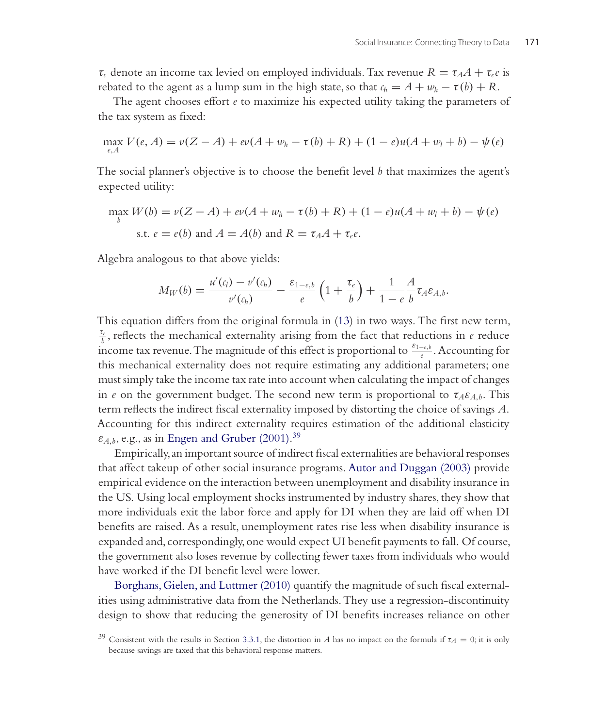$\tau_e$ denote an income tax levied on employed individuals. Tax revenue $R = \tau_A A + \tau_e e$ is rebated to the agent as a lump sum in the high state, so that $c_h = A + w_h - \tau(b) + R$.

The agent chooses effort $e$ to maximize his expected utility taking the parameters of the tax system as fixed:

$$\max_{e,A} V(e, A) = v(Z - A) + ev(A + w_h - \tau(b) + R) + (1 - e)u(A + w_l + b) - \psi(e)$$

The social planner's objective is to choose the benefit level $b$ that maximizes the agent's expected utility:

$$\max_{b} W(b) = v(Z - A) + ev(A + w_h - \tau(b) + R) + (1 - e)u(A + w_l + b) - \psi(e)$$
$$\text{s.t. } e = e(b) \text{ and } A = A(b) \text{ and } R = \tau_A A + \tau_e e.$$

Algebra analogous to that above yields:

$$M_W(b) = \frac{u'(c_l) - v'(c_h)}{v'(c_h)} - \frac{\varepsilon_{1-e,b}}{e}\left(1 + \frac{\tau_e}{b}\right) + \frac{1}{1-e}\frac{A}{b}\tau_A \varepsilon_{A,b}.$$

This equation differs from the original formula in (13) in two ways. The first new term, $\frac{\tau_e}{b}$, reflects the mechanical externality arising from the fact that reductions in $e$ reduce income tax revenue. The magnitude of this effect is proportional to $\frac{\varepsilon_{1-e,b}}{e}$. Accounting for this mechanical externality does not require estimating any additional parameters; one must simply take the income tax rate into account when calculating the impact of changes in $e$ on the government budget. The second new term is proportional to $\tau_A \varepsilon_{A,b}$. This term reflects the indirect fiscal externality imposed by distorting the choice of savings $A$. Accounting for this indirect externality requires estimation of the additional elasticity $\varepsilon_{A,b}$, e.g., as in Engen and Gruber (2001).[39]

Empirically, an important source of indirect fiscal externalities are behavioral responses that affect takeup of other social insurance programs. Autor and Duggan (2003) provide empirical evidence on the interaction between unemployment and disability insurance in the US. Using local employment shocks instrumented by industry shares, they show that more individuals exit the labor force and apply for DI when they are laid off when DI benefits are raised. As a result, unemployment rates rise less when disability insurance is expanded and, correspondingly, one would expect UI benefit payments to fall. Of course, the government also loses revenue by collecting fewer taxes from individuals who would have worked if the DI benefit level were lower.

Borghans, Gielen, and Luttmer (2010) quantify the magnitude of such fiscal externalities using administrative data from the Netherlands. They use a regression-discontinuity design to show that reducing the generosity of DI benefits increases reliance on other

[39] Consistent with the results in Section 3.3.1, the distortion in $A$ has no impact on the formula if $\tau_A = 0$; it is only because savings are taxed that this behavioral response matters.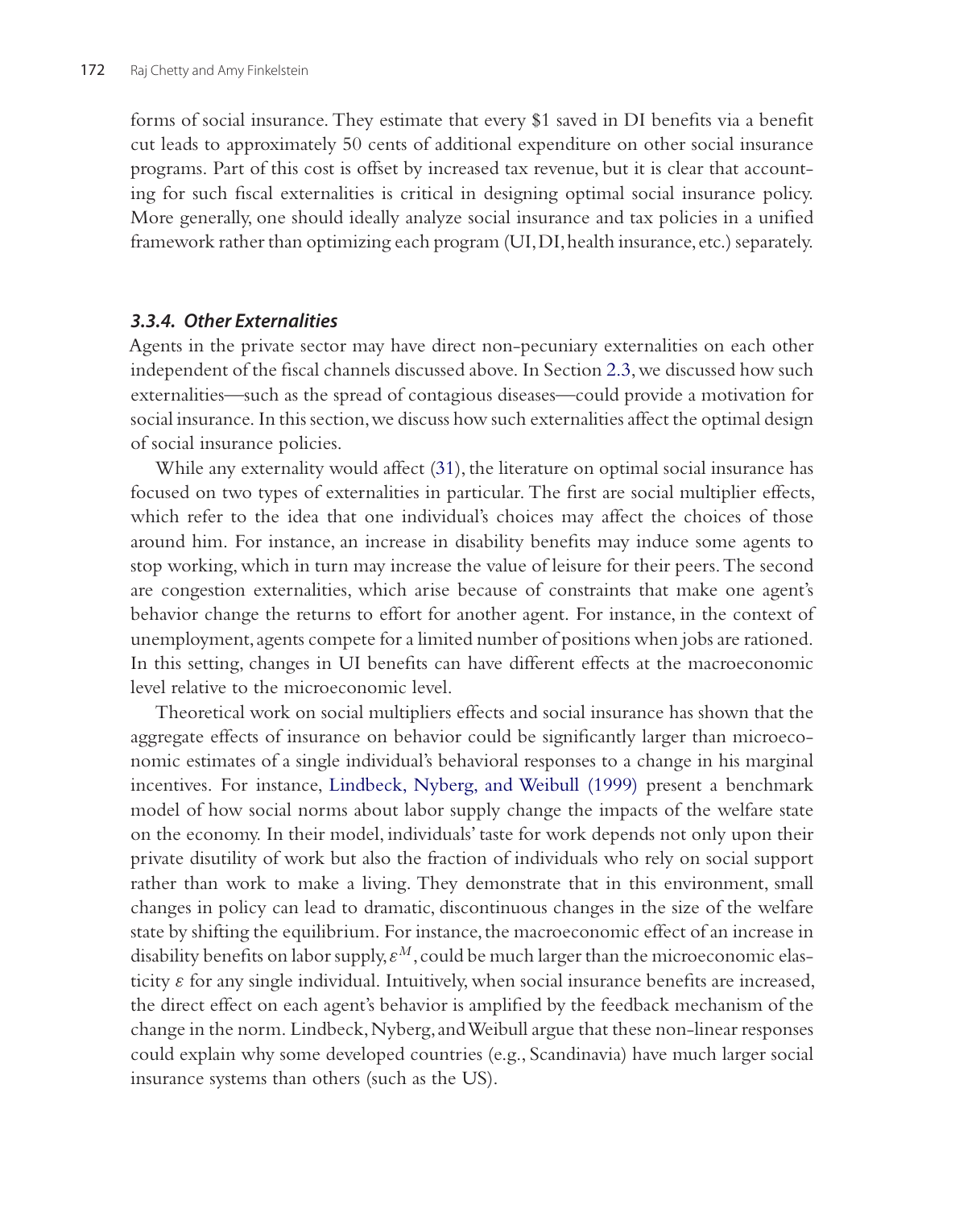forms of social insurance. They estimate that every $1 saved in DI benefits via a benefit cut leads to approximately 50 cents of additional expenditure on other social insurance programs. Part of this cost is offset by increased tax revenue, but it is clear that accounting for such fiscal externalities is critical in designing optimal social insurance policy. More generally, one should ideally analyze social insurance and tax policies in a unified framework rather than optimizing each program (UI, DI, health insurance, etc.) separately.

### 3.3.4. Other Externalities

Agents in the private sector may have direct non-pecuniary externalities on each other independent of the fiscal channels discussed above. In Section 2.3, we discussed how such externalities—such as the spread of contagious diseases—could provide a motivation for social insurance. In this section, we discuss how such externalities affect the optimal design of social insurance policies.

While any externality would affect (31), the literature on optimal social insurance has focused on two types of externalities in particular. The first are social multiplier effects, which refer to the idea that one individual's choices may affect the choices of those around him. For instance, an increase in disability benefits may induce some agents to stop working, which in turn may increase the value of leisure for their peers. The second are congestion externalities, which arise because of constraints that make one agent's behavior change the returns to effort for another agent. For instance, in the context of unemployment, agents compete for a limited number of positions when jobs are rationed. In this setting, changes in UI benefits can have different effects at the macroeconomic level relative to the microeconomic level.

Theoretical work on social multipliers effects and social insurance has shown that the aggregate effects of insurance on behavior could be significantly larger than microeconomic estimates of a single individual's behavioral responses to a change in his marginal incentives. For instance, Lindbeck, Nyberg, and Weibull (1999) present a benchmark model of how social norms about labor supply change the impacts of the welfare state on the economy. In their model, individuals' taste for work depends not only upon their private disutility of work but also the fraction of individuals who rely on social support rather than work to make a living. They demonstrate that in this environment, small changes in policy can lead to dramatic, discontinuous changes in the size of the welfare state by shifting the equilibrium. For instance, the macroeconomic effect of an increase in disability benefits on labor supply, $\varepsilon^M$, could be much larger than the microeconomic elasticity $\varepsilon$ for any single individual. Intuitively, when social insurance benefits are increased, the direct effect on each agent's behavior is amplified by the feedback mechanism of the change in the norm. Lindbeck, Nyberg, and Weibull argue that these non-linear responses could explain why some developed countries (e.g., Scandinavia) have much larger social insurance systems than others (such as the US).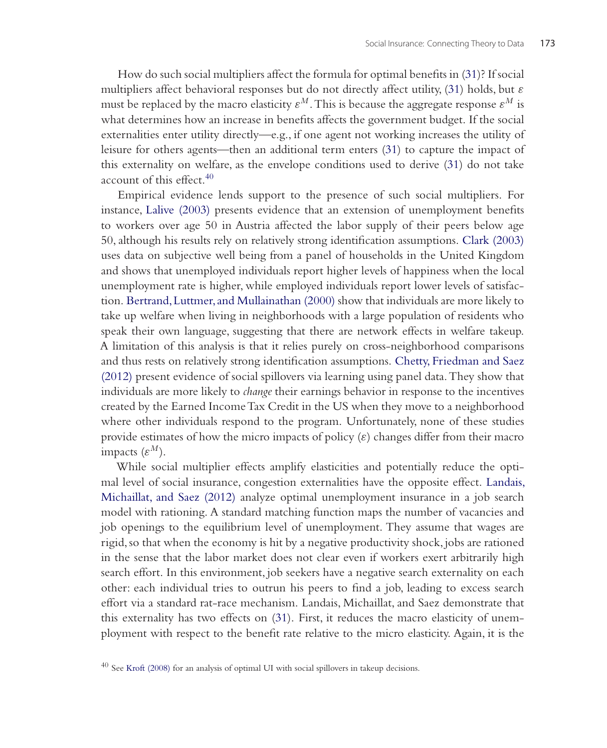How do such social multipliers affect the formula for optimal benefits in (31)? If social multipliers affect behavioral responses but do not directly affect utility, (31) holds, but $\varepsilon$ must be replaced by the macro elasticity $\varepsilon^M$. This is because the aggregate response $\varepsilon^M$ is what determines how an increase in benefits affects the government budget. If the social externalities enter utility directly—e.g., if one agent not working increases the utility of leisure for others agents—then an additional term enters (31) to capture the impact of this externality on welfare, as the envelope conditions used to derive (31) do not take account of this effect.[40]

Empirical evidence lends support to the presence of such social multipliers. For instance, Lalive (2003) presents evidence that an extension of unemployment benefits to workers over age 50 in Austria affected the labor supply of their peers below age 50, although his results rely on relatively strong identification assumptions. Clark (2003) uses data on subjective well being from a panel of households in the United Kingdom and shows that unemployed individuals report higher levels of happiness when the local unemployment rate is higher, while employed individuals report lower levels of satisfaction. Bertrand, Luttmer, and Mullainathan (2000) show that individuals are more likely to take up welfare when living in neighborhoods with a large population of residents who speak their own language, suggesting that there are network effects in welfare takeup. A limitation of this analysis is that it relies purely on cross-neighborhood comparisons and thus rests on relatively strong identification assumptions. Chetty, Friedman and Saez (2012) present evidence of social spillovers via learning using panel data. They show that individuals are more likely to *change* their earnings behavior in response to the incentives created by the Earned Income Tax Credit in the US when they move to a neighborhood where other individuals respond to the program. Unfortunately, none of these studies provide estimates of how the micro impacts of policy ($\varepsilon$) changes differ from their macro impacts ($\varepsilon^M$).

While social multiplier effects amplify elasticities and potentially reduce the optimal level of social insurance, congestion externalities have the opposite effect. Landais, Michaillat, and Saez (2012) analyze optimal unemployment insurance in a job search model with rationing. A standard matching function maps the number of vacancies and job openings to the equilibrium level of unemployment. They assume that wages are rigid, so that when the economy is hit by a negative productivity shock, jobs are rationed in the sense that the labor market does not clear even if workers exert arbitrarily high search effort. In this environment, job seekers have a negative search externality on each other: each individual tries to outrun his peers to find a job, leading to excess search effort via a standard rat-race mechanism. Landais, Michaillat, and Saez demonstrate that this externality has two effects on (31). First, it reduces the macro elasticity of unemployment with respect to the benefit rate relative to the micro elasticity. Again, it is the

[40] See Kroft (2008) for an analysis of optimal UI with social spillovers in takeup decisions.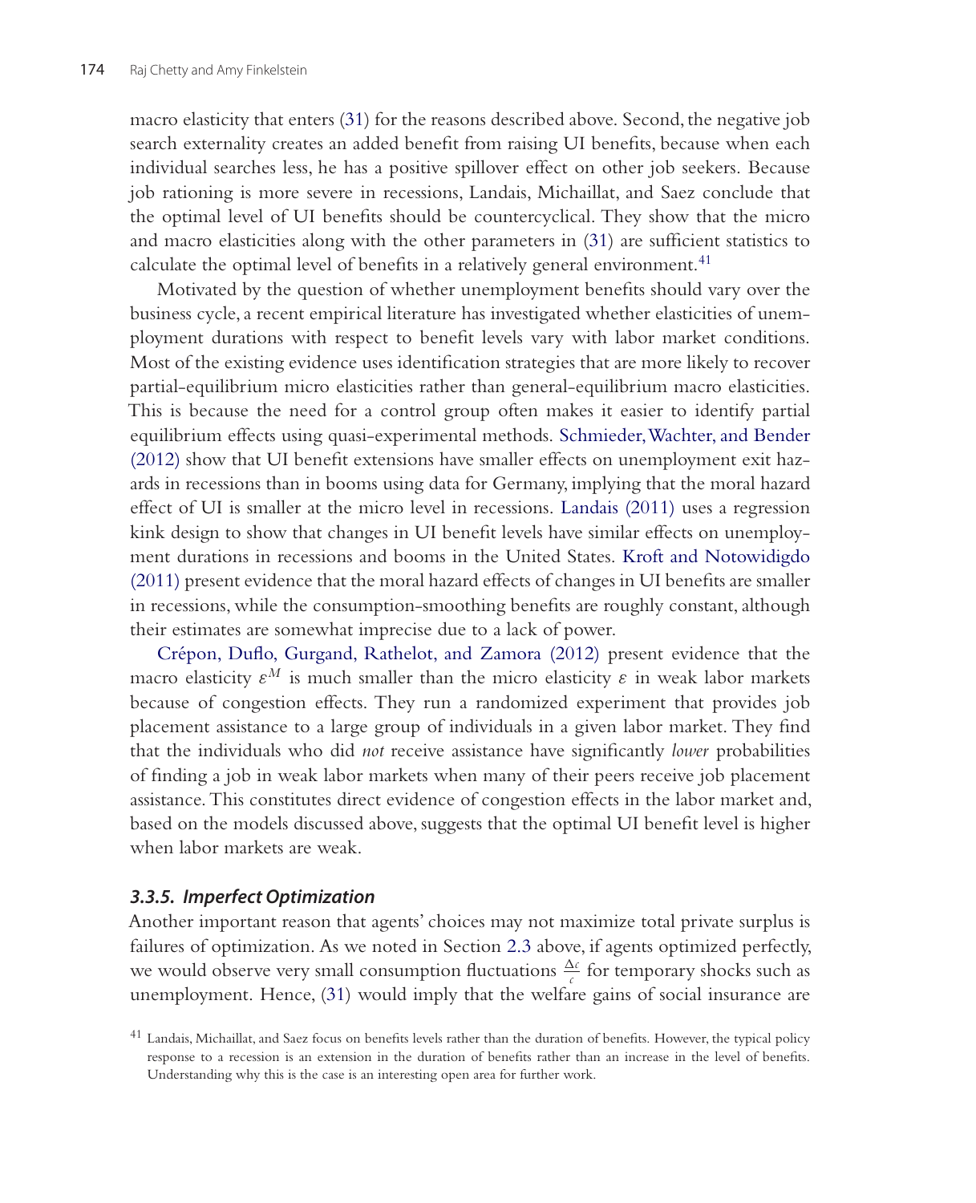macro elasticity that enters (31) for the reasons described above. Second, the negative job search externality creates an added benefit from raising UI benefits, because when each individual searches less, he has a positive spillover effect on other job seekers. Because job rationing is more severe in recessions, Landais, Michaillat, and Saez conclude that the optimal level of UI benefits should be countercyclical. They show that the micro and macro elasticities along with the other parameters in (31) are sufficient statistics to calculate the optimal level of benefits in a relatively general environment.[41]

Motivated by the question of whether unemployment benefits should vary over the business cycle, a recent empirical literature has investigated whether elasticities of unemployment durations with respect to benefit levels vary with labor market conditions. Most of the existing evidence uses identification strategies that are more likely to recover partial-equilibrium micro elasticities rather than general-equilibrium macro elasticities. This is because the need for a control group often makes it easier to identify partial equilibrium effects using quasi-experimental methods. Schmieder, Wachter, and Bender (2012) show that UI benefit extensions have smaller effects on unemployment exit hazards in recessions than in booms using data for Germany, implying that the moral hazard effect of UI is smaller at the micro level in recessions. Landais (2011) uses a regression kink design to show that changes in UI benefit levels have similar effects on unemployment durations in recessions and booms in the United States. Kroft and Notowidigdo (2011) present evidence that the moral hazard effects of changes in UI benefits are smaller in recessions, while the consumption-smoothing benefits are roughly constant, although their estimates are somewhat imprecise due to a lack of power.

Crépon, Duflo, Gurgand, Rathelot, and Zamora (2012) present evidence that the macro elasticity $\varepsilon^M$ is much smaller than the micro elasticity $\varepsilon$ in weak labor markets because of congestion effects. They run a randomized experiment that provides job placement assistance to a large group of individuals in a given labor market. They find that the individuals who did *not* receive assistance have significantly *lower* probabilities of finding a job in weak labor markets when many of their peers receive job placement assistance. This constitutes direct evidence of congestion effects in the labor market and, based on the models discussed above, suggests that the optimal UI benefit level is higher when labor markets are weak.

### *3.3.5. Imperfect Optimization*

Another important reason that agents' choices may not maximize total private surplus is failures of optimization. As we noted in Section 2.3 above, if agents optimized perfectly, we would observe very small consumption fluctuations $\frac{\Delta c}{c}$ for temporary shocks such as unemployment. Hence, (31) would imply that the welfare gains of social insurance are

[41] Landais, Michaillat, and Saez focus on benefits levels rather than the duration of benefits. However, the typical policy response to a recession is an extension in the duration of benefits rather than an increase in the level of benefits. Understanding why this is the case is an interesting open area for further work.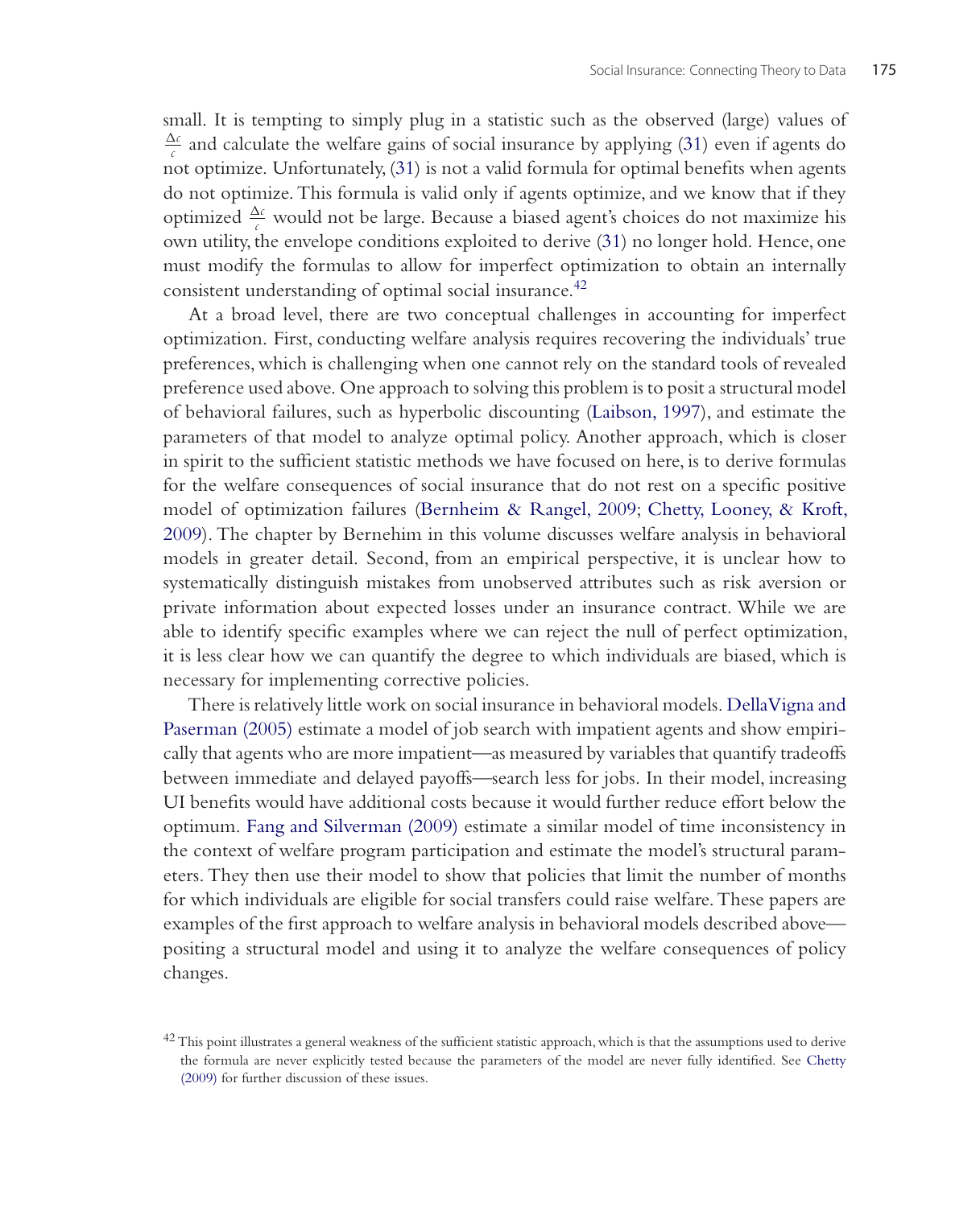small. It is tempting to simply plug in a statistic such as the observed (large) values of $\frac{\Delta c}{c}$ and calculate the welfare gains of social insurance by applying (31) even if agents do not optimize. Unfortunately, (31) is not a valid formula for optimal benefits when agents do not optimize. This formula is valid only if agents optimize, and we know that if they optimized $\frac{\Delta c}{c}$ would not be large. Because a biased agent's choices do not maximize his own utility, the envelope conditions exploited to derive (31) no longer hold. Hence, one must modify the formulas to allow for imperfect optimization to obtain an internally consistent understanding of optimal social insurance.[42]

At a broad level, there are two conceptual challenges in accounting for imperfect optimization. First, conducting welfare analysis requires recovering the individuals' true preferences, which is challenging when one cannot rely on the standard tools of revealed preference used above. One approach to solving this problem is to posit a structural model of behavioral failures, such as hyperbolic discounting (Laibson, 1997), and estimate the parameters of that model to analyze optimal policy. Another approach, which is closer in spirit to the sufficient statistic methods we have focused on here, is to derive formulas for the welfare consequences of social insurance that do not rest on a specific positive model of optimization failures (Bernheim & Rangel, 2009; Chetty, Looney, & Kroft, 2009). The chapter by Bernehim in this volume discusses welfare analysis in behavioral models in greater detail. Second, from an empirical perspective, it is unclear how to systematically distinguish mistakes from unobserved attributes such as risk aversion or private information about expected losses under an insurance contract. While we are able to identify specific examples where we can reject the null of perfect optimization, it is less clear how we can quantify the degree to which individuals are biased, which is necessary for implementing corrective policies.

There is relatively little work on social insurance in behavioral models. DellaVigna and Paserman (2005) estimate a model of job search with impatient agents and show empirically that agents who are more impatient—as measured by variables that quantify tradeoffs between immediate and delayed payoffs—search less for jobs. In their model, increasing UI benefits would have additional costs because it would further reduce effort below the optimum. Fang and Silverman (2009) estimate a similar model of time inconsistency in the context of welfare program participation and estimate the model's structural parameters. They then use their model to show that policies that limit the number of months for which individuals are eligible for social transfers could raise welfare. These papers are examples of the first approach to welfare analysis in behavioral models described above—positing a structural model and using it to analyze the welfare consequences of policy changes.

[42] This point illustrates a general weakness of the sufficient statistic approach, which is that the assumptions used to derive the formula are never explicitly tested because the parameters of the model are never fully identified. See Chetty (2009) for further discussion of these issues.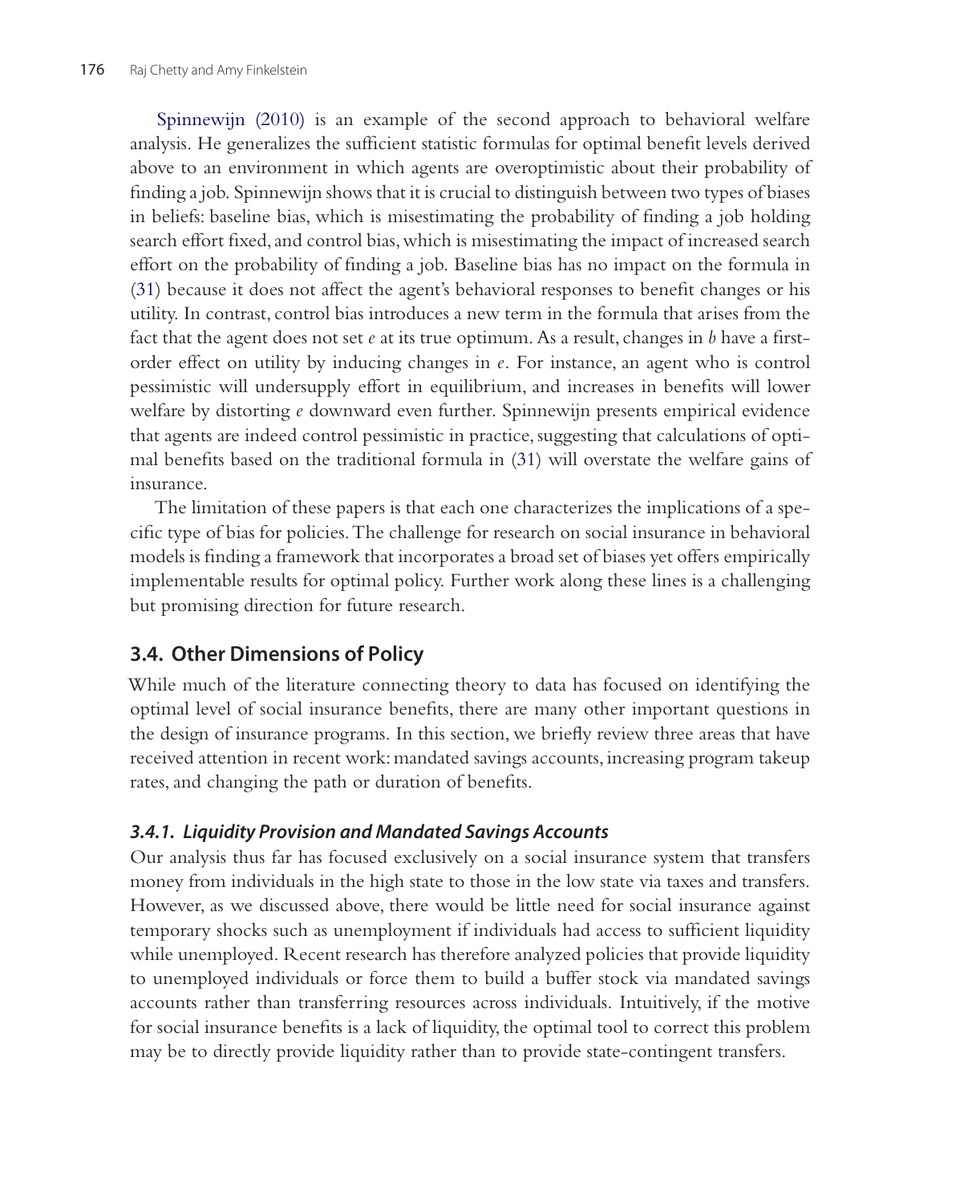Spinnewijn (2010) is an example of the second approach to behavioral welfare analysis. He generalizes the sufficient statistic formulas for optimal benefit levels derived above to an environment in which agents are overoptimistic about their probability of finding a job. Spinnewijn shows that it is crucial to distinguish between two types of biases in beliefs: baseline bias, which is misestimating the probability of finding a job holding search effort fixed, and control bias, which is misestimating the impact of increased search effort on the probability of finding a job. Baseline bias has no impact on the formula in (31) because it does not affect the agent's behavioral responses to benefit changes or his utility. In contrast, control bias introduces a new term in the formula that arises from the fact that the agent does not set $e$ at its true optimum. As a result, changes in $b$ have a first-order effect on utility by inducing changes in $e$. For instance, an agent who is control pessimistic will undersupply effort in equilibrium, and increases in benefits will lower welfare by distorting $e$ downward even further. Spinnewijn presents empirical evidence that agents are indeed control pessimistic in practice, suggesting that calculations of optimal benefits based on the traditional formula in (31) will overstate the welfare gains of insurance.

The limitation of these papers is that each one characterizes the implications of a specific type of bias for policies. The challenge for research on social insurance in behavioral models is finding a framework that incorporates a broad set of biases yet offers empirically implementable results for optimal policy. Further work along these lines is a challenging but promising direction for future research.

## 3.4. Other Dimensions of Policy

While much of the literature connecting theory to data has focused on identifying the optimal level of social insurance benefits, there are many other important questions in the design of insurance programs. In this section, we briefly review three areas that have received attention in recent work: mandated savings accounts, increasing program takeup rates, and changing the path or duration of benefits.

### *3.4.1. Liquidity Provision and Mandated Savings Accounts*

Our analysis thus far has focused exclusively on a social insurance system that transfers money from individuals in the high state to those in the low state via taxes and transfers. However, as we discussed above, there would be little need for social insurance against temporary shocks such as unemployment if individuals had access to sufficient liquidity while unemployed. Recent research has therefore analyzed policies that provide liquidity to unemployed individuals or force them to build a buffer stock via mandated savings accounts rather than transferring resources across individuals. Intuitively, if the motive for social insurance benefits is a lack of liquidity, the optimal tool to correct this problem may be to directly provide liquidity rather than to provide state-contingent transfers.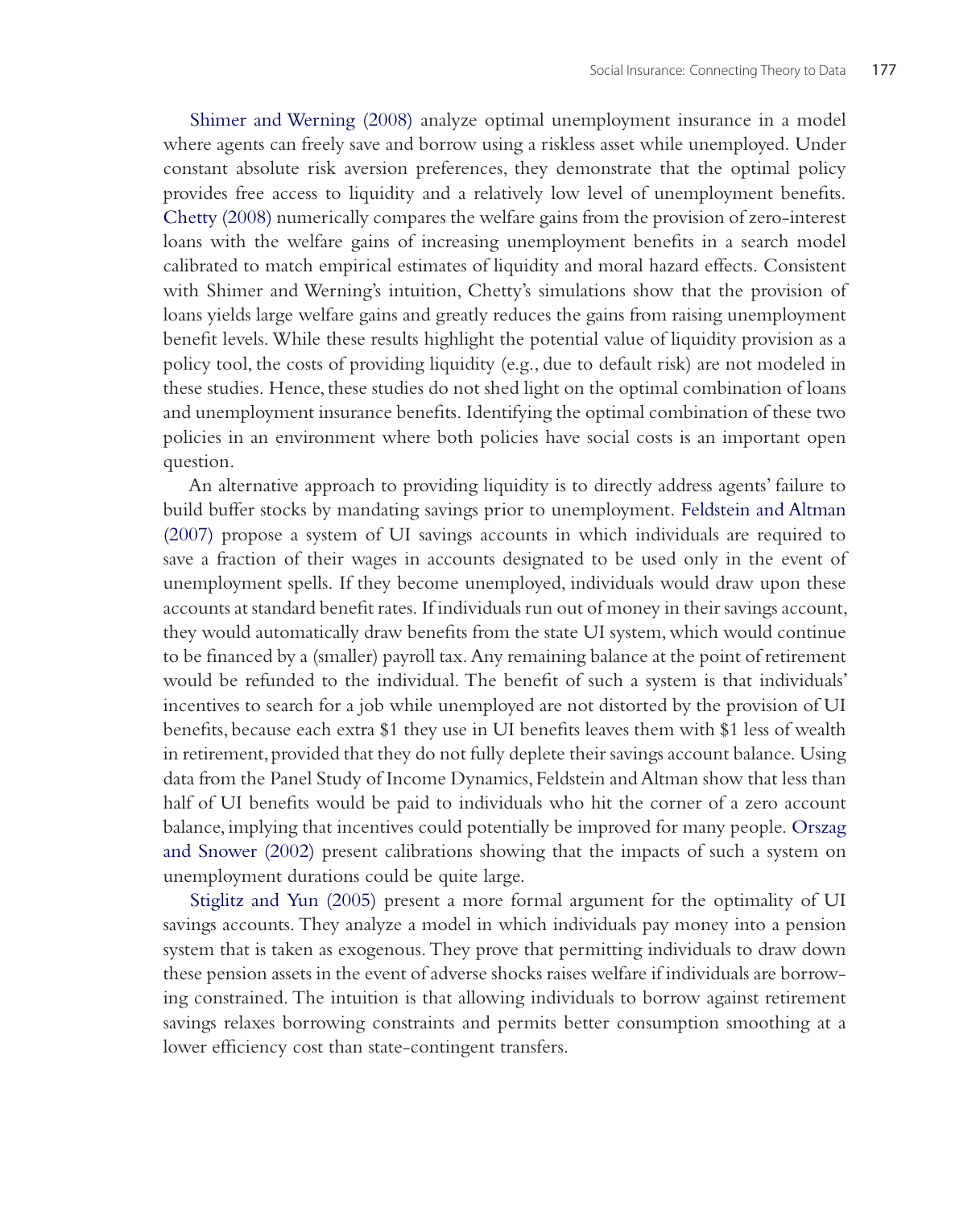Shimer and Werning (2008) analyze optimal unemployment insurance in a model where agents can freely save and borrow using a riskless asset while unemployed. Under constant absolute risk aversion preferences, they demonstrate that the optimal policy provides free access to liquidity and a relatively low level of unemployment benefits. Chetty (2008) numerically compares the welfare gains from the provision of zero-interest loans with the welfare gains of increasing unemployment benefits in a search model calibrated to match empirical estimates of liquidity and moral hazard effects. Consistent with Shimer and Werning's intuition, Chetty's simulations show that the provision of loans yields large welfare gains and greatly reduces the gains from raising unemployment benefit levels. While these results highlight the potential value of liquidity provision as a policy tool, the costs of providing liquidity (e.g., due to default risk) are not modeled in these studies. Hence, these studies do not shed light on the optimal combination of loans and unemployment insurance benefits. Identifying the optimal combination of these two policies in an environment where both policies have social costs is an important open question.

An alternative approach to providing liquidity is to directly address agents' failure to build buffer stocks by mandating savings prior to unemployment. Feldstein and Altman (2007) propose a system of UI savings accounts in which individuals are required to save a fraction of their wages in accounts designated to be used only in the event of unemployment spells. If they become unemployed, individuals would draw upon these accounts at standard benefit rates. If individuals run out of money in their savings account, they would automatically draw benefits from the state UI system, which would continue to be financed by a (smaller) payroll tax. Any remaining balance at the point of retirement would be refunded to the individual. The benefit of such a system is that individuals' incentives to search for a job while unemployed are not distorted by the provision of UI benefits, because each extra $1 they use in UI benefits leaves them with $1 less of wealth in retirement, provided that they do not fully deplete their savings account balance. Using data from the Panel Study of Income Dynamics, Feldstein and Altman show that less than half of UI benefits would be paid to individuals who hit the corner of a zero account balance, implying that incentives could potentially be improved for many people. Orszag and Snower (2002) present calibrations showing that the impacts of such a system on unemployment durations could be quite large.

Stiglitz and Yun (2005) present a more formal argument for the optimality of UI savings accounts. They analyze a model in which individuals pay money into a pension system that is taken as exogenous. They prove that permitting individuals to draw down these pension assets in the event of adverse shocks raises welfare if individuals are borrowing constrained. The intuition is that allowing individuals to borrow against retirement savings relaxes borrowing constraints and permits better consumption smoothing at a lower efficiency cost than state-contingent transfers.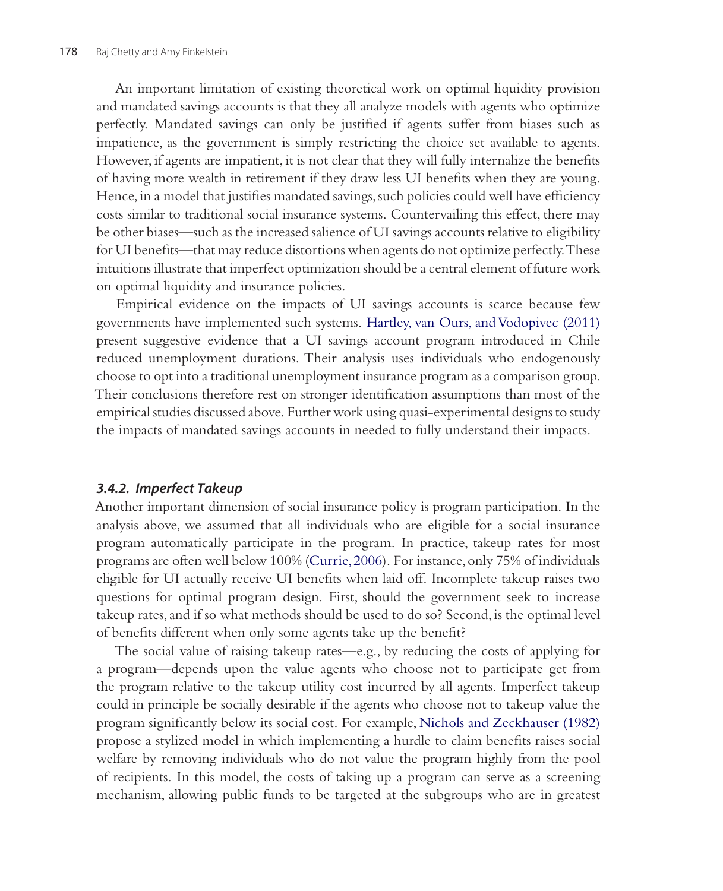An important limitation of existing theoretical work on optimal liquidity provision and mandated savings accounts is that they all analyze models with agents who optimize perfectly. Mandated savings can only be justified if agents suffer from biases such as impatience, as the government is simply restricting the choice set available to agents. However, if agents are impatient, it is not clear that they will fully internalize the benefits of having more wealth in retirement if they draw less UI benefits when they are young. Hence, in a model that justifies mandated savings, such policies could well have efficiency costs similar to traditional social insurance systems. Countervailing this effect, there may be other biases—such as the increased salience of UI savings accounts relative to eligibility for UI benefits—that may reduce distortions when agents do not optimize perfectly. These intuitions illustrate that imperfect optimization should be a central element of future work on optimal liquidity and insurance policies.

Empirical evidence on the impacts of UI savings accounts is scarce because few governments have implemented such systems. Hartley, van Ours, and Vodopivec (2011) present suggestive evidence that a UI savings account program introduced in Chile reduced unemployment durations. Their analysis uses individuals who endogenously choose to opt into a traditional unemployment insurance program as a comparison group. Their conclusions therefore rest on stronger identification assumptions than most of the empirical studies discussed above. Further work using quasi-experimental designs to study the impacts of mandated savings accounts in needed to fully understand their impacts.

### 3.4.2. Imperfect Takeup

Another important dimension of social insurance policy is program participation. In the analysis above, we assumed that all individuals who are eligible for a social insurance program automatically participate in the program. In practice, takeup rates for most programs are often well below 100% (Currie, 2006). For instance, only 75% of individuals eligible for UI actually receive UI benefits when laid off. Incomplete takeup raises two questions for optimal program design. First, should the government seek to increase takeup rates, and if so what methods should be used to do so? Second, is the optimal level of benefits different when only some agents take up the benefit?

The social value of raising takeup rates—e.g., by reducing the costs of applying for a program—depends upon the value agents who choose not to participate get from the program relative to the takeup utility cost incurred by all agents. Imperfect takeup could in principle be socially desirable if the agents who choose not to takeup value the program significantly below its social cost. For example, Nichols and Zeckhauser (1982) propose a stylized model in which implementing a hurdle to claim benefits raises social welfare by removing individuals who do not value the program highly from the pool of recipients. In this model, the costs of taking up a program can serve as a screening mechanism, allowing public funds to be targeted at the subgroups who are in greatest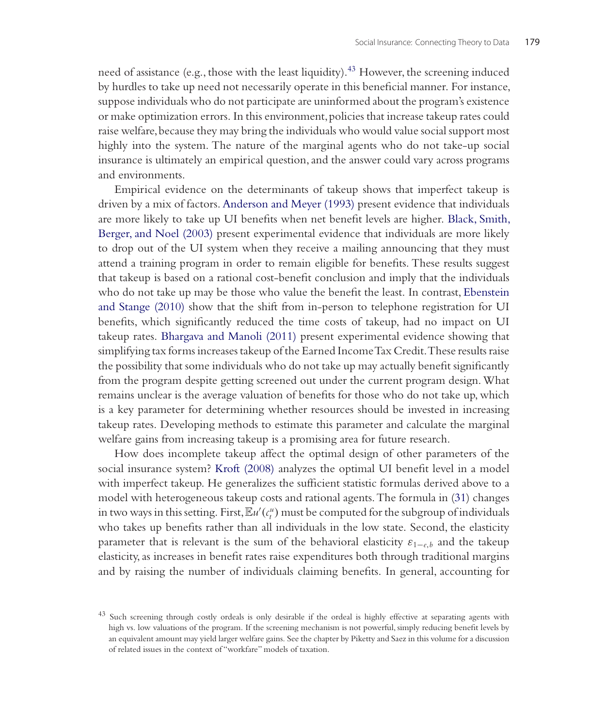need of assistance (e.g., those with the least liquidity).[43] However, the screening induced by hurdles to take up need not necessarily operate in this beneficial manner. For instance, suppose individuals who do not participate are uninformed about the program's existence or make optimization errors. In this environment, policies that increase takeup rates could raise welfare, because they may bring the individuals who would value social support most highly into the system. The nature of the marginal agents who do not take-up social insurance is ultimately an empirical question, and the answer could vary across programs and environments.

Empirical evidence on the determinants of takeup shows that imperfect takeup is driven by a mix of factors. Anderson and Meyer (1993) present evidence that individuals are more likely to take up UI benefits when net benefit levels are higher. Black, Smith, Berger, and Noel (2003) present experimental evidence that individuals are more likely to drop out of the UI system when they receive a mailing announcing that they must attend a training program in order to remain eligible for benefits. These results suggest that takeup is based on a rational cost-benefit conclusion and imply that the individuals who do not take up may be those who value the benefit the least. In contrast, Ebenstein and Stange (2010) show that the shift from in-person to telephone registration for UI benefits, which significantly reduced the time costs of takeup, had no impact on UI takeup rates. Bhargava and Manoli (2011) present experimental evidence showing that simplifying tax forms increases takeup of the Earned Income Tax Credit. These results raise the possibility that some individuals who do not take up may actually benefit significantly from the program despite getting screened out under the current program design. What remains unclear is the average valuation of benefits for those who do not take up, which is a key parameter for determining whether resources should be invested in increasing takeup rates. Developing methods to estimate this parameter and calculate the marginal welfare gains from increasing takeup is a promising area for future research.

How does incomplete takeup affect the optimal design of other parameters of the social insurance system? Kroft (2008) analyzes the optimal UI benefit level in a model with imperfect takeup. He generalizes the sufficient statistic formulas derived above to a model with heterogeneous takeup costs and rational agents. The formula in (31) changes in two ways in this setting. First, $\mathbb{E}u'(c_t^u)$ must be computed for the subgroup of individuals who takes up benefits rather than all individuals in the low state. Second, the elasticity parameter that is relevant is the sum of the behavioral elasticity $\varepsilon_{1-e,b}$ and the takeup elasticity, as increases in benefit rates raise expenditures both through traditional margins and by raising the number of individuals claiming benefits. In general, accounting for

[43] Such screening through costly ordeals is only desirable if the ordeal is highly effective at separating agents with high vs. low valuations of the program. If the screening mechanism is not powerful, simply reducing benefit levels by an equivalent amount may yield larger welfare gains. See the chapter by Piketty and Saez in this volume for a discussion of related issues in the context of "workfare" models of taxation.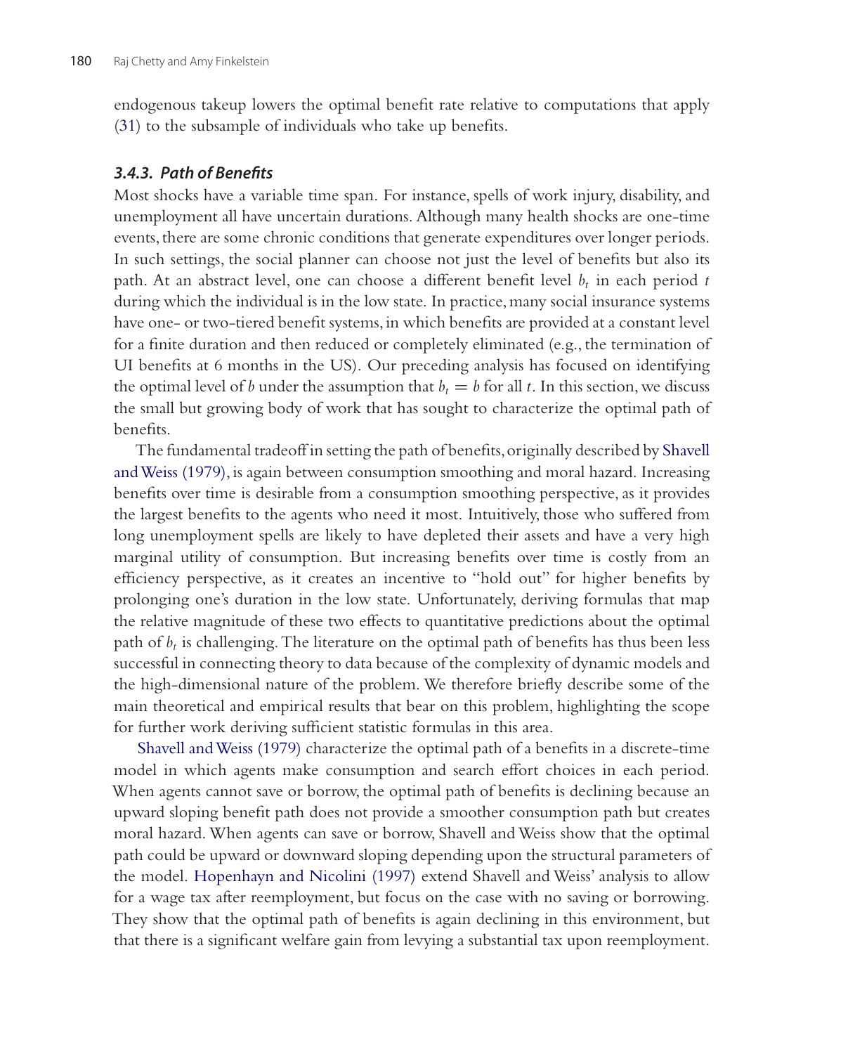endogenous takeup lowers the optimal benefit rate relative to computations that apply (31) to the subsample of individuals who take up benefits.

### 3.4.3. Path of Benefits

Most shocks have a variable time span. For instance, spells of work injury, disability, and unemployment all have uncertain durations. Although many health shocks are one-time events, there are some chronic conditions that generate expenditures over longer periods. In such settings, the social planner can choose not just the level of benefits but also its path. At an abstract level, one can choose a different benefit level $b_t$ in each period $t$ during which the individual is in the low state. In practice, many social insurance systems have one- or two-tiered benefit systems, in which benefits are provided at a constant level for a finite duration and then reduced or completely eliminated (e.g., the termination of UI benefits at 6 months in the US). Our preceding analysis has focused on identifying the optimal level of $b$ under the assumption that $b_t = b$ for all $t$. In this section, we discuss the small but growing body of work that has sought to characterize the optimal path of benefits.

The fundamental tradeoff in setting the path of benefits, originally described by Shavell and Weiss (1979), is again between consumption smoothing and moral hazard. Increasing benefits over time is desirable from a consumption smoothing perspective, as it provides the largest benefits to the agents who need it most. Intuitively, those who suffered from long unemployment spells are likely to have depleted their assets and have a very high marginal utility of consumption. But increasing benefits over time is costly from an efficiency perspective, as it creates an incentive to "hold out" for higher benefits by prolonging one's duration in the low state. Unfortunately, deriving formulas that map the relative magnitude of these two effects to quantitative predictions about the optimal path of $b_t$ is challenging. The literature on the optimal path of benefits has thus been less successful in connecting theory to data because of the complexity of dynamic models and the high-dimensional nature of the problem. We therefore briefly describe some of the main theoretical and empirical results that bear on this problem, highlighting the scope for further work deriving sufficient statistic formulas in this area.

Shavell and Weiss (1979) characterize the optimal path of a benefits in a discrete-time model in which agents make consumption and search effort choices in each period. When agents cannot save or borrow, the optimal path of benefits is declining because an upward sloping benefit path does not provide a smoother consumption path but creates moral hazard. When agents can save or borrow, Shavell and Weiss show that the optimal path could be upward or downward sloping depending upon the structural parameters of the model. Hopenhayn and Nicolini (1997) extend Shavell and Weiss' analysis to allow for a wage tax after reemployment, but focus on the case with no saving or borrowing. They show that the optimal path of benefits is again declining in this environment, but that there is a significant welfare gain from levying a substantial tax upon reemployment.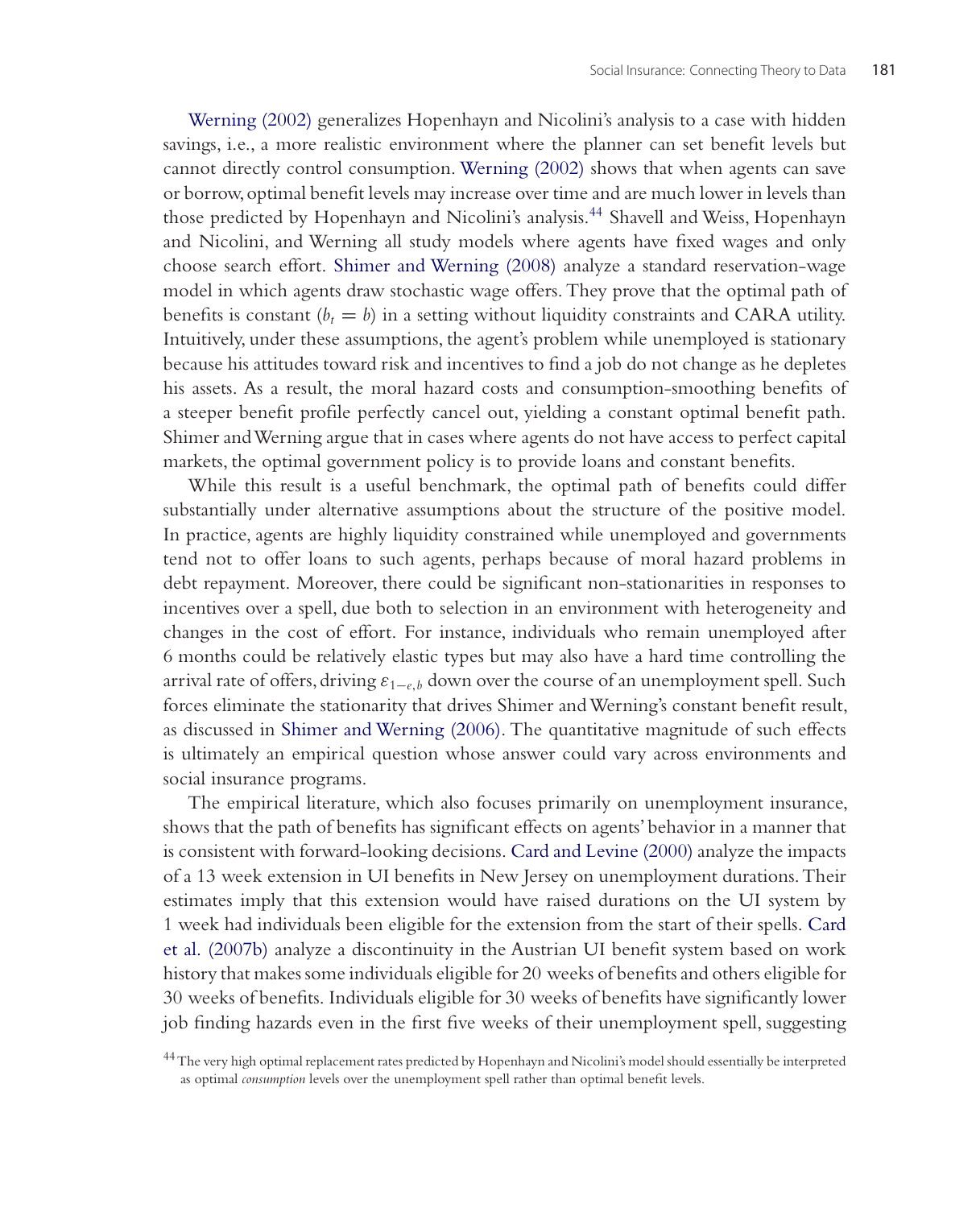Werning (2002) generalizes Hopenhayn and Nicolini's analysis to a case with hidden savings, i.e., a more realistic environment where the planner can set benefit levels but cannot directly control consumption. Werning (2002) shows that when agents can save or borrow, optimal benefit levels may increase over time and are much lower in levels than those predicted by Hopenhayn and Nicolini's analysis.[44] Shavell and Weiss, Hopenhayn and Nicolini, and Werning all study models where agents have fixed wages and only choose search effort. Shimer and Werning (2008) analyze a standard reservation-wage model in which agents draw stochastic wage offers. They prove that the optimal path of benefits is constant ($b_t = b$) in a setting without liquidity constraints and CARA utility. Intuitively, under these assumptions, the agent's problem while unemployed is stationary because his attitudes toward risk and incentives to find a job do not change as he depletes his assets. As a result, the moral hazard costs and consumption-smoothing benefits of a steeper benefit profile perfectly cancel out, yielding a constant optimal benefit path. Shimer and Werning argue that in cases where agents do not have access to perfect capital markets, the optimal government policy is to provide loans and constant benefits.

While this result is a useful benchmark, the optimal path of benefits could differ substantially under alternative assumptions about the structure of the positive model. In practice, agents are highly liquidity constrained while unemployed and governments tend not to offer loans to such agents, perhaps because of moral hazard problems in debt repayment. Moreover, there could be significant non-stationarities in responses to incentives over a spell, due both to selection in an environment with heterogeneity and changes in the cost of effort. For instance, individuals who remain unemployed after 6 months could be relatively elastic types but may also have a hard time controlling the arrival rate of offers, driving $\varepsilon_{1-e,b}$ down over the course of an unemployment spell. Such forces eliminate the stationarity that drives Shimer and Werning's constant benefit result, as discussed in Shimer and Werning (2006). The quantitative magnitude of such effects is ultimately an empirical question whose answer could vary across environments and social insurance programs.

The empirical literature, which also focuses primarily on unemployment insurance, shows that the path of benefits has significant effects on agents' behavior in a manner that is consistent with forward-looking decisions. Card and Levine (2000) analyze the impacts of a 13 week extension in UI benefits in New Jersey on unemployment durations. Their estimates imply that this extension would have raised durations on the UI system by 1 week had individuals been eligible for the extension from the start of their spells. Card et al. (2007b) analyze a discontinuity in the Austrian UI benefit system based on work history that makes some individuals eligible for 20 weeks of benefits and others eligible for 30 weeks of benefits. Individuals eligible for 30 weeks of benefits have significantly lower job finding hazards even in the first five weeks of their unemployment spell, suggesting

[44] The very high optimal replacement rates predicted by Hopenhayn and Nicolini's model should essentially be interpreted as optimal *consumption* levels over the unemployment spell rather than optimal benefit levels.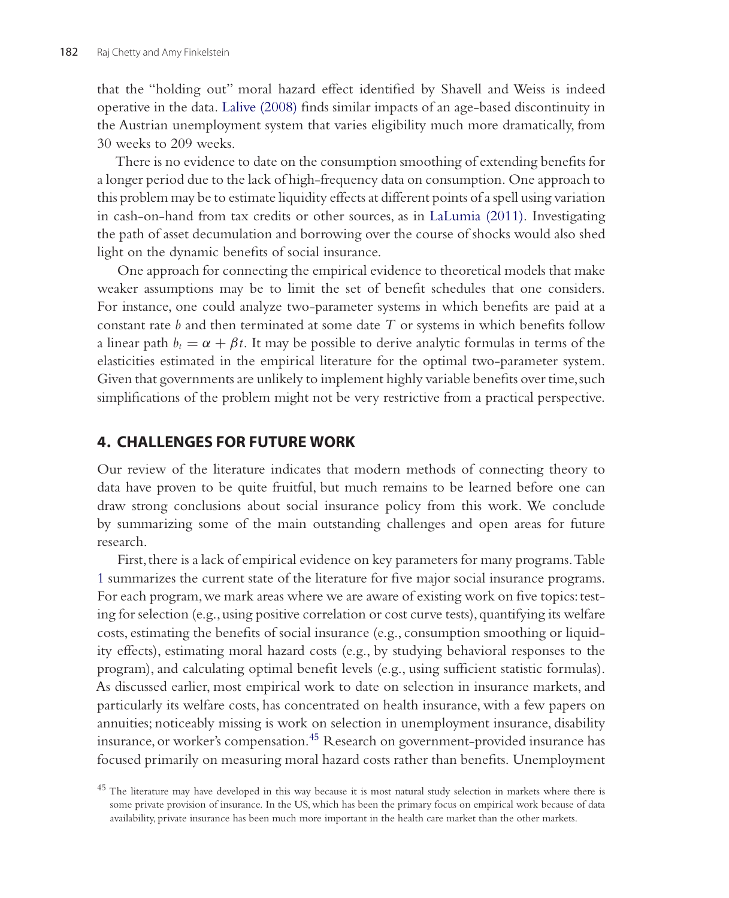that the "holding out" moral hazard effect identified by Shavell and Weiss is indeed operative in the data. Lalive (2008) finds similar impacts of an age-based discontinuity in the Austrian unemployment system that varies eligibility much more dramatically, from 30 weeks to 209 weeks.

There is no evidence to date on the consumption smoothing of extending benefits for a longer period due to the lack of high-frequency data on consumption. One approach to this problem may be to estimate liquidity effects at different points of a spell using variation in cash-on-hand from tax credits or other sources, as in LaLumia (2011). Investigating the path of asset decumulation and borrowing over the course of shocks would also shed light on the dynamic benefits of social insurance.

One approach for connecting the empirical evidence to theoretical models that make weaker assumptions may be to limit the set of benefit schedules that one considers. For instance, one could analyze two-parameter systems in which benefits are paid at a constant rate $b$ and then terminated at some date $T$ or systems in which benefits follow a linear path $b_t = \alpha + \beta t$. It may be possible to derive analytic formulas in terms of the elasticities estimated in the empirical literature for the optimal two-parameter system. Given that governments are unlikely to implement highly variable benefits over time, such simplifications of the problem might not be very restrictive from a practical perspective.

## 4. CHALLENGES FOR FUTURE WORK

Our review of the literature indicates that modern methods of connecting theory to data have proven to be quite fruitful, but much remains to be learned before one can draw strong conclusions about social insurance policy from this work. We conclude by summarizing some of the main outstanding challenges and open areas for future research.

First, there is a lack of empirical evidence on key parameters for many programs. Table 1 summarizes the current state of the literature for five major social insurance programs. For each program, we mark areas where we are aware of existing work on five topics: testing for selection (e.g., using positive correlation or cost curve tests), quantifying its welfare costs, estimating the benefits of social insurance (e.g., consumption smoothing or liquidity effects), estimating moral hazard costs (e.g., by studying behavioral responses to the program), and calculating optimal benefit levels (e.g., using sufficient statistic formulas). As discussed earlier, most empirical work to date on selection in insurance markets, and particularly its welfare costs, has concentrated on health insurance, with a few papers on annuities; noticeably missing is work on selection in unemployment insurance, disability insurance, or worker's compensation.[45] Research on government-provided insurance has focused primarily on measuring moral hazard costs rather than benefits. Unemployment

[45] The literature may have developed in this way because it is most natural study selection in markets where there is some private provision of insurance. In the US, which has been the primary focus on empirical work because of data availability, private insurance has been much more important in the health care market than the other markets.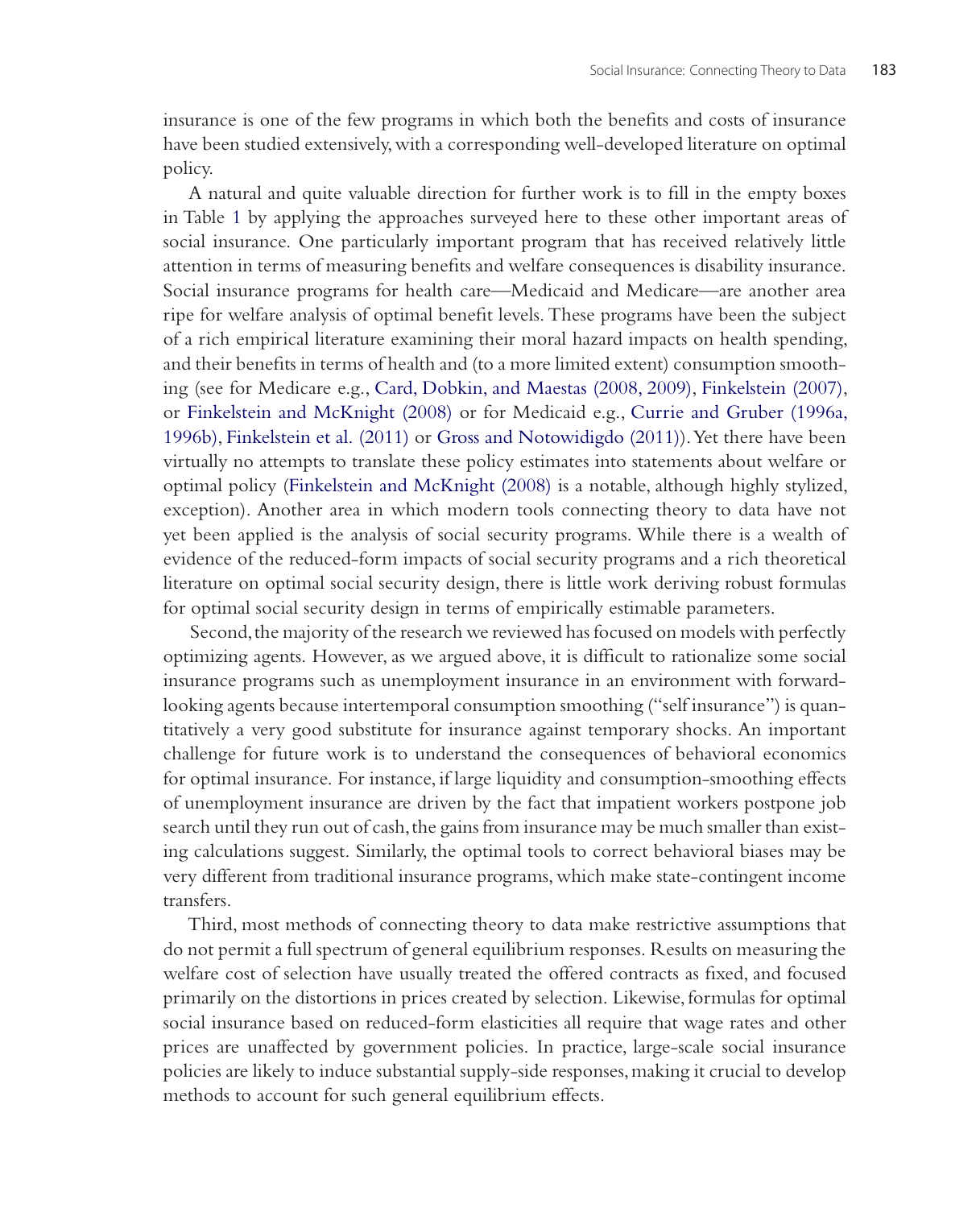insurance is one of the few programs in which both the benefits and costs of insurance have been studied extensively, with a corresponding well-developed literature on optimal policy.

A natural and quite valuable direction for further work is to fill in the empty boxes in Table 1 by applying the approaches surveyed here to these other important areas of social insurance. One particularly important program that has received relatively little attention in terms of measuring benefits and welfare consequences is disability insurance. Social insurance programs for health care—Medicaid and Medicare—are another area ripe for welfare analysis of optimal benefit levels. These programs have been the subject of a rich empirical literature examining their moral hazard impacts on health spending, and their benefits in terms of health and (to a more limited extent) consumption smoothing (see for Medicare e.g., Card, Dobkin, and Maestas (2008, 2009), Finkelstein (2007), or Finkelstein and McKnight (2008) or for Medicaid e.g., Currie and Gruber (1996a, 1996b), Finkelstein et al. (2011) or Gross and Notowidigdo (2011)). Yet there have been virtually no attempts to translate these policy estimates into statements about welfare or optimal policy (Finkelstein and McKnight (2008) is a notable, although highly stylized, exception). Another area in which modern tools connecting theory to data have not yet been applied is the analysis of social security programs. While there is a wealth of evidence of the reduced-form impacts of social security programs and a rich theoretical literature on optimal social security design, there is little work deriving robust formulas for optimal social security design in terms of empirically estimable parameters.

Second, the majority of the research we reviewed has focused on models with perfectly optimizing agents. However, as we argued above, it is difficult to rationalize some social insurance programs such as unemployment insurance in an environment with forward-looking agents because intertemporal consumption smoothing ("self insurance") is quantitatively a very good substitute for insurance against temporary shocks. An important challenge for future work is to understand the consequences of behavioral economics for optimal insurance. For instance, if large liquidity and consumption-smoothing effects of unemployment insurance are driven by the fact that impatient workers postpone job search until they run out of cash, the gains from insurance may be much smaller than existing calculations suggest. Similarly, the optimal tools to correct behavioral biases may be very different from traditional insurance programs, which make state-contingent income transfers.

Third, most methods of connecting theory to data make restrictive assumptions that do not permit a full spectrum of general equilibrium responses. Results on measuring the welfare cost of selection have usually treated the offered contracts as fixed, and focused primarily on the distortions in prices created by selection. Likewise, formulas for optimal social insurance based on reduced-form elasticities all require that wage rates and other prices are unaffected by government policies. In practice, large-scale social insurance policies are likely to induce substantial supply-side responses, making it crucial to develop methods to account for such general equilibrium effects.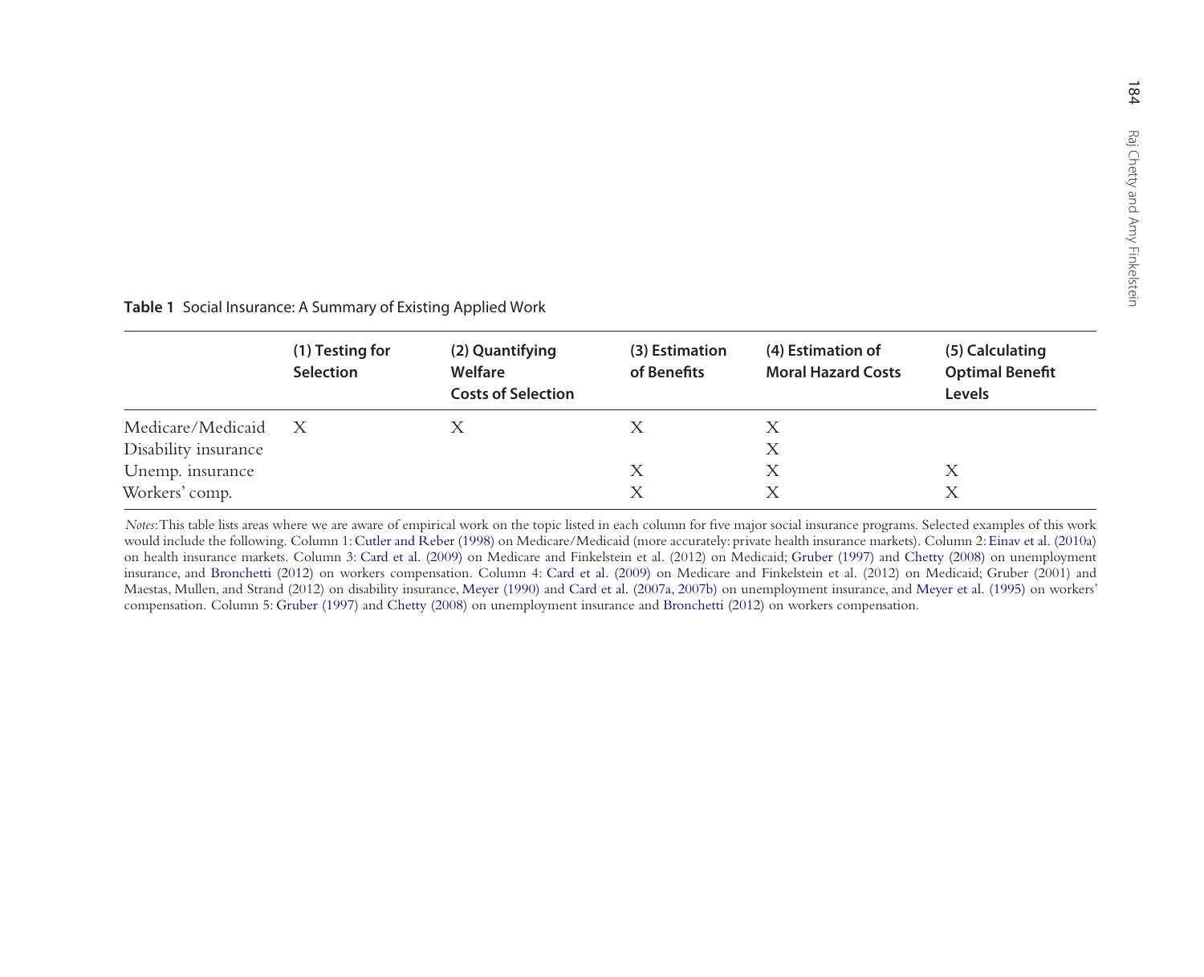**Table 1** Social Insurance: A Summary of Existing Applied Work

| | (1) Testing for Selection | (2) Quantifying Welfare Costs of Selection | (3) Estimation of Benefits | (4) Estimation of Moral Hazard Costs | (5) Calculating Optimal Benefit Levels |
|---|---|---|---|---|---|
| Medicare/Medicaid | X | X | X | X | |
| Disability insurance | | | | X | |
| Unemp. insurance | | | X | X | X |
| Workers' comp. | | | X | X | X |

*Notes*: This table lists areas where we are aware of empirical work on the topic listed in each column for five major social insurance programs. Selected examples of this work would include the following. Column 1: Cutler and Reber (1998) on Medicare/Medicaid (more accurately: private health insurance markets). Column 2: Einav et al. (2010a) on health insurance markets. Column 3: Card et al. (2009) on Medicare and Finkelstein et al. (2012) on Medicaid; Gruber (1997) and Chetty (2008) on unemployment insurance, and Bronchetti (2012) on workers compensation. Column 4: Card et al. (2009) on Medicare and Finkelstein et al. (2012) on Medicaid; Gruber (2001) and Maestas, Mullen, and Strand (2012) on disability insurance, Meyer (1990) and Card et al. (2007a, 2007b) on unemployment insurance, and Meyer et al. (1995) on workers' compensation. Column 5: Gruber (1997) and Chetty (2008) on unemployment insurance and Bronchetti (2012) on workers compensation.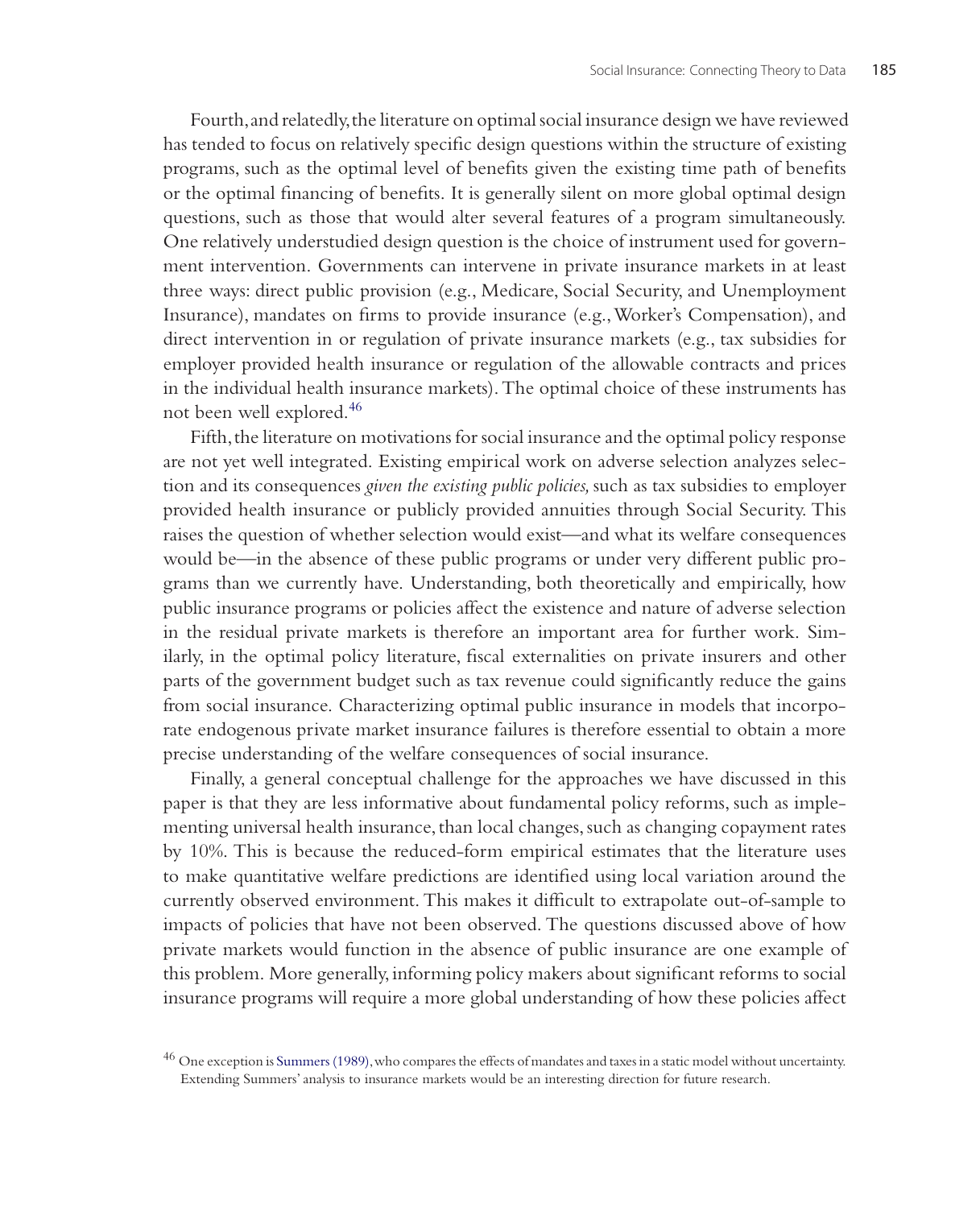Fourth, and relatedly, the literature on optimal social insurance design we have reviewed has tended to focus on relatively specific design questions within the structure of existing programs, such as the optimal level of benefits given the existing time path of benefits or the optimal financing of benefits. It is generally silent on more global optimal design questions, such as those that would alter several features of a program simultaneously. One relatively understudied design question is the choice of instrument used for government intervention. Governments can intervene in private insurance markets in at least three ways: direct public provision (e.g., Medicare, Social Security, and Unemployment Insurance), mandates on firms to provide insurance (e.g., Worker's Compensation), and direct intervention in or regulation of private insurance markets (e.g., tax subsidies for employer provided health insurance or regulation of the allowable contracts and prices in the individual health insurance markets). The optimal choice of these instruments has not been well explored.[46]

Fifth, the literature on motivations for social insurance and the optimal policy response are not yet well integrated. Existing empirical work on adverse selection analyzes selection and its consequences *given the existing public policies,* such as tax subsidies to employer provided health insurance or publicly provided annuities through Social Security. This raises the question of whether selection would exist—and what its welfare consequences would be—in the absence of these public programs or under very different public programs than we currently have. Understanding, both theoretically and empirically, how public insurance programs or policies affect the existence and nature of adverse selection in the residual private markets is therefore an important area for further work. Similarly, in the optimal policy literature, fiscal externalities on private insurers and other parts of the government budget such as tax revenue could significantly reduce the gains from social insurance. Characterizing optimal public insurance in models that incorporate endogenous private market insurance failures is therefore essential to obtain a more precise understanding of the welfare consequences of social insurance.

Finally, a general conceptual challenge for the approaches we have discussed in this paper is that they are less informative about fundamental policy reforms, such as implementing universal health insurance, than local changes, such as changing copayment rates by 10%. This is because the reduced-form empirical estimates that the literature uses to make quantitative welfare predictions are identified using local variation around the currently observed environment. This makes it difficult to extrapolate out-of-sample to impacts of policies that have not been observed. The questions discussed above of how private markets would function in the absence of public insurance are one example of this problem. More generally, informing policy makers about significant reforms to social insurance programs will require a more global understanding of how these policies affect

[46] One exception is Summers (1989), who compares the effects of mandates and taxes in a static model without uncertainty. Extending Summers' analysis to insurance markets would be an interesting direction for future research.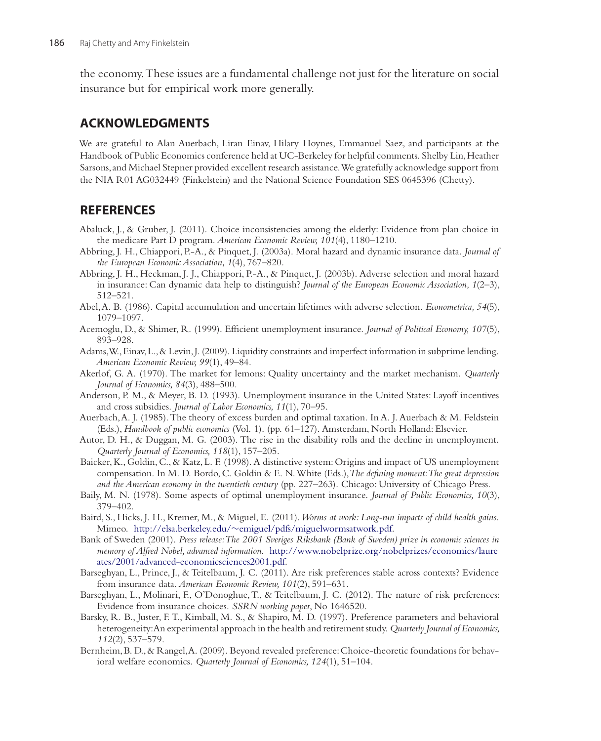the economy. These issues are a fundamental challenge not just for the literature on social insurance but for empirical work more generally.

## ACKNOWLEDGMENTS

We are grateful to Alan Auerbach, Liran Einav, Hilary Hoynes, Emmanuel Saez, and participants at the Handbook of Public Economics conference held at UC-Berkeley for helpful comments. Shelby Lin, Heather Sarsons, and Michael Stepner provided excellent research assistance. We gratefully acknowledge support from the NIA R01 AG032449 (Finkelstein) and the National Science Foundation SES 0645396 (Chetty).

## REFERENCES

Abaluck, J., & Gruber, J. (2011). Choice inconsistencies among the elderly: Evidence from plan choice in the medicare Part D program. *American Economic Review, 101*(4), 1180–1210.

Abbring, J. H., Chiappori, P.-A., & Pinquet, J. (2003a). Moral hazard and dynamic insurance data. *Journal of the European Economic Association, 1*(4), 767–820.

Abbring, J. H., Heckman, J. J., Chiappori, P.-A., & Pinquet, J. (2003b). Adverse selection and moral hazard in insurance: Can dynamic data help to distinguish? *Journal of the European Economic Association, 1*(2–3), 512–521.

Abel, A. B. (1986). Capital accumulation and uncertain lifetimes with adverse selection. *Econometrica, 54*(5), 1079–1097.

Acemoglu, D., & Shimer, R. (1999). Efficient unemployment insurance. *Journal of Political Economy, 107*(5), 893–928.

Adams, W., Einav, L., & Levin, J. (2009). Liquidity constraints and imperfect information in subprime lending. *American Economic Review, 99*(1), 49–84.

Akerlof, G. A. (1970). The market for lemons: Quality uncertainty and the market mechanism. *Quarterly Journal of Economics, 84*(3), 488–500.

Anderson, P. M., & Meyer, B. D. (1993). Unemployment insurance in the United States: Layoff incentives and cross subsidies. *Journal of Labor Economics, 11*(1), 70–95.

Auerbach, A. J. (1985). The theory of excess burden and optimal taxation. In A. J. Auerbach & M. Feldstein (Eds.), *Handbook of public economics* (Vol. 1). (pp. 61–127). Amsterdam, North Holland: Elsevier.

Autor, D. H., & Duggan, M. G. (2003). The rise in the disability rolls and the decline in unemployment. *Quarterly Journal of Economics, 118*(1), 157–205.

Baicker, K., Goldin, C., & Katz, L. F. (1998). A distinctive system: Origins and impact of US unemployment compensation. In M. D. Bordo, C. Goldin & E. N. White (Eds.), *The defining moment: The great depression and the American economy in the twentieth century* (pp. 227–263). Chicago: University of Chicago Press.

Baily, M. N. (1978). Some aspects of optimal unemployment insurance. *Journal of Public Economics, 10*(3), 379–402.

Baird, S., Hicks, J. H., Kremer, M., & Miguel, E. (2011). *Worms at work: Long-run impacts of child health gains*. Mimeo. http://elsa.berkeley.edu/~emiguel/pdfs/miguelwormsatwork.pdf.

Bank of Sweden (2001). *Press release: The 2001 Sveriges Riksbank (Bank of Sweden) prize in economic sciences in memory of Alfred Nobel, advanced information*. http://www.nobelprize.org/nobelprizes/economics/laureates/2001/advanced-economicsciences2001.pdf.

Barseghyan, L., Prince, J., & Teitelbaum, J. C. (2011). Are risk preferences stable across contexts? Evidence from insurance data. *American Economic Review, 101*(2), 591–631.

Barseghyan, L., Molinari, F., O'Donoghue, T., & Teitelbaum, J. C. (2012). The nature of risk preferences: Evidence from insurance choices. *SSRN working paper*, No 1646520.

Barsky, R. B., Juster, F. T., Kimball, M. S., & Shapiro, M. D. (1997). Preference parameters and behavioral heterogeneity: An experimental approach in the health and retirement study. *Quarterly Journal of Economics, 112*(2), 537–579.

Bernheim, B. D., & Rangel, A. (2009). Beyond revealed preference: Choice-theoretic foundations for behavioral welfare economics. *Quarterly Journal of Economics, 124*(1), 51–104.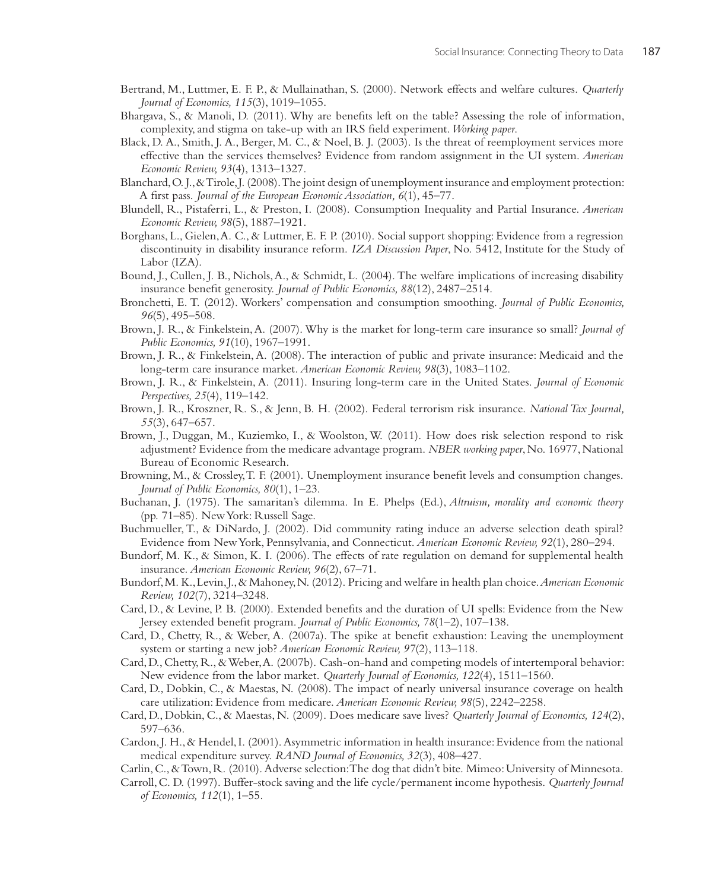Bertrand, M., Luttmer, E. F. P., & Mullainathan, S. (2000). Network effects and welfare cultures. *Quarterly Journal of Economics, 115*(3), 1019–1055.

Bhargava, S., & Manoli, D. (2011). Why are benefits left on the table? Assessing the role of information, complexity, and stigma on take-up with an IRS field experiment. *Working paper*.

Black, D. A., Smith, J. A., Berger, M. C., & Noel, B. J. (2003). Is the threat of reemployment services more effective than the services themselves? Evidence from random assignment in the UI system. *American Economic Review, 93*(4), 1313–1327.

Blanchard, O. J., & Tirole, J. (2008). The joint design of unemployment insurance and employment protection: A first pass. *Journal of the European Economic Association, 6*(1), 45–77.

Blundell, R., Pistaferri, L., & Preston, I. (2008). Consumption Inequality and Partial Insurance. *American Economic Review, 98*(5), 1887–1921.

Borghans, L., Gielen, A. C., & Luttmer, E. F. P. (2010). Social support shopping: Evidence from a regression discontinuity in disability insurance reform. *IZA Discussion Paper*, No. 5412, Institute for the Study of Labor (IZA).

Bound, J., Cullen, J. B., Nichols, A., & Schmidt, L. (2004). The welfare implications of increasing disability insurance benefit generosity. *Journal of Public Economics, 88*(12), 2487–2514.

Bronchetti, E. T. (2012). Workers' compensation and consumption smoothing. *Journal of Public Economics, 96*(5), 495–508.

Brown, J. R., & Finkelstein, A. (2007). Why is the market for long-term care insurance so small? *Journal of Public Economics, 91*(10), 1967–1991.

Brown, J. R., & Finkelstein, A. (2008). The interaction of public and private insurance: Medicaid and the long-term care insurance market. *American Economic Review, 98*(3), 1083–1102.

Brown, J. R., & Finkelstein, A. (2011). Insuring long-term care in the United States. *Journal of Economic Perspectives, 25*(4), 119–142.

Brown, J. R., Kroszner, R. S., & Jenn, B. H. (2002). Federal terrorism risk insurance. *National Tax Journal, 55*(3), 647–657.

Brown, J., Duggan, M., Kuziemko, I., & Woolston, W. (2011). How does risk selection respond to risk adjustment? Evidence from the medicare advantage program. *NBER working paper*, No. 16977, National Bureau of Economic Research.

Browning, M., & Crossley, T. F. (2001). Unemployment insurance benefit levels and consumption changes. *Journal of Public Economics, 80*(1), 1–23.

Buchanan, J. (1975). The samaritan's dilemma. In E. Phelps (Ed.), *Altruism, morality and economic theory* (pp. 71–85). New York: Russell Sage.

Buchmueller, T., & DiNardo, J. (2002). Did community rating induce an adverse selection death spiral? Evidence from New York, Pennsylvania, and Connecticut. *American Economic Review, 92*(1), 280–294.

Bundorf, M. K., & Simon, K. I. (2006). The effects of rate regulation on demand for supplemental health insurance. *American Economic Review, 96*(2), 67–71.

Bundorf, M. K., Levin, J., & Mahoney, N. (2012). Pricing and welfare in health plan choice. *American Economic Review, 102*(7), 3214–3248.

Card, D., & Levine, P. B. (2000). Extended benefits and the duration of UI spells: Evidence from the New Jersey extended benefit program. *Journal of Public Economics, 78*(1–2), 107–138.

Card, D., Chetty, R., & Weber, A. (2007a). The spike at benefit exhaustion: Leaving the unemployment system or starting a new job? *American Economic Review, 97*(2), 113–118.

Card, D., Chetty, R., & Weber, A. (2007b). Cash-on-hand and competing models of intertemporal behavior: New evidence from the labor market. *Quarterly Journal of Economics, 122*(4), 1511–1560.

Card, D., Dobkin, C., & Maestas, N. (2008). The impact of nearly universal insurance coverage on health care utilization: Evidence from medicare. *American Economic Review, 98*(5), 2242–2258.

Card, D., Dobkin, C., & Maestas, N. (2009). Does medicare save lives? *Quarterly Journal of Economics, 124*(2), 597–636.

Cardon, J. H., & Hendel, I. (2001). Asymmetric information in health insurance: Evidence from the national medical expenditure survey. *RAND Journal of Economics, 32*(3), 408–427.

Carlin, C., & Town, R. (2010). Adverse selection: The dog that didn't bite. Mimeo: University of Minnesota.

Carroll, C. D. (1997). Buffer-stock saving and the life cycle/permanent income hypothesis. *Quarterly Journal of Economics, 112*(1), 1–55.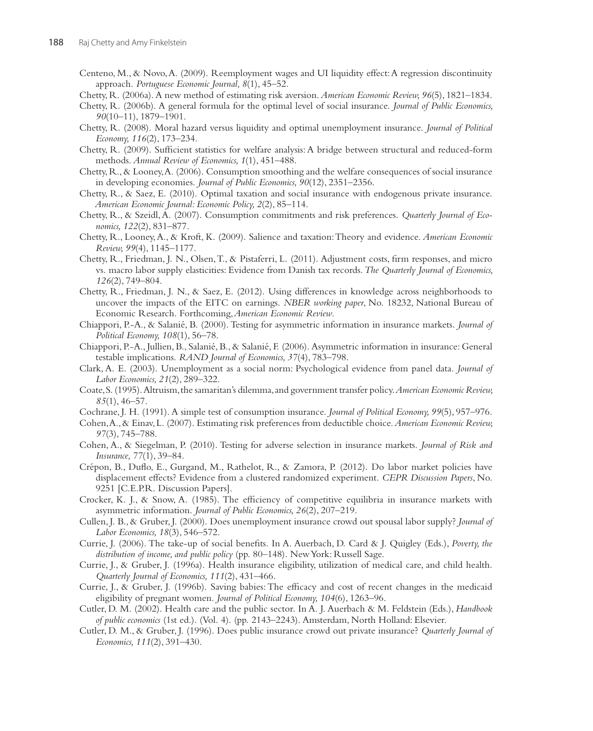Centeno, M., & Novo, A. (2009). Reemployment wages and UI liquidity effect: A regression discontinuity approach. *Portuguese Economic Journal, 8*(1), 45–52.

Chetty, R. (2006a). A new method of estimating risk aversion. *American Economic Review, 96*(5), 1821–1834.

Chetty, R. (2006b). A general formula for the optimal level of social insurance. *Journal of Public Economics, 90*(10–11), 1879–1901.

Chetty, R. (2008). Moral hazard versus liquidity and optimal unemployment insurance. *Journal of Political Economy, 116*(2), 173–234.

Chetty, R. (2009). Sufficient statistics for welfare analysis: A bridge between structural and reduced-form methods. *Annual Review of Economics, 1*(1), 451–488.

Chetty, R., & Looney, A. (2006). Consumption smoothing and the welfare consequences of social insurance in developing economies. *Journal of Public Economics, 90*(12), 2351–2356.

Chetty, R., & Saez, E. (2010). Optimal taxation and social insurance with endogenous private insurance. *American Economic Journal: Economic Policy, 2*(2), 85–114.

Chetty, R., & Szeidl, A. (2007). Consumption commitments and risk preferences. *Quarterly Journal of Economics, 122*(2), 831–877.

Chetty, R., Looney, A., & Kroft, K. (2009). Salience and taxation: Theory and evidence. *American Economic Review, 99*(4), 1145–1177.

Chetty, R., Friedman, J. N., Olsen, T., & Pistaferri, L. (2011). Adjustment costs, firm responses, and micro vs. macro labor supply elasticities: Evidence from Danish tax records. *The Quarterly Journal of Economics, 126*(2), 749–804.

Chetty, R., Friedman, J. N., & Saez, E. (2012). Using differences in knowledge across neighborhoods to uncover the impacts of the EITC on earnings. *NBER working paper*, No. 18232, National Bureau of Economic Research. Forthcoming, *American Economic Review*.

Chiappori, P.-A., & Salanié, B. (2000). Testing for asymmetric information in insurance markets. *Journal of Political Economy, 108*(1), 56–78.

Chiappori, P.-A., Jullien, B., Salanié, B., & Salanié, F. (2006). Asymmetric information in insurance: General testable implications. *RAND Journal of Economics, 37*(4), 783–798.

Clark, A. E. (2003). Unemployment as a social norm: Psychological evidence from panel data. *Journal of Labor Economics, 21*(2), 289–322.

Coate, S. (1995). Altruism, the samaritan's dilemma, and government transfer policy. *American Economic Review, 85*(1), 46–57.

Cochrane, J. H. (1991). A simple test of consumption insurance. *Journal of Political Economy, 99*(5), 957–976.

Cohen, A., & Einav, L. (2007). Estimating risk preferences from deductible choice. *American Economic Review, 97*(3), 745–788.

Cohen, A., & Siegelman, P. (2010). Testing for adverse selection in insurance markets. *Journal of Risk and Insurance, 77*(1), 39–84.

Crépon, B., Duflo, E., Gurgand, M., Rathelot, R., & Zamora, P. (2012). Do labor market policies have displacement effects? Evidence from a clustered randomized experiment. *CEPR Discussion Papers*, No. 9251 [C.E.P.R. Discussion Papers].

Crocker, K. J., & Snow, A. (1985). The efficiency of competitive equilibria in insurance markets with asymmetric information. *Journal of Public Economics, 26*(2), 207–219.

Cullen, J. B., & Gruber, J. (2000). Does unemployment insurance crowd out spousal labor supply? *Journal of Labor Economics, 18*(3), 546–572.

Currie, J. (2006). The take-up of social benefits. In A. Auerbach, D. Card & J. Quigley (Eds.), *Poverty, the distribution of income, and public policy* (pp. 80–148). New York: Russell Sage.

Currie, J., & Gruber, J. (1996a). Health insurance eligibility, utilization of medical care, and child health. *Quarterly Journal of Economics, 111*(2), 431–466.

Currie, J., & Gruber, J. (1996b). Saving babies: The efficacy and cost of recent changes in the medicaid eligibility of pregnant women. *Journal of Political Economy, 104*(6), 1263–96.

Cutler, D. M. (2002). Health care and the public sector. In A. J. Auerbach & M. Feldstein (Eds.), *Handbook of public economics* (1st ed.). (Vol. 4). (pp. 2143–2243). Amsterdam, North Holland: Elsevier.

Cutler, D. M., & Gruber, J. (1996). Does public insurance crowd out private insurance? *Quarterly Journal of Economics, 111*(2), 391–430.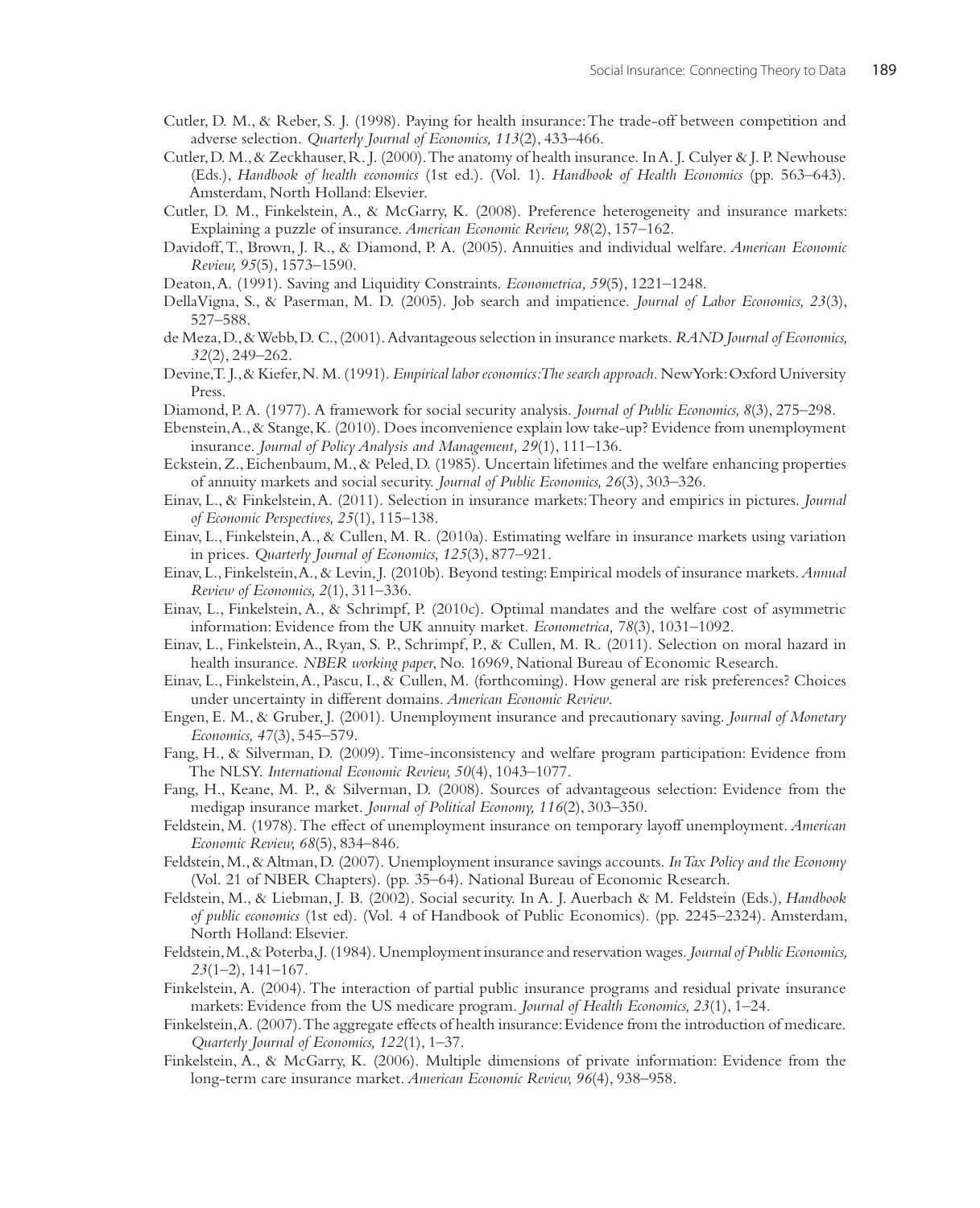Cutler, D. M., & Reber, S. J. (1998). Paying for health insurance: The trade-off between competition and adverse selection. *Quarterly Journal of Economics, 113*(2), 433–466.

Cutler, D. M., & Zeckhauser, R. J. (2000). The anatomy of health insurance. In A. J. Culyer & J. P. Newhouse (Eds.), *Handbook of health economics* (1st ed.). (Vol. 1). *Handbook of Health Economics* (pp. 563–643). Amsterdam, North Holland: Elsevier.

Cutler, D. M., Finkelstein, A., & McGarry, K. (2008). Preference heterogeneity and insurance markets: Explaining a puzzle of insurance. *American Economic Review, 98*(2), 157–162.

Davidoff, T., Brown, J. R., & Diamond, P. A. (2005). Annuities and individual welfare. *American Economic Review, 95*(5), 1573–1590.

Deaton, A. (1991). Saving and Liquidity Constraints. *Econometrica, 59*(5), 1221–1248.

DellaVigna, S., & Paserman, M. D. (2005). Job search and impatience. *Journal of Labor Economics, 23*(3), 527–588.

de Meza, D., & Webb, D. C., (2001). Advantageous selection in insurance markets. *RAND Journal of Economics, 32*(2), 249–262.

Devine, T. J., & Kiefer, N. M. (1991). *Empirical labor economics: The search approach*. New York: Oxford University Press.

Diamond, P. A. (1977). A framework for social security analysis. *Journal of Public Economics, 8*(3), 275–298.

Ebenstein, A., & Stange, K. (2010). Does inconvenience explain low take-up? Evidence from unemployment insurance. *Journal of Policy Analysis and Management, 29*(1), 111–136.

Eckstein, Z., Eichenbaum, M., & Peled, D. (1985). Uncertain lifetimes and the welfare enhancing properties of annuity markets and social security. *Journal of Public Economics, 26*(3), 303–326.

Einav, L., & Finkelstein, A. (2011). Selection in insurance markets: Theory and empirics in pictures. *Journal of Economic Perspectives, 25*(1), 115–138.

Einav, L., Finkelstein, A., & Cullen, M. R. (2010a). Estimating welfare in insurance markets using variation in prices. *Quarterly Journal of Economics, 125*(3), 877–921.

Einav, L., Finkelstein, A., & Levin, J. (2010b). Beyond testing: Empirical models of insurance markets. *Annual Review of Economics, 2*(1), 311–336.

Einav, L., Finkelstein, A., & Schrimpf, P. (2010c). Optimal mandates and the welfare cost of asymmetric information: Evidence from the UK annuity market. *Econometrica, 78*(3), 1031–1092.

Einav, L., Finkelstein, A., Ryan, S. P., Schrimpf, P., & Cullen, M. R. (2011). Selection on moral hazard in health insurance. *NBER working paper*, No. 16969, National Bureau of Economic Research.

Einav, L., Finkelstein, A., Pascu, I., & Cullen, M. (forthcoming). How general are risk preferences? Choices under uncertainty in different domains. *American Economic Review*.

Engen, E. M., & Gruber, J. (2001). Unemployment insurance and precautionary saving. *Journal of Monetary Economics, 47*(3), 545–579.

Fang, H., & Silverman, D. (2009). Time-inconsistency and welfare program participation: Evidence from The NLSY. *International Economic Review, 50*(4), 1043–1077.

Fang, H., Keane, M. P., & Silverman, D. (2008). Sources of advantageous selection: Evidence from the medigap insurance market. *Journal of Political Economy, 116*(2), 303–350.

Feldstein, M. (1978). The effect of unemployment insurance on temporary layoff unemployment. *American Economic Review, 68*(5), 834–846.

Feldstein, M., & Altman, D. (2007). Unemployment insurance savings accounts. *In Tax Policy and the Economy* (Vol. 21 of NBER Chapters). (pp. 35–64). National Bureau of Economic Research.

Feldstein, M., & Liebman, J. B. (2002). Social security. In A. J. Auerbach & M. Feldstein (Eds.), *Handbook of public economics* (1st ed). (Vol. 4 of Handbook of Public Economics). (pp. 2245–2324). Amsterdam, North Holland: Elsevier.

Feldstein, M., & Poterba, J. (1984). Unemployment insurance and reservation wages. *Journal of Public Economics, 23*(1–2), 141–167.

Finkelstein, A. (2004). The interaction of partial public insurance programs and residual private insurance markets: Evidence from the US medicare program. *Journal of Health Economics, 23*(1), 1–24.

Finkelstein, A. (2007). The aggregate effects of health insurance: Evidence from the introduction of medicare. *Quarterly Journal of Economics, 122*(1), 1–37.

Finkelstein, A., & McGarry, K. (2006). Multiple dimensions of private information: Evidence from the long-term care insurance market. *American Economic Review, 96*(4), 938–958.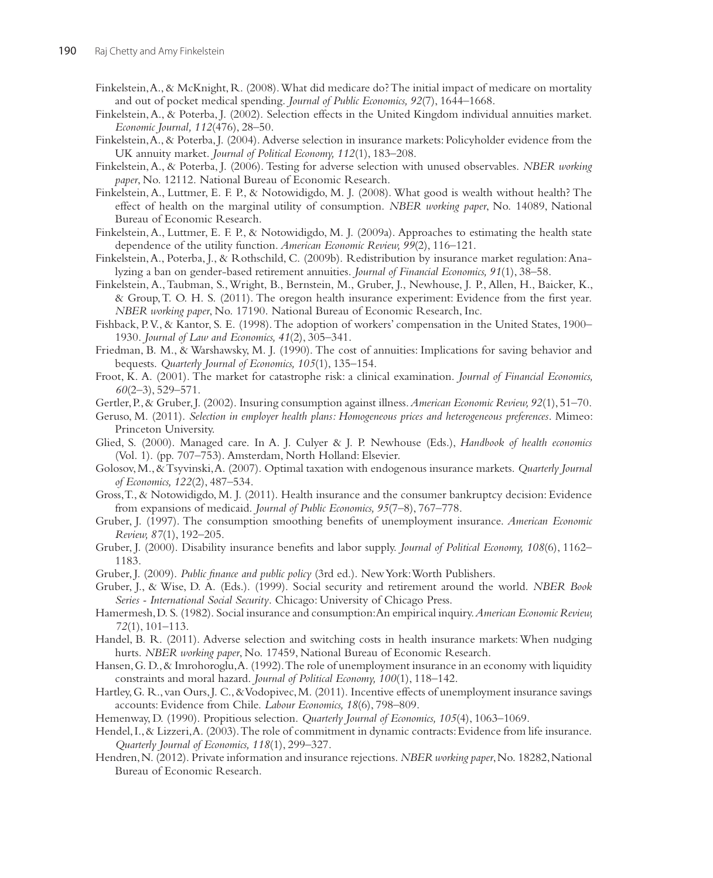Finkelstein, A., & McKnight, R. (2008). What did medicare do? The initial impact of medicare on mortality and out of pocket medical spending. *Journal of Public Economics, 92*(7), 1644–1668.

Finkelstein, A., & Poterba, J. (2002). Selection effects in the United Kingdom individual annuities market. *Economic Journal, 112*(476), 28–50.

Finkelstein, A., & Poterba, J. (2004). Adverse selection in insurance markets: Policyholder evidence from the UK annuity market. *Journal of Political Economy, 112*(1), 183–208.

Finkelstein, A., & Poterba, J. (2006). Testing for adverse selection with unused observables. *NBER working paper*, No. 12112. National Bureau of Economic Research.

Finkelstein, A., Luttmer, E. F. P., & Notowidigdo, M. J. (2008). What good is wealth without health? The effect of health on the marginal utility of consumption. *NBER working paper*, No. 14089, National Bureau of Economic Research.

Finkelstein, A., Luttmer, E. F. P., & Notowidigdo, M. J. (2009a). Approaches to estimating the health state dependence of the utility function. *American Economic Review, 99*(2), 116–121.

Finkelstein, A., Poterba, J., & Rothschild, C. (2009b). Redistribution by insurance market regulation: Analyzing a ban on gender-based retirement annuities. *Journal of Financial Economics, 91*(1), 38–58.

Finkelstein, A., Taubman, S., Wright, B., Bernstein, M., Gruber, J., Newhouse, J. P., Allen, H., Baicker, K., & Group, T. O. H. S. (2011). The oregon health insurance experiment: Evidence from the first year. *NBER working paper*, No. 17190. National Bureau of Economic Research, Inc.

Fishback, P. V., & Kantor, S. E. (1998). The adoption of workers' compensation in the United States, 1900–1930. *Journal of Law and Economics, 41*(2), 305–341.

Friedman, B. M., & Warshawsky, M. J. (1990). The cost of annuities: Implications for saving behavior and bequests. *Quarterly Journal of Economics, 105*(1), 135–154.

Froot, K. A. (2001). The market for catastrophe risk: a clinical examination. *Journal of Financial Economics, 60*(2–3), 529–571.

Gertler, P., & Gruber, J. (2002). Insuring consumption against illness. *American Economic Review, 92*(1), 51–70.

Geruso, M. (2011). *Selection in employer health plans: Homogeneous prices and heterogeneous preferences*. Mimeo: Princeton University.

Glied, S. (2000). Managed care. In A. J. Culyer & J. P. Newhouse (Eds.), *Handbook of health economics* (Vol. 1). (pp. 707–753). Amsterdam, North Holland: Elsevier.

Golosov, M., & Tsyvinski, A. (2007). Optimal taxation with endogenous insurance markets. *Quarterly Journal of Economics, 122*(2), 487–534.

Gross, T., & Notowidigdo, M. J. (2011). Health insurance and the consumer bankruptcy decision: Evidence from expansions of medicaid. *Journal of Public Economics, 95*(7–8), 767–778.

Gruber, J. (1997). The consumption smoothing benefits of unemployment insurance. *American Economic Review, 87*(1), 192–205.

Gruber, J. (2000). Disability insurance benefits and labor supply. *Journal of Political Economy, 108*(6), 1162–1183.

Gruber, J. (2009). *Public finance and public policy* (3rd ed.). New York: Worth Publishers.

Gruber, J., & Wise, D. A. (Eds.). (1999). Social security and retirement around the world. *NBER Book Series - International Social Security*. Chicago: University of Chicago Press.

Hamermesh, D. S. (1982). Social insurance and consumption: An empirical inquiry. *American Economic Review, 72*(1), 101–113.

Handel, B. R. (2011). Adverse selection and switching costs in health insurance markets: When nudging hurts. *NBER working paper*, No. 17459, National Bureau of Economic Research.

Hansen, G. D., & Imrohoroglu, A. (1992). The role of unemployment insurance in an economy with liquidity constraints and moral hazard. *Journal of Political Economy, 100*(1), 118–142.

Hartley, G. R., van Ours, J. C., & Vodopivec, M. (2011). Incentive effects of unemployment insurance savings accounts: Evidence from Chile. *Labour Economics, 18*(6), 798–809.

Hemenway, D. (1990). Propitious selection. *Quarterly Journal of Economics, 105*(4), 1063–1069.

Hendel, I., & Lizzeri, A. (2003). The role of commitment in dynamic contracts: Evidence from life insurance. *Quarterly Journal of Economics, 118*(1), 299–327.

Hendren, N. (2012). Private information and insurance rejections. *NBER working paper*, No. 18282, National Bureau of Economic Research.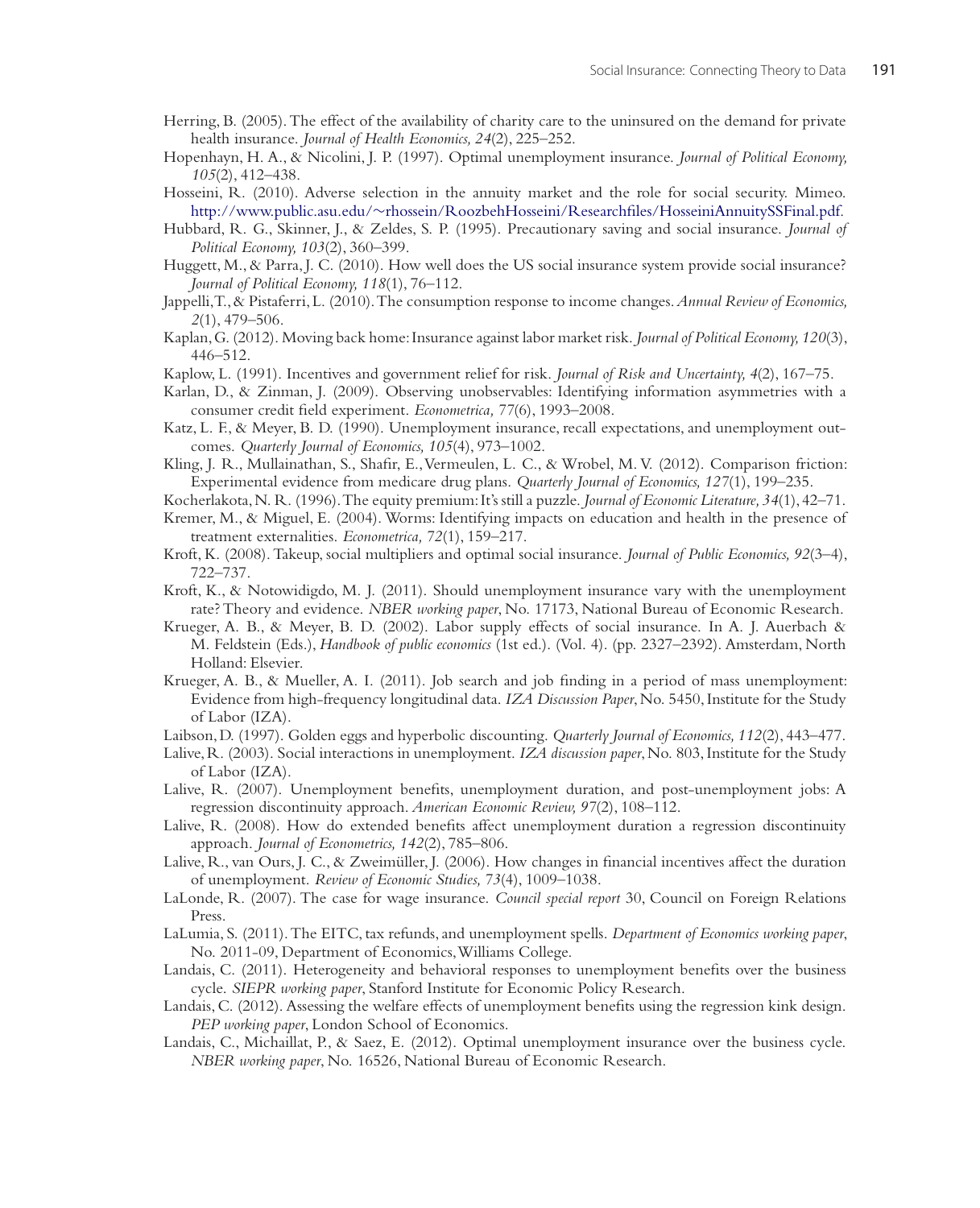Herring, B. (2005). The effect of the availability of charity care to the uninsured on the demand for private health insurance. *Journal of Health Economics, 24*(2), 225–252.

Hopenhayn, H. A., & Nicolini, J. P. (1997). Optimal unemployment insurance. *Journal of Political Economy, 105*(2), 412–438.

Hosseini, R. (2010). Adverse selection in the annuity market and the role for social security. Mimeo. http://www.public.asu.edu/~rhossein/RoozbehHosseini/Researchfiles/HosseiniAnnuitySSFinal.pdf.

Hubbard, R. G., Skinner, J., & Zeldes, S. P. (1995). Precautionary saving and social insurance. *Journal of Political Economy, 103*(2), 360–399.

Huggett, M., & Parra, J. C. (2010). How well does the US social insurance system provide social insurance? *Journal of Political Economy, 118*(1), 76–112.

Jappelli, T., & Pistaferri, L. (2010). The consumption response to income changes. *Annual Review of Economics, 2*(1), 479–506.

Kaplan, G. (2012). Moving back home: Insurance against labor market risk. *Journal of Political Economy, 120*(3), 446–512.

Kaplow, L. (1991). Incentives and government relief for risk. *Journal of Risk and Uncertainty, 4*(2), 167–75.

Karlan, D., & Zinman, J. (2009). Observing unobservables: Identifying information asymmetries with a consumer credit field experiment. *Econometrica, 77*(6), 1993–2008.

Katz, L. F., & Meyer, B. D. (1990). Unemployment insurance, recall expectations, and unemployment outcomes. *Quarterly Journal of Economics, 105*(4), 973–1002.

Kling, J. R., Mullainathan, S., Shafir, E., Vermeulen, L. C., & Wrobel, M. V. (2012). Comparison friction: Experimental evidence from medicare drug plans. *Quarterly Journal of Economics, 127*(1), 199–235.

Kocherlakota, N. R. (1996). The equity premium: It's still a puzzle. *Journal of Economic Literature, 34*(1), 42–71.

Kremer, M., & Miguel, E. (2004). Worms: Identifying impacts on education and health in the presence of treatment externalities. *Econometrica, 72*(1), 159–217.

Kroft, K. (2008). Takeup, social multipliers and optimal social insurance. *Journal of Public Economics, 92*(3–4), 722–737.

Kroft, K., & Notowidigdo, M. J. (2011). Should unemployment insurance vary with the unemployment rate? Theory and evidence. *NBER working paper*, No. 17173, National Bureau of Economic Research.

Krueger, A. B., & Meyer, B. D. (2002). Labor supply effects of social insurance. In A. J. Auerbach & M. Feldstein (Eds.), *Handbook of public economics* (1st ed.). (Vol. 4). (pp. 2327–2392). Amsterdam, North Holland: Elsevier.

Krueger, A. B., & Mueller, A. I. (2011). Job search and job finding in a period of mass unemployment: Evidence from high-frequency longitudinal data. *IZA Discussion Paper*, No. 5450, Institute for the Study of Labor (IZA).

Laibson, D. (1997). Golden eggs and hyperbolic discounting. *Quarterly Journal of Economics, 112*(2), 443–477.

Lalive, R. (2003). Social interactions in unemployment. *IZA discussion paper*, No. 803, Institute for the Study of Labor (IZA).

Lalive, R. (2007). Unemployment benefits, unemployment duration, and post-unemployment jobs: A regression discontinuity approach. *American Economic Review, 97*(2), 108–112.

Lalive, R. (2008). How do extended benefits affect unemployment duration a regression discontinuity approach. *Journal of Econometrics, 142*(2), 785–806.

Lalive, R., van Ours, J. C., & Zweimüller, J. (2006). How changes in financial incentives affect the duration of unemployment. *Review of Economic Studies, 73*(4), 1009–1038.

LaLonde, R. (2007). The case for wage insurance. *Council special report* 30, Council on Foreign Relations Press.

LaLumia, S. (2011). The EITC, tax refunds, and unemployment spells. *Department of Economics working paper*, No. 2011-09, Department of Economics, Williams College.

Landais, C. (2011). Heterogeneity and behavioral responses to unemployment benefits over the business cycle. *SIEPR working paper*, Stanford Institute for Economic Policy Research.

Landais, C. (2012). Assessing the welfare effects of unemployment benefits using the regression kink design. *PEP working paper*, London School of Economics.

Landais, C., Michaillat, P., & Saez, E. (2012). Optimal unemployment insurance over the business cycle. *NBER working paper*, No. 16526, National Bureau of Economic Research.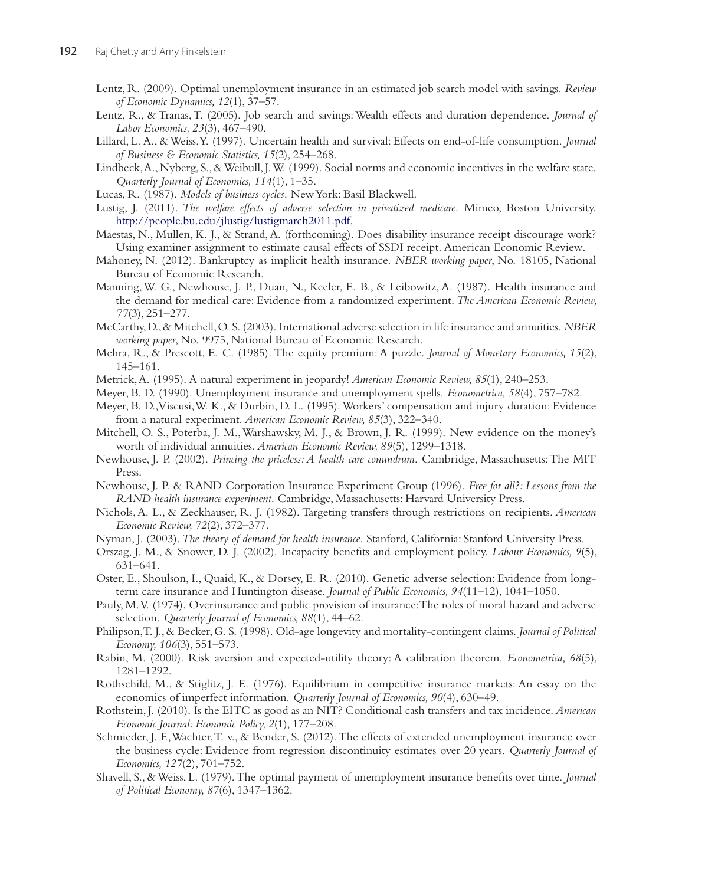Lentz, R. (2009). Optimal unemployment insurance in an estimated job search model with savings. *Review of Economic Dynamics, 12*(1), 37–57.

Lentz, R., & Tranas, T. (2005). Job search and savings: Wealth effects and duration dependence. *Journal of Labor Economics, 23*(3), 467–490.

Lillard, L. A., & Weiss, Y. (1997). Uncertain health and survival: Effects on end-of-life consumption. *Journal of Business & Economic Statistics, 15*(2), 254–268.

Lindbeck, A., Nyberg, S., & Weibull, J. W. (1999). Social norms and economic incentives in the welfare state. *Quarterly Journal of Economics, 114*(1), 1–35.

Lucas, R. (1987). *Models of business cycles*. New York: Basil Blackwell.

Lustig, J. (2011). *The welfare effects of adverse selection in privatized medicare*. Mimeo, Boston University. http://people.bu.edu/jlustig/lustigmarch2011.pdf.

Maestas, N., Mullen, K. J., & Strand, A. (forthcoming). Does disability insurance receipt discourage work? Using examiner assignment to estimate causal effects of SSDI receipt. American Economic Review.

Mahoney, N. (2012). Bankruptcy as implicit health insurance. *NBER working paper*, No. 18105, National Bureau of Economic Research.

Manning, W. G., Newhouse, J. P., Duan, N., Keeler, E. B., & Leibowitz, A. (1987). Health insurance and the demand for medical care: Evidence from a randomized experiment. *The American Economic Review, 77*(3), 251–277.

McCarthy, D., & Mitchell, O. S. (2003). International adverse selection in life insurance and annuities. *NBER working paper*, No. 9975, National Bureau of Economic Research.

Mehra, R., & Prescott, E. C. (1985). The equity premium: A puzzle. *Journal of Monetary Economics, 15*(2), 145–161.

Metrick, A. (1995). A natural experiment in jeopardy! *American Economic Review, 85*(1), 240–253.

Meyer, B. D. (1990). Unemployment insurance and unemployment spells. *Econometrica, 58*(4), 757–782.

Meyer, B. D., Viscusi, W. K., & Durbin, D. L. (1995). Workers' compensation and injury duration: Evidence from a natural experiment. *American Economic Review, 85*(3), 322–340.

Mitchell, O. S., Poterba, J. M., Warshawsky, M. J., & Brown, J. R. (1999). New evidence on the money's worth of individual annuities. *American Economic Review, 89*(5), 1299–1318.

Newhouse, J. P. (2002). *Princing the priceless: A health care conundrum*. Cambridge, Massachusetts: The MIT Press.

Newhouse, J. P. & RAND Corporation Insurance Experiment Group (1996). *Free for all?: Lessons from the RAND health insurance experiment*. Cambridge, Massachusetts: Harvard University Press.

Nichols, A. L., & Zeckhauser, R. J. (1982). Targeting transfers through restrictions on recipients. *American Economic Review, 72*(2), 372–377.

Nyman, J. (2003). *The theory of demand for health insurance*. Stanford, California: Stanford University Press.

Orszag, J. M., & Snower, D. J. (2002). Incapacity benefits and employment policy. *Labour Economics, 9*(5), 631–641.

Oster, E., Shoulson, I., Quaid, K., & Dorsey, E. R. (2010). Genetic adverse selection: Evidence from long-term care insurance and Huntington disease. *Journal of Public Economics, 94*(11–12), 1041–1050.

Pauly, M. V. (1974). Overinsurance and public provision of insurance: The roles of moral hazard and adverse selection. *Quarterly Journal of Economics, 88*(1), 44–62.

Philipson, T. J., & Becker, G. S. (1998). Old-age longevity and mortality-contingent claims. *Journal of Political Economy, 106*(3), 551–573.

Rabin, M. (2000). Risk aversion and expected-utility theory: A calibration theorem. *Econometrica, 68*(5), 1281–1292.

Rothschild, M., & Stiglitz, J. E. (1976). Equilibrium in competitive insurance markets: An essay on the economics of imperfect information. *Quarterly Journal of Economics, 90*(4), 630–49.

Rothstein, J. (2010). Is the EITC as good as an NIT? Conditional cash transfers and tax incidence. *American Economic Journal: Economic Policy, 2*(1), 177–208.

Schmieder, J. F., Wachter, T. v., & Bender, S. (2012). The effects of extended unemployment insurance over the business cycle: Evidence from regression discontinuity estimates over 20 years. *Quarterly Journal of Economics, 127*(2), 701–752.

Shavell, S., & Weiss, L. (1979). The optimal payment of unemployment insurance benefits over time. *Journal of Political Economy, 87*(6), 1347–1362.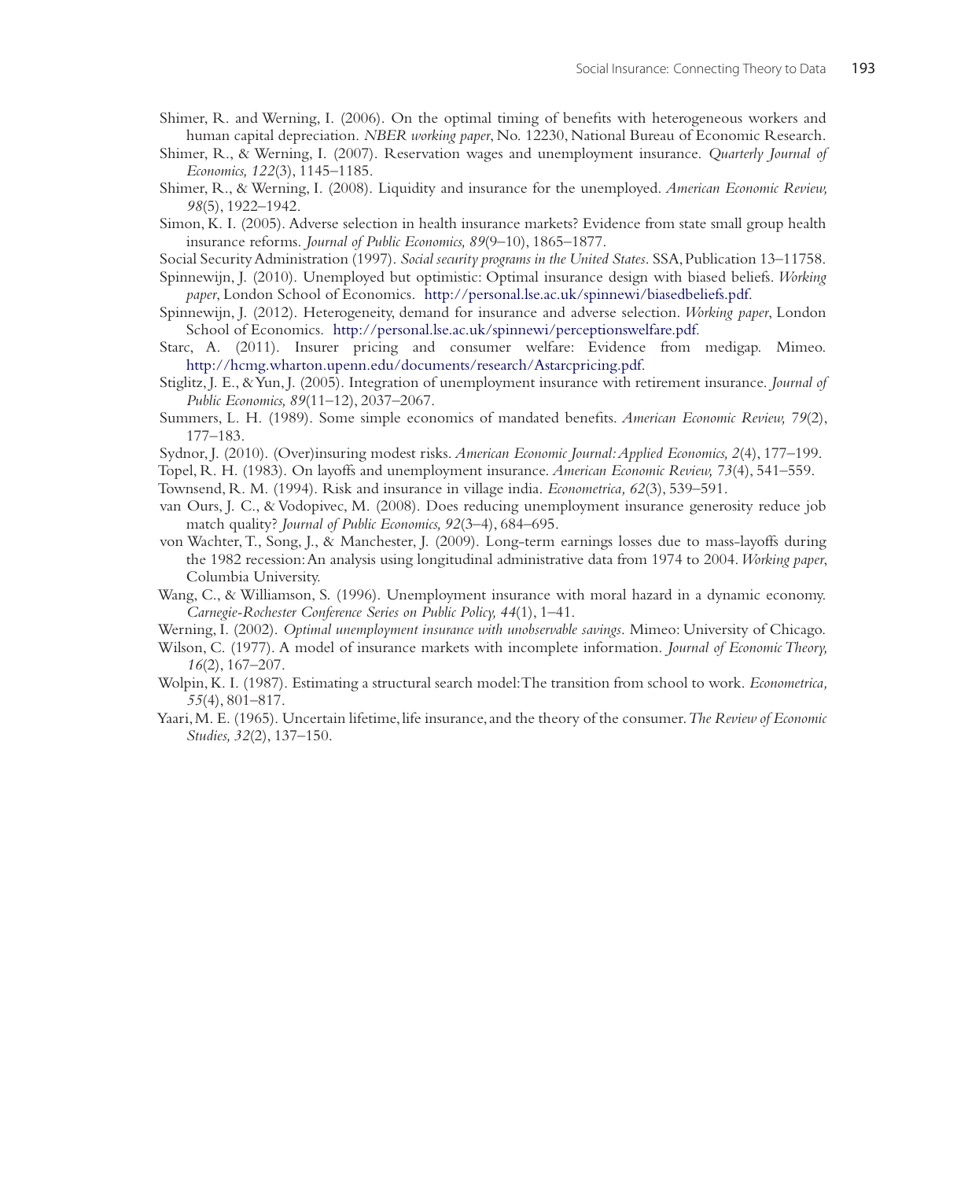Shimer, R. and Werning, I. (2006). On the optimal timing of benefits with heterogeneous workers and human capital depreciation. *NBER working paper*, No. 12230, National Bureau of Economic Research.

Shimer, R., & Werning, I. (2007). Reservation wages and unemployment insurance. *Quarterly Journal of Economics, 122*(3), 1145–1185.

Shimer, R., & Werning, I. (2008). Liquidity and insurance for the unemployed. *American Economic Review, 98*(5), 1922–1942.

Simon, K. I. (2005). Adverse selection in health insurance markets? Evidence from state small group health insurance reforms. *Journal of Public Economics, 89*(9–10), 1865–1877.

Social Security Administration (1997). *Social security programs in the United States*. SSA, Publication 13–11758.

Spinnewijn, J. (2010). Unemployed but optimistic: Optimal insurance design with biased beliefs. *Working paper*, London School of Economics. http://personal.lse.ac.uk/spinnewi/biasedbeliefs.pdf.

Spinnewijn, J. (2012). Heterogeneity, demand for insurance and adverse selection. *Working paper*, London School of Economics. http://personal.lse.ac.uk/spinnewi/perceptionswelfare.pdf.

Starc, A. (2011). Insurer pricing and consumer welfare: Evidence from medigap. Mimeo. http://hcmg.wharton.upenn.edu/documents/research/Astarcpricing.pdf.

Stiglitz, J. E., & Yun, J. (2005). Integration of unemployment insurance with retirement insurance. *Journal of Public Economics, 89*(11–12), 2037–2067.

Summers, L. H. (1989). Some simple economics of mandated benefits. *American Economic Review, 79*(2), 177–183.

Sydnor, J. (2010). (Over)insuring modest risks. *American Economic Journal: Applied Economics, 2*(4), 177–199.

Topel, R. H. (1983). On layoffs and unemployment insurance. *American Economic Review, 73*(4), 541–559.

Townsend, R. M. (1994). Risk and insurance in village india. *Econometrica, 62*(3), 539–591.

van Ours, J. C., & Vodopivec, M. (2008). Does reducing unemployment insurance generosity reduce job match quality? *Journal of Public Economics, 92*(3–4), 684–695.

von Wachter, T., Song, J., & Manchester, J. (2009). Long-term earnings losses due to mass-layoffs during the 1982 recession: An analysis using longitudinal administrative data from 1974 to 2004. *Working paper*, Columbia University.

Wang, C., & Williamson, S. (1996). Unemployment insurance with moral hazard in a dynamic economy. *Carnegie-Rochester Conference Series on Public Policy, 44*(1), 1–41.

Werning, I. (2002). *Optimal unemployment insurance with unobservable savings*. Mimeo: University of Chicago.

Wilson, C. (1977). A model of insurance markets with incomplete information. *Journal of Economic Theory, 16*(2), 167–207.

Wolpin, K. I. (1987). Estimating a structural search model: The transition from school to work. *Econometrica, 55*(4), 801–817.

Yaari, M. E. (1965). Uncertain lifetime, life insurance, and the theory of the consumer. *The Review of Economic Studies, 32*(2), 137–150.